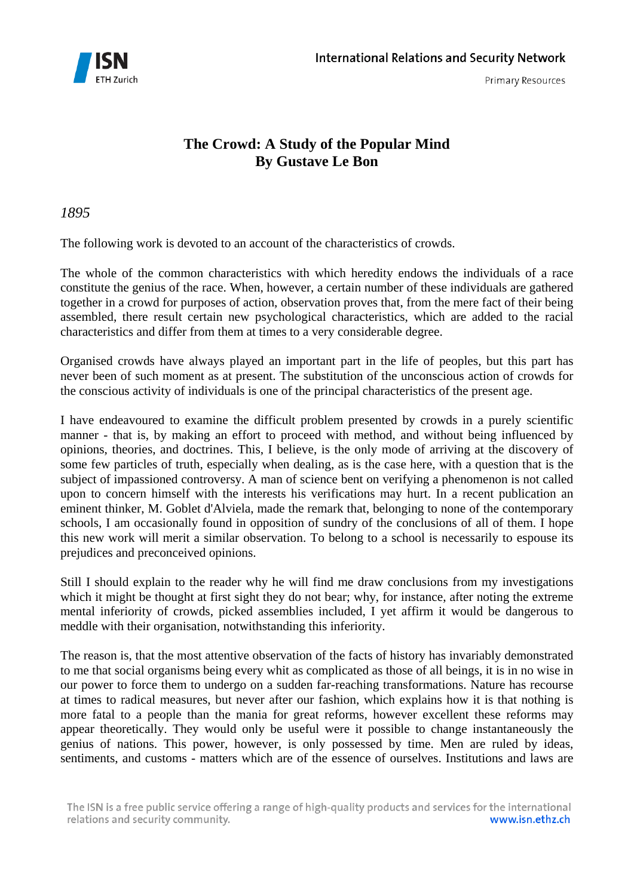# The Crowd: A Study of the Popular Mind
# By Gustave Le Bon

*1895*

The following work is devoted to an account of the characteristics of crowds.

The whole of the common characteristics with which heredity endows the individuals of a race constitute the genius of the race. When, however, a certain number of these individuals are gathered together in a crowd for purposes of action, observation proves that, from the mere fact of their being assembled, there result certain new psychological characteristics, which are added to the racial characteristics and differ from them at times to a very considerable degree.

Organised crowds have always played an important part in the life of peoples, but this part has never been of such moment as at present. The substitution of the unconscious action of crowds for the conscious activity of individuals is one of the principal characteristics of the present age.

I have endeavoured to examine the difficult problem presented by crowds in a purely scientific manner - that is, by making an effort to proceed with method, and without being influenced by opinions, theories, and doctrines. This, I believe, is the only mode of arriving at the discovery of some few particles of truth, especially when dealing, as is the case here, with a question that is the subject of impassioned controversy. A man of science bent on verifying a phenomenon is not called upon to concern himself with the interests his verifications may hurt. In a recent publication an eminent thinker, M. Goblet d'Alviela, made the remark that, belonging to none of the contemporary schools, I am occasionally found in opposition of sundry of the conclusions of all of them. I hope this new work will merit a similar observation. To belong to a school is necessarily to espouse its prejudices and preconceived opinions.

Still I should explain to the reader why he will find me draw conclusions from my investigations which it might be thought at first sight they do not bear; why, for instance, after noting the extreme mental inferiority of crowds, picked assemblies included, I yet affirm it would be dangerous to meddle with their organisation, notwithstanding this inferiority.

The reason is, that the most attentive observation of the facts of history has invariably demonstrated to me that social organisms being every whit as complicated as those of all beings, it is in no wise in our power to force them to undergo on a sudden far-reaching transformations. Nature has recourse at times to radical measures, but never after our fashion, which explains how it is that nothing is more fatal to a people than the mania for great reforms, however excellent these reforms may appear theoretically. They would only be useful were it possible to change instantaneously the genius of nations. This power, however, is only possessed by time. Men are ruled by ideas, sentiments, and customs - matters which are of the essence of ourselves. Institutions and laws are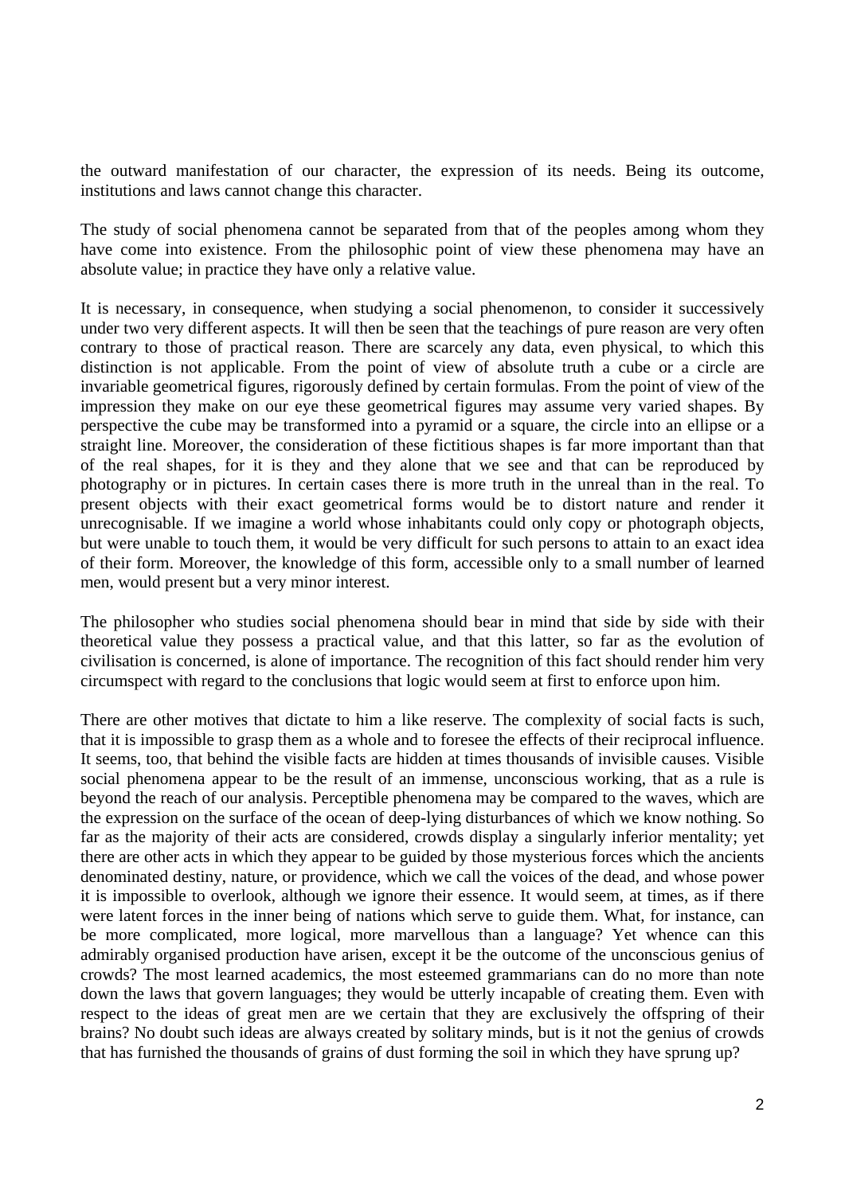the outward manifestation of our character, the expression of its needs. Being its outcome, institutions and laws cannot change this character.

The study of social phenomena cannot be separated from that of the peoples among whom they have come into existence. From the philosophic point of view these phenomena may have an absolute value; in practice they have only a relative value.

It is necessary, in consequence, when studying a social phenomenon, to consider it successively under two very different aspects. It will then be seen that the teachings of pure reason are very often contrary to those of practical reason. There are scarcely any data, even physical, to which this distinction is not applicable. From the point of view of absolute truth a cube or a circle are invariable geometrical figures, rigorously defined by certain formulas. From the point of view of the impression they make on our eye these geometrical figures may assume very varied shapes. By perspective the cube may be transformed into a pyramid or a square, the circle into an ellipse or a straight line. Moreover, the consideration of these fictitious shapes is far more important than that of the real shapes, for it is they and they alone that we see and that can be reproduced by photography or in pictures. In certain cases there is more truth in the unreal than in the real. To present objects with their exact geometrical forms would be to distort nature and render it unrecognisable. If we imagine a world whose inhabitants could only copy or photograph objects, but were unable to touch them, it would be very difficult for such persons to attain to an exact idea of their form. Moreover, the knowledge of this form, accessible only to a small number of learned men, would present but a very minor interest.

The philosopher who studies social phenomena should bear in mind that side by side with their theoretical value they possess a practical value, and that this latter, so far as the evolution of civilisation is concerned, is alone of importance. The recognition of this fact should render him very circumspect with regard to the conclusions that logic would seem at first to enforce upon him.

There are other motives that dictate to him a like reserve. The complexity of social facts is such, that it is impossible to grasp them as a whole and to foresee the effects of their reciprocal influence. It seems, too, that behind the visible facts are hidden at times thousands of invisible causes. Visible social phenomena appear to be the result of an immense, unconscious working, that as a rule is beyond the reach of our analysis. Perceptible phenomena may be compared to the waves, which are the expression on the surface of the ocean of deep-lying disturbances of which we know nothing. So far as the majority of their acts are considered, crowds display a singularly inferior mentality; yet there are other acts in which they appear to be guided by those mysterious forces which the ancients denominated destiny, nature, or providence, which we call the voices of the dead, and whose power it is impossible to overlook, although we ignore their essence. It would seem, at times, as if there were latent forces in the inner being of nations which serve to guide them. What, for instance, can be more complicated, more logical, more marvellous than a language? Yet whence can this admirably organised production have arisen, except it be the outcome of the unconscious genius of crowds? The most learned academics, the most esteemed grammarians can do no more than note down the laws that govern languages; they would be utterly incapable of creating them. Even with respect to the ideas of great men are we certain that they are exclusively the offspring of their brains? No doubt such ideas are always created by solitary minds, but is it not the genius of crowds that has furnished the thousands of grains of dust forming the soil in which they have sprung up?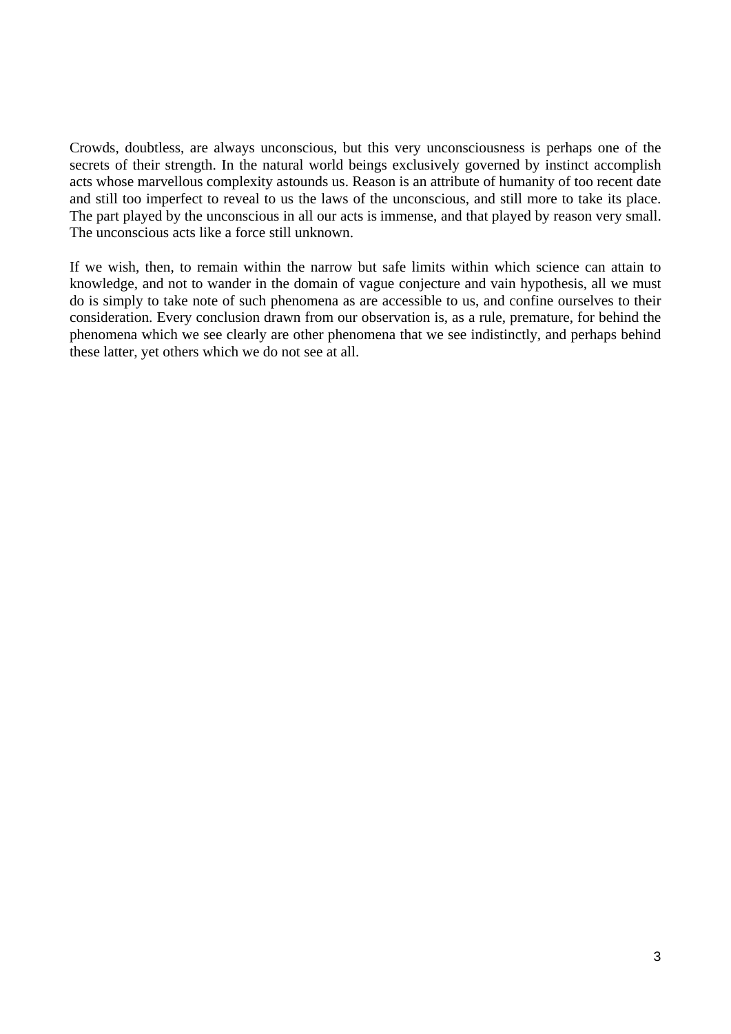Crowds, doubtless, are always unconscious, but this very unconsciousness is perhaps one of the secrets of their strength. In the natural world beings exclusively governed by instinct accomplish acts whose marvellous complexity astounds us. Reason is an attribute of humanity of too recent date and still too imperfect to reveal to us the laws of the unconscious, and still more to take its place. The part played by the unconscious in all our acts is immense, and that played by reason very small. The unconscious acts like a force still unknown.

If we wish, then, to remain within the narrow but safe limits within which science can attain to knowledge, and not to wander in the domain of vague conjecture and vain hypothesis, all we must do is simply to take note of such phenomena as are accessible to us, and confine ourselves to their consideration. Every conclusion drawn from our observation is, as a rule, premature, for behind the phenomena which we see clearly are other phenomena that we see indistinctly, and perhaps behind these latter, yet others which we do not see at all.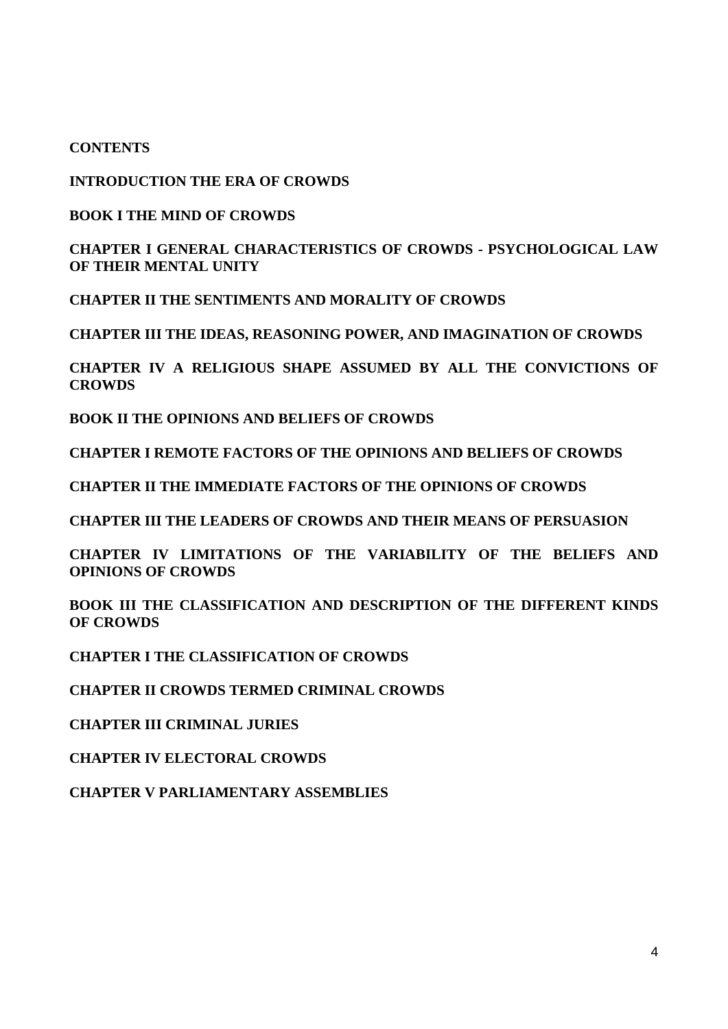**CONTENTS**

**INTRODUCTION THE ERA OF CROWDS**

**BOOK I THE MIND OF CROWDS**

**CHAPTER I GENERAL CHARACTERISTICS OF CROWDS - PSYCHOLOGICAL LAW OF THEIR MENTAL UNITY**

**CHAPTER II THE SENTIMENTS AND MORALITY OF CROWDS**

**CHAPTER III THE IDEAS, REASONING POWER, AND IMAGINATION OF CROWDS**

**CHAPTER IV A RELIGIOUS SHAPE ASSUMED BY ALL THE CONVICTIONS OF CROWDS**

**BOOK II THE OPINIONS AND BELIEFS OF CROWDS**

**CHAPTER I REMOTE FACTORS OF THE OPINIONS AND BELIEFS OF CROWDS**

**CHAPTER II THE IMMEDIATE FACTORS OF THE OPINIONS OF CROWDS**

**CHAPTER III THE LEADERS OF CROWDS AND THEIR MEANS OF PERSUASION**

**CHAPTER IV LIMITATIONS OF THE VARIABILITY OF THE BELIEFS AND OPINIONS OF CROWDS**

**BOOK III THE CLASSIFICATION AND DESCRIPTION OF THE DIFFERENT KINDS OF CROWDS**

**CHAPTER I THE CLASSIFICATION OF CROWDS**

**CHAPTER II CROWDS TERMED CRIMINAL CROWDS**

**CHAPTER III CRIMINAL JURIES**

**CHAPTER IV ELECTORAL CROWDS**

**CHAPTER V PARLIAMENTARY ASSEMBLIES**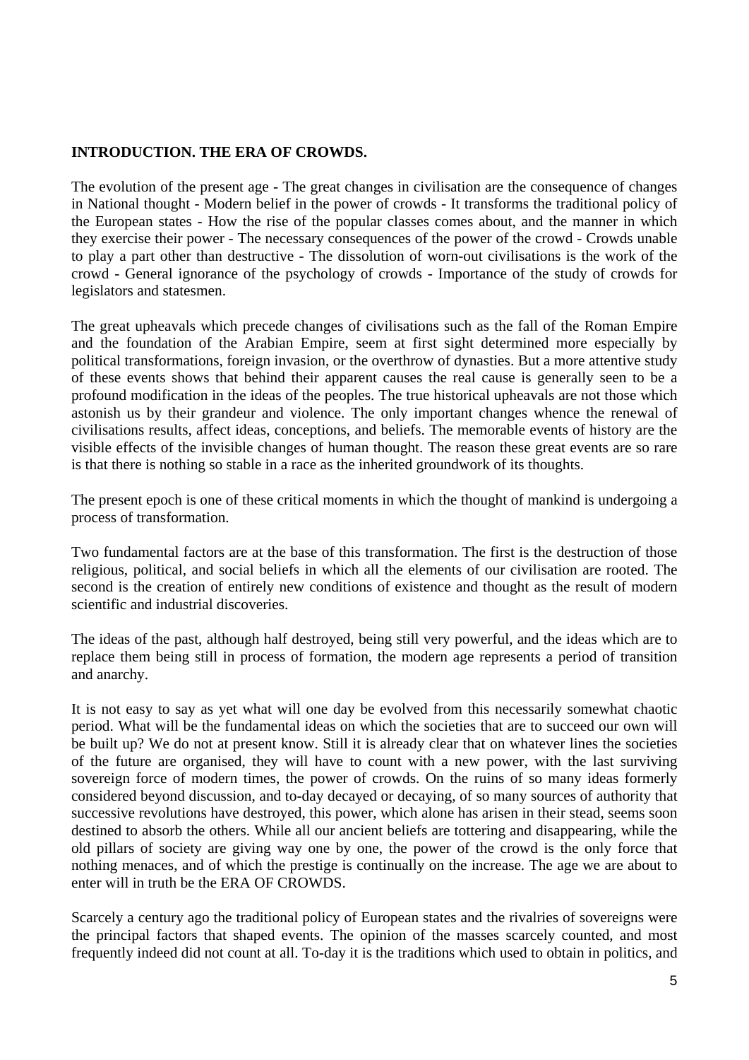**INTRODUCTION. THE ERA OF CROWDS.**

The evolution of the present age - The great changes in civilisation are the consequence of changes in National thought - Modern belief in the power of crowds - It transforms the traditional policy of the European states - How the rise of the popular classes comes about, and the manner in which they exercise their power - The necessary consequences of the power of the crowd - Crowds unable to play a part other than destructive - The dissolution of worn-out civilisations is the work of the crowd - General ignorance of the psychology of crowds - Importance of the study of crowds for legislators and statesmen.

The great upheavals which precede changes of civilisations such as the fall of the Roman Empire and the foundation of the Arabian Empire, seem at first sight determined more especially by political transformations, foreign invasion, or the overthrow of dynasties. But a more attentive study of these events shows that behind their apparent causes the real cause is generally seen to be a profound modification in the ideas of the peoples. The true historical upheavals are not those which astonish us by their grandeur and violence. The only important changes whence the renewal of civilisations results, affect ideas, conceptions, and beliefs. The memorable events of history are the visible effects of the invisible changes of human thought. The reason these great events are so rare is that there is nothing so stable in a race as the inherited groundwork of its thoughts.

The present epoch is one of these critical moments in which the thought of mankind is undergoing a process of transformation.

Two fundamental factors are at the base of this transformation. The first is the destruction of those religious, political, and social beliefs in which all the elements of our civilisation are rooted. The second is the creation of entirely new conditions of existence and thought as the result of modern scientific and industrial discoveries.

The ideas of the past, although half destroyed, being still very powerful, and the ideas which are to replace them being still in process of formation, the modern age represents a period of transition and anarchy.

It is not easy to say as yet what will one day be evolved from this necessarily somewhat chaotic period. What will be the fundamental ideas on which the societies that are to succeed our own will be built up? We do not at present know. Still it is already clear that on whatever lines the societies of the future are organised, they will have to count with a new power, with the last surviving sovereign force of modern times, the power of crowds. On the ruins of so many ideas formerly considered beyond discussion, and to-day decayed or decaying, of so many sources of authority that successive revolutions have destroyed, this power, which alone has arisen in their stead, seems soon destined to absorb the others. While all our ancient beliefs are tottering and disappearing, while the old pillars of society are giving way one by one, the power of the crowd is the only force that nothing menaces, and of which the prestige is continually on the increase. The age we are about to enter will in truth be the ERA OF CROWDS.

Scarcely a century ago the traditional policy of European states and the rivalries of sovereigns were the principal factors that shaped events. The opinion of the masses scarcely counted, and most frequently indeed did not count at all. To-day it is the traditions which used to obtain in politics, and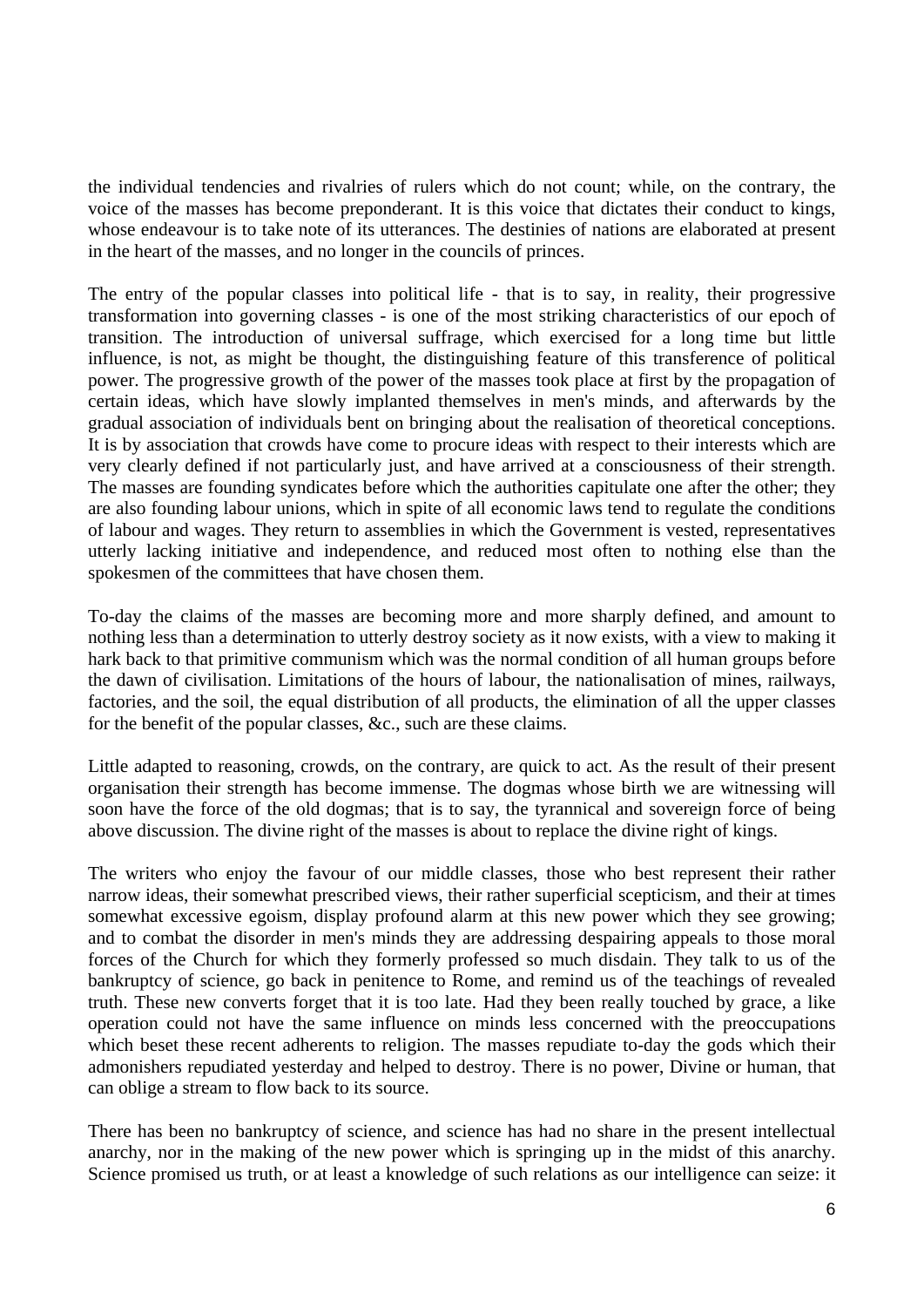the individual tendencies and rivalries of rulers which do not count; while, on the contrary, the voice of the masses has become preponderant. It is this voice that dictates their conduct to kings, whose endeavour is to take note of its utterances. The destinies of nations are elaborated at present in the heart of the masses, and no longer in the councils of princes.

The entry of the popular classes into political life - that is to say, in reality, their progressive transformation into governing classes - is one of the most striking characteristics of our epoch of transition. The introduction of universal suffrage, which exercised for a long time but little influence, is not, as might be thought, the distinguishing feature of this transference of political power. The progressive growth of the power of the masses took place at first by the propagation of certain ideas, which have slowly implanted themselves in men's minds, and afterwards by the gradual association of individuals bent on bringing about the realisation of theoretical conceptions. It is by association that crowds have come to procure ideas with respect to their interests which are very clearly defined if not particularly just, and have arrived at a consciousness of their strength. The masses are founding syndicates before which the authorities capitulate one after the other; they are also founding labour unions, which in spite of all economic laws tend to regulate the conditions of labour and wages. They return to assemblies in which the Government is vested, representatives utterly lacking initiative and independence, and reduced most often to nothing else than the spokesmen of the committees that have chosen them.

To-day the claims of the masses are becoming more and more sharply defined, and amount to nothing less than a determination to utterly destroy society as it now exists, with a view to making it hark back to that primitive communism which was the normal condition of all human groups before the dawn of civilisation. Limitations of the hours of labour, the nationalisation of mines, railways, factories, and the soil, the equal distribution of all products, the elimination of all the upper classes for the benefit of the popular classes, &c., such are these claims.

Little adapted to reasoning, crowds, on the contrary, are quick to act. As the result of their present organisation their strength has become immense. The dogmas whose birth we are witnessing will soon have the force of the old dogmas; that is to say, the tyrannical and sovereign force of being above discussion. The divine right of the masses is about to replace the divine right of kings.

The writers who enjoy the favour of our middle classes, those who best represent their rather narrow ideas, their somewhat prescribed views, their rather superficial scepticism, and their at times somewhat excessive egoism, display profound alarm at this new power which they see growing; and to combat the disorder in men's minds they are addressing despairing appeals to those moral forces of the Church for which they formerly professed so much disdain. They talk to us of the bankruptcy of science, go back in penitence to Rome, and remind us of the teachings of revealed truth. These new converts forget that it is too late. Had they been really touched by grace, a like operation could not have the same influence on minds less concerned with the preoccupations which beset these recent adherents to religion. The masses repudiate to-day the gods which their admonishers repudiated yesterday and helped to destroy. There is no power, Divine or human, that can oblige a stream to flow back to its source.

There has been no bankruptcy of science, and science has had no share in the present intellectual anarchy, nor in the making of the new power which is springing up in the midst of this anarchy. Science promised us truth, or at least a knowledge of such relations as our intelligence can seize: it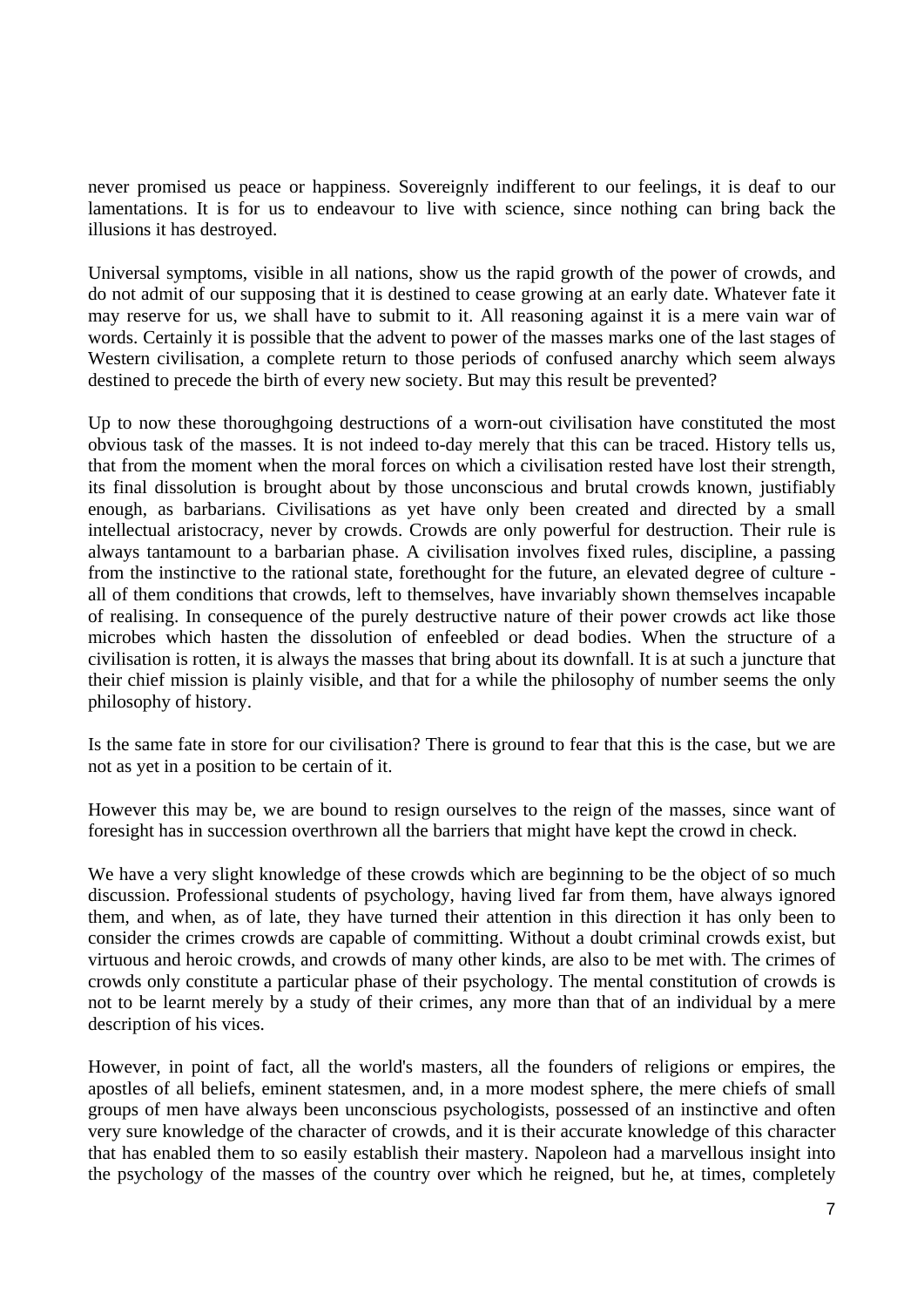never promised us peace or happiness. Sovereignly indifferent to our feelings, it is deaf to our lamentations. It is for us to endeavour to live with science, since nothing can bring back the illusions it has destroyed.

Universal symptoms, visible in all nations, show us the rapid growth of the power of crowds, and do not admit of our supposing that it is destined to cease growing at an early date. Whatever fate it may reserve for us, we shall have to submit to it. All reasoning against it is a mere vain war of words. Certainly it is possible that the advent to power of the masses marks one of the last stages of Western civilisation, a complete return to those periods of confused anarchy which seem always destined to precede the birth of every new society. But may this result be prevented?

Up to now these thoroughgoing destructions of a worn-out civilisation have constituted the most obvious task of the masses. It is not indeed to-day merely that this can be traced. History tells us, that from the moment when the moral forces on which a civilisation rested have lost their strength, its final dissolution is brought about by those unconscious and brutal crowds known, justifiably enough, as barbarians. Civilisations as yet have only been created and directed by a small intellectual aristocracy, never by crowds. Crowds are only powerful for destruction. Their rule is always tantamount to a barbarian phase. A civilisation involves fixed rules, discipline, a passing from the instinctive to the rational state, forethought for the future, an elevated degree of culture - all of them conditions that crowds, left to themselves, have invariably shown themselves incapable of realising. In consequence of the purely destructive nature of their power crowds act like those microbes which hasten the dissolution of enfeebled or dead bodies. When the structure of a civilisation is rotten, it is always the masses that bring about its downfall. It is at such a juncture that their chief mission is plainly visible, and that for a while the philosophy of number seems the only philosophy of history.

Is the same fate in store for our civilisation? There is ground to fear that this is the case, but we are not as yet in a position to be certain of it.

However this may be, we are bound to resign ourselves to the reign of the masses, since want of foresight has in succession overthrown all the barriers that might have kept the crowd in check.

We have a very slight knowledge of these crowds which are beginning to be the object of so much discussion. Professional students of psychology, having lived far from them, have always ignored them, and when, as of late, they have turned their attention in this direction it has only been to consider the crimes crowds are capable of committing. Without a doubt criminal crowds exist, but virtuous and heroic crowds, and crowds of many other kinds, are also to be met with. The crimes of crowds only constitute a particular phase of their psychology. The mental constitution of crowds is not to be learnt merely by a study of their crimes, any more than that of an individual by a mere description of his vices.

However, in point of fact, all the world's masters, all the founders of religions or empires, the apostles of all beliefs, eminent statesmen, and, in a more modest sphere, the mere chiefs of small groups of men have always been unconscious psychologists, possessed of an instinctive and often very sure knowledge of the character of crowds, and it is their accurate knowledge of this character that has enabled them to so easily establish their mastery. Napoleon had a marvellous insight into the psychology of the masses of the country over which he reigned, but he, at times, completely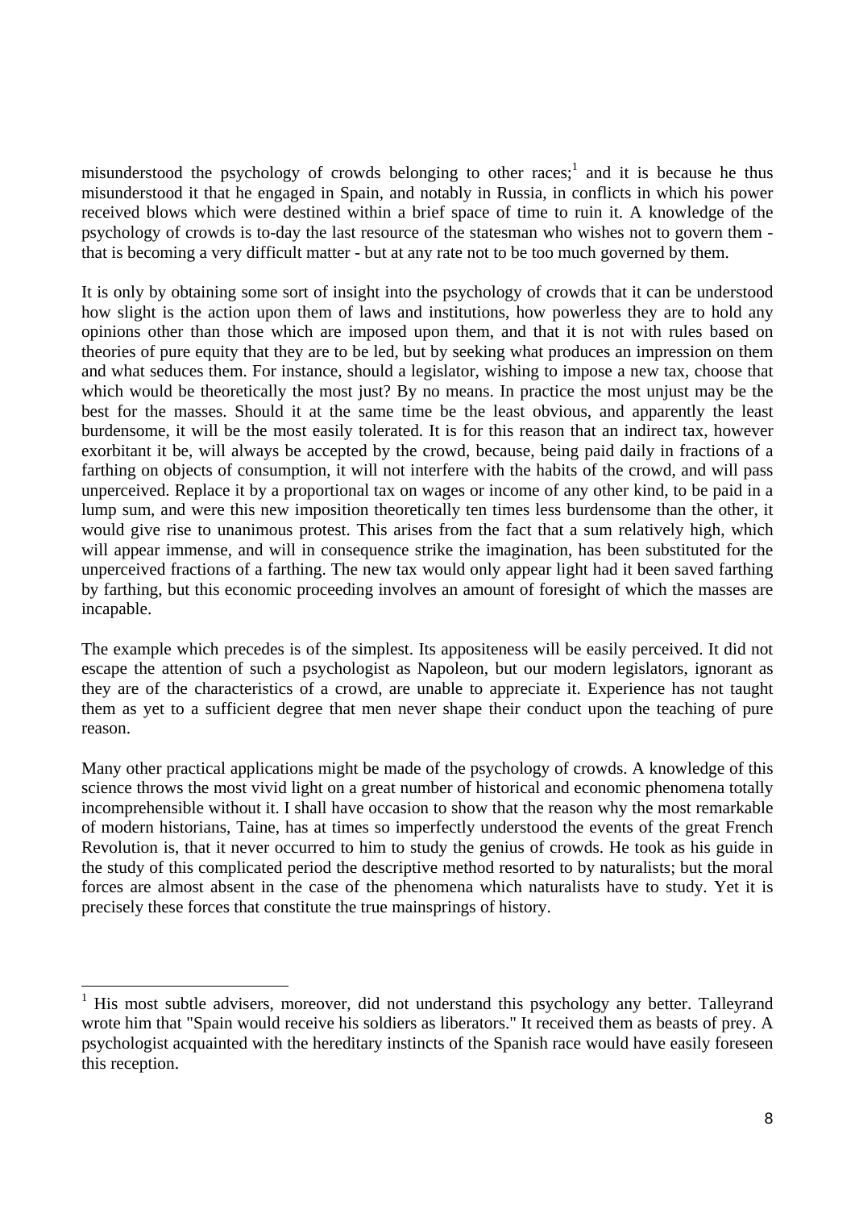misunderstood the psychology of crowds belonging to other races;[1] and it is because he thus misunderstood it that he engaged in Spain, and notably in Russia, in conflicts in which his power received blows which were destined within a brief space of time to ruin it. A knowledge of the psychology of crowds is to-day the last resource of the statesman who wishes not to govern them - that is becoming a very difficult matter - but at any rate not to be too much governed by them.

It is only by obtaining some sort of insight into the psychology of crowds that it can be understood how slight is the action upon them of laws and institutions, how powerless they are to hold any opinions other than those which are imposed upon them, and that it is not with rules based on theories of pure equity that they are to be led, but by seeking what produces an impression on them and what seduces them. For instance, should a legislator, wishing to impose a new tax, choose that which would be theoretically the most just? By no means. In practice the most unjust may be the best for the masses. Should it at the same time be the least obvious, and apparently the least burdensome, it will be the most easily tolerated. It is for this reason that an indirect tax, however exorbitant it be, will always be accepted by the crowd, because, being paid daily in fractions of a farthing on objects of consumption, it will not interfere with the habits of the crowd, and will pass unperceived. Replace it by a proportional tax on wages or income of any other kind, to be paid in a lump sum, and were this new imposition theoretically ten times less burdensome than the other, it would give rise to unanimous protest. This arises from the fact that a sum relatively high, which will appear immense, and will in consequence strike the imagination, has been substituted for the unperceived fractions of a farthing. The new tax would only appear light had it been saved farthing by farthing, but this economic proceeding involves an amount of foresight of which the masses are incapable.

The example which precedes is of the simplest. Its appositeness will be easily perceived. It did not escape the attention of such a psychologist as Napoleon, but our modern legislators, ignorant as they are of the characteristics of a crowd, are unable to appreciate it. Experience has not taught them as yet to a sufficient degree that men never shape their conduct upon the teaching of pure reason.

Many other practical applications might be made of the psychology of crowds. A knowledge of this science throws the most vivid light on a great number of historical and economic phenomena totally incomprehensible without it. I shall have occasion to show that the reason why the most remarkable of modern historians, Taine, has at times so imperfectly understood the events of the great French Revolution is, that it never occurred to him to study the genius of crowds. He took as his guide in the study of this complicated period the descriptive method resorted to by naturalists; but the moral forces are almost absent in the case of the phenomena which naturalists have to study. Yet it is precisely these forces that constitute the true mainsprings of history.

---

[1] His most subtle advisers, moreover, did not understand this psychology any better. Talleyrand wrote him that "Spain would receive his soldiers as liberators." It received them as beasts of prey. A psychologist acquainted with the hereditary instincts of the Spanish race would have easily foreseen this reception.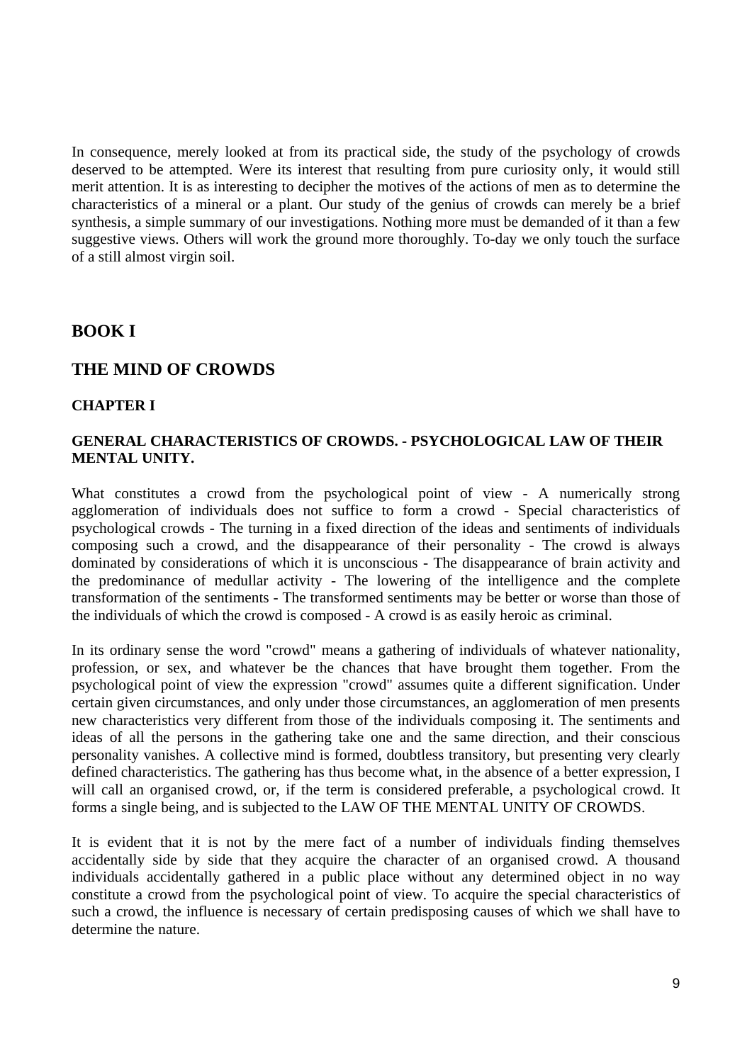In consequence, merely looked at from its practical side, the study of the psychology of crowds deserved to be attempted. Were its interest that resulting from pure curiosity only, it would still merit attention. It is as interesting to decipher the motives of the actions of men as to determine the characteristics of a mineral or a plant. Our study of the genius of crowds can merely be a brief synthesis, a simple summary of our investigations. Nothing more must be demanded of it than a few suggestive views. Others will work the ground more thoroughly. To-day we only touch the surface of a still almost virgin soil.

# BOOK I

# THE MIND OF CROWDS

### CHAPTER I

### GENERAL CHARACTERISTICS OF CROWDS. - PSYCHOLOGICAL LAW OF THEIR MENTAL UNITY.

What constitutes a crowd from the psychological point of view - A numerically strong agglomeration of individuals does not suffice to form a crowd - Special characteristics of psychological crowds - The turning in a fixed direction of the ideas and sentiments of individuals composing such a crowd, and the disappearance of their personality - The crowd is always dominated by considerations of which it is unconscious - The disappearance of brain activity and the predominance of medullar activity - The lowering of the intelligence and the complete transformation of the sentiments - The transformed sentiments may be better or worse than those of the individuals of which the crowd is composed - A crowd is as easily heroic as criminal.

In its ordinary sense the word "crowd" means a gathering of individuals of whatever nationality, profession, or sex, and whatever be the chances that have brought them together. From the psychological point of view the expression "crowd" assumes quite a different signification. Under certain given circumstances, and only under those circumstances, an agglomeration of men presents new characteristics very different from those of the individuals composing it. The sentiments and ideas of all the persons in the gathering take one and the same direction, and their conscious personality vanishes. A collective mind is formed, doubtless transitory, but presenting very clearly defined characteristics. The gathering has thus become what, in the absence of a better expression, I will call an organised crowd, or, if the term is considered preferable, a psychological crowd. It forms a single being, and is subjected to the LAW OF THE MENTAL UNITY OF CROWDS.

It is evident that it is not by the mere fact of a number of individuals finding themselves accidentally side by side that they acquire the character of an organised crowd. A thousand individuals accidentally gathered in a public place without any determined object in no way constitute a crowd from the psychological point of view. To acquire the special characteristics of such a crowd, the influence is necessary of certain predisposing causes of which we shall have to determine the nature.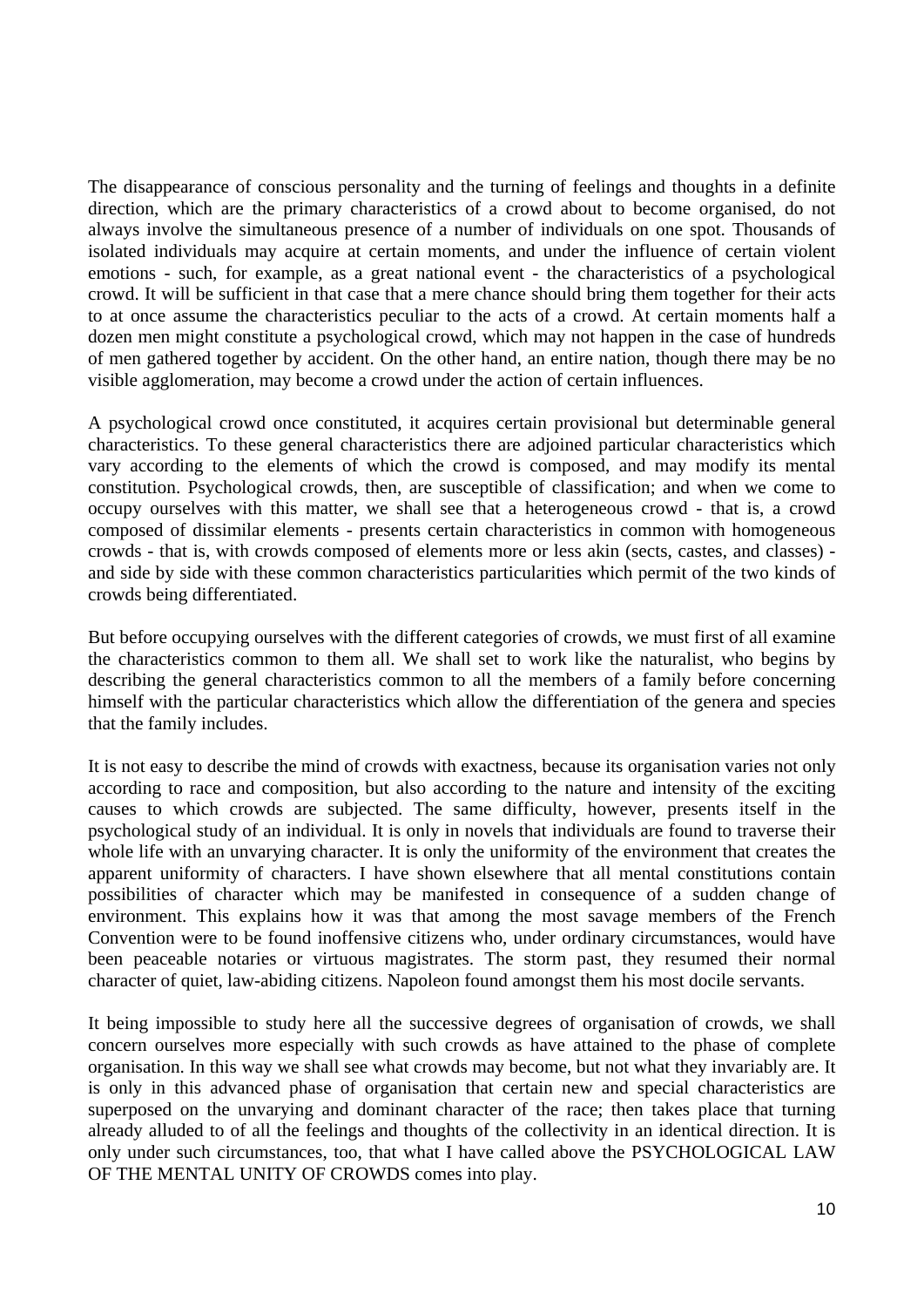The disappearance of conscious personality and the turning of feelings and thoughts in a definite direction, which are the primary characteristics of a crowd about to become organised, do not always involve the simultaneous presence of a number of individuals on one spot. Thousands of isolated individuals may acquire at certain moments, and under the influence of certain violent emotions - such, for example, as a great national event - the characteristics of a psychological crowd. It will be sufficient in that case that a mere chance should bring them together for their acts to at once assume the characteristics peculiar to the acts of a crowd. At certain moments half a dozen men might constitute a psychological crowd, which may not happen in the case of hundreds of men gathered together by accident. On the other hand, an entire nation, though there may be no visible agglomeration, may become a crowd under the action of certain influences.

A psychological crowd once constituted, it acquires certain provisional but determinable general characteristics. To these general characteristics there are adjoined particular characteristics which vary according to the elements of which the crowd is composed, and may modify its mental constitution. Psychological crowds, then, are susceptible of classification; and when we come to occupy ourselves with this matter, we shall see that a heterogeneous crowd - that is, a crowd composed of dissimilar elements - presents certain characteristics in common with homogeneous crowds - that is, with crowds composed of elements more or less akin (sects, castes, and classes) - and side by side with these common characteristics particularities which permit of the two kinds of crowds being differentiated.

But before occupying ourselves with the different categories of crowds, we must first of all examine the characteristics common to them all. We shall set to work like the naturalist, who begins by describing the general characteristics common to all the members of a family before concerning himself with the particular characteristics which allow the differentiation of the genera and species that the family includes.

It is not easy to describe the mind of crowds with exactness, because its organisation varies not only according to race and composition, but also according to the nature and intensity of the exciting causes to which crowds are subjected. The same difficulty, however, presents itself in the psychological study of an individual. It is only in novels that individuals are found to traverse their whole life with an unvarying character. It is only the uniformity of the environment that creates the apparent uniformity of characters. I have shown elsewhere that all mental constitutions contain possibilities of character which may be manifested in consequence of a sudden change of environment. This explains how it was that among the most savage members of the French Convention were to be found inoffensive citizens who, under ordinary circumstances, would have been peaceable notaries or virtuous magistrates. The storm past, they resumed their normal character of quiet, law-abiding citizens. Napoleon found amongst them his most docile servants.

It being impossible to study here all the successive degrees of organisation of crowds, we shall concern ourselves more especially with such crowds as have attained to the phase of complete organisation. In this way we shall see what crowds may become, but not what they invariably are. It is only in this advanced phase of organisation that certain new and special characteristics are superposed on the unvarying and dominant character of the race; then takes place that turning already alluded to of all the feelings and thoughts of the collectivity in an identical direction. It is only under such circumstances, too, that what I have called above the PSYCHOLOGICAL LAW OF THE MENTAL UNITY OF CROWDS comes into play.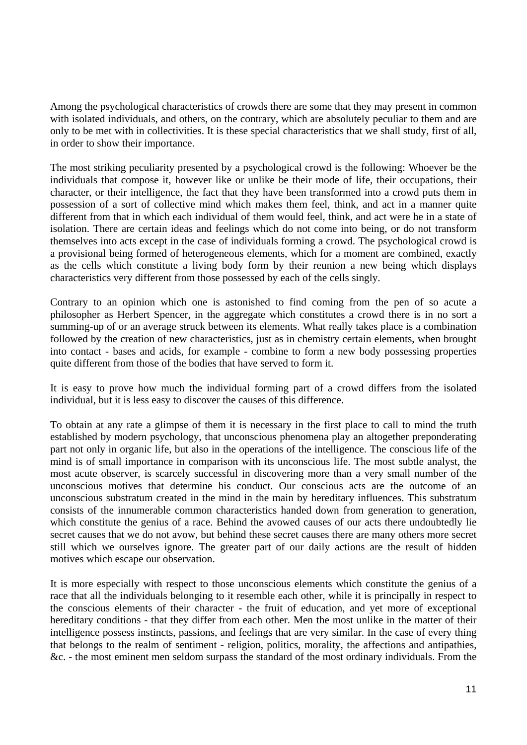Among the psychological characteristics of crowds there are some that they may present in common with isolated individuals, and others, on the contrary, which are absolutely peculiar to them and are only to be met with in collectivities. It is these special characteristics that we shall study, first of all, in order to show their importance.

The most striking peculiarity presented by a psychological crowd is the following: Whoever be the individuals that compose it, however like or unlike be their mode of life, their occupations, their character, or their intelligence, the fact that they have been transformed into a crowd puts them in possession of a sort of collective mind which makes them feel, think, and act in a manner quite different from that in which each individual of them would feel, think, and act were he in a state of isolation. There are certain ideas and feelings which do not come into being, or do not transform themselves into acts except in the case of individuals forming a crowd. The psychological crowd is a provisional being formed of heterogeneous elements, which for a moment are combined, exactly as the cells which constitute a living body form by their reunion a new being which displays characteristics very different from those possessed by each of the cells singly.

Contrary to an opinion which one is astonished to find coming from the pen of so acute a philosopher as Herbert Spencer, in the aggregate which constitutes a crowd there is in no sort a summing-up of or an average struck between its elements. What really takes place is a combination followed by the creation of new characteristics, just as in chemistry certain elements, when brought into contact - bases and acids, for example - combine to form a new body possessing properties quite different from those of the bodies that have served to form it.

It is easy to prove how much the individual forming part of a crowd differs from the isolated individual, but it is less easy to discover the causes of this difference.

To obtain at any rate a glimpse of them it is necessary in the first place to call to mind the truth established by modern psychology, that unconscious phenomena play an altogether preponderating part not only in organic life, but also in the operations of the intelligence. The conscious life of the mind is of small importance in comparison with its unconscious life. The most subtle analyst, the most acute observer, is scarcely successful in discovering more than a very small number of the unconscious motives that determine his conduct. Our conscious acts are the outcome of an unconscious substratum created in the mind in the main by hereditary influences. This substratum consists of the innumerable common characteristics handed down from generation to generation, which constitute the genius of a race. Behind the avowed causes of our acts there undoubtedly lie secret causes that we do not avow, but behind these secret causes there are many others more secret still which we ourselves ignore. The greater part of our daily actions are the result of hidden motives which escape our observation.

It is more especially with respect to those unconscious elements which constitute the genius of a race that all the individuals belonging to it resemble each other, while it is principally in respect to the conscious elements of their character - the fruit of education, and yet more of exceptional hereditary conditions - that they differ from each other. Men the most unlike in the matter of their intelligence possess instincts, passions, and feelings that are very similar. In the case of every thing that belongs to the realm of sentiment - religion, politics, morality, the affections and antipathies, &c. - the most eminent men seldom surpass the standard of the most ordinary individuals. From the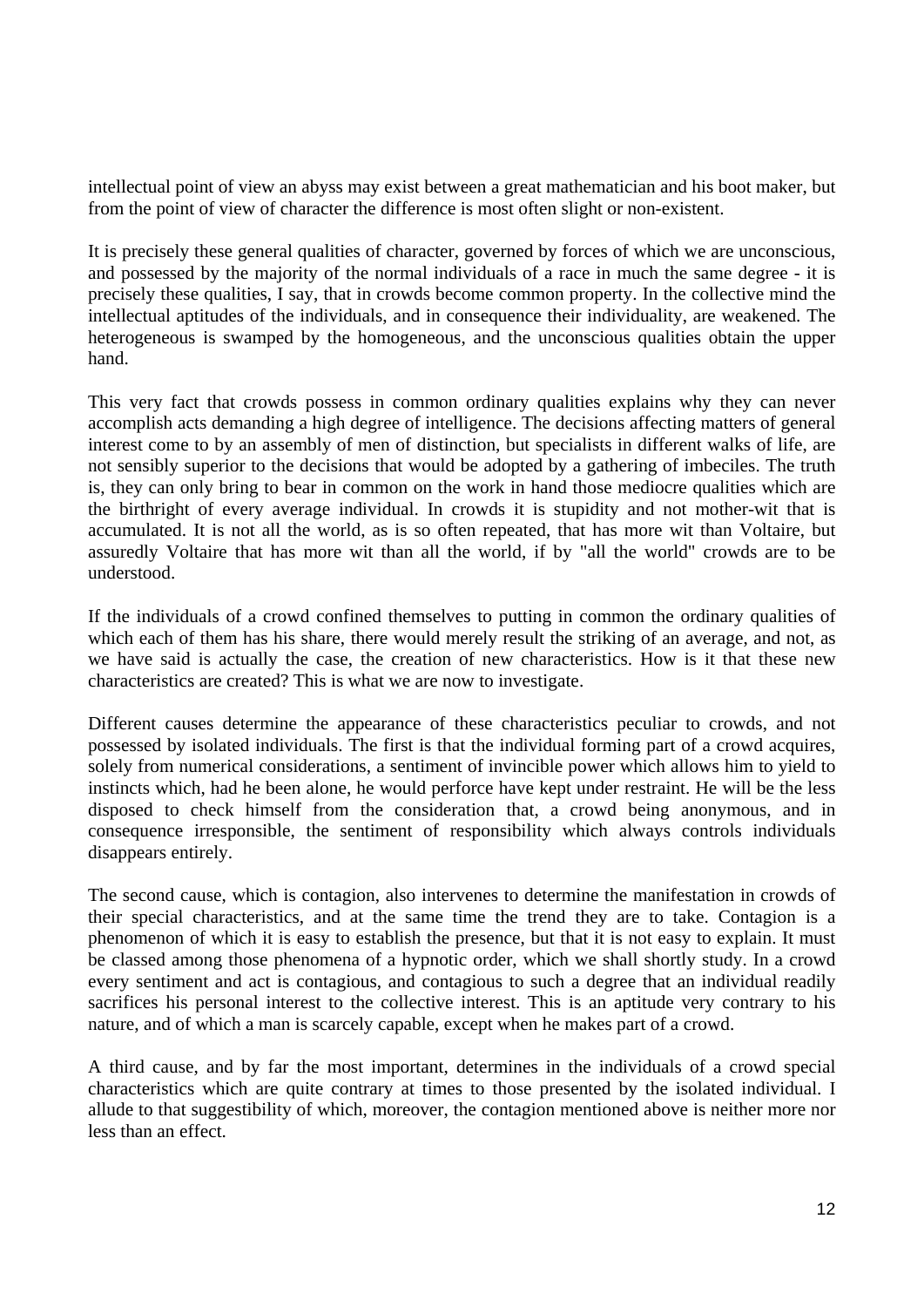intellectual point of view an abyss may exist between a great mathematician and his boot maker, but from the point of view of character the difference is most often slight or non-existent.

It is precisely these general qualities of character, governed by forces of which we are unconscious, and possessed by the majority of the normal individuals of a race in much the same degree - it is precisely these qualities, I say, that in crowds become common property. In the collective mind the intellectual aptitudes of the individuals, and in consequence their individuality, are weakened. The heterogeneous is swamped by the homogeneous, and the unconscious qualities obtain the upper hand.

This very fact that crowds possess in common ordinary qualities explains why they can never accomplish acts demanding a high degree of intelligence. The decisions affecting matters of general interest come to by an assembly of men of distinction, but specialists in different walks of life, are not sensibly superior to the decisions that would be adopted by a gathering of imbeciles. The truth is, they can only bring to bear in common on the work in hand those mediocre qualities which are the birthright of every average individual. In crowds it is stupidity and not mother-wit that is accumulated. It is not all the world, as is so often repeated, that has more wit than Voltaire, but assuredly Voltaire that has more wit than all the world, if by "all the world" crowds are to be understood.

If the individuals of a crowd confined themselves to putting in common the ordinary qualities of which each of them has his share, there would merely result the striking of an average, and not, as we have said is actually the case, the creation of new characteristics. How is it that these new characteristics are created? This is what we are now to investigate.

Different causes determine the appearance of these characteristics peculiar to crowds, and not possessed by isolated individuals. The first is that the individual forming part of a crowd acquires, solely from numerical considerations, a sentiment of invincible power which allows him to yield to instincts which, had he been alone, he would perforce have kept under restraint. He will be the less disposed to check himself from the consideration that, a crowd being anonymous, and in consequence irresponsible, the sentiment of responsibility which always controls individuals disappears entirely.

The second cause, which is contagion, also intervenes to determine the manifestation in crowds of their special characteristics, and at the same time the trend they are to take. Contagion is a phenomenon of which it is easy to establish the presence, but that it is not easy to explain. It must be classed among those phenomena of a hypnotic order, which we shall shortly study. In a crowd every sentiment and act is contagious, and contagious to such a degree that an individual readily sacrifices his personal interest to the collective interest. This is an aptitude very contrary to his nature, and of which a man is scarcely capable, except when he makes part of a crowd.

A third cause, and by far the most important, determines in the individuals of a crowd special characteristics which are quite contrary at times to those presented by the isolated individual. I allude to that suggestibility of which, moreover, the contagion mentioned above is neither more nor less than an effect.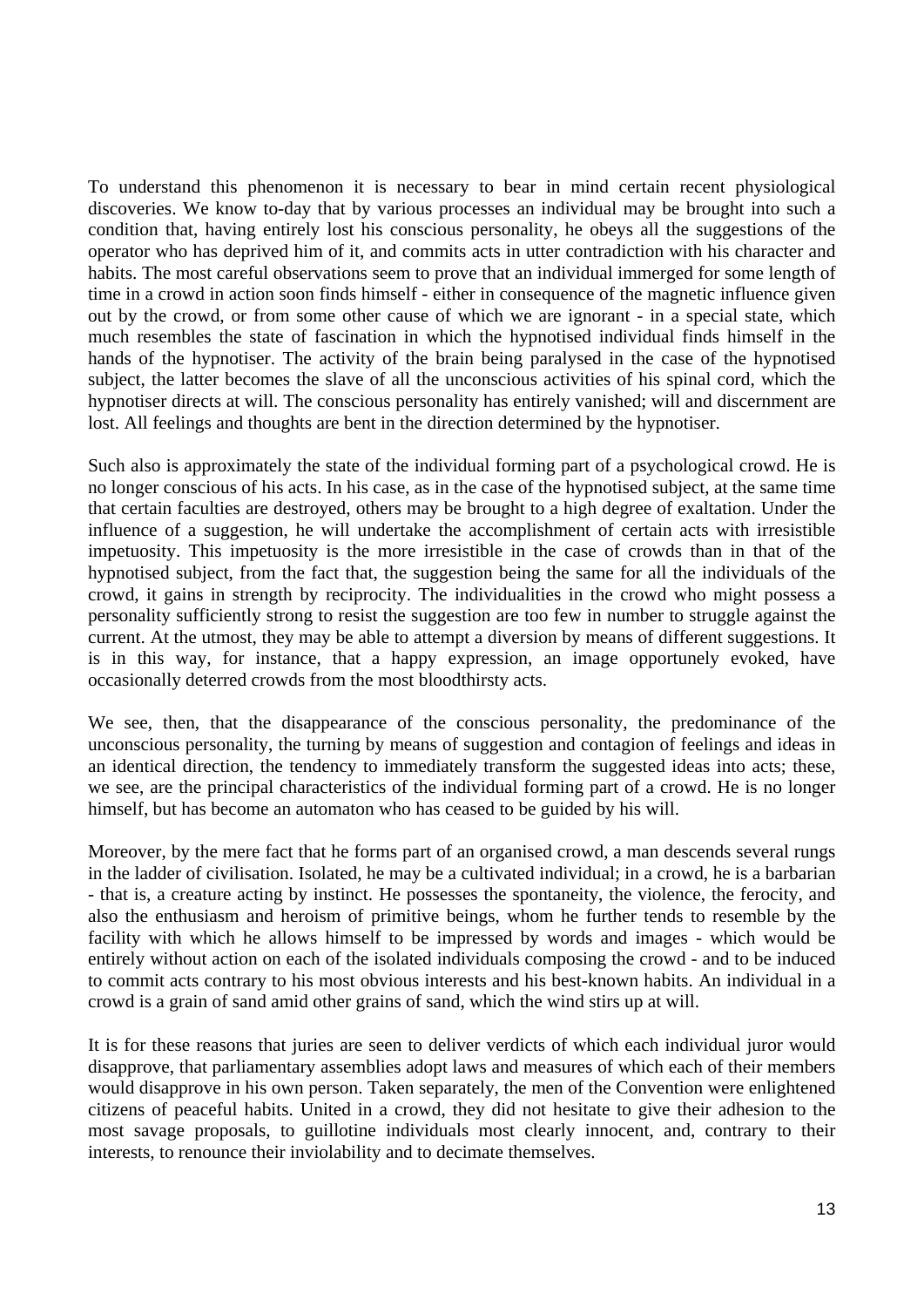To understand this phenomenon it is necessary to bear in mind certain recent physiological discoveries. We know to-day that by various processes an individual may be brought into such a condition that, having entirely lost his conscious personality, he obeys all the suggestions of the operator who has deprived him of it, and commits acts in utter contradiction with his character and habits. The most careful observations seem to prove that an individual immerged for some length of time in a crowd in action soon finds himself - either in consequence of the magnetic influence given out by the crowd, or from some other cause of which we are ignorant - in a special state, which much resembles the state of fascination in which the hypnotised individual finds himself in the hands of the hypnotiser. The activity of the brain being paralysed in the case of the hypnotised subject, the latter becomes the slave of all the unconscious activities of his spinal cord, which the hypnotiser directs at will. The conscious personality has entirely vanished; will and discernment are lost. All feelings and thoughts are bent in the direction determined by the hypnotiser.

Such also is approximately the state of the individual forming part of a psychological crowd. He is no longer conscious of his acts. In his case, as in the case of the hypnotised subject, at the same time that certain faculties are destroyed, others may be brought to a high degree of exaltation. Under the influence of a suggestion, he will undertake the accomplishment of certain acts with irresistible impetuosity. This impetuosity is the more irresistible in the case of crowds than in that of the hypnotised subject, from the fact that, the suggestion being the same for all the individuals of the crowd, it gains in strength by reciprocity. The individualities in the crowd who might possess a personality sufficiently strong to resist the suggestion are too few in number to struggle against the current. At the utmost, they may be able to attempt a diversion by means of different suggestions. It is in this way, for instance, that a happy expression, an image opportunely evoked, have occasionally deterred crowds from the most bloodthirsty acts.

We see, then, that the disappearance of the conscious personality, the predominance of the unconscious personality, the turning by means of suggestion and contagion of feelings and ideas in an identical direction, the tendency to immediately transform the suggested ideas into acts; these, we see, are the principal characteristics of the individual forming part of a crowd. He is no longer himself, but has become an automaton who has ceased to be guided by his will.

Moreover, by the mere fact that he forms part of an organised crowd, a man descends several rungs in the ladder of civilisation. Isolated, he may be a cultivated individual; in a crowd, he is a barbarian - that is, a creature acting by instinct. He possesses the spontaneity, the violence, the ferocity, and also the enthusiasm and heroism of primitive beings, whom he further tends to resemble by the facility with which he allows himself to be impressed by words and images - which would be entirely without action on each of the isolated individuals composing the crowd - and to be induced to commit acts contrary to his most obvious interests and his best-known habits. An individual in a crowd is a grain of sand amid other grains of sand, which the wind stirs up at will.

It is for these reasons that juries are seen to deliver verdicts of which each individual juror would disapprove, that parliamentary assemblies adopt laws and measures of which each of their members would disapprove in his own person. Taken separately, the men of the Convention were enlightened citizens of peaceful habits. United in a crowd, they did not hesitate to give their adhesion to the most savage proposals, to guillotine individuals most clearly innocent, and, contrary to their interests, to renounce their inviolability and to decimate themselves.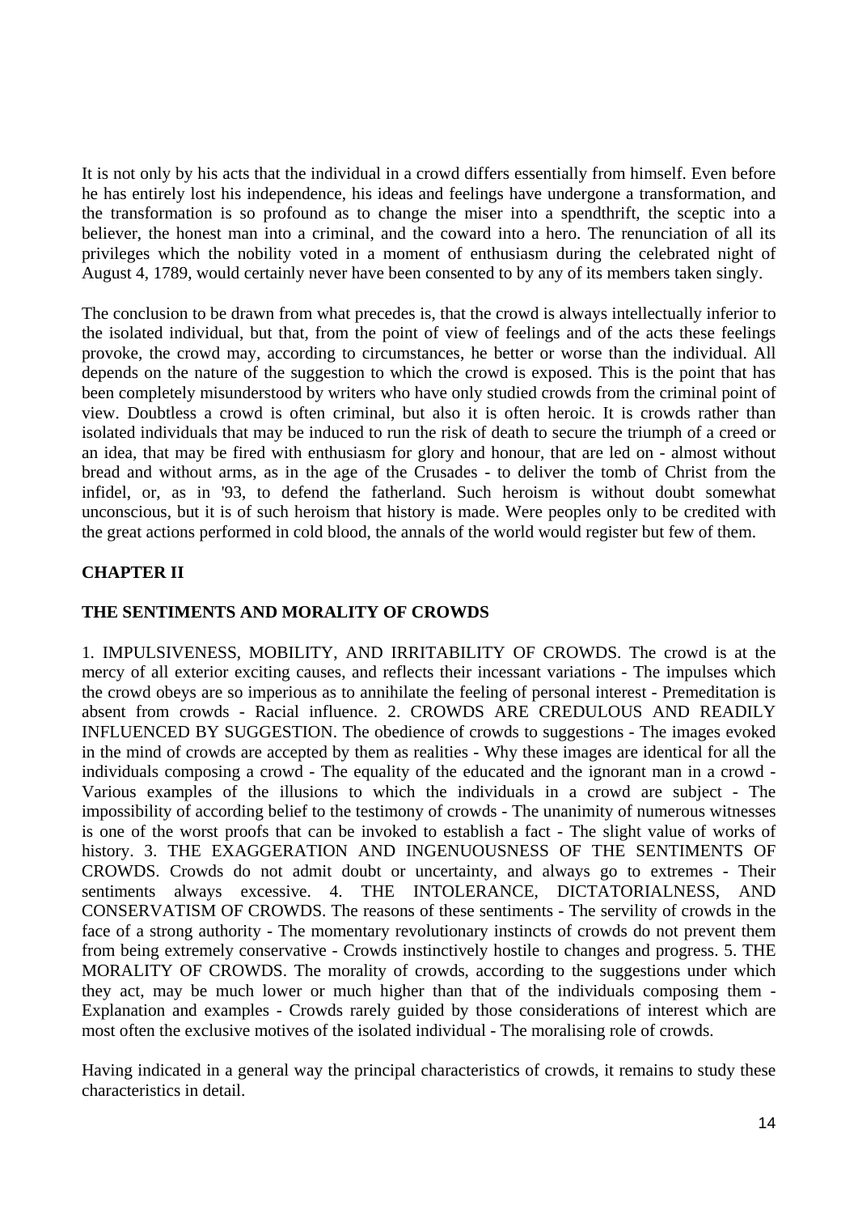It is not only by his acts that the individual in a crowd differs essentially from himself. Even before he has entirely lost his independence, his ideas and feelings have undergone a transformation, and the transformation is so profound as to change the miser into a spendthrift, the sceptic into a believer, the honest man into a criminal, and the coward into a hero. The renunciation of all its privileges which the nobility voted in a moment of enthusiasm during the celebrated night of August 4, 1789, would certainly never have been consented to by any of its members taken singly.

The conclusion to be drawn from what precedes is, that the crowd is always intellectually inferior to the isolated individual, but that, from the point of view of feelings and of the acts these feelings provoke, the crowd may, according to circumstances, he better or worse than the individual. All depends on the nature of the suggestion to which the crowd is exposed. This is the point that has been completely misunderstood by writers who have only studied crowds from the criminal point of view. Doubtless a crowd is often criminal, but also it is often heroic. It is crowds rather than isolated individuals that may be induced to run the risk of death to secure the triumph of a creed or an idea, that may be fired with enthusiasm for glory and honour, that are led on - almost without bread and without arms, as in the age of the Crusades - to deliver the tomb of Christ from the infidel, or, as in '93, to defend the fatherland. Such heroism is without doubt somewhat unconscious, but it is of such heroism that history is made. Were peoples only to be credited with the great actions performed in cold blood, the annals of the world would register but few of them.

## CHAPTER II

## THE SENTIMENTS AND MORALITY OF CROWDS

1. IMPULSIVENESS, MOBILITY, AND IRRITABILITY OF CROWDS. The crowd is at the mercy of all exterior exciting causes, and reflects their incessant variations - The impulses which the crowd obeys are so imperious as to annihilate the feeling of personal interest - Premeditation is absent from crowds - Racial influence. 2. CROWDS ARE CREDULOUS AND READILY INFLUENCED BY SUGGESTION. The obedience of crowds to suggestions - The images evoked in the mind of crowds are accepted by them as realities - Why these images are identical for all the individuals composing a crowd - The equality of the educated and the ignorant man in a crowd - Various examples of the illusions to which the individuals in a crowd are subject - The impossibility of according belief to the testimony of crowds - The unanimity of numerous witnesses is one of the worst proofs that can be invoked to establish a fact - The slight value of works of history. 3. THE EXAGGERATION AND INGENUOUSNESS OF THE SENTIMENTS OF CROWDS. Crowds do not admit doubt or uncertainty, and always go to extremes - Their sentiments always excessive. 4. THE INTOLERANCE, DICTATORIALNESS, AND CONSERVATISM OF CROWDS. The reasons of these sentiments - The servility of crowds in the face of a strong authority - The momentary revolutionary instincts of crowds do not prevent them from being extremely conservative - Crowds instinctively hostile to changes and progress. 5. THE MORALITY OF CROWDS. The morality of crowds, according to the suggestions under which they act, may be much lower or much higher than that of the individuals composing them - Explanation and examples - Crowds rarely guided by those considerations of interest which are most often the exclusive motives of the isolated individual - The moralising role of crowds.

Having indicated in a general way the principal characteristics of crowds, it remains to study these characteristics in detail.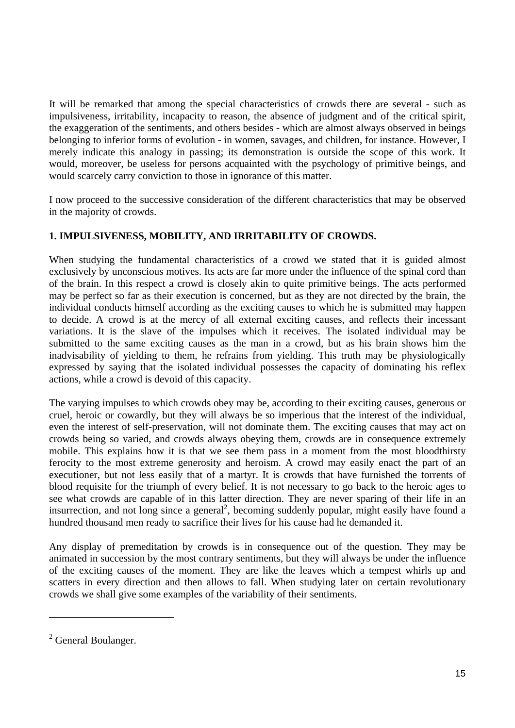It will be remarked that among the special characteristics of crowds there are several - such as impulsiveness, irritability, incapacity to reason, the absence of judgment and of the critical spirit, the exaggeration of the sentiments, and others besides - which are almost always observed in beings belonging to inferior forms of evolution - in women, savages, and children, for instance. However, I merely indicate this analogy in passing; its demonstration is outside the scope of this work. It would, moreover, be useless for persons acquainted with the psychology of primitive beings, and would scarcely carry conviction to those in ignorance of this matter.

I now proceed to the successive consideration of the different characteristics that may be observed in the majority of crowds.

### 1. IMPULSIVENESS, MOBILITY, AND IRRITABILITY OF CROWDS.

When studying the fundamental characteristics of a crowd we stated that it is guided almost exclusively by unconscious motives. Its acts are far more under the influence of the spinal cord than of the brain. In this respect a crowd is closely akin to quite primitive beings. The acts performed may be perfect so far as their execution is concerned, but as they are not directed by the brain, the individual conducts himself according as the exciting causes to which he is submitted may happen to decide. A crowd is at the mercy of all external exciting causes, and reflects their incessant variations. It is the slave of the impulses which it receives. The isolated individual may be submitted to the same exciting causes as the man in a crowd, but as his brain shows him the inadvisability of yielding to them, he refrains from yielding. This truth may be physiologically expressed by saying that the isolated individual possesses the capacity of dominating his reflex actions, while a crowd is devoid of this capacity.

The varying impulses to which crowds obey may be, according to their exciting causes, generous or cruel, heroic or cowardly, but they will always be so imperious that the interest of the individual, even the interest of self-preservation, will not dominate them. The exciting causes that may act on crowds being so varied, and crowds always obeying them, crowds are in consequence extremely mobile. This explains how it is that we see them pass in a moment from the most bloodthirsty ferocity to the most extreme generosity and heroism. A crowd may easily enact the part of an executioner, but not less easily that of a martyr. It is crowds that have furnished the torrents of blood requisite for the triumph of every belief. It is not necessary to go back to the heroic ages to see what crowds are capable of in this latter direction. They are never sparing of their life in an insurrection, and not long since a general[2], becoming suddenly popular, might easily have found a hundred thousand men ready to sacrifice their lives for his cause had he demanded it.

Any display of premeditation by crowds is in consequence out of the question. They may be animated in succession by the most contrary sentiments, but they will always be under the influence of the exciting causes of the moment. They are like the leaves which a tempest whirls up and scatters in every direction and then allows to fall. When studying later on certain revolutionary crowds we shall give some examples of the variability of their sentiments.

---

[2] General Boulanger.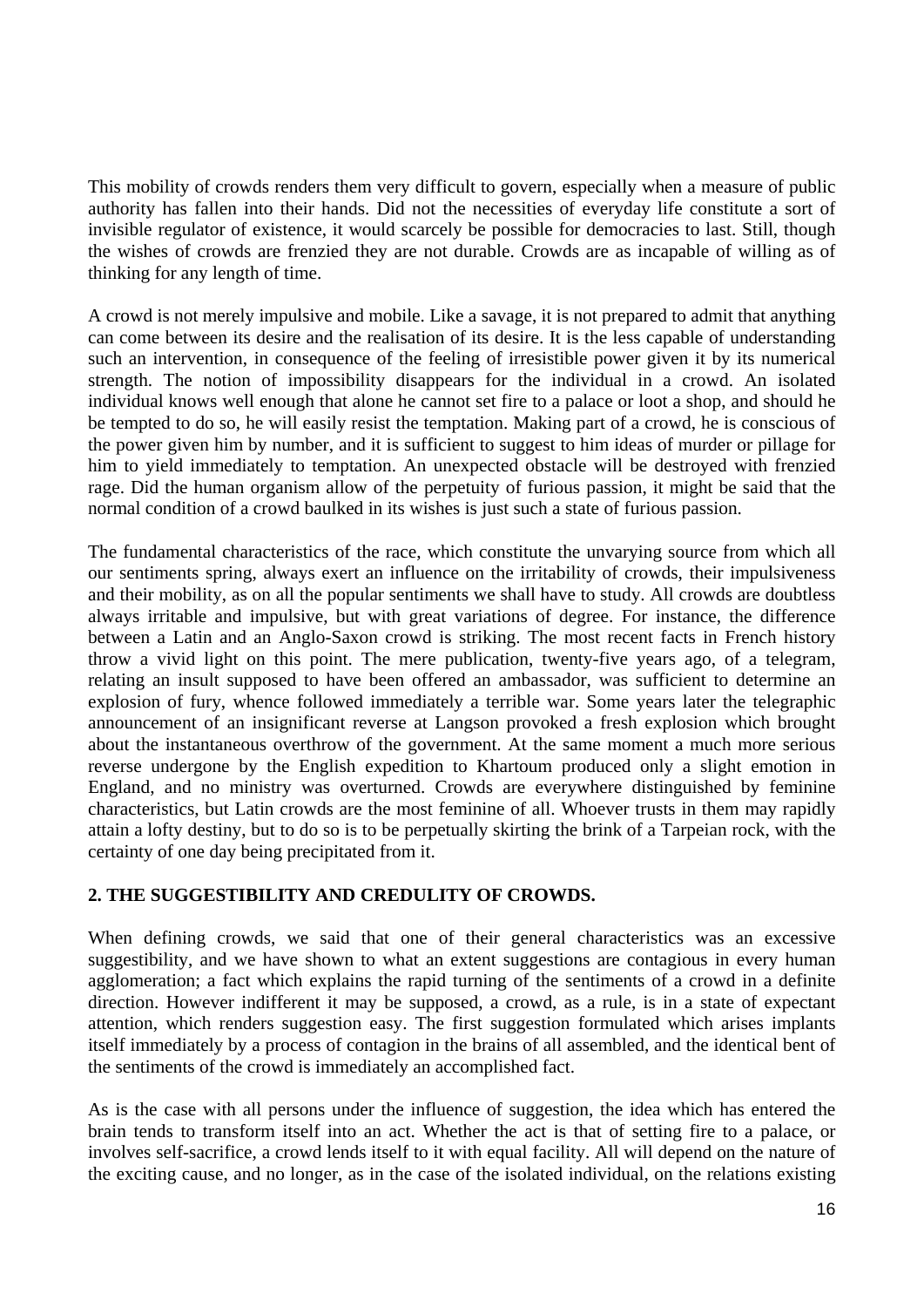This mobility of crowds renders them very difficult to govern, especially when a measure of public authority has fallen into their hands. Did not the necessities of everyday life constitute a sort of invisible regulator of existence, it would scarcely be possible for democracies to last. Still, though the wishes of crowds are frenzied they are not durable. Crowds are as incapable of willing as of thinking for any length of time.

A crowd is not merely impulsive and mobile. Like a savage, it is not prepared to admit that anything can come between its desire and the realisation of its desire. It is the less capable of understanding such an intervention, in consequence of the feeling of irresistible power given it by its numerical strength. The notion of impossibility disappears for the individual in a crowd. An isolated individual knows well enough that alone he cannot set fire to a palace or loot a shop, and should he be tempted to do so, he will easily resist the temptation. Making part of a crowd, he is conscious of the power given him by number, and it is sufficient to suggest to him ideas of murder or pillage for him to yield immediately to temptation. An unexpected obstacle will be destroyed with frenzied rage. Did the human organism allow of the perpetuity of furious passion, it might be said that the normal condition of a crowd baulked in its wishes is just such a state of furious passion.

The fundamental characteristics of the race, which constitute the unvarying source from which all our sentiments spring, always exert an influence on the irritability of crowds, their impulsiveness and their mobility, as on all the popular sentiments we shall have to study. All crowds are doubtless always irritable and impulsive, but with great variations of degree. For instance, the difference between a Latin and an Anglo-Saxon crowd is striking. The most recent facts in French history throw a vivid light on this point. The mere publication, twenty-five years ago, of a telegram, relating an insult supposed to have been offered an ambassador, was sufficient to determine an explosion of fury, whence followed immediately a terrible war. Some years later the telegraphic announcement of an insignificant reverse at Langson provoked a fresh explosion which brought about the instantaneous overthrow of the government. At the same moment a much more serious reverse undergone by the English expedition to Khartoum produced only a slight emotion in England, and no ministry was overturned. Crowds are everywhere distinguished by feminine characteristics, but Latin crowds are the most feminine of all. Whoever trusts in them may rapidly attain a lofty destiny, but to do so is to be perpetually skirting the brink of a Tarpeian rock, with the certainty of one day being precipitated from it.

**2. THE SUGGESTIBILITY AND CREDULITY OF CROWDS.**

When defining crowds, we said that one of their general characteristics was an excessive suggestibility, and we have shown to what an extent suggestions are contagious in every human agglomeration; a fact which explains the rapid turning of the sentiments of a crowd in a definite direction. However indifferent it may be supposed, a crowd, as a rule, is in a state of expectant attention, which renders suggestion easy. The first suggestion formulated which arises implants itself immediately by a process of contagion in the brains of all assembled, and the identical bent of the sentiments of the crowd is immediately an accomplished fact.

As is the case with all persons under the influence of suggestion, the idea which has entered the brain tends to transform itself into an act. Whether the act is that of setting fire to a palace, or involves self-sacrifice, a crowd lends itself to it with equal facility. All will depend on the nature of the exciting cause, and no longer, as in the case of the isolated individual, on the relations existing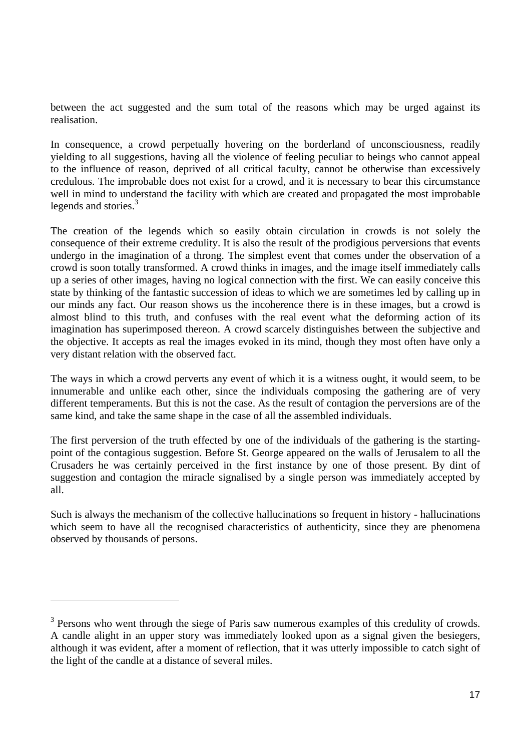between the act suggested and the sum total of the reasons which may be urged against its realisation.

In consequence, a crowd perpetually hovering on the borderland of unconsciousness, readily yielding to all suggestions, having all the violence of feeling peculiar to beings who cannot appeal to the influence of reason, deprived of all critical faculty, cannot be otherwise than excessively credulous. The improbable does not exist for a crowd, and it is necessary to bear this circumstance well in mind to understand the facility with which are created and propagated the most improbable legends and stories.[3]

The creation of the legends which so easily obtain circulation in crowds is not solely the consequence of their extreme credulity. It is also the result of the prodigious perversions that events undergo in the imagination of a throng. The simplest event that comes under the observation of a crowd is soon totally transformed. A crowd thinks in images, and the image itself immediately calls up a series of other images, having no logical connection with the first. We can easily conceive this state by thinking of the fantastic succession of ideas to which we are sometimes led by calling up in our minds any fact. Our reason shows us the incoherence there is in these images, but a crowd is almost blind to this truth, and confuses with the real event what the deforming action of its imagination has superimposed thereon. A crowd scarcely distinguishes between the subjective and the objective. It accepts as real the images evoked in its mind, though they most often have only a very distant relation with the observed fact.

The ways in which a crowd perverts any event of which it is a witness ought, it would seem, to be innumerable and unlike each other, since the individuals composing the gathering are of very different temperaments. But this is not the case. As the result of contagion the perversions are of the same kind, and take the same shape in the case of all the assembled individuals.

The first perversion of the truth effected by one of the individuals of the gathering is the starting-point of the contagious suggestion. Before St. George appeared on the walls of Jerusalem to all the Crusaders he was certainly perceived in the first instance by one of those present. By dint of suggestion and contagion the miracle signalised by a single person was immediately accepted by all.

Such is always the mechanism of the collective hallucinations so frequent in history - hallucinations which seem to have all the recognised characteristics of authenticity, since they are phenomena observed by thousands of persons.

---

[3] Persons who went through the siege of Paris saw numerous examples of this credulity of crowds. A candle alight in an upper story was immediately looked upon as a signal given the besiegers, although it was evident, after a moment of reflection, that it was utterly impossible to catch sight of the light of the candle at a distance of several miles.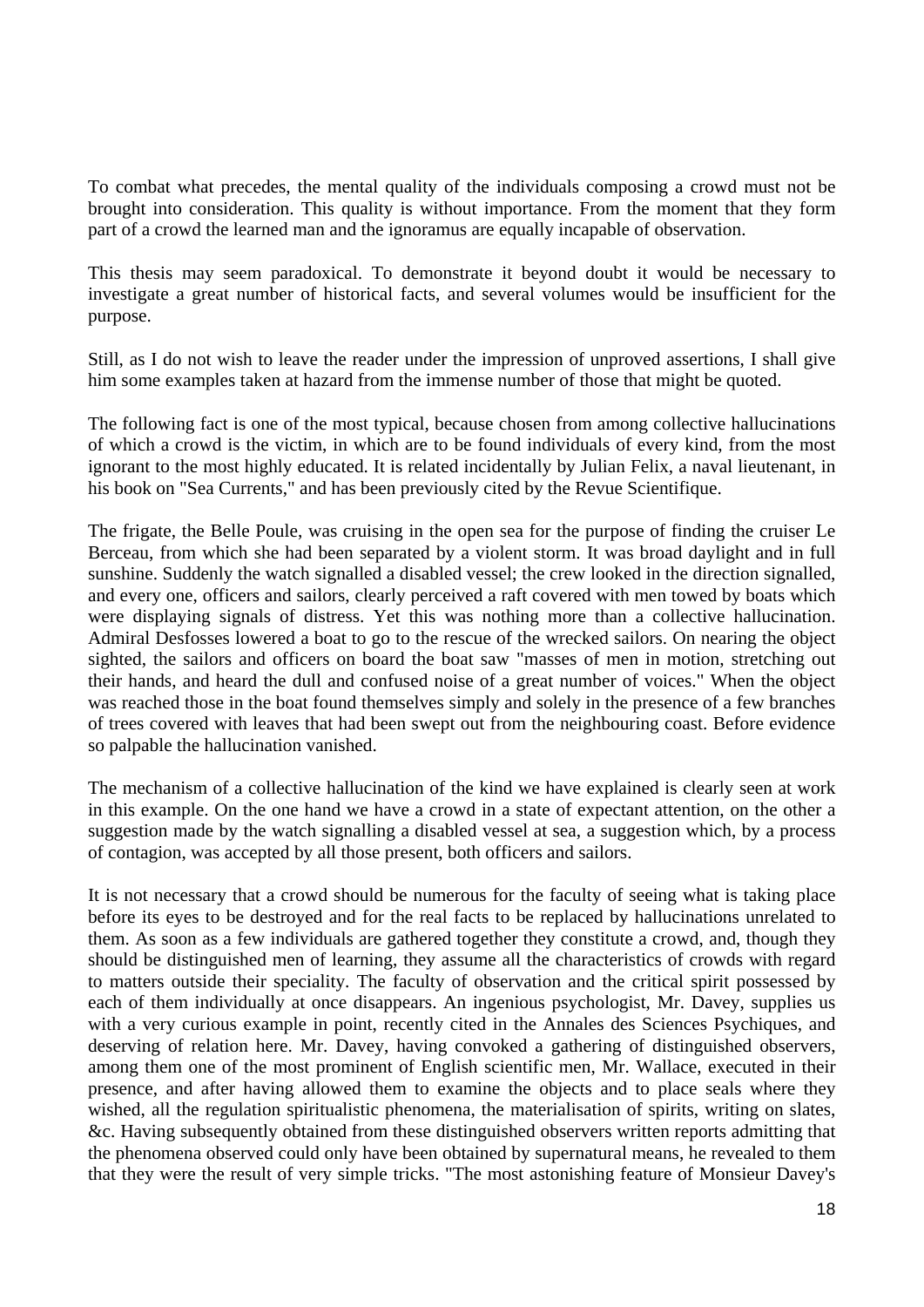To combat what precedes, the mental quality of the individuals composing a crowd must not be brought into consideration. This quality is without importance. From the moment that they form part of a crowd the learned man and the ignoramus are equally incapable of observation.

This thesis may seem paradoxical. To demonstrate it beyond doubt it would be necessary to investigate a great number of historical facts, and several volumes would be insufficient for the purpose.

Still, as I do not wish to leave the reader under the impression of unproved assertions, I shall give him some examples taken at hazard from the immense number of those that might be quoted.

The following fact is one of the most typical, because chosen from among collective hallucinations of which a crowd is the victim, in which are to be found individuals of every kind, from the most ignorant to the most highly educated. It is related incidentally by Julian Felix, a naval lieutenant, in his book on "Sea Currents," and has been previously cited by the Revue Scientifique.

The frigate, the Belle Poule, was cruising in the open sea for the purpose of finding the cruiser Le Berceau, from which she had been separated by a violent storm. It was broad daylight and in full sunshine. Suddenly the watch signalled a disabled vessel; the crew looked in the direction signalled, and every one, officers and sailors, clearly perceived a raft covered with men towed by boats which were displaying signals of distress. Yet this was nothing more than a collective hallucination. Admiral Desfosses lowered a boat to go to the rescue of the wrecked sailors. On nearing the object sighted, the sailors and officers on board the boat saw "masses of men in motion, stretching out their hands, and heard the dull and confused noise of a great number of voices." When the object was reached those in the boat found themselves simply and solely in the presence of a few branches of trees covered with leaves that had been swept out from the neighbouring coast. Before evidence so palpable the hallucination vanished.

The mechanism of a collective hallucination of the kind we have explained is clearly seen at work in this example. On the one hand we have a crowd in a state of expectant attention, on the other a suggestion made by the watch signalling a disabled vessel at sea, a suggestion which, by a process of contagion, was accepted by all those present, both officers and sailors.

It is not necessary that a crowd should be numerous for the faculty of seeing what is taking place before its eyes to be destroyed and for the real facts to be replaced by hallucinations unrelated to them. As soon as a few individuals are gathered together they constitute a crowd, and, though they should be distinguished men of learning, they assume all the characteristics of crowds with regard to matters outside their speciality. The faculty of observation and the critical spirit possessed by each of them individually at once disappears. An ingenious psychologist, Mr. Davey, supplies us with a very curious example in point, recently cited in the Annales des Sciences Psychiques, and deserving of relation here. Mr. Davey, having convoked a gathering of distinguished observers, among them one of the most prominent of English scientific men, Mr. Wallace, executed in their presence, and after having allowed them to examine the objects and to place seals where they wished, all the regulation spiritualistic phenomena, the materialisation of spirits, writing on slates, &c. Having subsequently obtained from these distinguished observers written reports admitting that the phenomena observed could only have been obtained by supernatural means, he revealed to them that they were the result of very simple tricks. "The most astonishing feature of Monsieur Davey's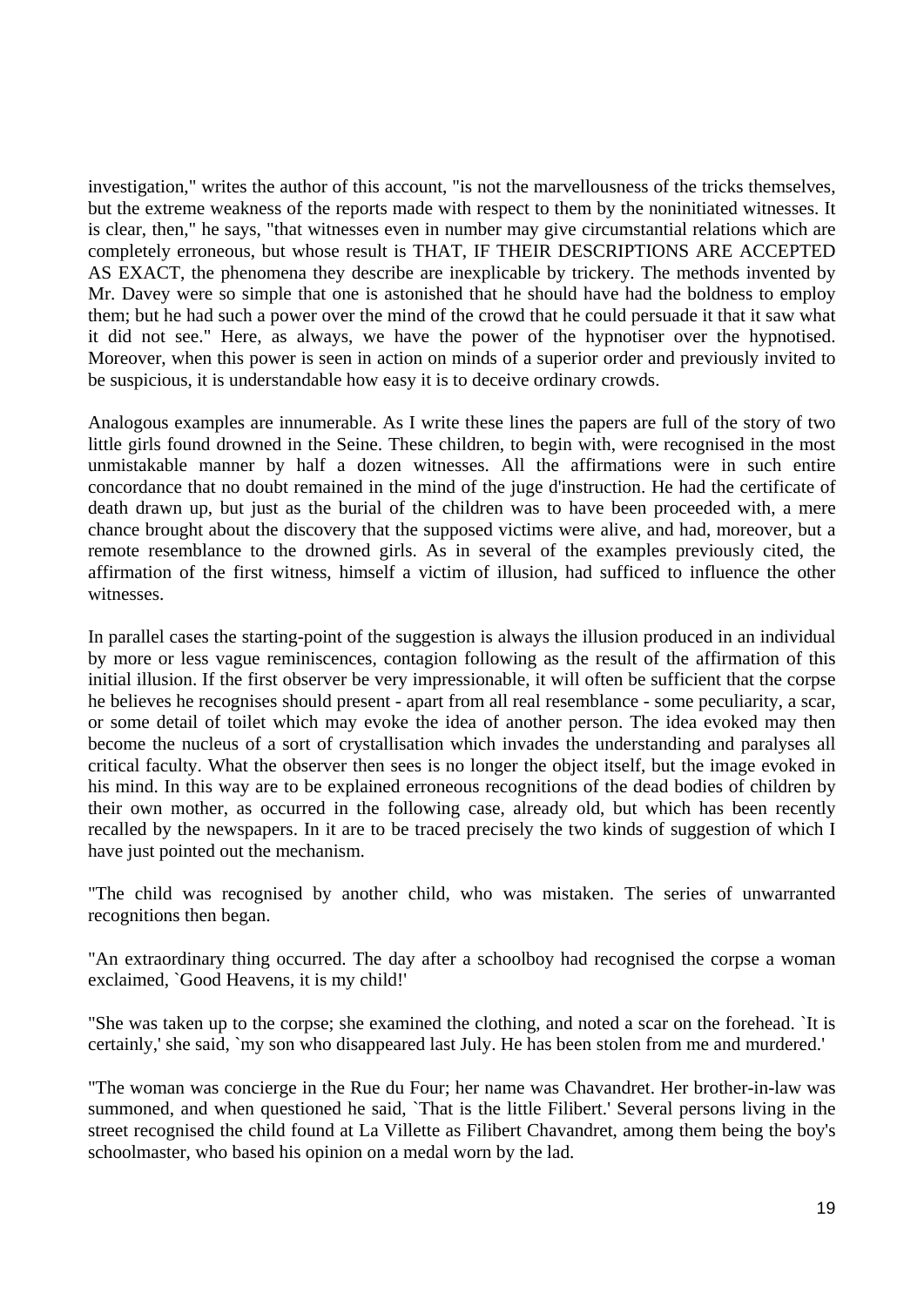investigation," writes the author of this account, "is not the marvellousness of the tricks themselves, but the extreme weakness of the reports made with respect to them by the noninitiated witnesses. It is clear, then," he says, "that witnesses even in number may give circumstantial relations which are completely erroneous, but whose result is THAT, IF THEIR DESCRIPTIONS ARE ACCEPTED AS EXACT, the phenomena they describe are inexplicable by trickery. The methods invented by Mr. Davey were so simple that one is astonished that he should have had the boldness to employ them; but he had such a power over the mind of the crowd that he could persuade it that it saw what it did not see." Here, as always, we have the power of the hypnotiser over the hypnotised. Moreover, when this power is seen in action on minds of a superior order and previously invited to be suspicious, it is understandable how easy it is to deceive ordinary crowds.

Analogous examples are innumerable. As I write these lines the papers are full of the story of two little girls found drowned in the Seine. These children, to begin with, were recognised in the most unmistakable manner by half a dozen witnesses. All the affirmations were in such entire concordance that no doubt remained in the mind of the juge d'instruction. He had the certificate of death drawn up, but just as the burial of the children was to have been proceeded with, a mere chance brought about the discovery that the supposed victims were alive, and had, moreover, but a remote resemblance to the drowned girls. As in several of the examples previously cited, the affirmation of the first witness, himself a victim of illusion, had sufficed to influence the other witnesses.

In parallel cases the starting-point of the suggestion is always the illusion produced in an individual by more or less vague reminiscences, contagion following as the result of the affirmation of this initial illusion. If the first observer be very impressionable, it will often be sufficient that the corpse he believes he recognises should present - apart from all real resemblance - some peculiarity, a scar, or some detail of toilet which may evoke the idea of another person. The idea evoked may then become the nucleus of a sort of crystallisation which invades the understanding and paralyses all critical faculty. What the observer then sees is no longer the object itself, but the image evoked in his mind. In this way are to be explained erroneous recognitions of the dead bodies of children by their own mother, as occurred in the following case, already old, but which has been recently recalled by the newspapers. In it are to be traced precisely the two kinds of suggestion of which I have just pointed out the mechanism.

"The child was recognised by another child, who was mistaken. The series of unwarranted recognitions then began.

"An extraordinary thing occurred. The day after a schoolboy had recognised the corpse a woman exclaimed, `Good Heavens, it is my child!'

"She was taken up to the corpse; she examined the clothing, and noted a scar on the forehead. `It is certainly,' she said, `my son who disappeared last July. He has been stolen from me and murdered.'

"The woman was concierge in the Rue du Four; her name was Chavandret. Her brother-in-law was summoned, and when questioned he said, `That is the little Filibert.' Several persons living in the street recognised the child found at La Villette as Filibert Chavandret, among them being the boy's schoolmaster, who based his opinion on a medal worn by the lad.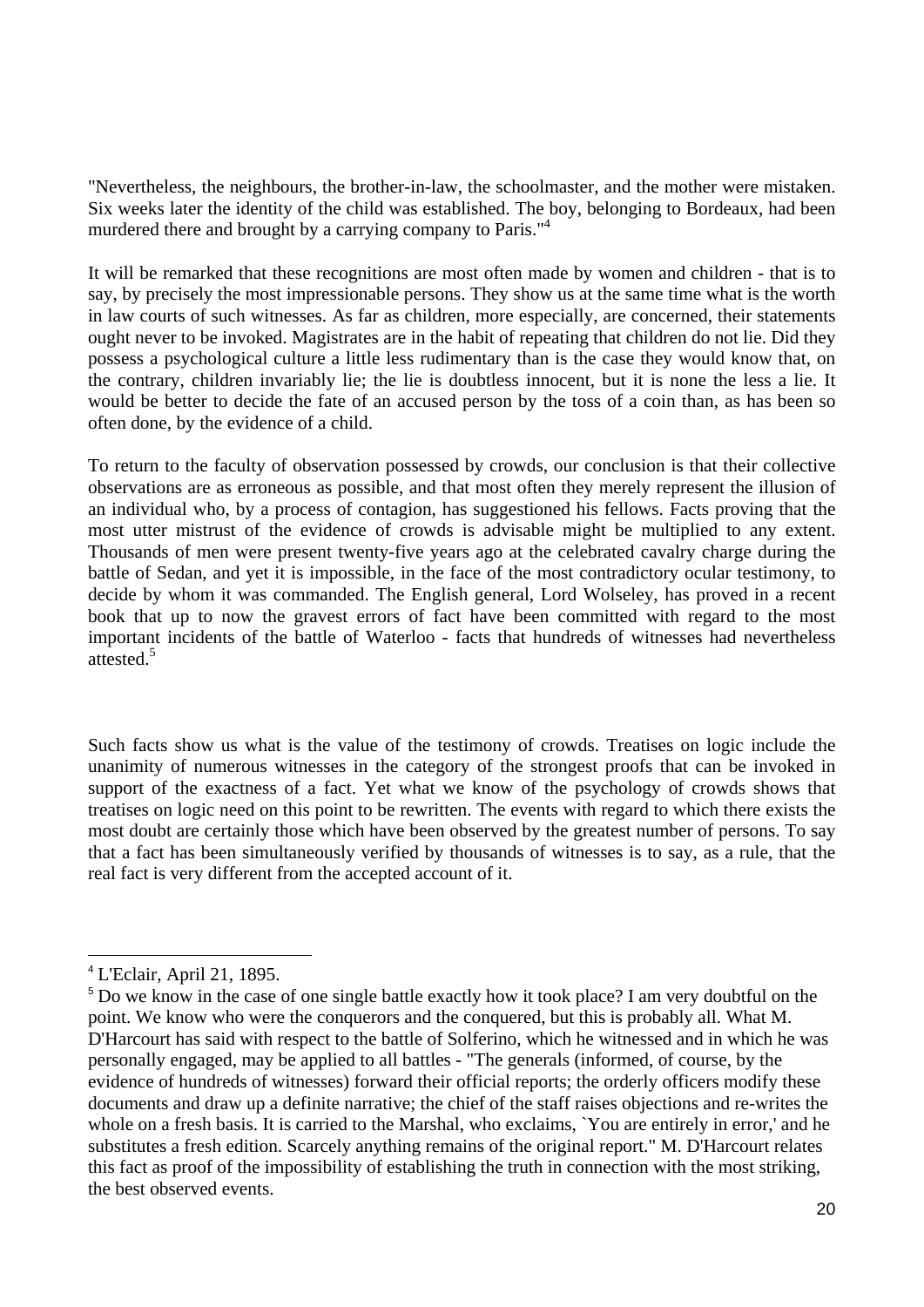"Nevertheless, the neighbours, the brother-in-law, the schoolmaster, and the mother were mistaken. Six weeks later the identity of the child was established. The boy, belonging to Bordeaux, had been murdered there and brought by a carrying company to Paris."[4]

It will be remarked that these recognitions are most often made by women and children - that is to say, by precisely the most impressionable persons. They show us at the same time what is the worth in law courts of such witnesses. As far as children, more especially, are concerned, their statements ought never to be invoked. Magistrates are in the habit of repeating that children do not lie. Did they possess a psychological culture a little less rudimentary than is the case they would know that, on the contrary, children invariably lie; the lie is doubtless innocent, but it is none the less a lie. It would be better to decide the fate of an accused person by the toss of a coin than, as has been so often done, by the evidence of a child.

To return to the faculty of observation possessed by crowds, our conclusion is that their collective observations are as erroneous as possible, and that most often they merely represent the illusion of an individual who, by a process of contagion, has suggestioned his fellows. Facts proving that the most utter mistrust of the evidence of crowds is advisable might be multiplied to any extent. Thousands of men were present twenty-five years ago at the celebrated cavalry charge during the battle of Sedan, and yet it is impossible, in the face of the most contradictory ocular testimony, to decide by whom it was commanded. The English general, Lord Wolseley, has proved in a recent book that up to now the gravest errors of fact have been committed with regard to the most important incidents of the battle of Waterloo - facts that hundreds of witnesses had nevertheless attested.[5]

Such facts show us what is the value of the testimony of crowds. Treatises on logic include the unanimity of numerous witnesses in the category of the strongest proofs that can be invoked in support of the exactness of a fact. Yet what we know of the psychology of crowds shows that treatises on logic need on this point to be rewritten. The events with regard to which there exists the most doubt are certainly those which have been observed by the greatest number of persons. To say that a fact has been simultaneously verified by thousands of witnesses is to say, as a rule, that the real fact is very different from the accepted account of it.

---

[4] L'Eclair, April 21, 1895.

[5] Do we know in the case of one single battle exactly how it took place? I am very doubtful on the point. We know who were the conquerors and the conquered, but this is probably all. What M. D'Harcourt has said with respect to the battle of Solferino, which he witnessed and in which he was personally engaged, may be applied to all battles - "The generals (informed, of course, by the evidence of hundreds of witnesses) forward their official reports; the orderly officers modify these documents and draw up a definite narrative; the chief of the staff raises objections and re-writes the whole on a fresh basis. It is carried to the Marshal, who exclaims, `You are entirely in error,' and he substitutes a fresh edition. Scarcely anything remains of the original report." M. D'Harcourt relates this fact as proof of the impossibility of establishing the truth in connection with the most striking, the best observed events.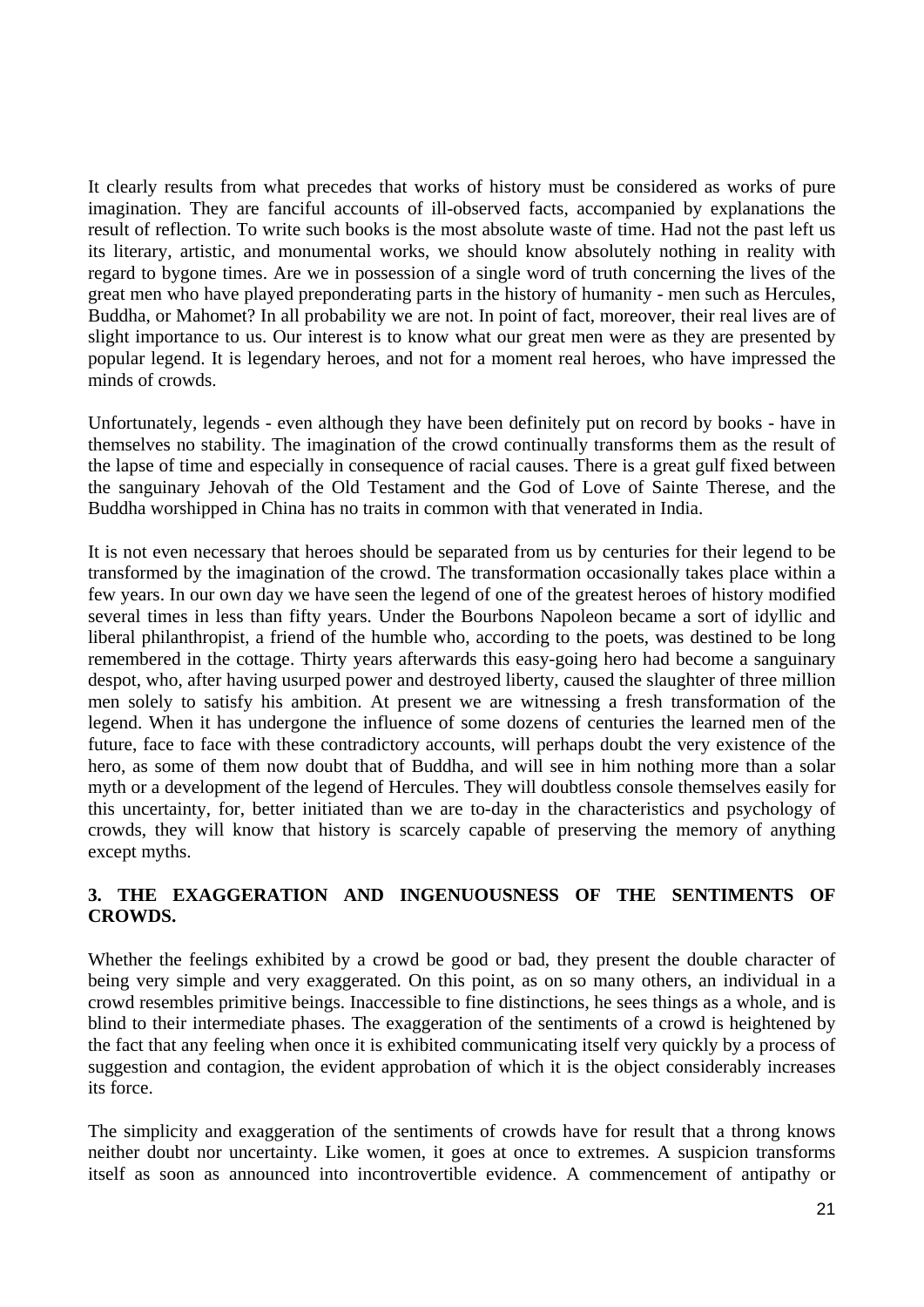It clearly results from what precedes that works of history must be considered as works of pure imagination. They are fanciful accounts of ill-observed facts, accompanied by explanations the result of reflection. To write such books is the most absolute waste of time. Had not the past left us its literary, artistic, and monumental works, we should know absolutely nothing in reality with regard to bygone times. Are we in possession of a single word of truth concerning the lives of the great men who have played preponderating parts in the history of humanity - men such as Hercules, Buddha, or Mahomet? In all probability we are not. In point of fact, moreover, their real lives are of slight importance to us. Our interest is to know what our great men were as they are presented by popular legend. It is legendary heroes, and not for a moment real heroes, who have impressed the minds of crowds.

Unfortunately, legends - even although they have been definitely put on record by books - have in themselves no stability. The imagination of the crowd continually transforms them as the result of the lapse of time and especially in consequence of racial causes. There is a great gulf fixed between the sanguinary Jehovah of the Old Testament and the God of Love of Sainte Therese, and the Buddha worshipped in China has no traits in common with that venerated in India.

It is not even necessary that heroes should be separated from us by centuries for their legend to be transformed by the imagination of the crowd. The transformation occasionally takes place within a few years. In our own day we have seen the legend of one of the greatest heroes of history modified several times in less than fifty years. Under the Bourbons Napoleon became a sort of idyllic and liberal philanthropist, a friend of the humble who, according to the poets, was destined to be long remembered in the cottage. Thirty years afterwards this easy-going hero had become a sanguinary despot, who, after having usurped power and destroyed liberty, caused the slaughter of three million men solely to satisfy his ambition. At present we are witnessing a fresh transformation of the legend. When it has undergone the influence of some dozens of centuries the learned men of the future, face to face with these contradictory accounts, will perhaps doubt the very existence of the hero, as some of them now doubt that of Buddha, and will see in him nothing more than a solar myth or a development of the legend of Hercules. They will doubtless console themselves easily for this uncertainty, for, better initiated than we are to-day in the characteristics and psychology of crowds, they will know that history is scarcely capable of preserving the memory of anything except myths.

### 3. THE EXAGGERATION AND INGENUOUSNESS OF THE SENTIMENTS OF CROWDS.

Whether the feelings exhibited by a crowd be good or bad, they present the double character of being very simple and very exaggerated. On this point, as on so many others, an individual in a crowd resembles primitive beings. Inaccessible to fine distinctions, he sees things as a whole, and is blind to their intermediate phases. The exaggeration of the sentiments of a crowd is heightened by the fact that any feeling when once it is exhibited communicating itself very quickly by a process of suggestion and contagion, the evident approbation of which it is the object considerably increases its force.

The simplicity and exaggeration of the sentiments of crowds have for result that a throng knows neither doubt nor uncertainty. Like women, it goes at once to extremes. A suspicion transforms itself as soon as announced into incontrovertible evidence. A commencement of antipathy or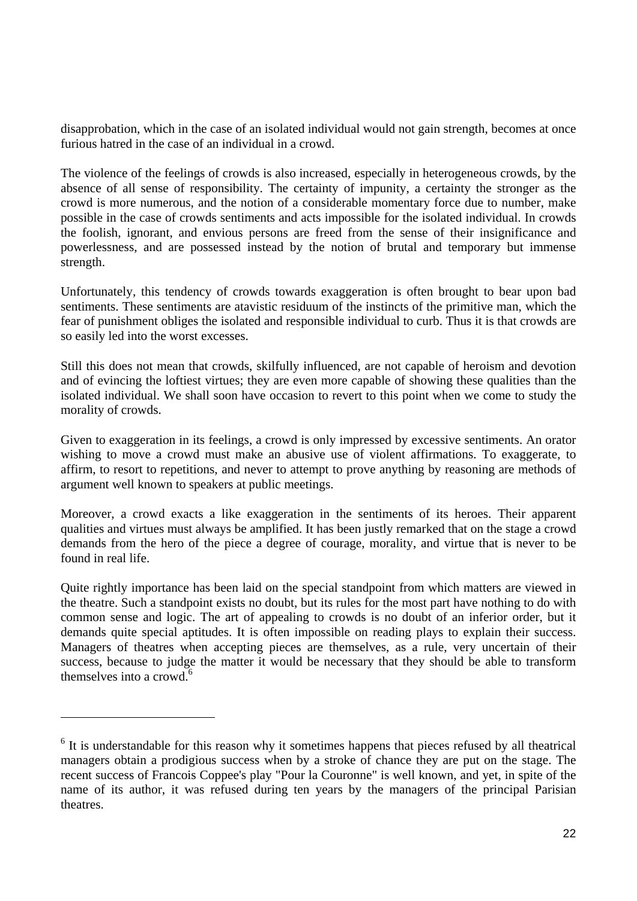disapprobation, which in the case of an isolated individual would not gain strength, becomes at once furious hatred in the case of an individual in a crowd.

The violence of the feelings of crowds is also increased, especially in heterogeneous crowds, by the absence of all sense of responsibility. The certainty of impunity, a certainty the stronger as the crowd is more numerous, and the notion of a considerable momentary force due to number, make possible in the case of crowds sentiments and acts impossible for the isolated individual. In crowds the foolish, ignorant, and envious persons are freed from the sense of their insignificance and powerlessness, and are possessed instead by the notion of brutal and temporary but immense strength.

Unfortunately, this tendency of crowds towards exaggeration is often brought to bear upon bad sentiments. These sentiments are atavistic residuum of the instincts of the primitive man, which the fear of punishment obliges the isolated and responsible individual to curb. Thus it is that crowds are so easily led into the worst excesses.

Still this does not mean that crowds, skilfully influenced, are not capable of heroism and devotion and of evincing the loftiest virtues; they are even more capable of showing these qualities than the isolated individual. We shall soon have occasion to revert to this point when we come to study the morality of crowds.

Given to exaggeration in its feelings, a crowd is only impressed by excessive sentiments. An orator wishing to move a crowd must make an abusive use of violent affirmations. To exaggerate, to affirm, to resort to repetitions, and never to attempt to prove anything by reasoning are methods of argument well known to speakers at public meetings.

Moreover, a crowd exacts a like exaggeration in the sentiments of its heroes. Their apparent qualities and virtues must always be amplified. It has been justly remarked that on the stage a crowd demands from the hero of the piece a degree of courage, morality, and virtue that is never to be found in real life.

Quite rightly importance has been laid on the special standpoint from which matters are viewed in the theatre. Such a standpoint exists no doubt, but its rules for the most part have nothing to do with common sense and logic. The art of appealing to crowds is no doubt of an inferior order, but it demands quite special aptitudes. It is often impossible on reading plays to explain their success. Managers of theatres when accepting pieces are themselves, as a rule, very uncertain of their success, because to judge the matter it would be necessary that they should be able to transform themselves into a crowd.[6]

---

[6] It is understandable for this reason why it sometimes happens that pieces refused by all theatrical managers obtain a prodigious success when by a stroke of chance they are put on the stage. The recent success of Francois Coppee's play "Pour la Couronne" is well known, and yet, in spite of the name of its author, it was refused during ten years by the managers of the principal Parisian theatres.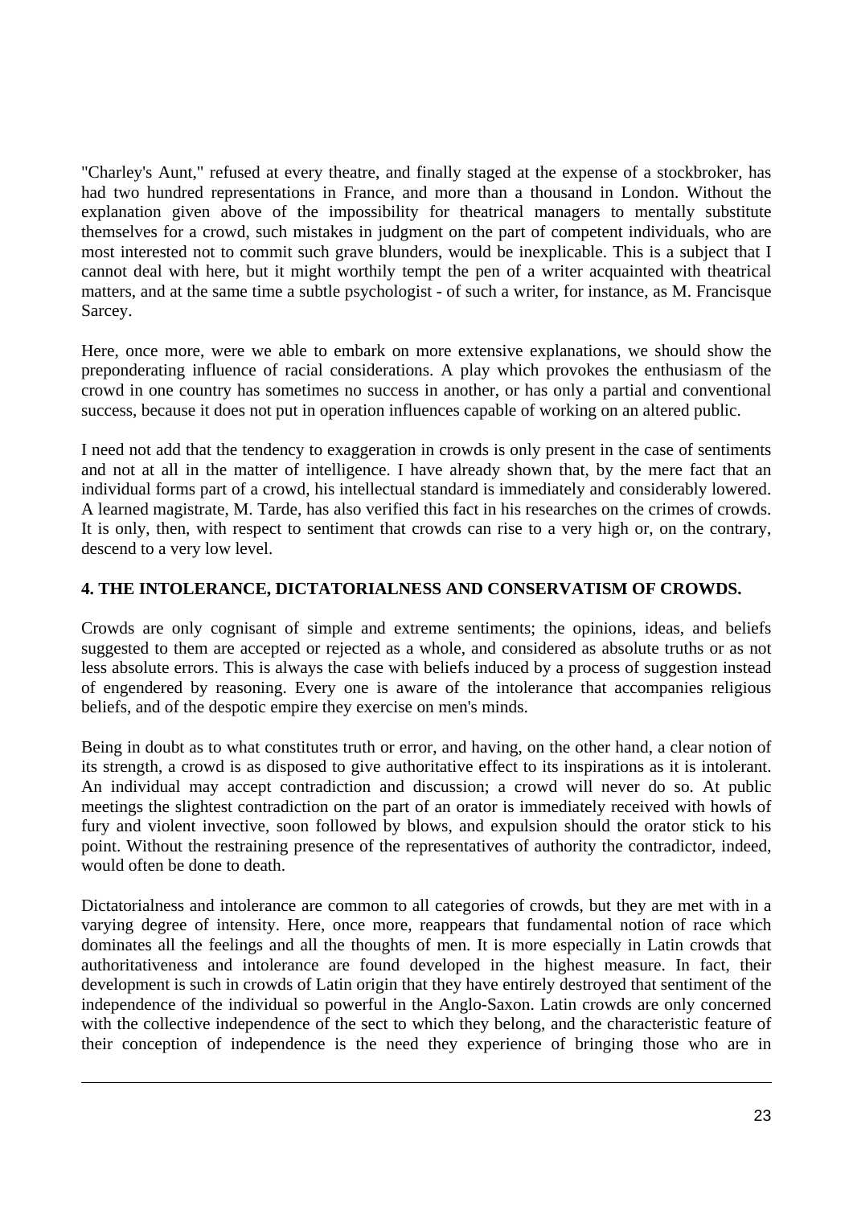"Charley's Aunt," refused at every theatre, and finally staged at the expense of a stockbroker, has had two hundred representations in France, and more than a thousand in London. Without the explanation given above of the impossibility for theatrical managers to mentally substitute themselves for a crowd, such mistakes in judgment on the part of competent individuals, who are most interested not to commit such grave blunders, would be inexplicable. This is a subject that I cannot deal with here, but it might worthily tempt the pen of a writer acquainted with theatrical matters, and at the same time a subtle psychologist - of such a writer, for instance, as M. Francisque Sarcey.

Here, once more, were we able to embark on more extensive explanations, we should show the preponderating influence of racial considerations. A play which provokes the enthusiasm of the crowd in one country has sometimes no success in another, or has only a partial and conventional success, because it does not put in operation influences capable of working on an altered public.

I need not add that the tendency to exaggeration in crowds is only present in the case of sentiments and not at all in the matter of intelligence. I have already shown that, by the mere fact that an individual forms part of a crowd, his intellectual standard is immediately and considerably lowered. A learned magistrate, M. Tarde, has also verified this fact in his researches on the crimes of crowds. It is only, then, with respect to sentiment that crowds can rise to a very high or, on the contrary, descend to a very low level.

### 4. THE INTOLERANCE, DICTATORIALNESS AND CONSERVATISM OF CROWDS.

Crowds are only cognisant of simple and extreme sentiments; the opinions, ideas, and beliefs suggested to them are accepted or rejected as a whole, and considered as absolute truths or as not less absolute errors. This is always the case with beliefs induced by a process of suggestion instead of engendered by reasoning. Every one is aware of the intolerance that accompanies religious beliefs, and of the despotic empire they exercise on men's minds.

Being in doubt as to what constitutes truth or error, and having, on the other hand, a clear notion of its strength, a crowd is as disposed to give authoritative effect to its inspirations as it is intolerant. An individual may accept contradiction and discussion; a crowd will never do so. At public meetings the slightest contradiction on the part of an orator is immediately received with howls of fury and violent invective, soon followed by blows, and expulsion should the orator stick to his point. Without the restraining presence of the representatives of authority the contradictor, indeed, would often be done to death.

Dictatorialness and intolerance are common to all categories of crowds, but they are met with in a varying degree of intensity. Here, once more, reappears that fundamental notion of race which dominates all the feelings and all the thoughts of men. It is more especially in Latin crowds that authoritativeness and intolerance are found developed in the highest measure. In fact, their development is such in crowds of Latin origin that they have entirely destroyed that sentiment of the independence of the individual so powerful in the Anglo-Saxon. Latin crowds are only concerned with the collective independence of the sect to which they belong, and the characteristic feature of their conception of independence is the need they experience of bringing those who are in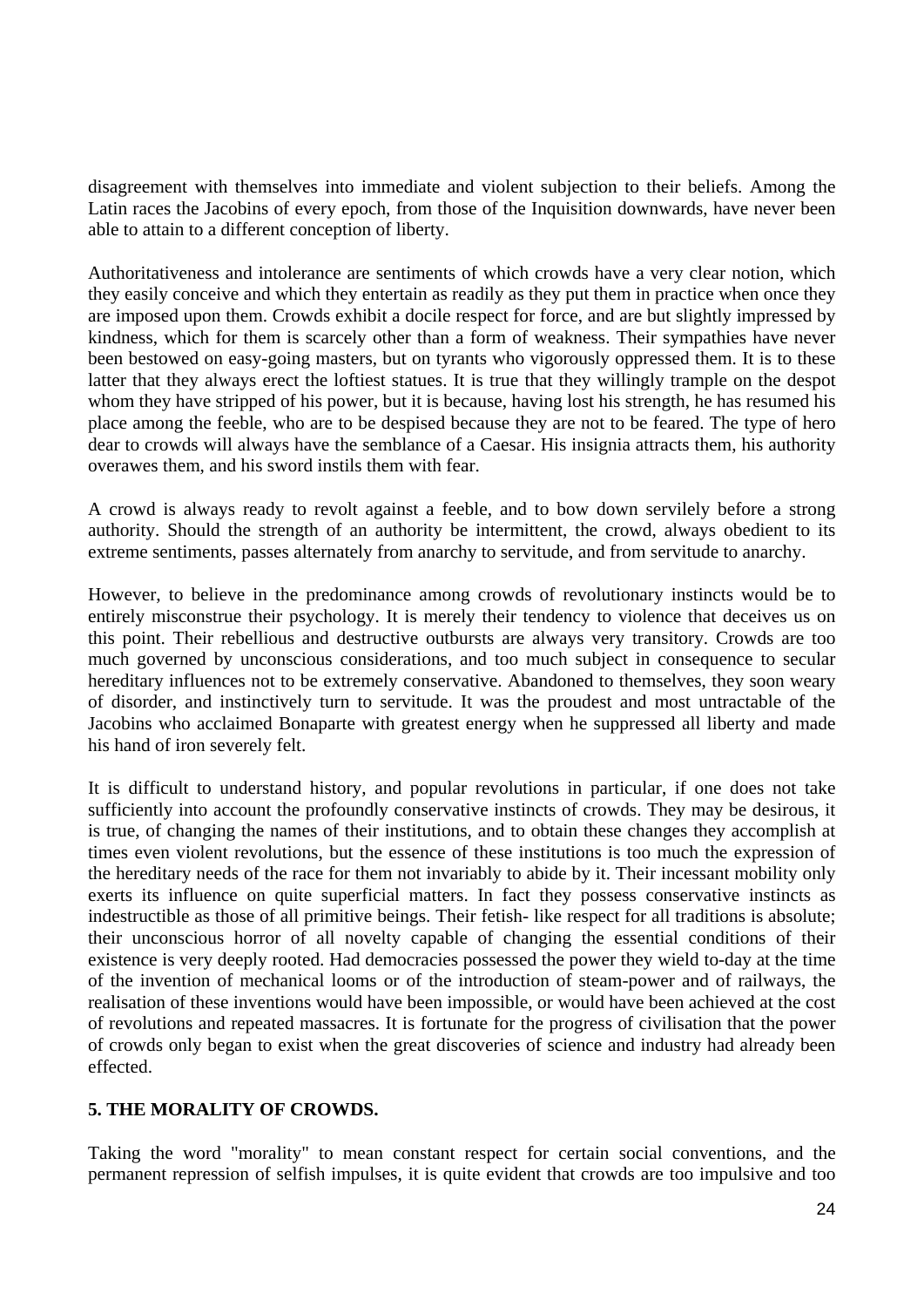disagreement with themselves into immediate and violent subjection to their beliefs. Among the Latin races the Jacobins of every epoch, from those of the Inquisition downwards, have never been able to attain to a different conception of liberty.

Authoritativeness and intolerance are sentiments of which crowds have a very clear notion, which they easily conceive and which they entertain as readily as they put them in practice when once they are imposed upon them. Crowds exhibit a docile respect for force, and are but slightly impressed by kindness, which for them is scarcely other than a form of weakness. Their sympathies have never been bestowed on easy-going masters, but on tyrants who vigorously oppressed them. It is to these latter that they always erect the loftiest statues. It is true that they willingly trample on the despot whom they have stripped of his power, but it is because, having lost his strength, he has resumed his place among the feeble, who are to be despised because they are not to be feared. The type of hero dear to crowds will always have the semblance of a Caesar. His insignia attracts them, his authority overawes them, and his sword instils them with fear.

A crowd is always ready to revolt against a feeble, and to bow down servilely before a strong authority. Should the strength of an authority be intermittent, the crowd, always obedient to its extreme sentiments, passes alternately from anarchy to servitude, and from servitude to anarchy.

However, to believe in the predominance among crowds of revolutionary instincts would be to entirely misconstrue their psychology. It is merely their tendency to violence that deceives us on this point. Their rebellious and destructive outbursts are always very transitory. Crowds are too much governed by unconscious considerations, and too much subject in consequence to secular hereditary influences not to be extremely conservative. Abandoned to themselves, they soon weary of disorder, and instinctively turn to servitude. It was the proudest and most untractable of the Jacobins who acclaimed Bonaparte with greatest energy when he suppressed all liberty and made his hand of iron severely felt.

It is difficult to understand history, and popular revolutions in particular, if one does not take sufficiently into account the profoundly conservative instincts of crowds. They may be desirous, it is true, of changing the names of their institutions, and to obtain these changes they accomplish at times even violent revolutions, but the essence of these institutions is too much the expression of the hereditary needs of the race for them not invariably to abide by it. Their incessant mobility only exerts its influence on quite superficial matters. In fact they possess conservative instincts as indestructible as those of all primitive beings. Their fetish- like respect for all traditions is absolute; their unconscious horror of all novelty capable of changing the essential conditions of their existence is very deeply rooted. Had democracies possessed the power they wield to-day at the time of the invention of mechanical looms or of the introduction of steam-power and of railways, the realisation of these inventions would have been impossible, or would have been achieved at the cost of revolutions and repeated massacres. It is fortunate for the progress of civilisation that the power of crowds only began to exist when the great discoveries of science and industry had already been effected.

**5. THE MORALITY OF CROWDS.**

Taking the word "morality" to mean constant respect for certain social conventions, and the permanent repression of selfish impulses, it is quite evident that crowds are too impulsive and too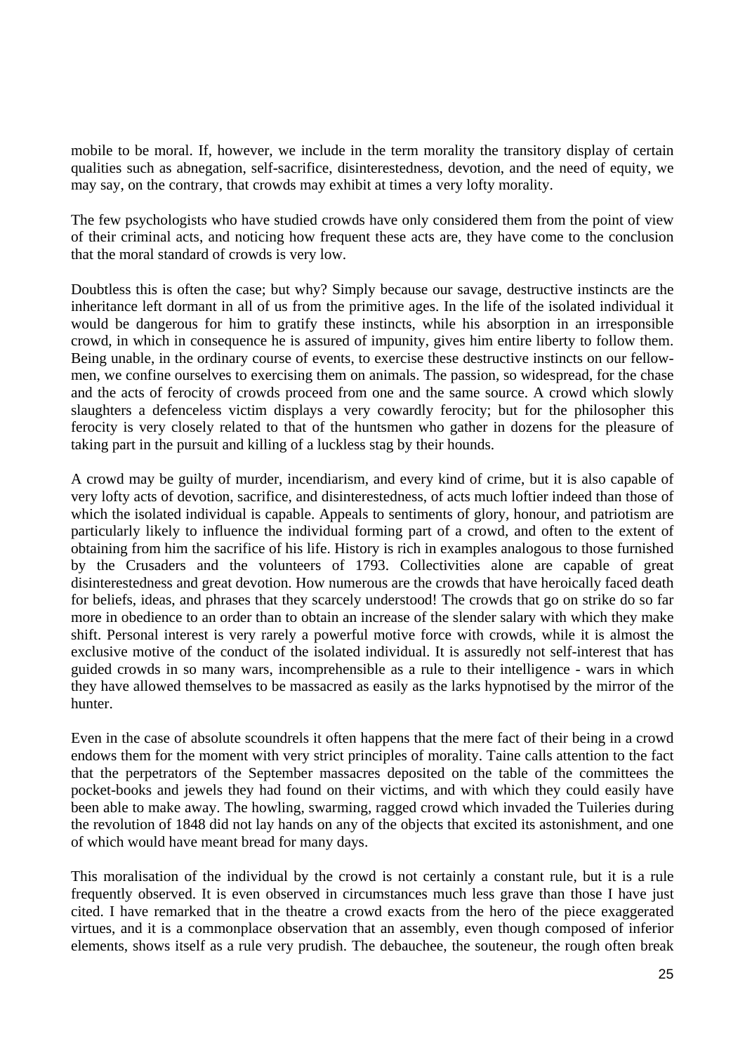mobile to be moral. If, however, we include in the term morality the transitory display of certain qualities such as abnegation, self-sacrifice, disinterestedness, devotion, and the need of equity, we may say, on the contrary, that crowds may exhibit at times a very lofty morality.

The few psychologists who have studied crowds have only considered them from the point of view of their criminal acts, and noticing how frequent these acts are, they have come to the conclusion that the moral standard of crowds is very low.

Doubtless this is often the case; but why? Simply because our savage, destructive instincts are the inheritance left dormant in all of us from the primitive ages. In the life of the isolated individual it would be dangerous for him to gratify these instincts, while his absorption in an irresponsible crowd, in which in consequence he is assured of impunity, gives him entire liberty to follow them. Being unable, in the ordinary course of events, to exercise these destructive instincts on our fellow-men, we confine ourselves to exercising them on animals. The passion, so widespread, for the chase and the acts of ferocity of crowds proceed from one and the same source. A crowd which slowly slaughters a defenceless victim displays a very cowardly ferocity; but for the philosopher this ferocity is very closely related to that of the huntsmen who gather in dozens for the pleasure of taking part in the pursuit and killing of a luckless stag by their hounds.

A crowd may be guilty of murder, incendiarism, and every kind of crime, but it is also capable of very lofty acts of devotion, sacrifice, and disinterestedness, of acts much loftier indeed than those of which the isolated individual is capable. Appeals to sentiments of glory, honour, and patriotism are particularly likely to influence the individual forming part of a crowd, and often to the extent of obtaining from him the sacrifice of his life. History is rich in examples analogous to those furnished by the Crusaders and the volunteers of 1793. Collectivities alone are capable of great disinterestedness and great devotion. How numerous are the crowds that have heroically faced death for beliefs, ideas, and phrases that they scarcely understood! The crowds that go on strike do so far more in obedience to an order than to obtain an increase of the slender salary with which they make shift. Personal interest is very rarely a powerful motive force with crowds, while it is almost the exclusive motive of the conduct of the isolated individual. It is assuredly not self-interest that has guided crowds in so many wars, incomprehensible as a rule to their intelligence - wars in which they have allowed themselves to be massacred as easily as the larks hypnotised by the mirror of the hunter.

Even in the case of absolute scoundrels it often happens that the mere fact of their being in a crowd endows them for the moment with very strict principles of morality. Taine calls attention to the fact that the perpetrators of the September massacres deposited on the table of the committees the pocket-books and jewels they had found on their victims, and with which they could easily have been able to make away. The howling, swarming, ragged crowd which invaded the Tuileries during the revolution of 1848 did not lay hands on any of the objects that excited its astonishment, and one of which would have meant bread for many days.

This moralisation of the individual by the crowd is not certainly a constant rule, but it is a rule frequently observed. It is even observed in circumstances much less grave than those I have just cited. I have remarked that in the theatre a crowd exacts from the hero of the piece exaggerated virtues, and it is a commonplace observation that an assembly, even though composed of inferior elements, shows itself as a rule very prudish. The debauchee, the souteneur, the rough often break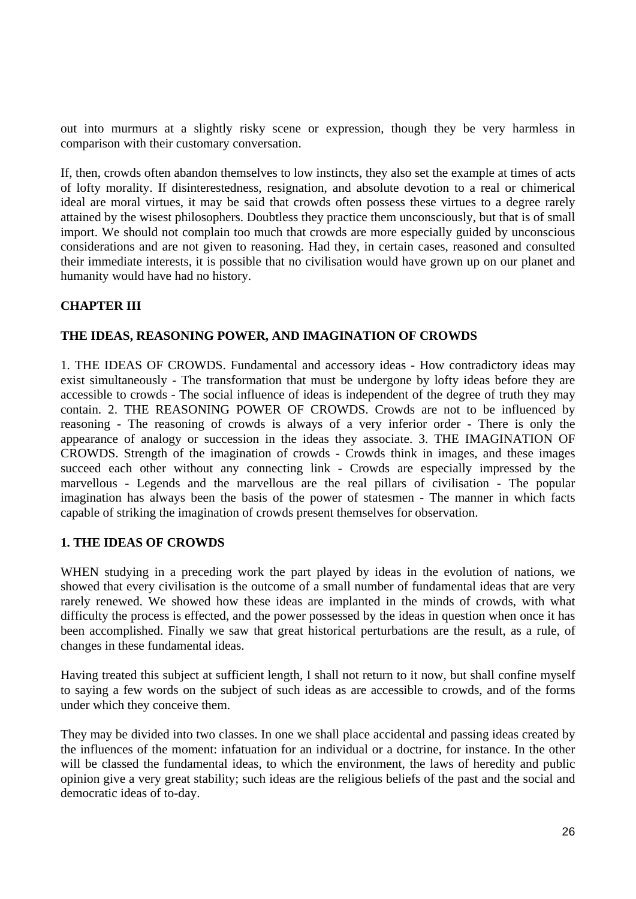out into murmurs at a slightly risky scene or expression, though they be very harmless in comparison with their customary conversation.

If, then, crowds often abandon themselves to low instincts, they also set the example at times of acts of lofty morality. If disinterestedness, resignation, and absolute devotion to a real or chimerical ideal are moral virtues, it may be said that crowds often possess these virtues to a degree rarely attained by the wisest philosophers. Doubtless they practice them unconsciously, but that is of small import. We should not complain too much that crowds are more especially guided by unconscious considerations and are not given to reasoning. Had they, in certain cases, reasoned and consulted their immediate interests, it is possible that no civilisation would have grown up on our planet and humanity would have had no history.

## CHAPTER III

## THE IDEAS, REASONING POWER, AND IMAGINATION OF CROWDS

1. THE IDEAS OF CROWDS. Fundamental and accessory ideas - How contradictory ideas may exist simultaneously - The transformation that must be undergone by lofty ideas before they are accessible to crowds - The social influence of ideas is independent of the degree of truth they may contain. 2. THE REASONING POWER OF CROWDS. Crowds are not to be influenced by reasoning - The reasoning of crowds is always of a very inferior order - There is only the appearance of analogy or succession in the ideas they associate. 3. THE IMAGINATION OF CROWDS. Strength of the imagination of crowds - Crowds think in images, and these images succeed each other without any connecting link - Crowds are especially impressed by the marvellous - Legends and the marvellous are the real pillars of civilisation - The popular imagination has always been the basis of the power of statesmen - The manner in which facts capable of striking the imagination of crowds present themselves for observation.

### 1. THE IDEAS OF CROWDS

WHEN studying in a preceding work the part played by ideas in the evolution of nations, we showed that every civilisation is the outcome of a small number of fundamental ideas that are very rarely renewed. We showed how these ideas are implanted in the minds of crowds, with what difficulty the process is effected, and the power possessed by the ideas in question when once it has been accomplished. Finally we saw that great historical perturbations are the result, as a rule, of changes in these fundamental ideas.

Having treated this subject at sufficient length, I shall not return to it now, but shall confine myself to saying a few words on the subject of such ideas as are accessible to crowds, and of the forms under which they conceive them.

They may be divided into two classes. In one we shall place accidental and passing ideas created by the influences of the moment: infatuation for an individual or a doctrine, for instance. In the other will be classed the fundamental ideas, to which the environment, the laws of heredity and public opinion give a very great stability; such ideas are the religious beliefs of the past and the social and democratic ideas of to-day.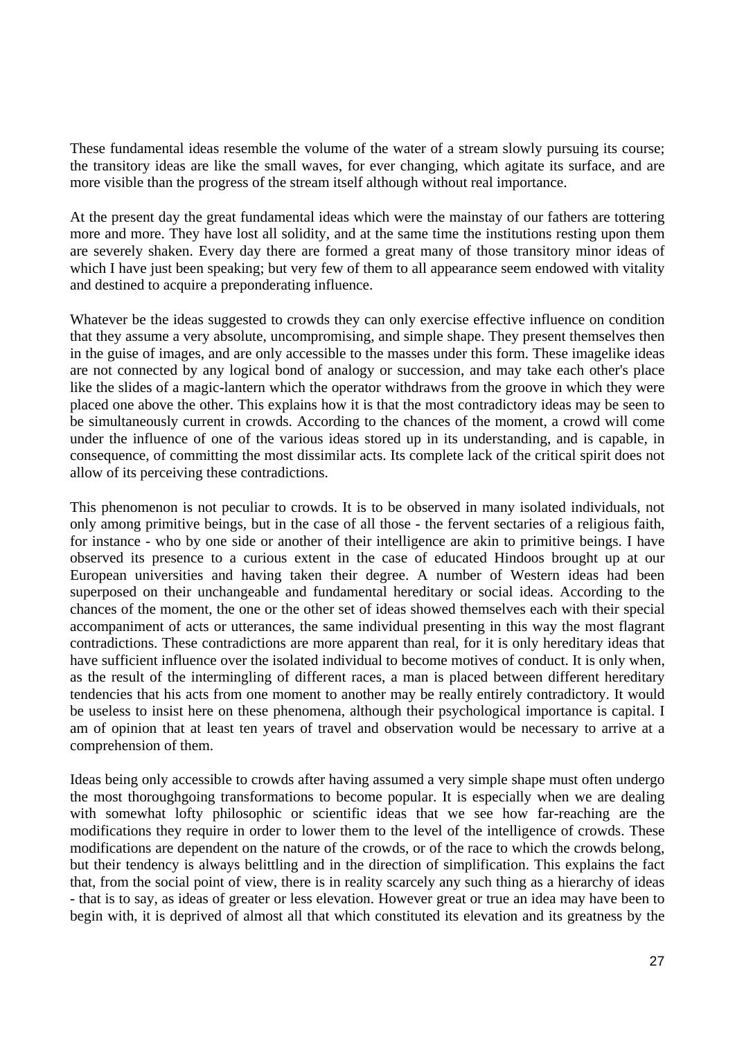These fundamental ideas resemble the volume of the water of a stream slowly pursuing its course; the transitory ideas are like the small waves, for ever changing, which agitate its surface, and are more visible than the progress of the stream itself although without real importance.

At the present day the great fundamental ideas which were the mainstay of our fathers are tottering more and more. They have lost all solidity, and at the same time the institutions resting upon them are severely shaken. Every day there are formed a great many of those transitory minor ideas of which I have just been speaking; but very few of them to all appearance seem endowed with vitality and destined to acquire a preponderating influence.

Whatever be the ideas suggested to crowds they can only exercise effective influence on condition that they assume a very absolute, uncompromising, and simple shape. They present themselves then in the guise of images, and are only accessible to the masses under this form. These imagelike ideas are not connected by any logical bond of analogy or succession, and may take each other's place like the slides of a magic-lantern which the operator withdraws from the groove in which they were placed one above the other. This explains how it is that the most contradictory ideas may be seen to be simultaneously current in crowds. According to the chances of the moment, a crowd will come under the influence of one of the various ideas stored up in its understanding, and is capable, in consequence, of committing the most dissimilar acts. Its complete lack of the critical spirit does not allow of its perceiving these contradictions.

This phenomenon is not peculiar to crowds. It is to be observed in many isolated individuals, not only among primitive beings, but in the case of all those - the fervent sectaries of a religious faith, for instance - who by one side or another of their intelligence are akin to primitive beings. I have observed its presence to a curious extent in the case of educated Hindoos brought up at our European universities and having taken their degree. A number of Western ideas had been superposed on their unchangeable and fundamental hereditary or social ideas. According to the chances of the moment, the one or the other set of ideas showed themselves each with their special accompaniment of acts or utterances, the same individual presenting in this way the most flagrant contradictions. These contradictions are more apparent than real, for it is only hereditary ideas that have sufficient influence over the isolated individual to become motives of conduct. It is only when, as the result of the intermingling of different races, a man is placed between different hereditary tendencies that his acts from one moment to another may be really entirely contradictory. It would be useless to insist here on these phenomena, although their psychological importance is capital. I am of opinion that at least ten years of travel and observation would be necessary to arrive at a comprehension of them.

Ideas being only accessible to crowds after having assumed a very simple shape must often undergo the most thoroughgoing transformations to become popular. It is especially when we are dealing with somewhat lofty philosophic or scientific ideas that we see how far-reaching are the modifications they require in order to lower them to the level of the intelligence of crowds. These modifications are dependent on the nature of the crowds, or of the race to which the crowds belong, but their tendency is always belittling and in the direction of simplification. This explains the fact that, from the social point of view, there is in reality scarcely any such thing as a hierarchy of ideas - that is to say, as ideas of greater or less elevation. However great or true an idea may have been to begin with, it is deprived of almost all that which constituted its elevation and its greatness by the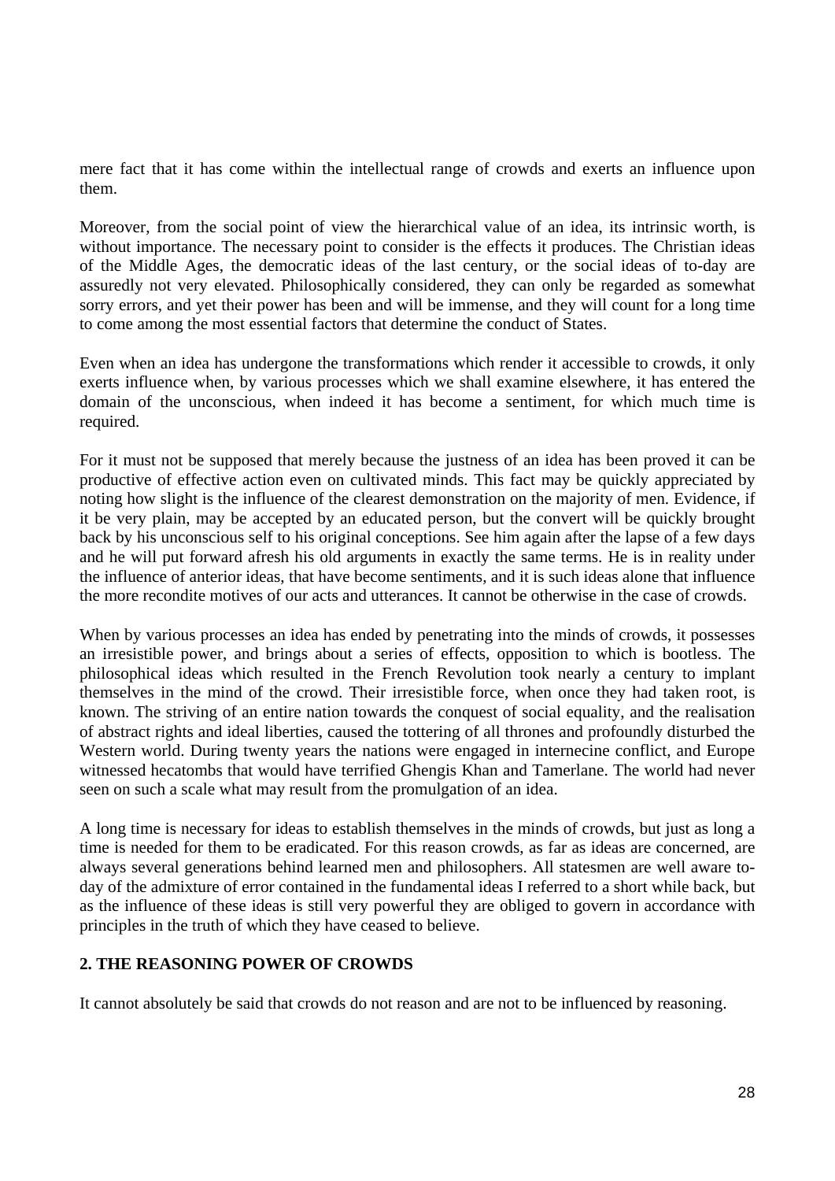mere fact that it has come within the intellectual range of crowds and exerts an influence upon them.

Moreover, from the social point of view the hierarchical value of an idea, its intrinsic worth, is without importance. The necessary point to consider is the effects it produces. The Christian ideas of the Middle Ages, the democratic ideas of the last century, or the social ideas of to-day are assuredly not very elevated. Philosophically considered, they can only be regarded as somewhat sorry errors, and yet their power has been and will be immense, and they will count for a long time to come among the most essential factors that determine the conduct of States.

Even when an idea has undergone the transformations which render it accessible to crowds, it only exerts influence when, by various processes which we shall examine elsewhere, it has entered the domain of the unconscious, when indeed it has become a sentiment, for which much time is required.

For it must not be supposed that merely because the justness of an idea has been proved it can be productive of effective action even on cultivated minds. This fact may be quickly appreciated by noting how slight is the influence of the clearest demonstration on the majority of men. Evidence, if it be very plain, may be accepted by an educated person, but the convert will be quickly brought back by his unconscious self to his original conceptions. See him again after the lapse of a few days and he will put forward afresh his old arguments in exactly the same terms. He is in reality under the influence of anterior ideas, that have become sentiments, and it is such ideas alone that influence the more recondite motives of our acts and utterances. It cannot be otherwise in the case of crowds.

When by various processes an idea has ended by penetrating into the minds of crowds, it possesses an irresistible power, and brings about a series of effects, opposition to which is bootless. The philosophical ideas which resulted in the French Revolution took nearly a century to implant themselves in the mind of the crowd. Their irresistible force, when once they had taken root, is known. The striving of an entire nation towards the conquest of social equality, and the realisation of abstract rights and ideal liberties, caused the tottering of all thrones and profoundly disturbed the Western world. During twenty years the nations were engaged in internecine conflict, and Europe witnessed hecatombs that would have terrified Ghengis Khan and Tamerlane. The world had never seen on such a scale what may result from the promulgation of an idea.

A long time is necessary for ideas to establish themselves in the minds of crowds, but just as long a time is needed for them to be eradicated. For this reason crowds, as far as ideas are concerned, are always several generations behind learned men and philosophers. All statesmen are well aware to-day of the admixture of error contained in the fundamental ideas I referred to a short while back, but as the influence of these ideas is still very powerful they are obliged to govern in accordance with principles in the truth of which they have ceased to believe.

### 2. THE REASONING POWER OF CROWDS

It cannot absolutely be said that crowds do not reason and are not to be influenced by reasoning.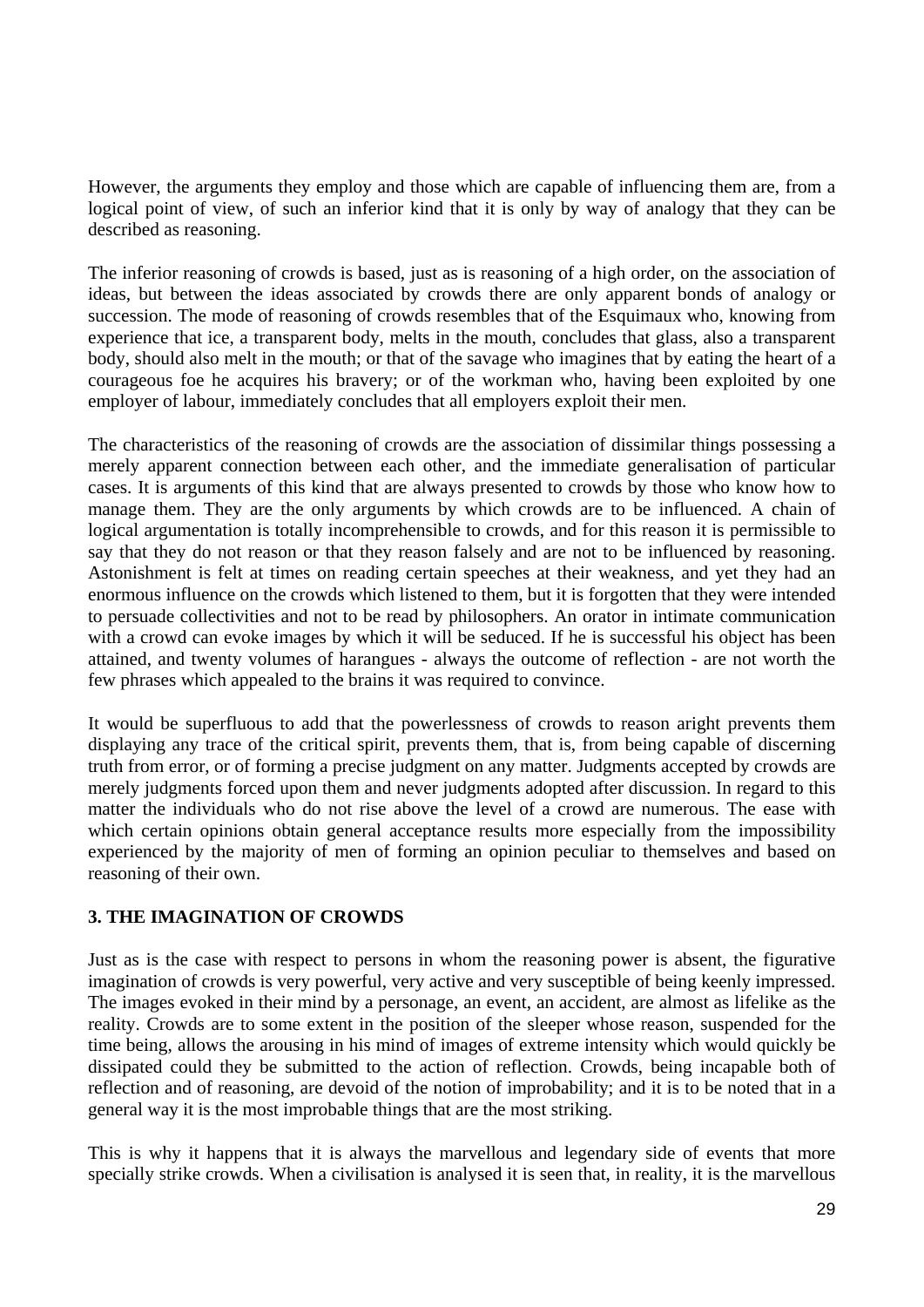However, the arguments they employ and those which are capable of influencing them are, from a logical point of view, of such an inferior kind that it is only by way of analogy that they can be described as reasoning.

The inferior reasoning of crowds is based, just as is reasoning of a high order, on the association of ideas, but between the ideas associated by crowds there are only apparent bonds of analogy or succession. The mode of reasoning of crowds resembles that of the Esquimaux who, knowing from experience that ice, a transparent body, melts in the mouth, concludes that glass, also a transparent body, should also melt in the mouth; or that of the savage who imagines that by eating the heart of a courageous foe he acquires his bravery; or of the workman who, having been exploited by one employer of labour, immediately concludes that all employers exploit their men.

The characteristics of the reasoning of crowds are the association of dissimilar things possessing a merely apparent connection between each other, and the immediate generalisation of particular cases. It is arguments of this kind that are always presented to crowds by those who know how to manage them. They are the only arguments by which crowds are to be influenced. A chain of logical argumentation is totally incomprehensible to crowds, and for this reason it is permissible to say that they do not reason or that they reason falsely and are not to be influenced by reasoning. Astonishment is felt at times on reading certain speeches at their weakness, and yet they had an enormous influence on the crowds which listened to them, but it is forgotten that they were intended to persuade collectivities and not to be read by philosophers. An orator in intimate communication with a crowd can evoke images by which it will be seduced. If he is successful his object has been attained, and twenty volumes of harangues - always the outcome of reflection - are not worth the few phrases which appealed to the brains it was required to convince.

It would be superfluous to add that the powerlessness of crowds to reason aright prevents them displaying any trace of the critical spirit, prevents them, that is, from being capable of discerning truth from error, or of forming a precise judgment on any matter. Judgments accepted by crowds are merely judgments forced upon them and never judgments adopted after discussion. In regard to this matter the individuals who do not rise above the level of a crowd are numerous. The ease with which certain opinions obtain general acceptance results more especially from the impossibility experienced by the majority of men of forming an opinion peculiar to themselves and based on reasoning of their own.

### 3. THE IMAGINATION OF CROWDS

Just as is the case with respect to persons in whom the reasoning power is absent, the figurative imagination of crowds is very powerful, very active and very susceptible of being keenly impressed. The images evoked in their mind by a personage, an event, an accident, are almost as lifelike as the reality. Crowds are to some extent in the position of the sleeper whose reason, suspended for the time being, allows the arousing in his mind of images of extreme intensity which would quickly be dissipated could they be submitted to the action of reflection. Crowds, being incapable both of reflection and of reasoning, are devoid of the notion of improbability; and it is to be noted that in a general way it is the most improbable things that are the most striking.

This is why it happens that it is always the marvellous and legendary side of events that more specially strike crowds. When a civilisation is analysed it is seen that, in reality, it is the marvellous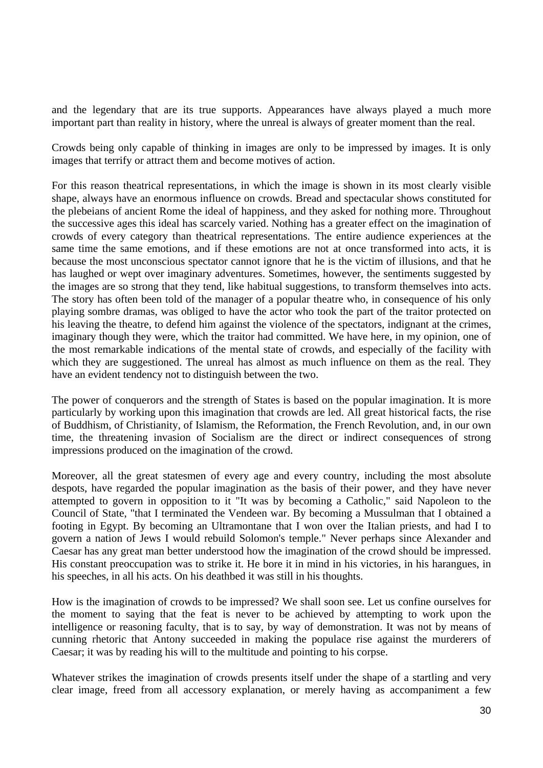and the legendary that are its true supports. Appearances have always played a much more important part than reality in history, where the unreal is always of greater moment than the real.

Crowds being only capable of thinking in images are only to be impressed by images. It is only images that terrify or attract them and become motives of action.

For this reason theatrical representations, in which the image is shown in its most clearly visible shape, always have an enormous influence on crowds. Bread and spectacular shows constituted for the plebeians of ancient Rome the ideal of happiness, and they asked for nothing more. Throughout the successive ages this ideal has scarcely varied. Nothing has a greater effect on the imagination of crowds of every category than theatrical representations. The entire audience experiences at the same time the same emotions, and if these emotions are not at once transformed into acts, it is because the most unconscious spectator cannot ignore that he is the victim of illusions, and that he has laughed or wept over imaginary adventures. Sometimes, however, the sentiments suggested by the images are so strong that they tend, like habitual suggestions, to transform themselves into acts. The story has often been told of the manager of a popular theatre who, in consequence of his only playing sombre dramas, was obliged to have the actor who took the part of the traitor protected on his leaving the theatre, to defend him against the violence of the spectators, indignant at the crimes, imaginary though they were, which the traitor had committed. We have here, in my opinion, one of the most remarkable indications of the mental state of crowds, and especially of the facility with which they are suggestioned. The unreal has almost as much influence on them as the real. They have an evident tendency not to distinguish between the two.

The power of conquerors and the strength of States is based on the popular imagination. It is more particularly by working upon this imagination that crowds are led. All great historical facts, the rise of Buddhism, of Christianity, of Islamism, the Reformation, the French Revolution, and, in our own time, the threatening invasion of Socialism are the direct or indirect consequences of strong impressions produced on the imagination of the crowd.

Moreover, all the great statesmen of every age and every country, including the most absolute despots, have regarded the popular imagination as the basis of their power, and they have never attempted to govern in opposition to it "It was by becoming a Catholic," said Napoleon to the Council of State, "that I terminated the Vendeen war. By becoming a Mussulman that I obtained a footing in Egypt. By becoming an Ultramontane that I won over the Italian priests, and had I to govern a nation of Jews I would rebuild Solomon's temple." Never perhaps since Alexander and Caesar has any great man better understood how the imagination of the crowd should be impressed. His constant preoccupation was to strike it. He bore it in mind in his victories, in his harangues, in his speeches, in all his acts. On his deathbed it was still in his thoughts.

How is the imagination of crowds to be impressed? We shall soon see. Let us confine ourselves for the moment to saying that the feat is never to be achieved by attempting to work upon the intelligence or reasoning faculty, that is to say, by way of demonstration. It was not by means of cunning rhetoric that Antony succeeded in making the populace rise against the murderers of Caesar; it was by reading his will to the multitude and pointing to his corpse.

Whatever strikes the imagination of crowds presents itself under the shape of a startling and very clear image, freed from all accessory explanation, or merely having as accompaniment a few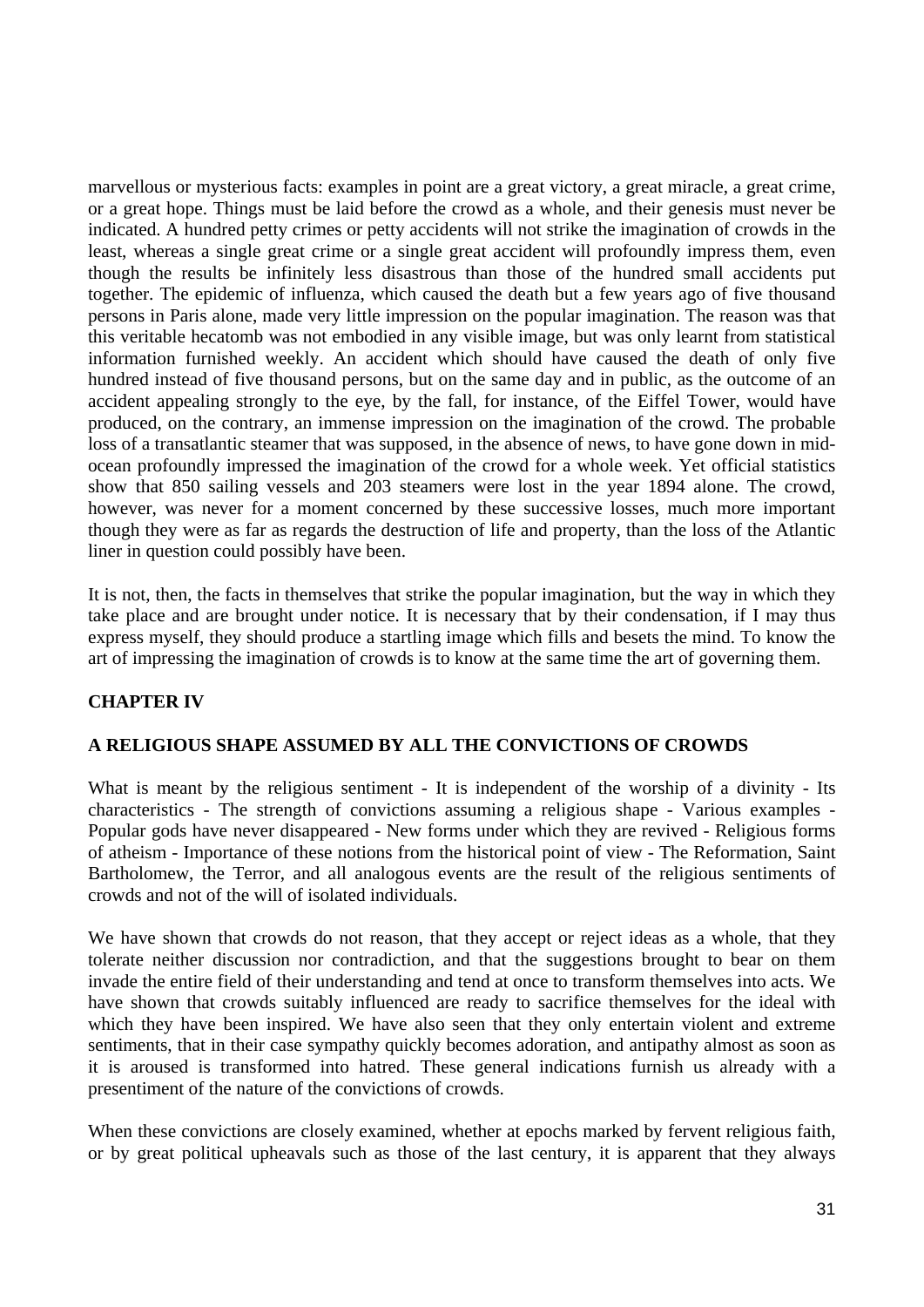marvellous or mysterious facts: examples in point are a great victory, a great miracle, a great crime, or a great hope. Things must be laid before the crowd as a whole, and their genesis must never be indicated. A hundred petty crimes or petty accidents will not strike the imagination of crowds in the least, whereas a single great crime or a single great accident will profoundly impress them, even though the results be infinitely less disastrous than those of the hundred small accidents put together. The epidemic of influenza, which caused the death but a few years ago of five thousand persons in Paris alone, made very little impression on the popular imagination. The reason was that this veritable hecatomb was not embodied in any visible image, but was only learnt from statistical information furnished weekly. An accident which should have caused the death of only five hundred instead of five thousand persons, but on the same day and in public, as the outcome of an accident appealing strongly to the eye, by the fall, for instance, of the Eiffel Tower, would have produced, on the contrary, an immense impression on the imagination of the crowd. The probable loss of a transatlantic steamer that was supposed, in the absence of news, to have gone down in mid-ocean profoundly impressed the imagination of the crowd for a whole week. Yet official statistics show that 850 sailing vessels and 203 steamers were lost in the year 1894 alone. The crowd, however, was never for a moment concerned by these successive losses, much more important though they were as far as regards the destruction of life and property, than the loss of the Atlantic liner in question could possibly have been.

It is not, then, the facts in themselves that strike the popular imagination, but the way in which they take place and are brought under notice. It is necessary that by their condensation, if I may thus express myself, they should produce a startling image which fills and besets the mind. To know the art of impressing the imagination of crowds is to know at the same time the art of governing them.

## CHAPTER IV

## A RELIGIOUS SHAPE ASSUMED BY ALL THE CONVICTIONS OF CROWDS

What is meant by the religious sentiment - It is independent of the worship of a divinity - Its characteristics - The strength of convictions assuming a religious shape - Various examples - Popular gods have never disappeared - New forms under which they are revived - Religious forms of atheism - Importance of these notions from the historical point of view - The Reformation, Saint Bartholomew, the Terror, and all analogous events are the result of the religious sentiments of crowds and not of the will of isolated individuals.

We have shown that crowds do not reason, that they accept or reject ideas as a whole, that they tolerate neither discussion nor contradiction, and that the suggestions brought to bear on them invade the entire field of their understanding and tend at once to transform themselves into acts. We have shown that crowds suitably influenced are ready to sacrifice themselves for the ideal with which they have been inspired. We have also seen that they only entertain violent and extreme sentiments, that in their case sympathy quickly becomes adoration, and antipathy almost as soon as it is aroused is transformed into hatred. These general indications furnish us already with a presentiment of the nature of the convictions of crowds.

When these convictions are closely examined, whether at epochs marked by fervent religious faith, or by great political upheavals such as those of the last century, it is apparent that they always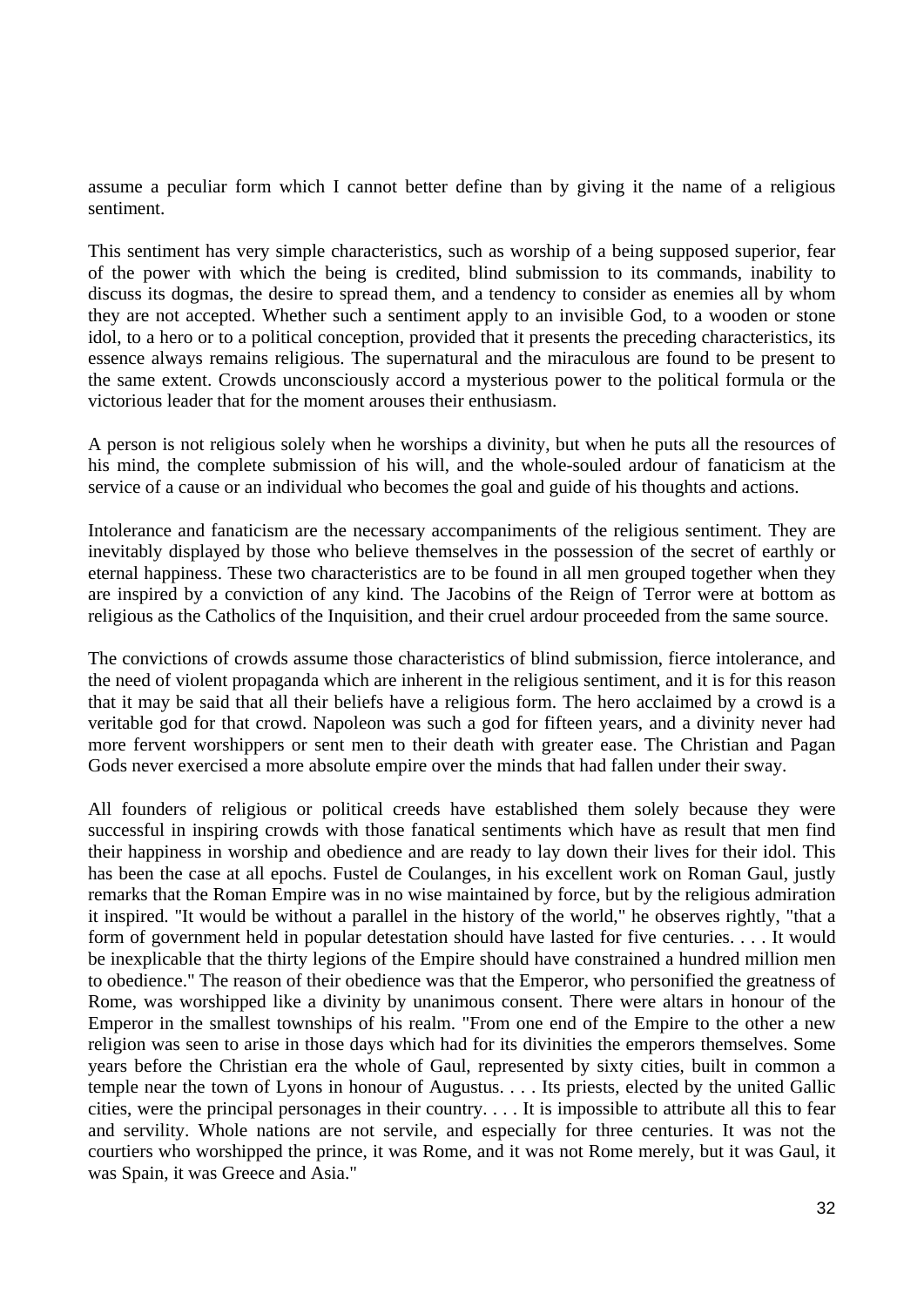assume a peculiar form which I cannot better define than by giving it the name of a religious sentiment.

This sentiment has very simple characteristics, such as worship of a being supposed superior, fear of the power with which the being is credited, blind submission to its commands, inability to discuss its dogmas, the desire to spread them, and a tendency to consider as enemies all by whom they are not accepted. Whether such a sentiment apply to an invisible God, to a wooden or stone idol, to a hero or to a political conception, provided that it presents the preceding characteristics, its essence always remains religious. The supernatural and the miraculous are found to be present to the same extent. Crowds unconsciously accord a mysterious power to the political formula or the victorious leader that for the moment arouses their enthusiasm.

A person is not religious solely when he worships a divinity, but when he puts all the resources of his mind, the complete submission of his will, and the whole-souled ardour of fanaticism at the service of a cause or an individual who becomes the goal and guide of his thoughts and actions.

Intolerance and fanaticism are the necessary accompaniments of the religious sentiment. They are inevitably displayed by those who believe themselves in the possession of the secret of earthly or eternal happiness. These two characteristics are to be found in all men grouped together when they are inspired by a conviction of any kind. The Jacobins of the Reign of Terror were at bottom as religious as the Catholics of the Inquisition, and their cruel ardour proceeded from the same source.

The convictions of crowds assume those characteristics of blind submission, fierce intolerance, and the need of violent propaganda which are inherent in the religious sentiment, and it is for this reason that it may be said that all their beliefs have a religious form. The hero acclaimed by a crowd is a veritable god for that crowd. Napoleon was such a god for fifteen years, and a divinity never had more fervent worshippers or sent men to their death with greater ease. The Christian and Pagan Gods never exercised a more absolute empire over the minds that had fallen under their sway.

All founders of religious or political creeds have established them solely because they were successful in inspiring crowds with those fanatical sentiments which have as result that men find their happiness in worship and obedience and are ready to lay down their lives for their idol. This has been the case at all epochs. Fustel de Coulanges, in his excellent work on Roman Gaul, justly remarks that the Roman Empire was in no wise maintained by force, but by the religious admiration it inspired. "It would be without a parallel in the history of the world," he observes rightly, "that a form of government held in popular detestation should have lasted for five centuries. . . . It would be inexplicable that the thirty legions of the Empire should have constrained a hundred million men to obedience." The reason of their obedience was that the Emperor, who personified the greatness of Rome, was worshipped like a divinity by unanimous consent. There were altars in honour of the Emperor in the smallest townships of his realm. "From one end of the Empire to the other a new religion was seen to arise in those days which had for its divinities the emperors themselves. Some years before the Christian era the whole of Gaul, represented by sixty cities, built in common a temple near the town of Lyons in honour of Augustus. . . . Its priests, elected by the united Gallic cities, were the principal personages in their country. . . . It is impossible to attribute all this to fear and servility. Whole nations are not servile, and especially for three centuries. It was not the courtiers who worshipped the prince, it was Rome, and it was not Rome merely, but it was Gaul, it was Spain, it was Greece and Asia."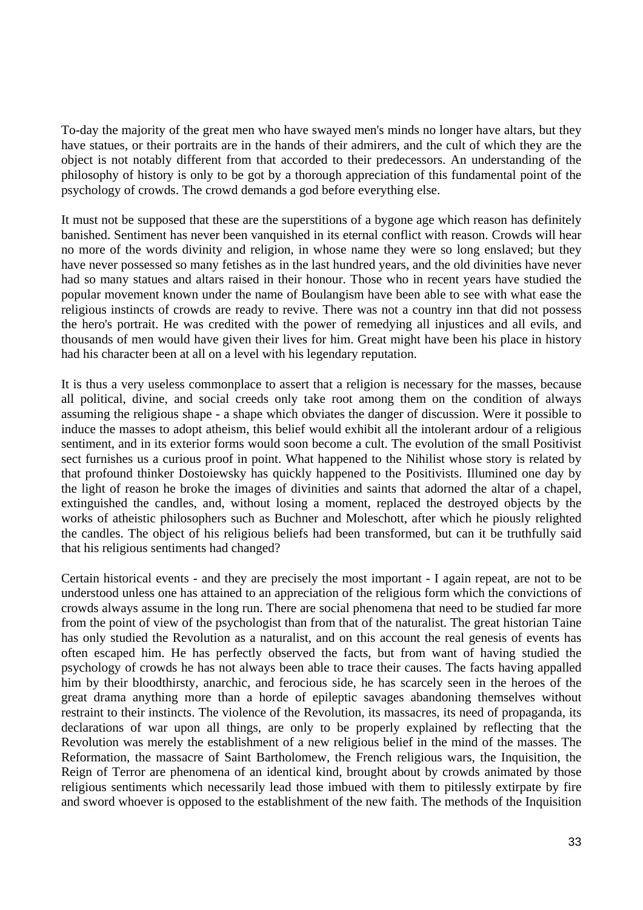To-day the majority of the great men who have swayed men's minds no longer have altars, but they have statues, or their portraits are in the hands of their admirers, and the cult of which they are the object is not notably different from that accorded to their predecessors. An understanding of the philosophy of history is only to be got by a thorough appreciation of this fundamental point of the psychology of crowds. The crowd demands a god before everything else.

It must not be supposed that these are the superstitions of a bygone age which reason has definitely banished. Sentiment has never been vanquished in its eternal conflict with reason. Crowds will hear no more of the words divinity and religion, in whose name they were so long enslaved; but they have never possessed so many fetishes as in the last hundred years, and the old divinities have never had so many statues and altars raised in their honour. Those who in recent years have studied the popular movement known under the name of Boulangism have been able to see with what ease the religious instincts of crowds are ready to revive. There was not a country inn that did not possess the hero's portrait. He was credited with the power of remedying all injustices and all evils, and thousands of men would have given their lives for him. Great might have been his place in history had his character been at all on a level with his legendary reputation.

It is thus a very useless commonplace to assert that a religion is necessary for the masses, because all political, divine, and social creeds only take root among them on the condition of always assuming the religious shape - a shape which obviates the danger of discussion. Were it possible to induce the masses to adopt atheism, this belief would exhibit all the intolerant ardour of a religious sentiment, and in its exterior forms would soon become a cult. The evolution of the small Positivist sect furnishes us a curious proof in point. What happened to the Nihilist whose story is related by that profound thinker Dostoiewsky has quickly happened to the Positivists. Illumined one day by the light of reason he broke the images of divinities and saints that adorned the altar of a chapel, extinguished the candles, and, without losing a moment, replaced the destroyed objects by the works of atheistic philosophers such as Buchner and Moleschott, after which he piously relighted the candles. The object of his religious beliefs had been transformed, but can it be truthfully said that his religious sentiments had changed?

Certain historical events - and they are precisely the most important - I again repeat, are not to be understood unless one has attained to an appreciation of the religious form which the convictions of crowds always assume in the long run. There are social phenomena that need to be studied far more from the point of view of the psychologist than from that of the naturalist. The great historian Taine has only studied the Revolution as a naturalist, and on this account the real genesis of events has often escaped him. He has perfectly observed the facts, but from want of having studied the psychology of crowds he has not always been able to trace their causes. The facts having appalled him by their bloodthirsty, anarchic, and ferocious side, he has scarcely seen in the heroes of the great drama anything more than a horde of epileptic savages abandoning themselves without restraint to their instincts. The violence of the Revolution, its massacres, its need of propaganda, its declarations of war upon all things, are only to be properly explained by reflecting that the Revolution was merely the establishment of a new religious belief in the mind of the masses. The Reformation, the massacre of Saint Bartholomew, the French religious wars, the Inquisition, the Reign of Terror are phenomena of an identical kind, brought about by crowds animated by those religious sentiments which necessarily lead those imbued with them to pitilessly extirpate by fire and sword whoever is opposed to the establishment of the new faith. The methods of the Inquisition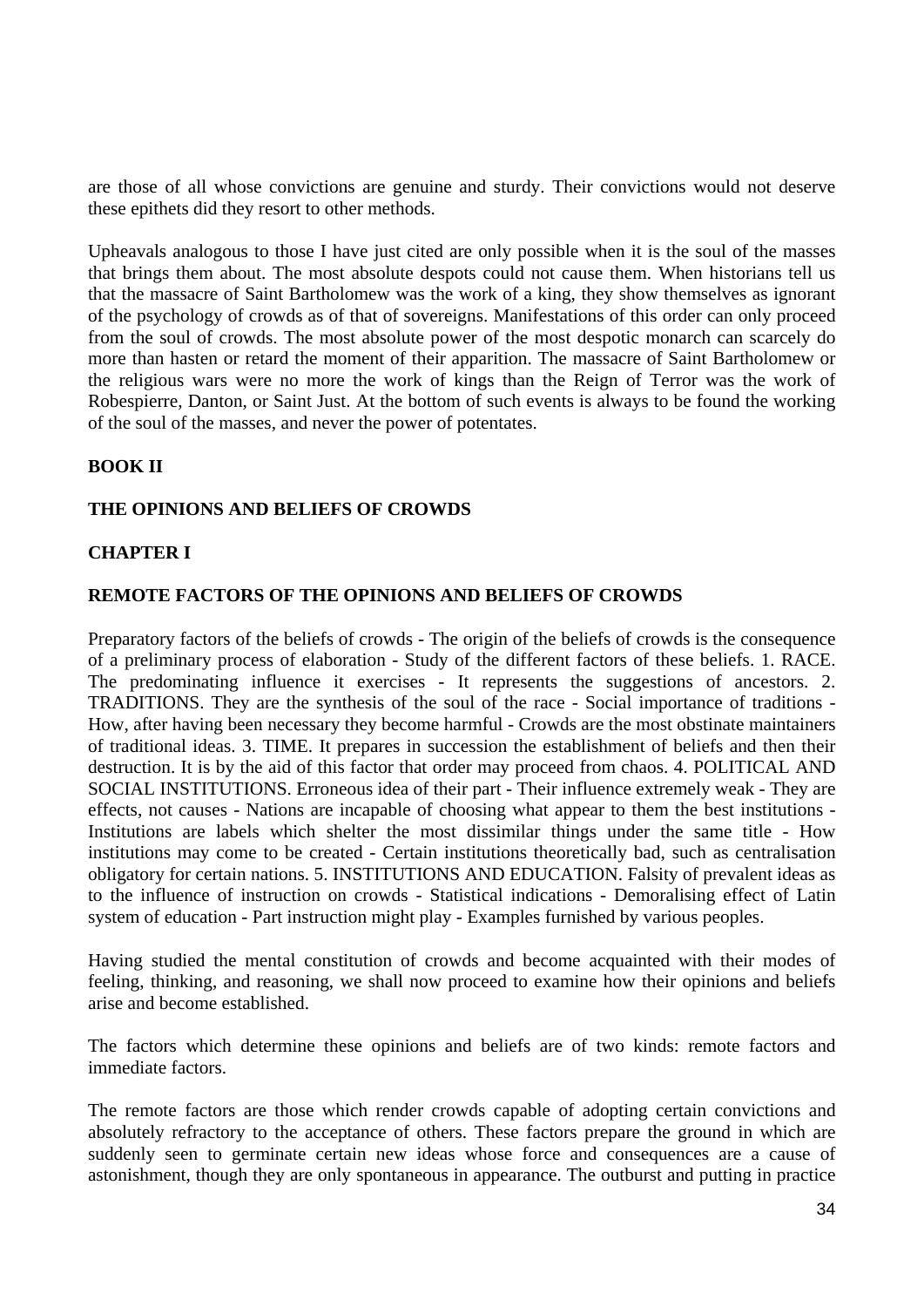are those of all whose convictions are genuine and sturdy. Their convictions would not deserve these epithets did they resort to other methods.

Upheavals analogous to those I have just cited are only possible when it is the soul of the masses that brings them about. The most absolute despots could not cause them. When historians tell us that the massacre of Saint Bartholomew was the work of a king, they show themselves as ignorant of the psychology of crowds as of that of sovereigns. Manifestations of this order can only proceed from the soul of crowds. The most absolute power of the most despotic monarch can scarcely do more than hasten or retard the moment of their apparition. The massacre of Saint Bartholomew or the religious wars were no more the work of kings than the Reign of Terror was the work of Robespierre, Danton, or Saint Just. At the bottom of such events is always to be found the working of the soul of the masses, and never the power of potentates.

# BOOK II

## THE OPINIONS AND BELIEFS OF CROWDS

### CHAPTER I

### REMOTE FACTORS OF THE OPINIONS AND BELIEFS OF CROWDS

Preparatory factors of the beliefs of crowds - The origin of the beliefs of crowds is the consequence of a preliminary process of elaboration - Study of the different factors of these beliefs. 1. RACE. The predominating influence it exercises - It represents the suggestions of ancestors. 2. TRADITIONS. They are the synthesis of the soul of the race - Social importance of traditions - How, after having been necessary they become harmful - Crowds are the most obstinate maintainers of traditional ideas. 3. TIME. It prepares in succession the establishment of beliefs and then their destruction. It is by the aid of this factor that order may proceed from chaos. 4. POLITICAL AND SOCIAL INSTITUTIONS. Erroneous idea of their part - Their influence extremely weak - They are effects, not causes - Nations are incapable of choosing what appear to them the best institutions - Institutions are labels which shelter the most dissimilar things under the same title - How institutions may come to be created - Certain institutions theoretically bad, such as centralisation obligatory for certain nations. 5. INSTITUTIONS AND EDUCATION. Falsity of prevalent ideas as to the influence of instruction on crowds - Statistical indications - Demoralising effect of Latin system of education - Part instruction might play - Examples furnished by various peoples.

Having studied the mental constitution of crowds and become acquainted with their modes of feeling, thinking, and reasoning, we shall now proceed to examine how their opinions and beliefs arise and become established.

The factors which determine these opinions and beliefs are of two kinds: remote factors and immediate factors.

The remote factors are those which render crowds capable of adopting certain convictions and absolutely refractory to the acceptance of others. These factors prepare the ground in which are suddenly seen to germinate certain new ideas whose force and consequences are a cause of astonishment, though they are only spontaneous in appearance. The outburst and putting in practice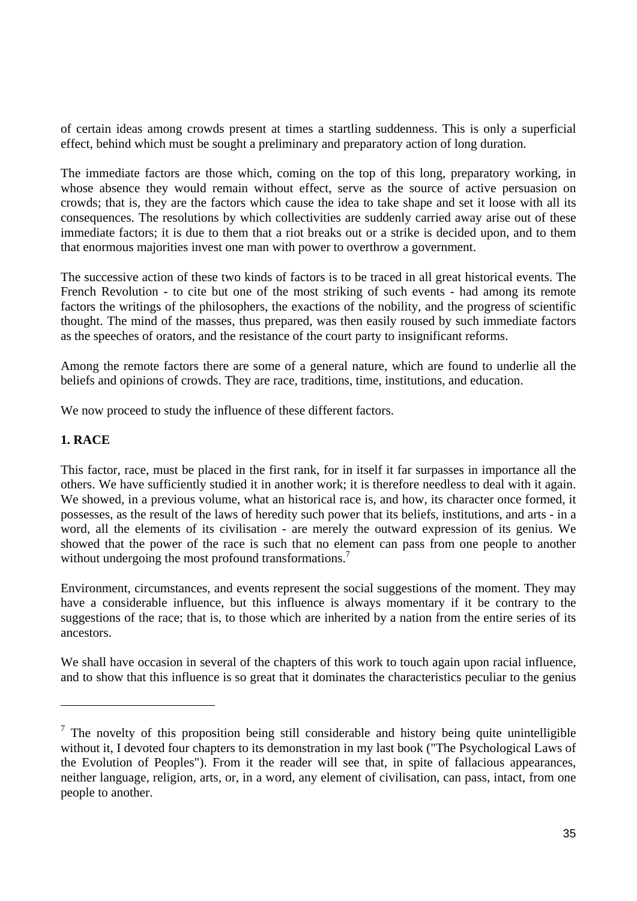of certain ideas among crowds present at times a startling suddenness. This is only a superficial effect, behind which must be sought a preliminary and preparatory action of long duration.

The immediate factors are those which, coming on the top of this long, preparatory working, in whose absence they would remain without effect, serve as the source of active persuasion on crowds; that is, they are the factors which cause the idea to take shape and set it loose with all its consequences. The resolutions by which collectivities are suddenly carried away arise out of these immediate factors; it is due to them that a riot breaks out or a strike is decided upon, and to them that enormous majorities invest one man with power to overthrow a government.

The successive action of these two kinds of factors is to be traced in all great historical events. The French Revolution - to cite but one of the most striking of such events - had among its remote factors the writings of the philosophers, the exactions of the nobility, and the progress of scientific thought. The mind of the masses, thus prepared, was then easily roused by such immediate factors as the speeches of orators, and the resistance of the court party to insignificant reforms.

Among the remote factors there are some of a general nature, which are found to underlie all the beliefs and opinions of crowds. They are race, traditions, time, institutions, and education.

We now proceed to study the influence of these different factors.

**1. RACE**

This factor, race, must be placed in the first rank, for in itself it far surpasses in importance all the others. We have sufficiently studied it in another work; it is therefore needless to deal with it again. We showed, in a previous volume, what an historical race is, and how, its character once formed, it possesses, as the result of the laws of heredity such power that its beliefs, institutions, and arts - in a word, all the elements of its civilisation - are merely the outward expression of its genius. We showed that the power of the race is such that no element can pass from one people to another without undergoing the most profound transformations.[7]

Environment, circumstances, and events represent the social suggestions of the moment. They may have a considerable influence, but this influence is always momentary if it be contrary to the suggestions of the race; that is, to those which are inherited by a nation from the entire series of its ancestors.

We shall have occasion in several of the chapters of this work to touch again upon racial influence, and to show that this influence is so great that it dominates the characteristics peculiar to the genius

---

[7] The novelty of this proposition being still considerable and history being quite unintelligible without it, I devoted four chapters to its demonstration in my last book ("The Psychological Laws of the Evolution of Peoples"). From it the reader will see that, in spite of fallacious appearances, neither language, religion, arts, or, in a word, any element of civilisation, can pass, intact, from one people to another.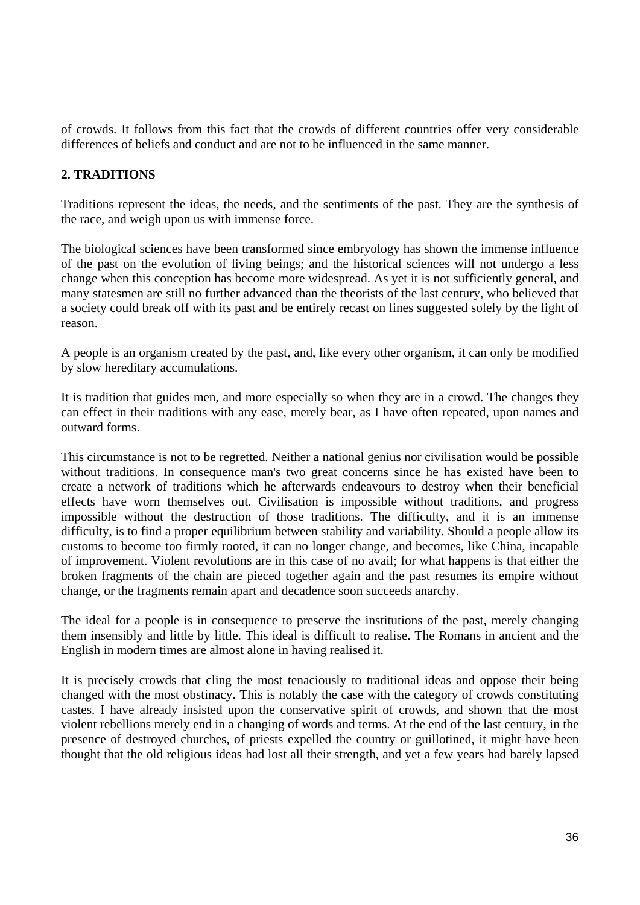of crowds. It follows from this fact that the crowds of different countries offer very considerable differences of beliefs and conduct and are not to be influenced in the same manner.

### 2. TRADITIONS

Traditions represent the ideas, the needs, and the sentiments of the past. They are the synthesis of the race, and weigh upon us with immense force.

The biological sciences have been transformed since embryology has shown the immense influence of the past on the evolution of living beings; and the historical sciences will not undergo a less change when this conception has become more widespread. As yet it is not sufficiently general, and many statesmen are still no further advanced than the theorists of the last century, who believed that a society could break off with its past and be entirely recast on lines suggested solely by the light of reason.

A people is an organism created by the past, and, like every other organism, it can only be modified by slow hereditary accumulations.

It is tradition that guides men, and more especially so when they are in a crowd. The changes they can effect in their traditions with any ease, merely bear, as I have often repeated, upon names and outward forms.

This circumstance is not to be regretted. Neither a national genius nor civilisation would be possible without traditions. In consequence man's two great concerns since he has existed have been to create a network of traditions which he afterwards endeavours to destroy when their beneficial effects have worn themselves out. Civilisation is impossible without traditions, and progress impossible without the destruction of those traditions. The difficulty, and it is an immense difficulty, is to find a proper equilibrium between stability and variability. Should a people allow its customs to become too firmly rooted, it can no longer change, and becomes, like China, incapable of improvement. Violent revolutions are in this case of no avail; for what happens is that either the broken fragments of the chain are pieced together again and the past resumes its empire without change, or the fragments remain apart and decadence soon succeeds anarchy.

The ideal for a people is in consequence to preserve the institutions of the past, merely changing them insensibly and little by little. This ideal is difficult to realise. The Romans in ancient and the English in modern times are almost alone in having realised it.

It is precisely crowds that cling the most tenaciously to traditional ideas and oppose their being changed with the most obstinacy. This is notably the case with the category of crowds constituting castes. I have already insisted upon the conservative spirit of crowds, and shown that the most violent rebellions merely end in a changing of words and terms. At the end of the last century, in the presence of destroyed churches, of priests expelled the country or guillotined, it might have been thought that the old religious ideas had lost all their strength, and yet a few years had barely lapsed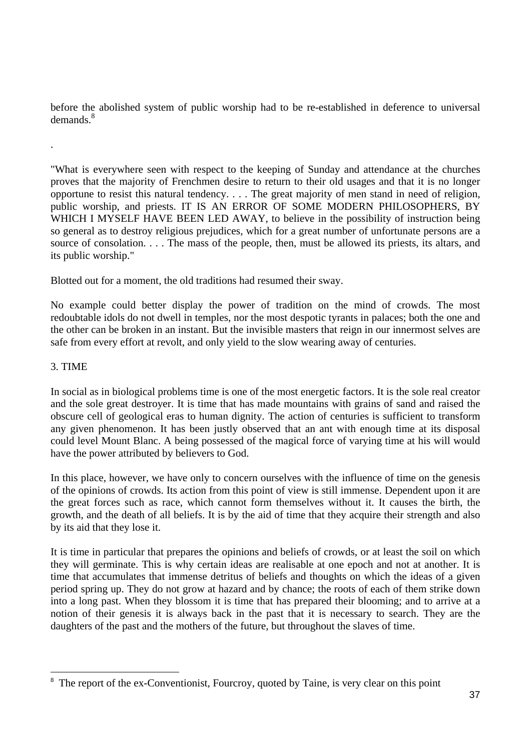before the abolished system of public worship had to be re-established in deference to universal demands.[8]

.

"What is everywhere seen with respect to the keeping of Sunday and attendance at the churches proves that the majority of Frenchmen desire to return to their old usages and that it is no longer opportune to resist this natural tendency. . . . The great majority of men stand in need of religion, public worship, and priests. IT IS AN ERROR OF SOME MODERN PHILOSOPHERS, BY WHICH I MYSELF HAVE BEEN LED AWAY, to believe in the possibility of instruction being so general as to destroy religious prejudices, which for a great number of unfortunate persons are a source of consolation. . . . The mass of the people, then, must be allowed its priests, its altars, and its public worship."

Blotted out for a moment, the old traditions had resumed their sway.

No example could better display the power of tradition on the mind of crowds. The most redoubtable idols do not dwell in temples, nor the most despotic tyrants in palaces; both the one and the other can be broken in an instant. But the invisible masters that reign in our innermost selves are safe from every effort at revolt, and only yield to the slow wearing away of centuries.

## 3. TIME

In social as in biological problems time is one of the most energetic factors. It is the sole real creator and the sole great destroyer. It is time that has made mountains with grains of sand and raised the obscure cell of geological eras to human dignity. The action of centuries is sufficient to transform any given phenomenon. It has been justly observed that an ant with enough time at its disposal could level Mount Blanc. A being possessed of the magical force of varying time at his will would have the power attributed by believers to God.

In this place, however, we have only to concern ourselves with the influence of time on the genesis of the opinions of crowds. Its action from this point of view is still immense. Dependent upon it are the great forces such as race, which cannot form themselves without it. It causes the birth, the growth, and the death of all beliefs. It is by the aid of time that they acquire their strength and also by its aid that they lose it.

It is time in particular that prepares the opinions and beliefs of crowds, or at least the soil on which they will germinate. This is why certain ideas are realisable at one epoch and not at another. It is time that accumulates that immense detritus of beliefs and thoughts on which the ideas of a given period spring up. They do not grow at hazard and by chance; the roots of each of them strike down into a long past. When they blossom it is time that has prepared their blooming; and to arrive at a notion of their genesis it is always back in the past that it is necessary to search. They are the daughters of the past and the mothers of the future, but throughout the slaves of time.

---

[8] The report of the ex-Conventionist, Fourcroy, quoted by Taine, is very clear on this point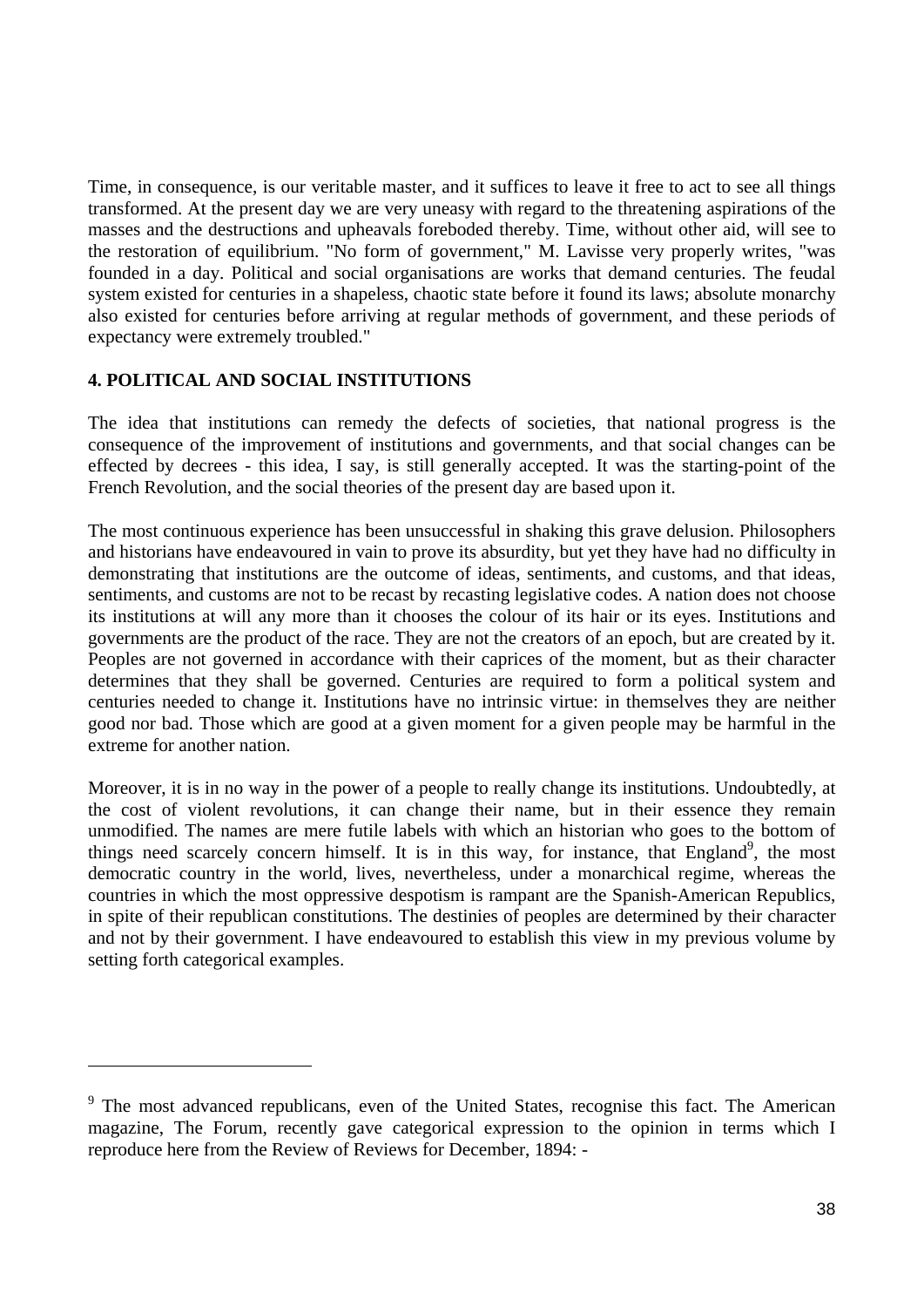Time, in consequence, is our veritable master, and it suffices to leave it free to act to see all things transformed. At the present day we are very uneasy with regard to the threatening aspirations of the masses and the destructions and upheavals foreboded thereby. Time, without other aid, will see to the restoration of equilibrium. "No form of government," M. Lavisse very properly writes, "was founded in a day. Political and social organisations are works that demand centuries. The feudal system existed for centuries in a shapeless, chaotic state before it found its laws; absolute monarchy also existed for centuries before arriving at regular methods of government, and these periods of expectancy were extremely troubled."

### 4. POLITICAL AND SOCIAL INSTITUTIONS

The idea that institutions can remedy the defects of societies, that national progress is the consequence of the improvement of institutions and governments, and that social changes can be effected by decrees - this idea, I say, is still generally accepted. It was the starting-point of the French Revolution, and the social theories of the present day are based upon it.

The most continuous experience has been unsuccessful in shaking this grave delusion. Philosophers and historians have endeavoured in vain to prove its absurdity, but yet they have had no difficulty in demonstrating that institutions are the outcome of ideas, sentiments, and customs, and that ideas, sentiments, and customs are not to be recast by recasting legislative codes. A nation does not choose its institutions at will any more than it chooses the colour of its hair or its eyes. Institutions and governments are the product of the race. They are not the creators of an epoch, but are created by it. Peoples are not governed in accordance with their caprices of the moment, but as their character determines that they shall be governed. Centuries are required to form a political system and centuries needed to change it. Institutions have no intrinsic virtue: in themselves they are neither good nor bad. Those which are good at a given moment for a given people may be harmful in the extreme for another nation.

Moreover, it is in no way in the power of a people to really change its institutions. Undoubtedly, at the cost of violent revolutions, it can change their name, but in their essence they remain unmodified. The names are mere futile labels with which an historian who goes to the bottom of things need scarcely concern himself. It is in this way, for instance, that England[9], the most democratic country in the world, lives, nevertheless, under a monarchical regime, whereas the countries in which the most oppressive despotism is rampant are the Spanish-American Republics, in spite of their republican constitutions. The destinies of peoples are determined by their character and not by their government. I have endeavoured to establish this view in my previous volume by setting forth categorical examples.

---

[9] The most advanced republicans, even of the United States, recognise this fact. The American magazine, The Forum, recently gave categorical expression to the opinion in terms which I reproduce here from the Review of Reviews for December, 1894: -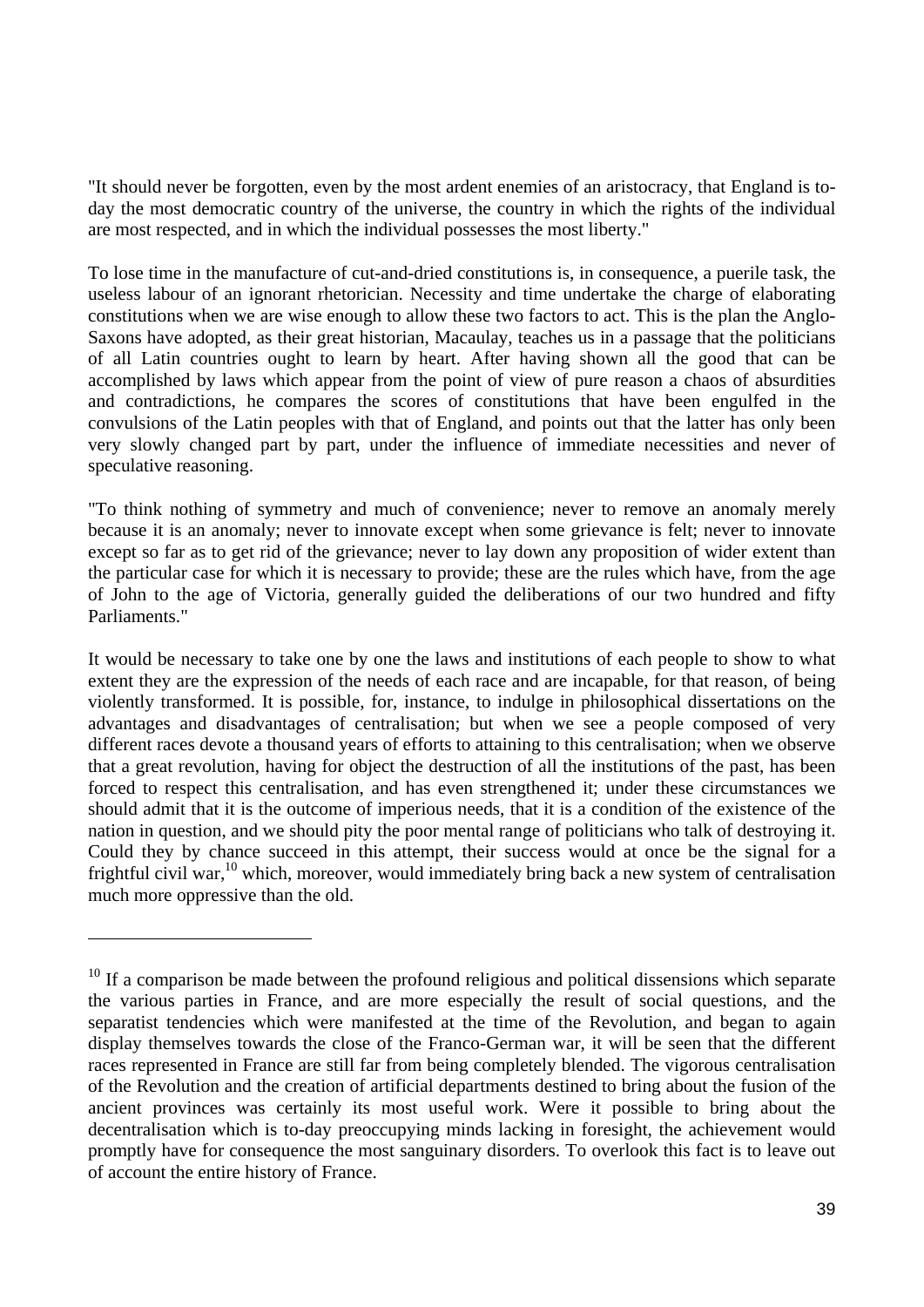"It should never be forgotten, even by the most ardent enemies of an aristocracy, that England is to-day the most democratic country of the universe, the country in which the rights of the individual are most respected, and in which the individual possesses the most liberty."

To lose time in the manufacture of cut-and-dried constitutions is, in consequence, a puerile task, the useless labour of an ignorant rhetorician. Necessity and time undertake the charge of elaborating constitutions when we are wise enough to allow these two factors to act. This is the plan the Anglo-Saxons have adopted, as their great historian, Macaulay, teaches us in a passage that the politicians of all Latin countries ought to learn by heart. After having shown all the good that can be accomplished by laws which appear from the point of view of pure reason a chaos of absurdities and contradictions, he compares the scores of constitutions that have been engulfed in the convulsions of the Latin peoples with that of England, and points out that the latter has only been very slowly changed part by part, under the influence of immediate necessities and never of speculative reasoning.

"To think nothing of symmetry and much of convenience; never to remove an anomaly merely because it is an anomaly; never to innovate except when some grievance is felt; never to innovate except so far as to get rid of the grievance; never to lay down any proposition of wider extent than the particular case for which it is necessary to provide; these are the rules which have, from the age of John to the age of Victoria, generally guided the deliberations of our two hundred and fifty Parliaments."

It would be necessary to take one by one the laws and institutions of each people to show to what extent they are the expression of the needs of each race and are incapable, for that reason, of being violently transformed. It is possible, for, instance, to indulge in philosophical dissertations on the advantages and disadvantages of centralisation; but when we see a people composed of very different races devote a thousand years of efforts to attaining to this centralisation; when we observe that a great revolution, having for object the destruction of all the institutions of the past, has been forced to respect this centralisation, and has even strengthened it; under these circumstances we should admit that it is the outcome of imperious needs, that it is a condition of the existence of the nation in question, and we should pity the poor mental range of politicians who talk of destroying it. Could they by chance succeed in this attempt, their success would at once be the signal for a frightful civil war,[10] which, moreover, would immediately bring back a new system of centralisation much more oppressive than the old.

---

[10] If a comparison be made between the profound religious and political dissensions which separate the various parties in France, and are more especially the result of social questions, and the separatist tendencies which were manifested at the time of the Revolution, and began to again display themselves towards the close of the Franco-German war, it will be seen that the different races represented in France are still far from being completely blended. The vigorous centralisation of the Revolution and the creation of artificial departments destined to bring about the fusion of the ancient provinces was certainly its most useful work. Were it possible to bring about the decentralisation which is to-day preoccupying minds lacking in foresight, the achievement would promptly have for consequence the most sanguinary disorders. To overlook this fact is to leave out of account the entire history of France.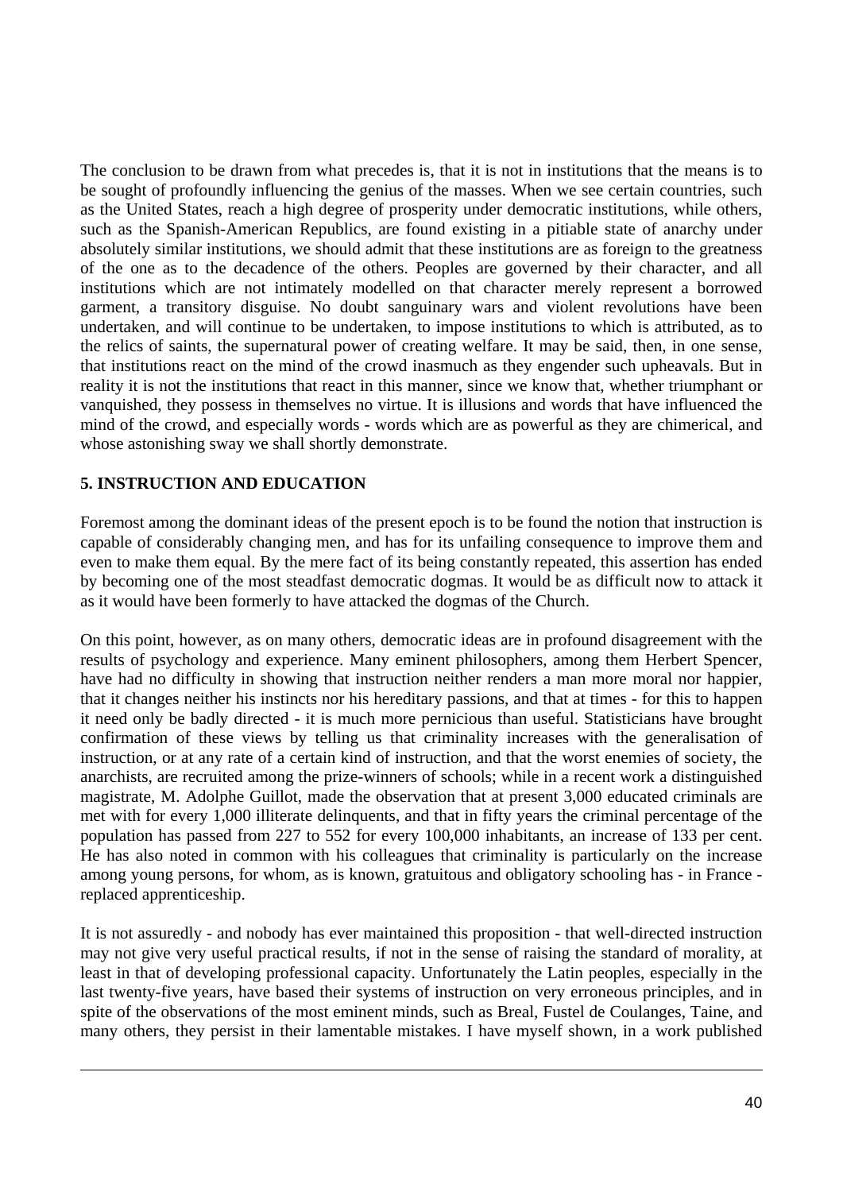The conclusion to be drawn from what precedes is, that it is not in institutions that the means is to be sought of profoundly influencing the genius of the masses. When we see certain countries, such as the United States, reach a high degree of prosperity under democratic institutions, while others, such as the Spanish-American Republics, are found existing in a pitiable state of anarchy under absolutely similar institutions, we should admit that these institutions are as foreign to the greatness of the one as to the decadence of the others. Peoples are governed by their character, and all institutions which are not intimately modelled on that character merely represent a borrowed garment, a transitory disguise. No doubt sanguinary wars and violent revolutions have been undertaken, and will continue to be undertaken, to impose institutions to which is attributed, as to the relics of saints, the supernatural power of creating welfare. It may be said, then, in one sense, that institutions react on the mind of the crowd inasmuch as they engender such upheavals. But in reality it is not the institutions that react in this manner, since we know that, whether triumphant or vanquished, they possess in themselves no virtue. It is illusions and words that have influenced the mind of the crowd, and especially words - words which are as powerful as they are chimerical, and whose astonishing sway we shall shortly demonstrate.

### 5. INSTRUCTION AND EDUCATION

Foremost among the dominant ideas of the present epoch is to be found the notion that instruction is capable of considerably changing men, and has for its unfailing consequence to improve them and even to make them equal. By the mere fact of its being constantly repeated, this assertion has ended by becoming one of the most steadfast democratic dogmas. It would be as difficult now to attack it as it would have been formerly to have attacked the dogmas of the Church.

On this point, however, as on many others, democratic ideas are in profound disagreement with the results of psychology and experience. Many eminent philosophers, among them Herbert Spencer, have had no difficulty in showing that instruction neither renders a man more moral nor happier, that it changes neither his instincts nor his hereditary passions, and that at times - for this to happen it need only be badly directed - it is much more pernicious than useful. Statisticians have brought confirmation of these views by telling us that criminality increases with the generalisation of instruction, or at any rate of a certain kind of instruction, and that the worst enemies of society, the anarchists, are recruited among the prize-winners of schools; while in a recent work a distinguished magistrate, M. Adolphe Guillot, made the observation that at present 3,000 educated criminals are met with for every 1,000 illiterate delinquents, and that in fifty years the criminal percentage of the population has passed from 227 to 552 for every 100,000 inhabitants, an increase of 133 per cent. He has also noted in common with his colleagues that criminality is particularly on the increase among young persons, for whom, as is known, gratuitous and obligatory schooling has - in France - replaced apprenticeship.

It is not assuredly - and nobody has ever maintained this proposition - that well-directed instruction may not give very useful practical results, if not in the sense of raising the standard of morality, at least in that of developing professional capacity. Unfortunately the Latin peoples, especially in the last twenty-five years, have based their systems of instruction on very erroneous principles, and in spite of the observations of the most eminent minds, such as Breal, Fustel de Coulanges, Taine, and many others, they persist in their lamentable mistakes. I have myself shown, in a work published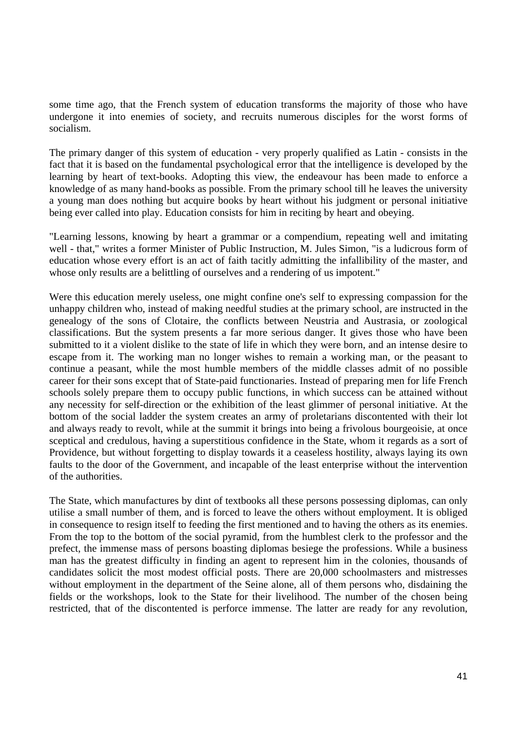some time ago, that the French system of education transforms the majority of those who have undergone it into enemies of society, and recruits numerous disciples for the worst forms of socialism.

The primary danger of this system of education - very properly qualified as Latin - consists in the fact that it is based on the fundamental psychological error that the intelligence is developed by the learning by heart of text-books. Adopting this view, the endeavour has been made to enforce a knowledge of as many hand-books as possible. From the primary school till he leaves the university a young man does nothing but acquire books by heart without his judgment or personal initiative being ever called into play. Education consists for him in reciting by heart and obeying.

"Learning lessons, knowing by heart a grammar or a compendium, repeating well and imitating well - that," writes a former Minister of Public Instruction, M. Jules Simon, "is a ludicrous form of education whose every effort is an act of faith tacitly admitting the infallibility of the master, and whose only results are a belittling of ourselves and a rendering of us impotent."

Were this education merely useless, one might confine one's self to expressing compassion for the unhappy children who, instead of making needful studies at the primary school, are instructed in the genealogy of the sons of Clotaire, the conflicts between Neustria and Austrasia, or zoological classifications. But the system presents a far more serious danger. It gives those who have been submitted to it a violent dislike to the state of life in which they were born, and an intense desire to escape from it. The working man no longer wishes to remain a working man, or the peasant to continue a peasant, while the most humble members of the middle classes admit of no possible career for their sons except that of State-paid functionaries. Instead of preparing men for life French schools solely prepare them to occupy public functions, in which success can be attained without any necessity for self-direction or the exhibition of the least glimmer of personal initiative. At the bottom of the social ladder the system creates an army of proletarians discontented with their lot and always ready to revolt, while at the summit it brings into being a frivolous bourgeoisie, at once sceptical and credulous, having a superstitious confidence in the State, whom it regards as a sort of Providence, but without forgetting to display towards it a ceaseless hostility, always laying its own faults to the door of the Government, and incapable of the least enterprise without the intervention of the authorities.

The State, which manufactures by dint of textbooks all these persons possessing diplomas, can only utilise a small number of them, and is forced to leave the others without employment. It is obliged in consequence to resign itself to feeding the first mentioned and to having the others as its enemies. From the top to the bottom of the social pyramid, from the humblest clerk to the professor and the prefect, the immense mass of persons boasting diplomas besiege the professions. While a business man has the greatest difficulty in finding an agent to represent him in the colonies, thousands of candidates solicit the most modest official posts. There are 20,000 schoolmasters and mistresses without employment in the department of the Seine alone, all of them persons who, disdaining the fields or the workshops, look to the State for their livelihood. The number of the chosen being restricted, that of the discontented is perforce immense. The latter are ready for any revolution,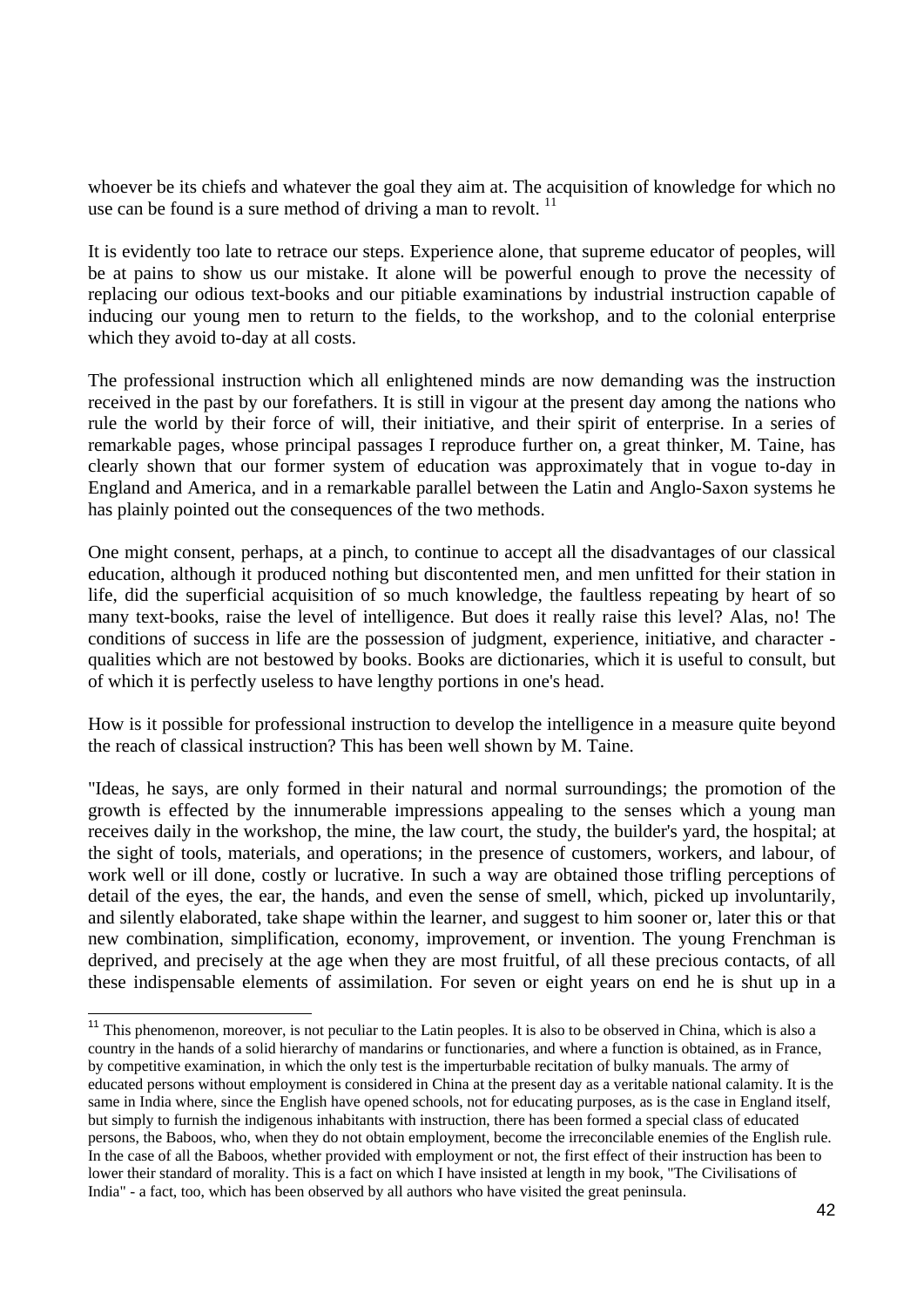whoever be its chiefs and whatever the goal they aim at. The acquisition of knowledge for which no use can be found is a sure method of driving a man to revolt. [11]

It is evidently too late to retrace our steps. Experience alone, that supreme educator of peoples, will be at pains to show us our mistake. It alone will be powerful enough to prove the necessity of replacing our odious text-books and our pitiable examinations by industrial instruction capable of inducing our young men to return to the fields, to the workshop, and to the colonial enterprise which they avoid to-day at all costs.

The professional instruction which all enlightened minds are now demanding was the instruction received in the past by our forefathers. It is still in vigour at the present day among the nations who rule the world by their force of will, their initiative, and their spirit of enterprise. In a series of remarkable pages, whose principal passages I reproduce further on, a great thinker, M. Taine, has clearly shown that our former system of education was approximately that in vogue to-day in England and America, and in a remarkable parallel between the Latin and Anglo-Saxon systems he has plainly pointed out the consequences of the two methods.

One might consent, perhaps, at a pinch, to continue to accept all the disadvantages of our classical education, although it produced nothing but discontented men, and men unfitted for their station in life, did the superficial acquisition of so much knowledge, the faultless repeating by heart of so many text-books, raise the level of intelligence. But does it really raise this level? Alas, no! The conditions of success in life are the possession of judgment, experience, initiative, and character - qualities which are not bestowed by books. Books are dictionaries, which it is useful to consult, but of which it is perfectly useless to have lengthy portions in one's head.

How is it possible for professional instruction to develop the intelligence in a measure quite beyond the reach of classical instruction? This has been well shown by M. Taine.

"Ideas, he says, are only formed in their natural and normal surroundings; the promotion of the growth is effected by the innumerable impressions appealing to the senses which a young man receives daily in the workshop, the mine, the law court, the study, the builder's yard, the hospital; at the sight of tools, materials, and operations; in the presence of customers, workers, and labour, of work well or ill done, costly or lucrative. In such a way are obtained those trifling perceptions of detail of the eyes, the ear, the hands, and even the sense of smell, which, picked up involuntarily, and silently elaborated, take shape within the learner, and suggest to him sooner or, later this or that new combination, simplification, economy, improvement, or invention. The young Frenchman is deprived, and precisely at the age when they are most fruitful, of all these precious contacts, of all these indispensable elements of assimilation. For seven or eight years on end he is shut up in a

---

[11] This phenomenon, moreover, is not peculiar to the Latin peoples. It is also to be observed in China, which is also a country in the hands of a solid hierarchy of mandarins or functionaries, and where a function is obtained, as in France, by competitive examination, in which the only test is the imperturbable recitation of bulky manuals. The army of educated persons without employment is considered in China at the present day as a veritable national calamity. It is the same in India where, since the English have opened schools, not for educating purposes, as is the case in England itself, but simply to furnish the indigenous inhabitants with instruction, there has been formed a special class of educated persons, the Baboos, who, when they do not obtain employment, become the irreconcilable enemies of the English rule. In the case of all the Baboos, whether provided with employment or not, the first effect of their instruction has been to lower their standard of morality. This is a fact on which I have insisted at length in my book, "The Civilisations of India" - a fact, too, which has been observed by all authors who have visited the great peninsula.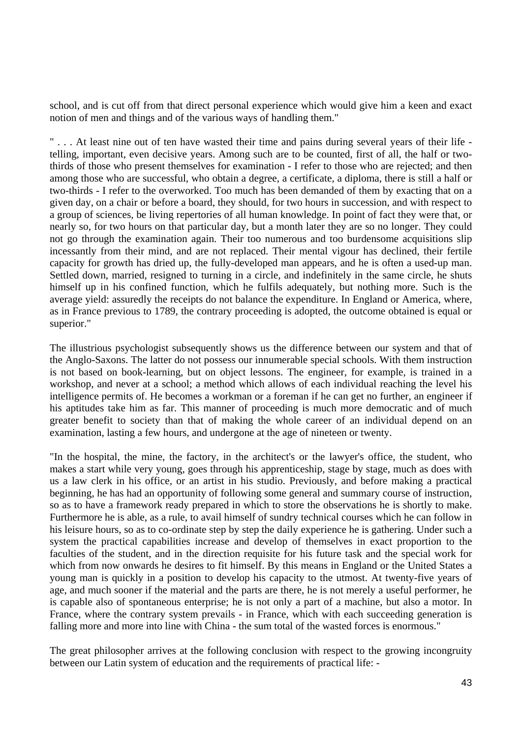school, and is cut off from that direct personal experience which would give him a keen and exact notion of men and things and of the various ways of handling them."

" . . . At least nine out of ten have wasted their time and pains during several years of their life - telling, important, even decisive years. Among such are to be counted, first of all, the half or two-thirds of those who present themselves for examination - I refer to those who are rejected; and then among those who are successful, who obtain a degree, a certificate, a diploma, there is still a half or two-thirds - I refer to the overworked. Too much has been demanded of them by exacting that on a given day, on a chair or before a board, they should, for two hours in succession, and with respect to a group of sciences, be living repertories of all human knowledge. In point of fact they were that, or nearly so, for two hours on that particular day, but a month later they are so no longer. They could not go through the examination again. Their too numerous and too burdensome acquisitions slip incessantly from their mind, and are not replaced. Their mental vigour has declined, their fertile capacity for growth has dried up, the fully-developed man appears, and he is often a used-up man. Settled down, married, resigned to turning in a circle, and indefinitely in the same circle, he shuts himself up in his confined function, which he fulfils adequately, but nothing more. Such is the average yield: assuredly the receipts do not balance the expenditure. In England or America, where, as in France previous to 1789, the contrary proceeding is adopted, the outcome obtained is equal or superior."

The illustrious psychologist subsequently shows us the difference between our system and that of the Anglo-Saxons. The latter do not possess our innumerable special schools. With them instruction is not based on book-learning, but on object lessons. The engineer, for example, is trained in a workshop, and never at a school; a method which allows of each individual reaching the level his intelligence permits of. He becomes a workman or a foreman if he can get no further, an engineer if his aptitudes take him as far. This manner of proceeding is much more democratic and of much greater benefit to society than that of making the whole career of an individual depend on an examination, lasting a few hours, and undergone at the age of nineteen or twenty.

"In the hospital, the mine, the factory, in the architect's or the lawyer's office, the student, who makes a start while very young, goes through his apprenticeship, stage by stage, much as does with us a law clerk in his office, or an artist in his studio. Previously, and before making a practical beginning, he has had an opportunity of following some general and summary course of instruction, so as to have a framework ready prepared in which to store the observations he is shortly to make. Furthermore he is able, as a rule, to avail himself of sundry technical courses which he can follow in his leisure hours, so as to co-ordinate step by step the daily experience he is gathering. Under such a system the practical capabilities increase and develop of themselves in exact proportion to the faculties of the student, and in the direction requisite for his future task and the special work for which from now onwards he desires to fit himself. By this means in England or the United States a young man is quickly in a position to develop his capacity to the utmost. At twenty-five years of age, and much sooner if the material and the parts are there, he is not merely a useful performer, he is capable also of spontaneous enterprise; he is not only a part of a machine, but also a motor. In France, where the contrary system prevails - in France, which with each succeeding generation is falling more and more into line with China - the sum total of the wasted forces is enormous."

The great philosopher arrives at the following conclusion with respect to the growing incongruity between our Latin system of education and the requirements of practical life: -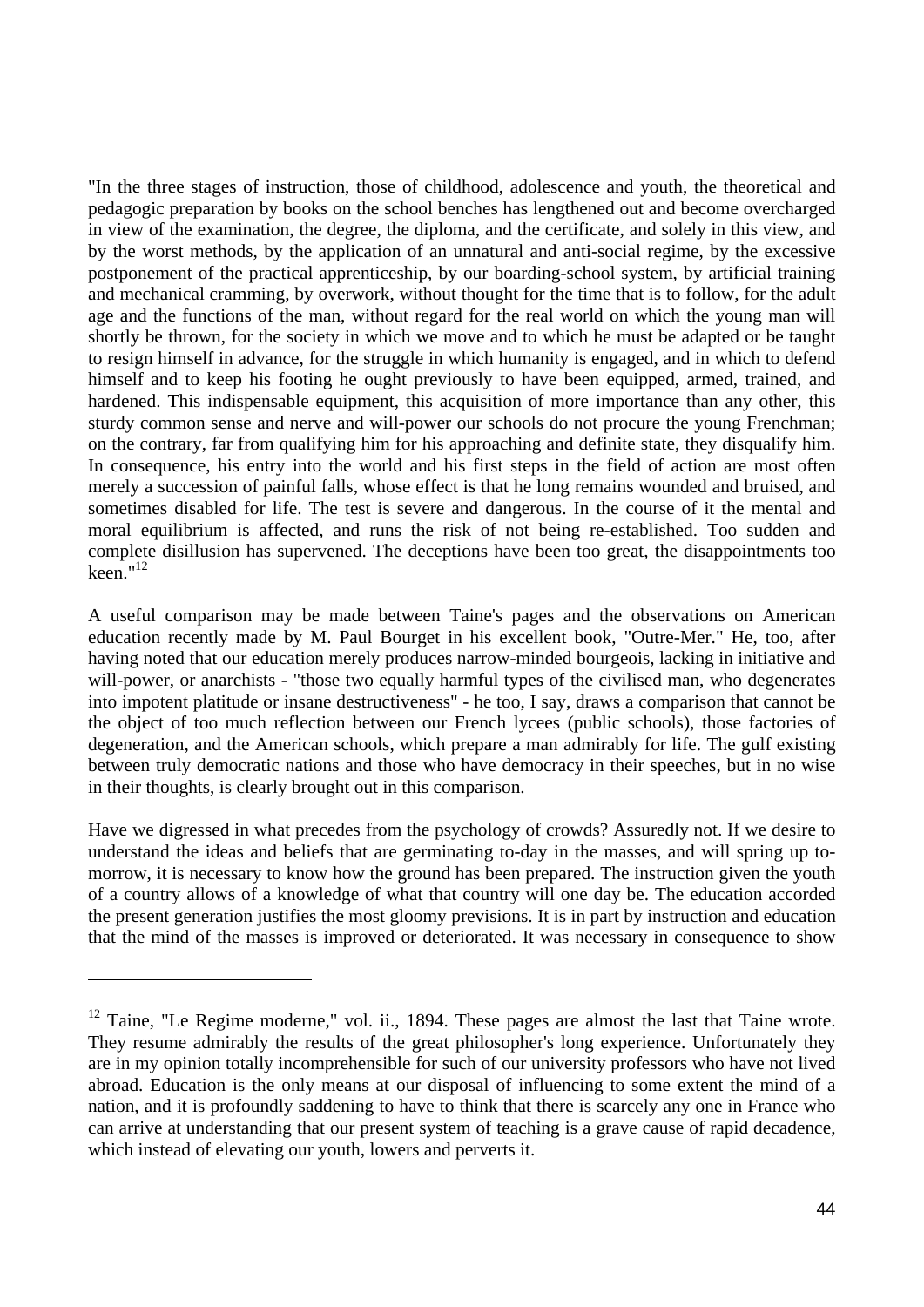"In the three stages of instruction, those of childhood, adolescence and youth, the theoretical and pedagogic preparation by books on the school benches has lengthened out and become overcharged in view of the examination, the degree, the diploma, and the certificate, and solely in this view, and by the worst methods, by the application of an unnatural and anti-social regime, by the excessive postponement of the practical apprenticeship, by our boarding-school system, by artificial training and mechanical cramming, by overwork, without thought for the time that is to follow, for the adult age and the functions of the man, without regard for the real world on which the young man will shortly be thrown, for the society in which we move and to which he must be adapted or be taught to resign himself in advance, for the struggle in which humanity is engaged, and in which to defend himself and to keep his footing he ought previously to have been equipped, armed, trained, and hardened. This indispensable equipment, this acquisition of more importance than any other, this sturdy common sense and nerve and will-power our schools do not procure the young Frenchman; on the contrary, far from qualifying him for his approaching and definite state, they disqualify him. In consequence, his entry into the world and his first steps in the field of action are most often merely a succession of painful falls, whose effect is that he long remains wounded and bruised, and sometimes disabled for life. The test is severe and dangerous. In the course of it the mental and moral equilibrium is affected, and runs the risk of not being re-established. Too sudden and complete disillusion has supervened. The deceptions have been too great, the disappointments too keen."[12]

A useful comparison may be made between Taine's pages and the observations on American education recently made by M. Paul Bourget in his excellent book, "Outre-Mer." He, too, after having noted that our education merely produces narrow-minded bourgeois, lacking in initiative and will-power, or anarchists - "those two equally harmful types of the civilised man, who degenerates into impotent platitude or insane destructiveness" - he too, I say, draws a comparison that cannot be the object of too much reflection between our French lycees (public schools), those factories of degeneration, and the American schools, which prepare a man admirably for life. The gulf existing between truly democratic nations and those who have democracy in their speeches, but in no wise in their thoughts, is clearly brought out in this comparison.

Have we digressed in what precedes from the psychology of crowds? Assuredly not. If we desire to understand the ideas and beliefs that are germinating to-day in the masses, and will spring up to-morrow, it is necessary to know how the ground has been prepared. The instruction given the youth of a country allows of a knowledge of what that country will one day be. The education accorded the present generation justifies the most gloomy previsions. It is in part by instruction and education that the mind of the masses is improved or deteriorated. It was necessary in consequence to show

---

[12] Taine, "Le Regime moderne," vol. ii., 1894. These pages are almost the last that Taine wrote. They resume admirably the results of the great philosopher's long experience. Unfortunately they are in my opinion totally incomprehensible for such of our university professors who have not lived abroad. Education is the only means at our disposal of influencing to some extent the mind of a nation, and it is profoundly saddening to have to think that there is scarcely any one in France who can arrive at understanding that our present system of teaching is a grave cause of rapid decadence, which instead of elevating our youth, lowers and perverts it.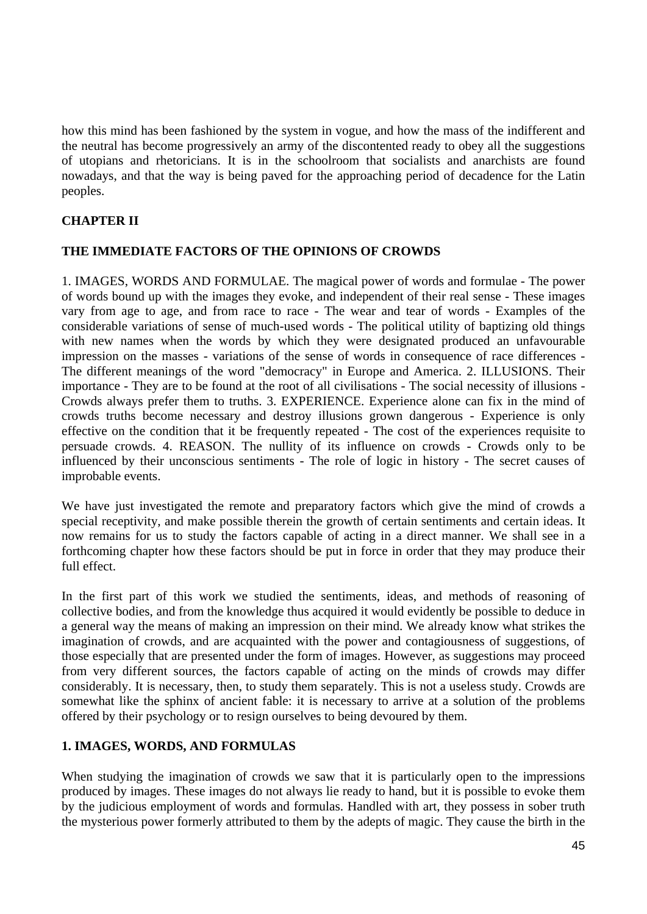how this mind has been fashioned by the system in vogue, and how the mass of the indifferent and the neutral has become progressively an army of the discontented ready to obey all the suggestions of utopians and rhetoricians. It is in the schoolroom that socialists and anarchists are found nowadays, and that the way is being paved for the approaching period of decadence for the Latin peoples.

## CHAPTER II

## THE IMMEDIATE FACTORS OF THE OPINIONS OF CROWDS

1. IMAGES, WORDS AND FORMULAE. The magical power of words and formulae - The power of words bound up with the images they evoke, and independent of their real sense - These images vary from age to age, and from race to race - The wear and tear of words - Examples of the considerable variations of sense of much-used words - The political utility of baptizing old things with new names when the words by which they were designated produced an unfavourable impression on the masses - variations of the sense of words in consequence of race differences - The different meanings of the word "democracy" in Europe and America. 2. ILLUSIONS. Their importance - They are to be found at the root of all civilisations - The social necessity of illusions - Crowds always prefer them to truths. 3. EXPERIENCE. Experience alone can fix in the mind of crowds truths become necessary and destroy illusions grown dangerous - Experience is only effective on the condition that it be frequently repeated - The cost of the experiences requisite to persuade crowds. 4. REASON. The nullity of its influence on crowds - Crowds only to be influenced by their unconscious sentiments - The role of logic in history - The secret causes of improbable events.

We have just investigated the remote and preparatory factors which give the mind of crowds a special receptivity, and make possible therein the growth of certain sentiments and certain ideas. It now remains for us to study the factors capable of acting in a direct manner. We shall see in a forthcoming chapter how these factors should be put in force in order that they may produce their full effect.

In the first part of this work we studied the sentiments, ideas, and methods of reasoning of collective bodies, and from the knowledge thus acquired it would evidently be possible to deduce in a general way the means of making an impression on their mind. We already know what strikes the imagination of crowds, and are acquainted with the power and contagiousness of suggestions, of those especially that are presented under the form of images. However, as suggestions may proceed from very different sources, the factors capable of acting on the minds of crowds may differ considerably. It is necessary, then, to study them separately. This is not a useless study. Crowds are somewhat like the sphinx of ancient fable: it is necessary to arrive at a solution of the problems offered by their psychology or to resign ourselves to being devoured by them.

### 1. IMAGES, WORDS, AND FORMULAS

When studying the imagination of crowds we saw that it is particularly open to the impressions produced by images. These images do not always lie ready to hand, but it is possible to evoke them by the judicious employment of words and formulas. Handled with art, they possess in sober truth the mysterious power formerly attributed to them by the adepts of magic. They cause the birth in the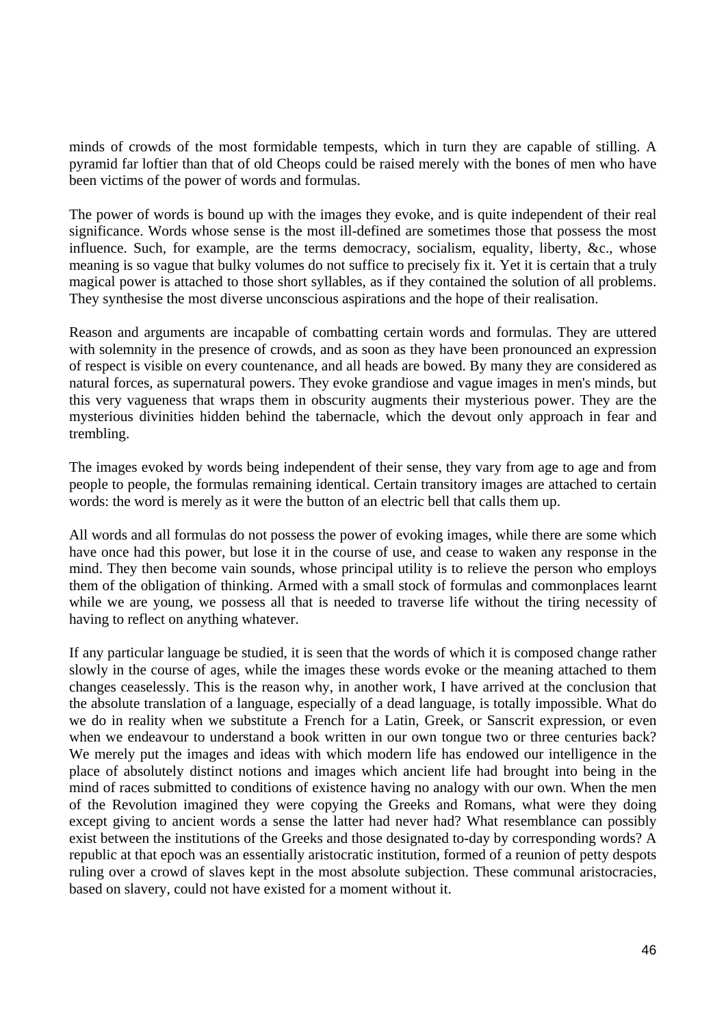minds of crowds of the most formidable tempests, which in turn they are capable of stilling. A pyramid far loftier than that of old Cheops could be raised merely with the bones of men who have been victims of the power of words and formulas.

The power of words is bound up with the images they evoke, and is quite independent of their real significance. Words whose sense is the most ill-defined are sometimes those that possess the most influence. Such, for example, are the terms democracy, socialism, equality, liberty, &c., whose meaning is so vague that bulky volumes do not suffice to precisely fix it. Yet it is certain that a truly magical power is attached to those short syllables, as if they contained the solution of all problems. They synthesise the most diverse unconscious aspirations and the hope of their realisation.

Reason and arguments are incapable of combatting certain words and formulas. They are uttered with solemnity in the presence of crowds, and as soon as they have been pronounced an expression of respect is visible on every countenance, and all heads are bowed. By many they are considered as natural forces, as supernatural powers. They evoke grandiose and vague images in men's minds, but this very vagueness that wraps them in obscurity augments their mysterious power. They are the mysterious divinities hidden behind the tabernacle, which the devout only approach in fear and trembling.

The images evoked by words being independent of their sense, they vary from age to age and from people to people, the formulas remaining identical. Certain transitory images are attached to certain words: the word is merely as it were the button of an electric bell that calls them up.

All words and all formulas do not possess the power of evoking images, while there are some which have once had this power, but lose it in the course of use, and cease to waken any response in the mind. They then become vain sounds, whose principal utility is to relieve the person who employs them of the obligation of thinking. Armed with a small stock of formulas and commonplaces learnt while we are young, we possess all that is needed to traverse life without the tiring necessity of having to reflect on anything whatever.

If any particular language be studied, it is seen that the words of which it is composed change rather slowly in the course of ages, while the images these words evoke or the meaning attached to them changes ceaselessly. This is the reason why, in another work, I have arrived at the conclusion that the absolute translation of a language, especially of a dead language, is totally impossible. What do we do in reality when we substitute a French for a Latin, Greek, or Sanscrit expression, or even when we endeavour to understand a book written in our own tongue two or three centuries back? We merely put the images and ideas with which modern life has endowed our intelligence in the place of absolutely distinct notions and images which ancient life had brought into being in the mind of races submitted to conditions of existence having no analogy with our own. When the men of the Revolution imagined they were copying the Greeks and Romans, what were they doing except giving to ancient words a sense the latter had never had? What resemblance can possibly exist between the institutions of the Greeks and those designated to-day by corresponding words? A republic at that epoch was an essentially aristocratic institution, formed of a reunion of petty despots ruling over a crowd of slaves kept in the most absolute subjection. These communal aristocracies, based on slavery, could not have existed for a moment without it.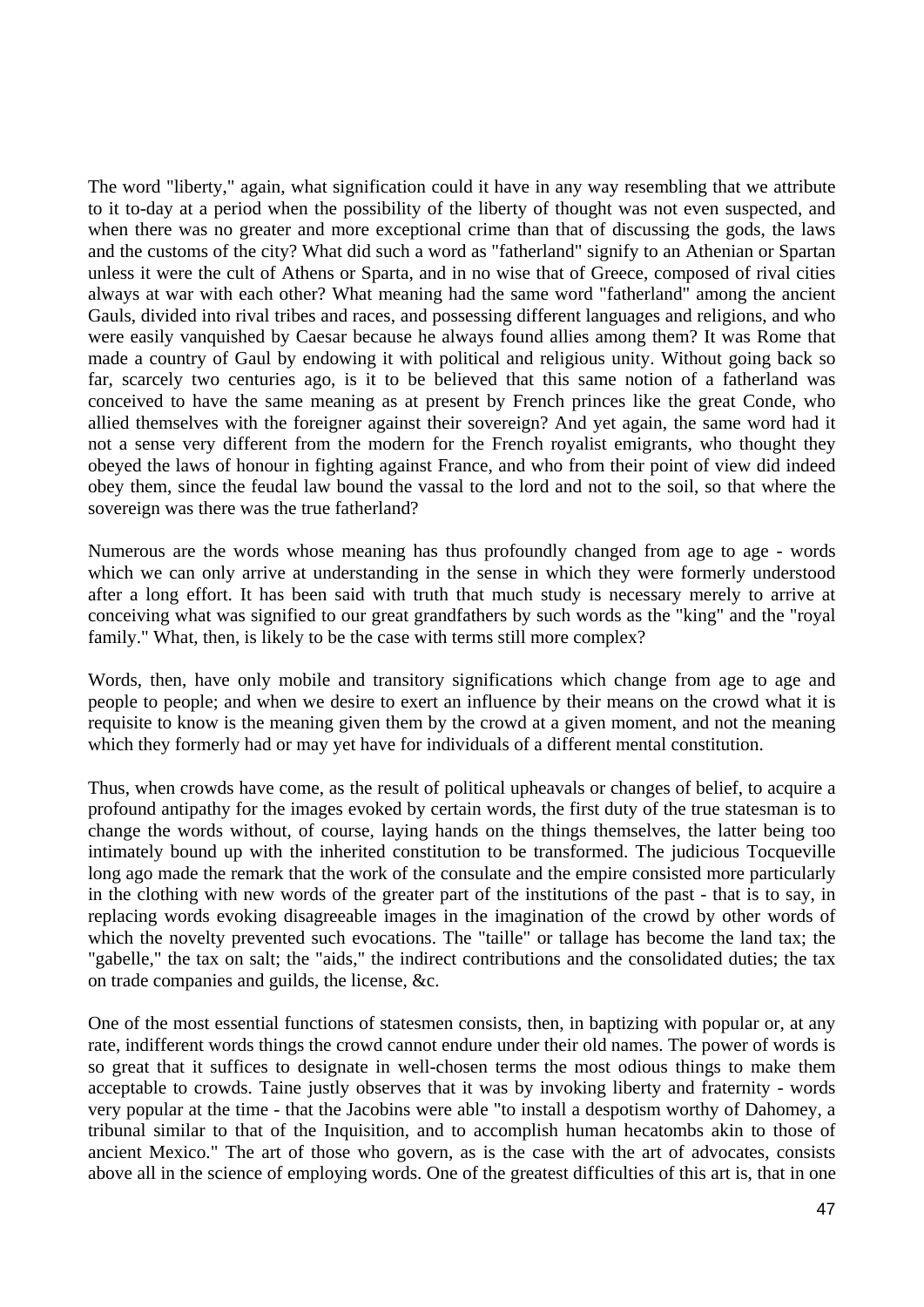The word "liberty," again, what signification could it have in any way resembling that we attribute to it to-day at a period when the possibility of the liberty of thought was not even suspected, and when there was no greater and more exceptional crime than that of discussing the gods, the laws and the customs of the city? What did such a word as "fatherland" signify to an Athenian or Spartan unless it were the cult of Athens or Sparta, and in no wise that of Greece, composed of rival cities always at war with each other? What meaning had the same word "fatherland" among the ancient Gauls, divided into rival tribes and races, and possessing different languages and religions, and who were easily vanquished by Caesar because he always found allies among them? It was Rome that made a country of Gaul by endowing it with political and religious unity. Without going back so far, scarcely two centuries ago, is it to be believed that this same notion of a fatherland was conceived to have the same meaning as at present by French princes like the great Conde, who allied themselves with the foreigner against their sovereign? And yet again, the same word had it not a sense very different from the modern for the French royalist emigrants, who thought they obeyed the laws of honour in fighting against France, and who from their point of view did indeed obey them, since the feudal law bound the vassal to the lord and not to the soil, so that where the sovereign was there was the true fatherland?

Numerous are the words whose meaning has thus profoundly changed from age to age - words which we can only arrive at understanding in the sense in which they were formerly understood after a long effort. It has been said with truth that much study is necessary merely to arrive at conceiving what was signified to our great grandfathers by such words as the "king" and the "royal family." What, then, is likely to be the case with terms still more complex?

Words, then, have only mobile and transitory significations which change from age to age and people to people; and when we desire to exert an influence by their means on the crowd what it is requisite to know is the meaning given them by the crowd at a given moment, and not the meaning which they formerly had or may yet have for individuals of a different mental constitution.

Thus, when crowds have come, as the result of political upheavals or changes of belief, to acquire a profound antipathy for the images evoked by certain words, the first duty of the true statesman is to change the words without, of course, laying hands on the things themselves, the latter being too intimately bound up with the inherited constitution to be transformed. The judicious Tocqueville long ago made the remark that the work of the consulate and the empire consisted more particularly in the clothing with new words of the greater part of the institutions of the past - that is to say, in replacing words evoking disagreeable images in the imagination of the crowd by other words of which the novelty prevented such evocations. The "taille" or tallage has become the land tax; the "gabelle," the tax on salt; the "aids," the indirect contributions and the consolidated duties; the tax on trade companies and guilds, the license, &c.

One of the most essential functions of statesmen consists, then, in baptizing with popular or, at any rate, indifferent words things the crowd cannot endure under their old names. The power of words is so great that it suffices to designate in well-chosen terms the most odious things to make them acceptable to crowds. Taine justly observes that it was by invoking liberty and fraternity - words very popular at the time - that the Jacobins were able "to install a despotism worthy of Dahomey, a tribunal similar to that of the Inquisition, and to accomplish human hecatombs akin to those of ancient Mexico." The art of those who govern, as is the case with the art of advocates, consists above all in the science of employing words. One of the greatest difficulties of this art is, that in one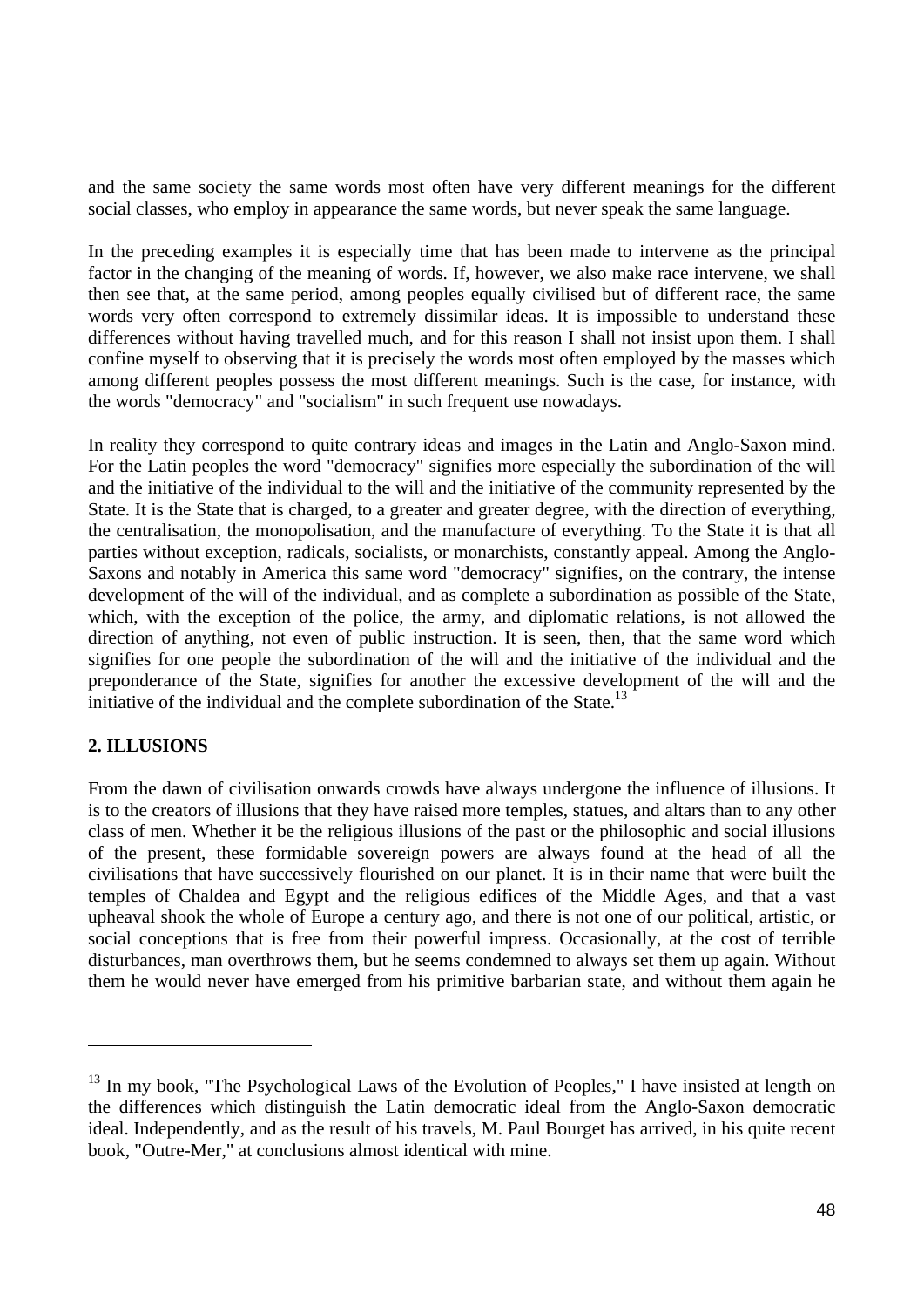and the same society the same words most often have very different meanings for the different social classes, who employ in appearance the same words, but never speak the same language.

In the preceding examples it is especially time that has been made to intervene as the principal factor in the changing of the meaning of words. If, however, we also make race intervene, we shall then see that, at the same period, among peoples equally civilised but of different race, the same words very often correspond to extremely dissimilar ideas. It is impossible to understand these differences without having travelled much, and for this reason I shall not insist upon them. I shall confine myself to observing that it is precisely the words most often employed by the masses which among different peoples possess the most different meanings. Such is the case, for instance, with the words "democracy" and "socialism" in such frequent use nowadays.

In reality they correspond to quite contrary ideas and images in the Latin and Anglo-Saxon mind. For the Latin peoples the word "democracy" signifies more especially the subordination of the will and the initiative of the individual to the will and the initiative of the community represented by the State. It is the State that is charged, to a greater and greater degree, with the direction of everything, the centralisation, the monopolisation, and the manufacture of everything. To the State it is that all parties without exception, radicals, socialists, or monarchists, constantly appeal. Among the Anglo-Saxons and notably in America this same word "democracy" signifies, on the contrary, the intense development of the will of the individual, and as complete a subordination as possible of the State, which, with the exception of the police, the army, and diplomatic relations, is not allowed the direction of anything, not even of public instruction. It is seen, then, that the same word which signifies for one people the subordination of the will and the initiative of the individual and the preponderance of the State, signifies for another the excessive development of the will and the initiative of the individual and the complete subordination of the State.[13]

## 2. ILLUSIONS

From the dawn of civilisation onwards crowds have always undergone the influence of illusions. It is to the creators of illusions that they have raised more temples, statues, and altars than to any other class of men. Whether it be the religious illusions of the past or the philosophic and social illusions of the present, these formidable sovereign powers are always found at the head of all the civilisations that have successively flourished on our planet. It is in their name that were built the temples of Chaldea and Egypt and the religious edifices of the Middle Ages, and that a vast upheaval shook the whole of Europe a century ago, and there is not one of our political, artistic, or social conceptions that is free from their powerful impress. Occasionally, at the cost of terrible disturbances, man overthrows them, but he seems condemned to always set them up again. Without them he would never have emerged from his primitive barbarian state, and without them again he

---

[13] In my book, "The Psychological Laws of the Evolution of Peoples," I have insisted at length on the differences which distinguish the Latin democratic ideal from the Anglo-Saxon democratic ideal. Independently, and as the result of his travels, M. Paul Bourget has arrived, in his quite recent book, "Outre-Mer," at conclusions almost identical with mine.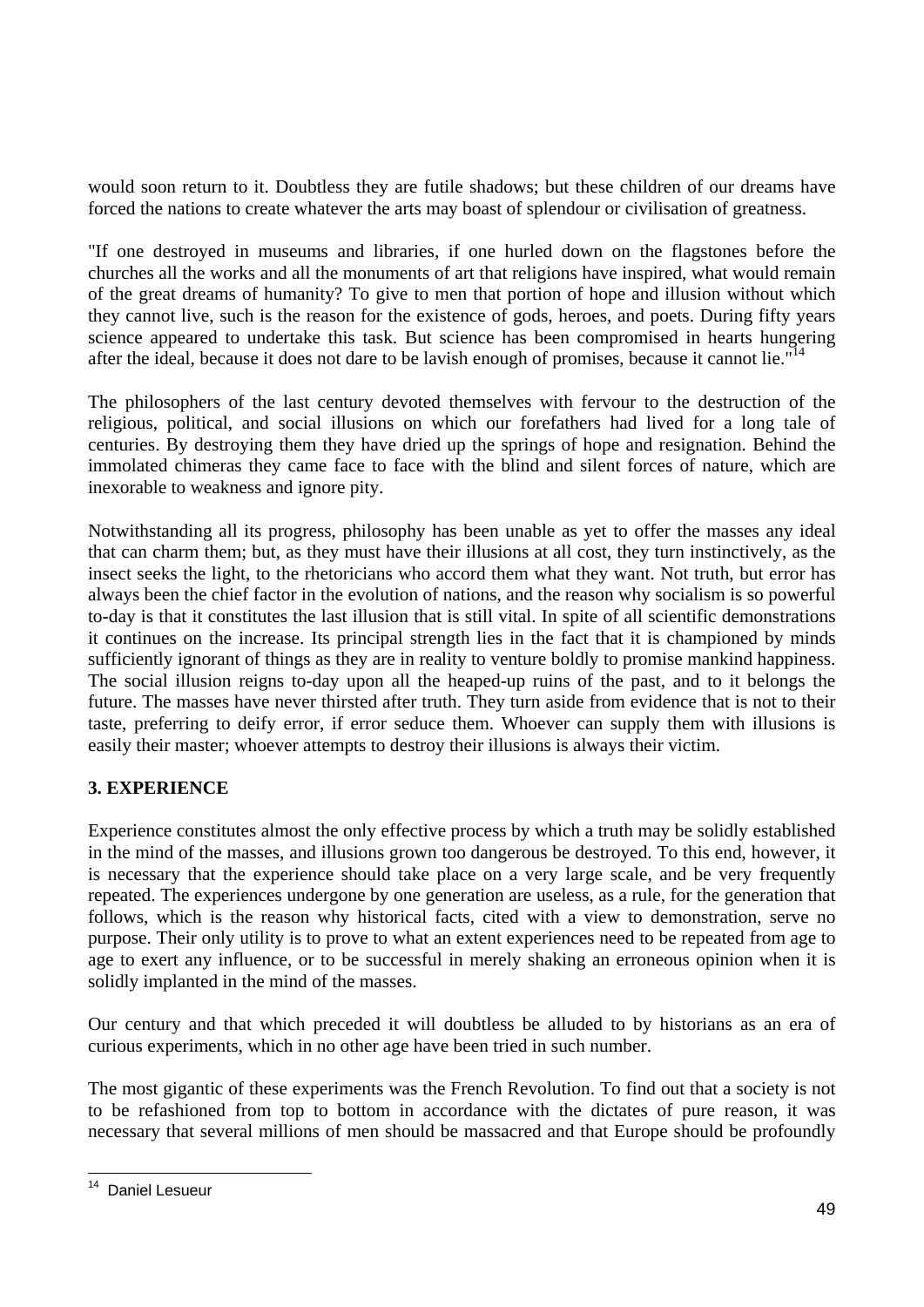would soon return to it. Doubtless they are futile shadows; but these children of our dreams have forced the nations to create whatever the arts may boast of splendour or civilisation of greatness.

"If one destroyed in museums and libraries, if one hurled down on the flagstones before the churches all the works and all the monuments of art that religions have inspired, what would remain of the great dreams of humanity? To give to men that portion of hope and illusion without which they cannot live, such is the reason for the existence of gods, heroes, and poets. During fifty years science appeared to undertake this task. But science has been compromised in hearts hungering after the ideal, because it does not dare to be lavish enough of promises, because it cannot lie."[14]

The philosophers of the last century devoted themselves with fervour to the destruction of the religious, political, and social illusions on which our forefathers had lived for a long tale of centuries. By destroying them they have dried up the springs of hope and resignation. Behind the immolated chimeras they came face to face with the blind and silent forces of nature, which are inexorable to weakness and ignore pity.

Notwithstanding all its progress, philosophy has been unable as yet to offer the masses any ideal that can charm them; but, as they must have their illusions at all cost, they turn instinctively, as the insect seeks the light, to the rhetoricians who accord them what they want. Not truth, but error has always been the chief factor in the evolution of nations, and the reason why socialism is so powerful to-day is that it constitutes the last illusion that is still vital. In spite of all scientific demonstrations it continues on the increase. Its principal strength lies in the fact that it is championed by minds sufficiently ignorant of things as they are in reality to venture boldly to promise mankind happiness. The social illusion reigns to-day upon all the heaped-up ruins of the past, and to it belongs the future. The masses have never thirsted after truth. They turn aside from evidence that is not to their taste, preferring to deify error, if error seduce them. Whoever can supply them with illusions is easily their master; whoever attempts to destroy their illusions is always their victim.

### 3. EXPERIENCE

Experience constitutes almost the only effective process by which a truth may be solidly established in the mind of the masses, and illusions grown too dangerous be destroyed. To this end, however, it is necessary that the experience should take place on a very large scale, and be very frequently repeated. The experiences undergone by one generation are useless, as a rule, for the generation that follows, which is the reason why historical facts, cited with a view to demonstration, serve no purpose. Their only utility is to prove to what an extent experiences need to be repeated from age to age to exert any influence, or to be successful in merely shaking an erroneous opinion when it is solidly implanted in the mind of the masses.

Our century and that which preceded it will doubtless be alluded to by historians as an era of curious experiments, which in no other age have been tried in such number.

The most gigantic of these experiments was the French Revolution. To find out that a society is not to be refashioned from top to bottom in accordance with the dictates of pure reason, it was necessary that several millions of men should be massacred and that Europe should be profoundly

---

[14] Daniel Lesueur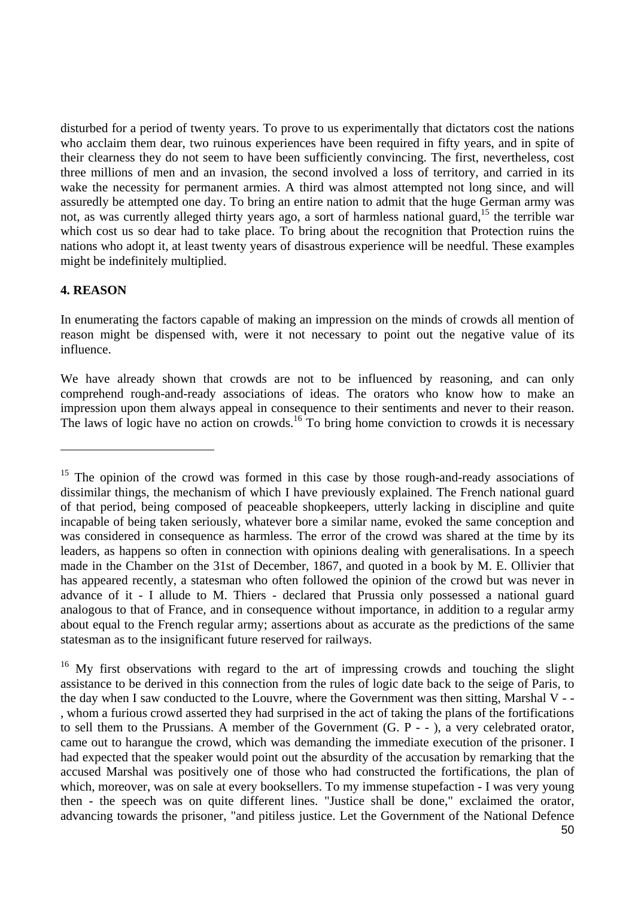disturbed for a period of twenty years. To prove to us experimentally that dictators cost the nations who acclaim them dear, two ruinous experiences have been required in fifty years, and in spite of their clearness they do not seem to have been sufficiently convincing. The first, nevertheless, cost three millions of men and an invasion, the second involved a loss of territory, and carried in its wake the necessity for permanent armies. A third was almost attempted not long since, and will assuredly be attempted one day. To bring an entire nation to admit that the huge German army was not, as was currently alleged thirty years ago, a sort of harmless national guard,[15] the terrible war which cost us so dear had to take place. To bring about the recognition that Protection ruins the nations who adopt it, at least twenty years of disastrous experience will be needful. These examples might be indefinitely multiplied.

**4. REASON**

In enumerating the factors capable of making an impression on the minds of crowds all mention of reason might be dispensed with, were it not necessary to point out the negative value of its influence.

We have already shown that crowds are not to be influenced by reasoning, and can only comprehend rough-and-ready associations of ideas. The orators who know how to make an impression upon them always appeal in consequence to their sentiments and never to their reason. The laws of logic have no action on crowds.[16] To bring home conviction to crowds it is necessary

---

[15] The opinion of the crowd was formed in this case by those rough-and-ready associations of dissimilar things, the mechanism of which I have previously explained. The French national guard of that period, being composed of peaceable shopkeepers, utterly lacking in discipline and quite incapable of being taken seriously, whatever bore a similar name, evoked the same conception and was considered in consequence as harmless. The error of the crowd was shared at the time by its leaders, as happens so often in connection with opinions dealing with generalisations. In a speech made in the Chamber on the 31st of December, 1867, and quoted in a book by M. E. Ollivier that has appeared recently, a statesman who often followed the opinion of the crowd but was never in advance of it - I allude to M. Thiers - declared that Prussia only possessed a national guard analogous to that of France, and in consequence without importance, in addition to a regular army about equal to the French regular army; assertions about as accurate as the predictions of the same statesman as to the insignificant future reserved for railways.

[16] My first observations with regard to the art of impressing crowds and touching the slight assistance to be derived in this connection from the rules of logic date back to the seige of Paris, to the day when I saw conducted to the Louvre, where the Government was then sitting, Marshal V - - , whom a furious crowd asserted they had surprised in the act of taking the plans of the fortifications to sell them to the Prussians. A member of the Government (G. P - - ), a very celebrated orator, came out to harangue the crowd, which was demanding the immediate execution of the prisoner. I had expected that the speaker would point out the absurdity of the accusation by remarking that the accused Marshal was positively one of those who had constructed the fortifications, the plan of which, moreover, was on sale at every booksellers. To my immense stupefaction - I was very young then - the speech was on quite different lines. "Justice shall be done," exclaimed the orator, advancing towards the prisoner, "and pitiless justice. Let the Government of the National Defence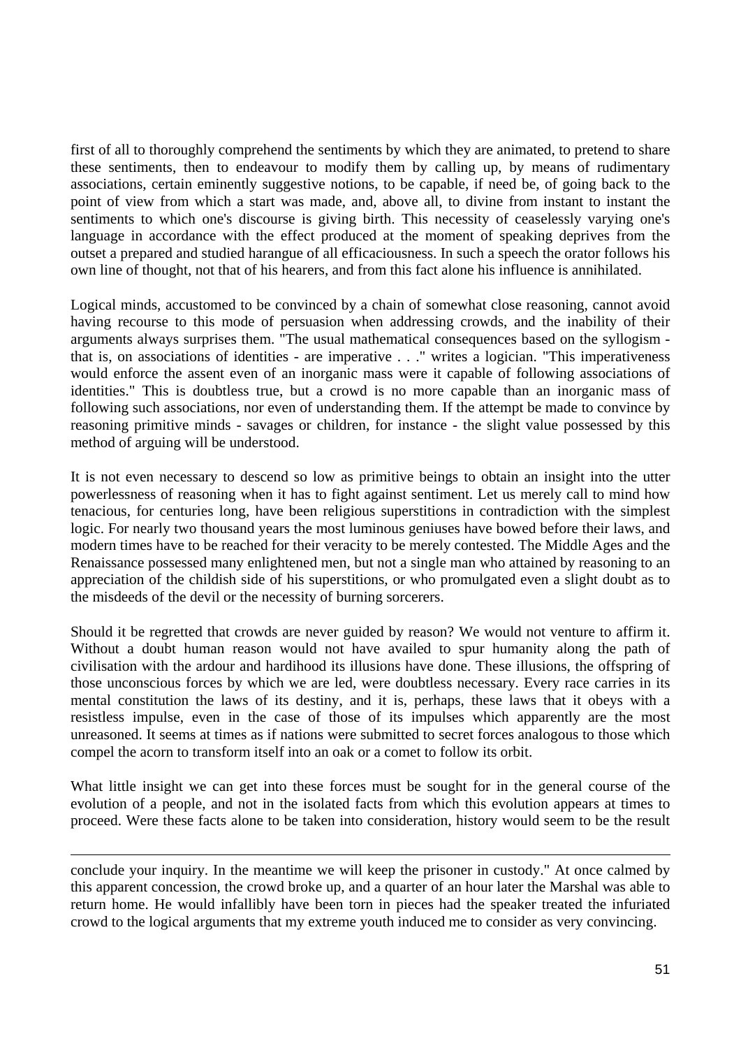first of all to thoroughly comprehend the sentiments by which they are animated, to pretend to share these sentiments, then to endeavour to modify them by calling up, by means of rudimentary associations, certain eminently suggestive notions, to be capable, if need be, of going back to the point of view from which a start was made, and, above all, to divine from instant to instant the sentiments to which one's discourse is giving birth. This necessity of ceaselessly varying one's language in accordance with the effect produced at the moment of speaking deprives from the outset a prepared and studied harangue of all efficaciousness. In such a speech the orator follows his own line of thought, not that of his hearers, and from this fact alone his influence is annihilated.

Logical minds, accustomed to be convinced by a chain of somewhat close reasoning, cannot avoid having recourse to this mode of persuasion when addressing crowds, and the inability of their arguments always surprises them. "The usual mathematical consequences based on the syllogism - that is, on associations of identities - are imperative . . ." writes a logician. "This imperativeness would enforce the assent even of an inorganic mass were it capable of following associations of identities." This is doubtless true, but a crowd is no more capable than an inorganic mass of following such associations, nor even of understanding them. If the attempt be made to convince by reasoning primitive minds - savages or children, for instance - the slight value possessed by this method of arguing will be understood.

It is not even necessary to descend so low as primitive beings to obtain an insight into the utter powerlessness of reasoning when it has to fight against sentiment. Let us merely call to mind how tenacious, for centuries long, have been religious superstitions in contradiction with the simplest logic. For nearly two thousand years the most luminous geniuses have bowed before their laws, and modern times have to be reached for their veracity to be merely contested. The Middle Ages and the Renaissance possessed many enlightened men, but not a single man who attained by reasoning to an appreciation of the childish side of his superstitions, or who promulgated even a slight doubt as to the misdeeds of the devil or the necessity of burning sorcerers.

Should it be regretted that crowds are never guided by reason? We would not venture to affirm it. Without a doubt human reason would not have availed to spur humanity along the path of civilisation with the ardour and hardihood its illusions have done. These illusions, the offspring of those unconscious forces by which we are led, were doubtless necessary. Every race carries in its mental constitution the laws of its destiny, and it is, perhaps, these laws that it obeys with a resistless impulse, even in the case of those of its impulses which apparently are the most unreasoned. It seems at times as if nations were submitted to secret forces analogous to those which compel the acorn to transform itself into an oak or a comet to follow its orbit.

What little insight we can get into these forces must be sought for in the general course of the evolution of a people, and not in the isolated facts from which this evolution appears at times to proceed. Were these facts alone to be taken into consideration, history would seem to be the result

---

conclude your inquiry. In the meantime we will keep the prisoner in custody." At once calmed by this apparent concession, the crowd broke up, and a quarter of an hour later the Marshal was able to return home. He would infallibly have been torn in pieces had the speaker treated the infuriated crowd to the logical arguments that my extreme youth induced me to consider as very convincing.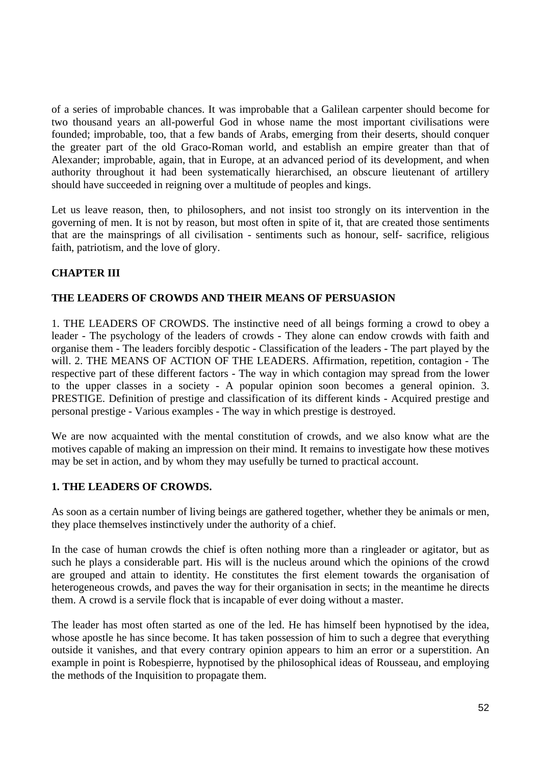of a series of improbable chances. It was improbable that a Galilean carpenter should become for two thousand years an all-powerful God in whose name the most important civilisations were founded; improbable, too, that a few bands of Arabs, emerging from their deserts, should conquer the greater part of the old Graco-Roman world, and establish an empire greater than that of Alexander; improbable, again, that in Europe, at an advanced period of its development, and when authority throughout it had been systematically hierarchised, an obscure lieutenant of artillery should have succeeded in reigning over a multitude of peoples and kings.

Let us leave reason, then, to philosophers, and not insist too strongly on its intervention in the governing of men. It is not by reason, but most often in spite of it, that are created those sentiments that are the mainsprings of all civilisation - sentiments such as honour, self- sacrifice, religious faith, patriotism, and the love of glory.

## CHAPTER III

## THE LEADERS OF CROWDS AND THEIR MEANS OF PERSUASION

1. THE LEADERS OF CROWDS. The instinctive need of all beings forming a crowd to obey a leader - The psychology of the leaders of crowds - They alone can endow crowds with faith and organise them - The leaders forcibly despotic - Classification of the leaders - The part played by the will. 2. THE MEANS OF ACTION OF THE LEADERS. Affirmation, repetition, contagion - The respective part of these different factors - The way in which contagion may spread from the lower to the upper classes in a society - A popular opinion soon becomes a general opinion. 3. PRESTIGE. Definition of prestige and classification of its different kinds - Acquired prestige and personal prestige - Various examples - The way in which prestige is destroyed.

We are now acquainted with the mental constitution of crowds, and we also know what are the motives capable of making an impression on their mind. It remains to investigate how these motives may be set in action, and by whom they may usefully be turned to practical account.

### 1. THE LEADERS OF CROWDS.

As soon as a certain number of living beings are gathered together, whether they be animals or men, they place themselves instinctively under the authority of a chief.

In the case of human crowds the chief is often nothing more than a ringleader or agitator, but as such he plays a considerable part. His will is the nucleus around which the opinions of the crowd are grouped and attain to identity. He constitutes the first element towards the organisation of heterogeneous crowds, and paves the way for their organisation in sects; in the meantime he directs them. A crowd is a servile flock that is incapable of ever doing without a master.

The leader has most often started as one of the led. He has himself been hypnotised by the idea, whose apostle he has since become. It has taken possession of him to such a degree that everything outside it vanishes, and that every contrary opinion appears to him an error or a superstition. An example in point is Robespierre, hypnotised by the philosophical ideas of Rousseau, and employing the methods of the Inquisition to propagate them.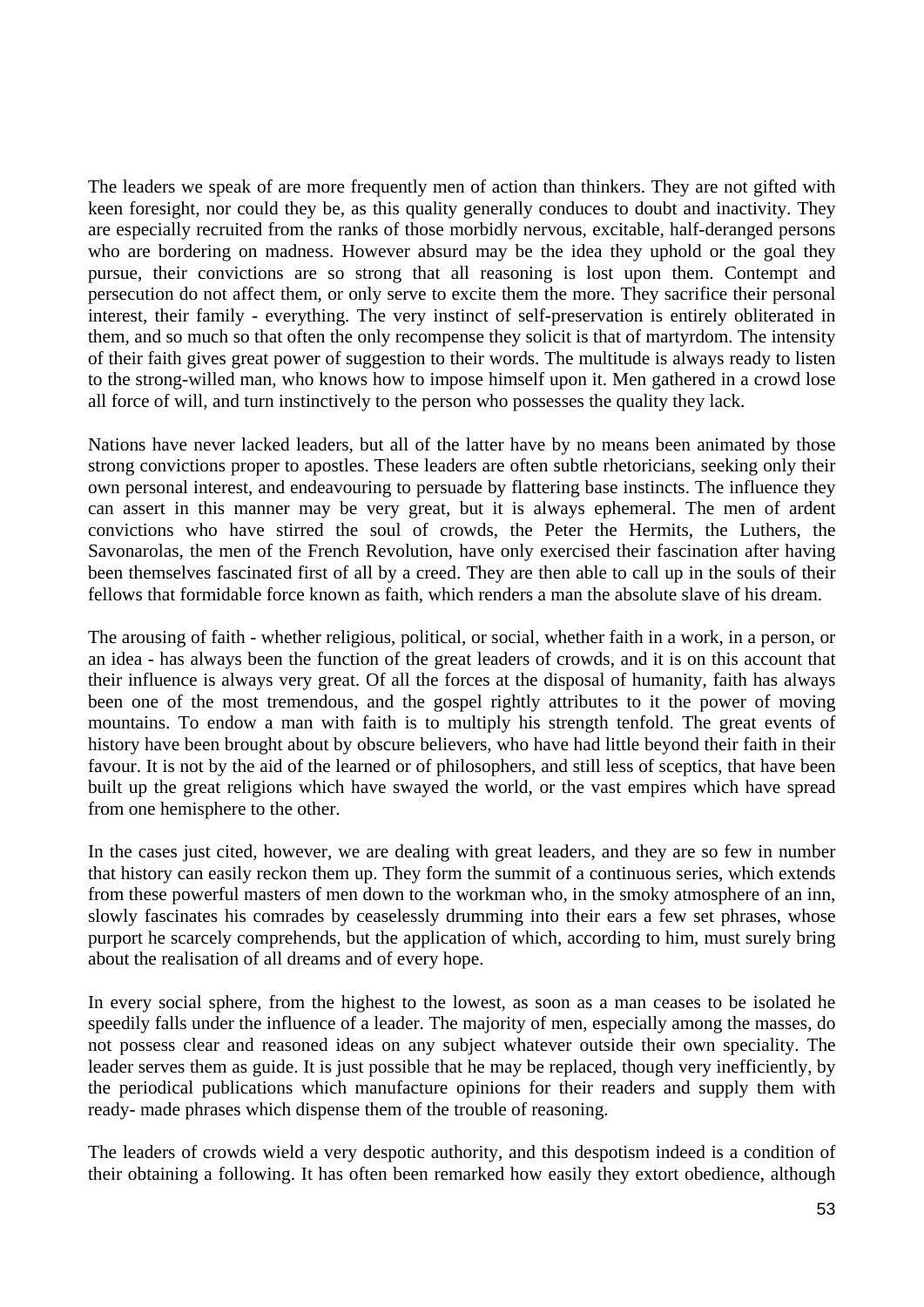The leaders we speak of are more frequently men of action than thinkers. They are not gifted with keen foresight, nor could they be, as this quality generally conduces to doubt and inactivity. They are especially recruited from the ranks of those morbidly nervous, excitable, half-deranged persons who are bordering on madness. However absurd may be the idea they uphold or the goal they pursue, their convictions are so strong that all reasoning is lost upon them. Contempt and persecution do not affect them, or only serve to excite them the more. They sacrifice their personal interest, their family - everything. The very instinct of self-preservation is entirely obliterated in them, and so much so that often the only recompense they solicit is that of martyrdom. The intensity of their faith gives great power of suggestion to their words. The multitude is always ready to listen to the strong-willed man, who knows how to impose himself upon it. Men gathered in a crowd lose all force of will, and turn instinctively to the person who possesses the quality they lack.

Nations have never lacked leaders, but all of the latter have by no means been animated by those strong convictions proper to apostles. These leaders are often subtle rhetoricians, seeking only their own personal interest, and endeavouring to persuade by flattering base instincts. The influence they can assert in this manner may be very great, but it is always ephemeral. The men of ardent convictions who have stirred the soul of crowds, the Peter the Hermits, the Luthers, the Savonarolas, the men of the French Revolution, have only exercised their fascination after having been themselves fascinated first of all by a creed. They are then able to call up in the souls of their fellows that formidable force known as faith, which renders a man the absolute slave of his dream.

The arousing of faith - whether religious, political, or social, whether faith in a work, in a person, or an idea - has always been the function of the great leaders of crowds, and it is on this account that their influence is always very great. Of all the forces at the disposal of humanity, faith has always been one of the most tremendous, and the gospel rightly attributes to it the power of moving mountains. To endow a man with faith is to multiply his strength tenfold. The great events of history have been brought about by obscure believers, who have had little beyond their faith in their favour. It is not by the aid of the learned or of philosophers, and still less of sceptics, that have been built up the great religions which have swayed the world, or the vast empires which have spread from one hemisphere to the other.

In the cases just cited, however, we are dealing with great leaders, and they are so few in number that history can easily reckon them up. They form the summit of a continuous series, which extends from these powerful masters of men down to the workman who, in the smoky atmosphere of an inn, slowly fascinates his comrades by ceaselessly drumming into their ears a few set phrases, whose purport he scarcely comprehends, but the application of which, according to him, must surely bring about the realisation of all dreams and of every hope.

In every social sphere, from the highest to the lowest, as soon as a man ceases to be isolated he speedily falls under the influence of a leader. The majority of men, especially among the masses, do not possess clear and reasoned ideas on any subject whatever outside their own speciality. The leader serves them as guide. It is just possible that he may be replaced, though very inefficiently, by the periodical publications which manufacture opinions for their readers and supply them with ready- made phrases which dispense them of the trouble of reasoning.

The leaders of crowds wield a very despotic authority, and this despotism indeed is a condition of their obtaining a following. It has often been remarked how easily they extort obedience, although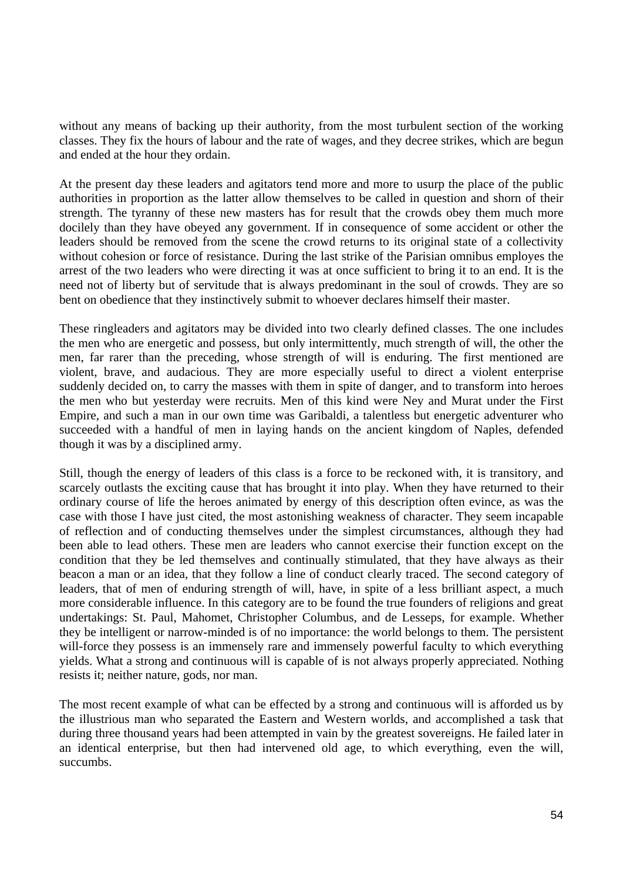without any means of backing up their authority, from the most turbulent section of the working classes. They fix the hours of labour and the rate of wages, and they decree strikes, which are begun and ended at the hour they ordain.

At the present day these leaders and agitators tend more and more to usurp the place of the public authorities in proportion as the latter allow themselves to be called in question and shorn of their strength. The tyranny of these new masters has for result that the crowds obey them much more docilely than they have obeyed any government. If in consequence of some accident or other the leaders should be removed from the scene the crowd returns to its original state of a collectivity without cohesion or force of resistance. During the last strike of the Parisian omnibus employes the arrest of the two leaders who were directing it was at once sufficient to bring it to an end. It is the need not of liberty but of servitude that is always predominant in the soul of crowds. They are so bent on obedience that they instinctively submit to whoever declares himself their master.

These ringleaders and agitators may be divided into two clearly defined classes. The one includes the men who are energetic and possess, but only intermittently, much strength of will, the other the men, far rarer than the preceding, whose strength of will is enduring. The first mentioned are violent, brave, and audacious. They are more especially useful to direct a violent enterprise suddenly decided on, to carry the masses with them in spite of danger, and to transform into heroes the men who but yesterday were recruits. Men of this kind were Ney and Murat under the First Empire, and such a man in our own time was Garibaldi, a talentless but energetic adventurer who succeeded with a handful of men in laying hands on the ancient kingdom of Naples, defended though it was by a disciplined army.

Still, though the energy of leaders of this class is a force to be reckoned with, it is transitory, and scarcely outlasts the exciting cause that has brought it into play. When they have returned to their ordinary course of life the heroes animated by energy of this description often evince, as was the case with those I have just cited, the most astonishing weakness of character. They seem incapable of reflection and of conducting themselves under the simplest circumstances, although they had been able to lead others. These men are leaders who cannot exercise their function except on the condition that they be led themselves and continually stimulated, that they have always as their beacon a man or an idea, that they follow a line of conduct clearly traced. The second category of leaders, that of men of enduring strength of will, have, in spite of a less brilliant aspect, a much more considerable influence. In this category are to be found the true founders of religions and great undertakings: St. Paul, Mahomet, Christopher Columbus, and de Lesseps, for example. Whether they be intelligent or narrow-minded is of no importance: the world belongs to them. The persistent will-force they possess is an immensely rare and immensely powerful faculty to which everything yields. What a strong and continuous will is capable of is not always properly appreciated. Nothing resists it; neither nature, gods, nor man.

The most recent example of what can be effected by a strong and continuous will is afforded us by the illustrious man who separated the Eastern and Western worlds, and accomplished a task that during three thousand years had been attempted in vain by the greatest sovereigns. He failed later in an identical enterprise, but then had intervened old age, to which everything, even the will, succumbs.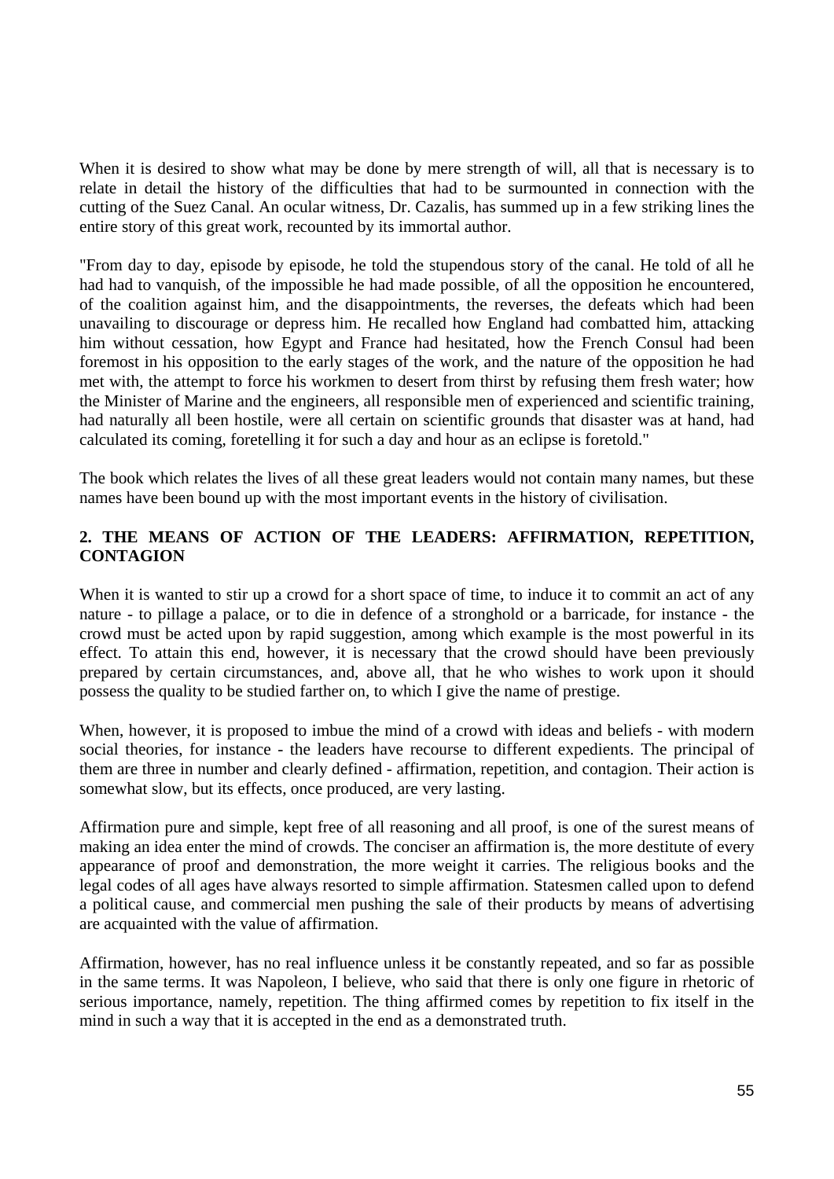When it is desired to show what may be done by mere strength of will, all that is necessary is to relate in detail the history of the difficulties that had to be surmounted in connection with the cutting of the Suez Canal. An ocular witness, Dr. Cazalis, has summed up in a few striking lines the entire story of this great work, recounted by its immortal author.

"From day to day, episode by episode, he told the stupendous story of the canal. He told of all he had had to vanquish, of the impossible he had made possible, of all the opposition he encountered, of the coalition against him, and the disappointments, the reverses, the defeats which had been unavailing to discourage or depress him. He recalled how England had combatted him, attacking him without cessation, how Egypt and France had hesitated, how the French Consul had been foremost in his opposition to the early stages of the work, and the nature of the opposition he had met with, the attempt to force his workmen to desert from thirst by refusing them fresh water; how the Minister of Marine and the engineers, all responsible men of experienced and scientific training, had naturally all been hostile, were all certain on scientific grounds that disaster was at hand, had calculated its coming, foretelling it for such a day and hour as an eclipse is foretold."

The book which relates the lives of all these great leaders would not contain many names, but these names have been bound up with the most important events in the history of civilisation.

## 2. THE MEANS OF ACTION OF THE LEADERS: AFFIRMATION, REPETITION, CONTAGION

When it is wanted to stir up a crowd for a short space of time, to induce it to commit an act of any nature - to pillage a palace, or to die in defence of a stronghold or a barricade, for instance - the crowd must be acted upon by rapid suggestion, among which example is the most powerful in its effect. To attain this end, however, it is necessary that the crowd should have been previously prepared by certain circumstances, and, above all, that he who wishes to work upon it should possess the quality to be studied farther on, to which I give the name of prestige.

When, however, it is proposed to imbue the mind of a crowd with ideas and beliefs - with modern social theories, for instance - the leaders have recourse to different expedients. The principal of them are three in number and clearly defined - affirmation, repetition, and contagion. Their action is somewhat slow, but its effects, once produced, are very lasting.

Affirmation pure and simple, kept free of all reasoning and all proof, is one of the surest means of making an idea enter the mind of crowds. The conciser an affirmation is, the more destitute of every appearance of proof and demonstration, the more weight it carries. The religious books and the legal codes of all ages have always resorted to simple affirmation. Statesmen called upon to defend a political cause, and commercial men pushing the sale of their products by means of advertising are acquainted with the value of affirmation.

Affirmation, however, has no real influence unless it be constantly repeated, and so far as possible in the same terms. It was Napoleon, I believe, who said that there is only one figure in rhetoric of serious importance, namely, repetition. The thing affirmed comes by repetition to fix itself in the mind in such a way that it is accepted in the end as a demonstrated truth.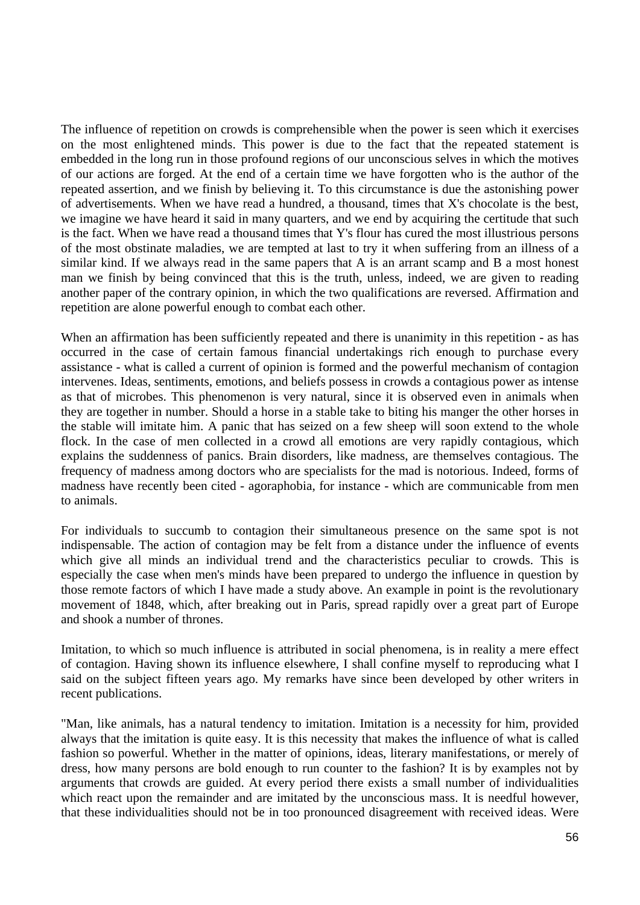The influence of repetition on crowds is comprehensible when the power is seen which it exercises on the most enlightened minds. This power is due to the fact that the repeated statement is embedded in the long run in those profound regions of our unconscious selves in which the motives of our actions are forged. At the end of a certain time we have forgotten who is the author of the repeated assertion, and we finish by believing it. To this circumstance is due the astonishing power of advertisements. When we have read a hundred, a thousand, times that X's chocolate is the best, we imagine we have heard it said in many quarters, and we end by acquiring the certitude that such is the fact. When we have read a thousand times that Y's flour has cured the most illustrious persons of the most obstinate maladies, we are tempted at last to try it when suffering from an illness of a similar kind. If we always read in the same papers that A is an arrant scamp and B a most honest man we finish by being convinced that this is the truth, unless, indeed, we are given to reading another paper of the contrary opinion, in which the two qualifications are reversed. Affirmation and repetition are alone powerful enough to combat each other.

When an affirmation has been sufficiently repeated and there is unanimity in this repetition - as has occurred in the case of certain famous financial undertakings rich enough to purchase every assistance - what is called a current of opinion is formed and the powerful mechanism of contagion intervenes. Ideas, sentiments, emotions, and beliefs possess in crowds a contagious power as intense as that of microbes. This phenomenon is very natural, since it is observed even in animals when they are together in number. Should a horse in a stable take to biting his manger the other horses in the stable will imitate him. A panic that has seized on a few sheep will soon extend to the whole flock. In the case of men collected in a crowd all emotions are very rapidly contagious, which explains the suddenness of panics. Brain disorders, like madness, are themselves contagious. The frequency of madness among doctors who are specialists for the mad is notorious. Indeed, forms of madness have recently been cited - agoraphobia, for instance - which are communicable from men to animals.

For individuals to succumb to contagion their simultaneous presence on the same spot is not indispensable. The action of contagion may be felt from a distance under the influence of events which give all minds an individual trend and the characteristics peculiar to crowds. This is especially the case when men's minds have been prepared to undergo the influence in question by those remote factors of which I have made a study above. An example in point is the revolutionary movement of 1848, which, after breaking out in Paris, spread rapidly over a great part of Europe and shook a number of thrones.

Imitation, to which so much influence is attributed in social phenomena, is in reality a mere effect of contagion. Having shown its influence elsewhere, I shall confine myself to reproducing what I said on the subject fifteen years ago. My remarks have since been developed by other writers in recent publications.

"Man, like animals, has a natural tendency to imitation. Imitation is a necessity for him, provided always that the imitation is quite easy. It is this necessity that makes the influence of what is called fashion so powerful. Whether in the matter of opinions, ideas, literary manifestations, or merely of dress, how many persons are bold enough to run counter to the fashion? It is by examples not by arguments that crowds are guided. At every period there exists a small number of individualities which react upon the remainder and are imitated by the unconscious mass. It is needful however, that these individualities should not be in too pronounced disagreement with received ideas. Were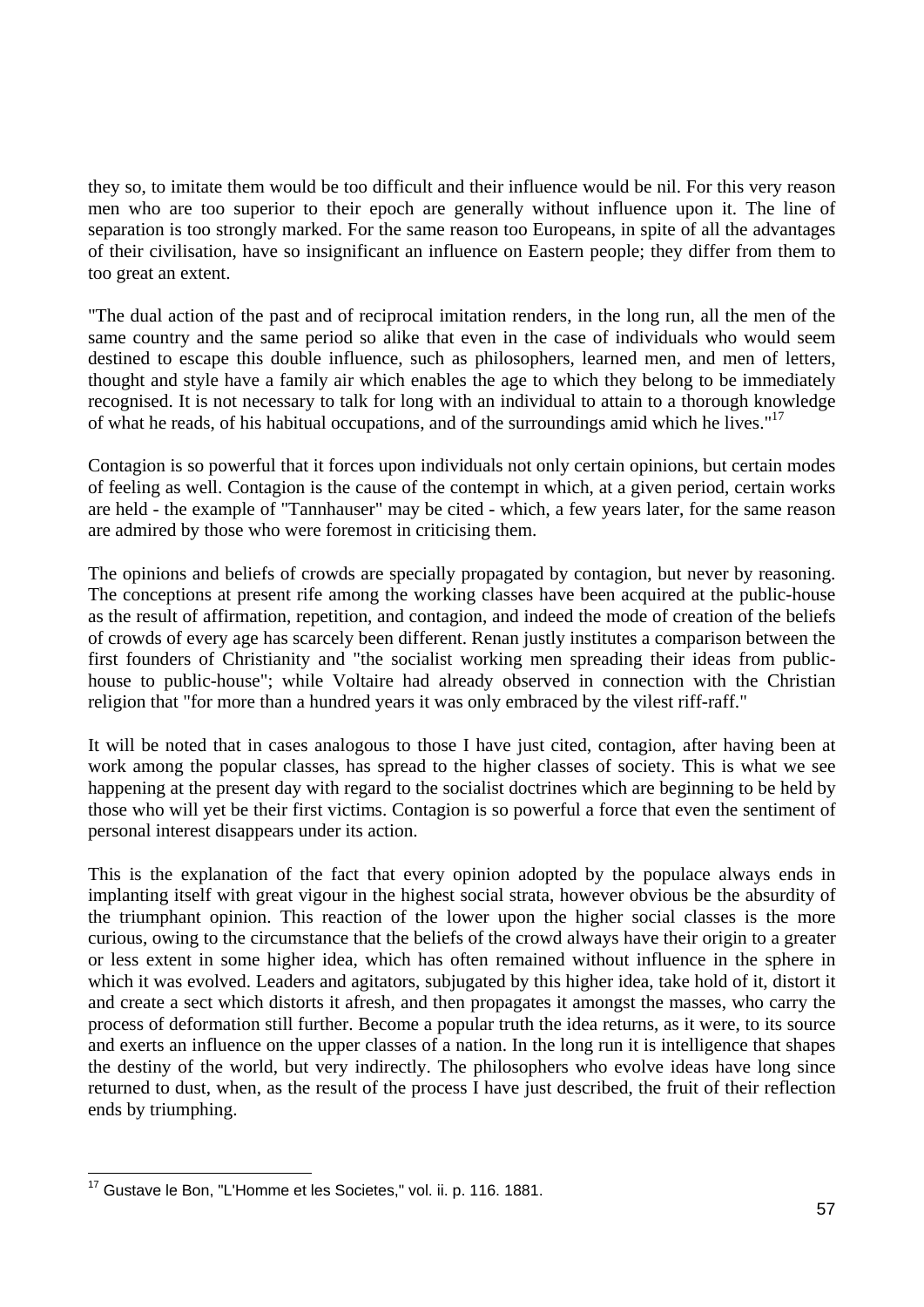they so, to imitate them would be too difficult and their influence would be nil. For this very reason men who are too superior to their epoch are generally without influence upon it. The line of separation is too strongly marked. For the same reason too Europeans, in spite of all the advantages of their civilisation, have so insignificant an influence on Eastern people; they differ from them to too great an extent.

"The dual action of the past and of reciprocal imitation renders, in the long run, all the men of the same country and the same period so alike that even in the case of individuals who would seem destined to escape this double influence, such as philosophers, learned men, and men of letters, thought and style have a family air which enables the age to which they belong to be immediately recognised. It is not necessary to talk for long with an individual to attain to a thorough knowledge of what he reads, of his habitual occupations, and of the surroundings amid which he lives."[17]

Contagion is so powerful that it forces upon individuals not only certain opinions, but certain modes of feeling as well. Contagion is the cause of the contempt in which, at a given period, certain works are held - the example of "Tannhauser" may be cited - which, a few years later, for the same reason are admired by those who were foremost in criticising them.

The opinions and beliefs of crowds are specially propagated by contagion, but never by reasoning. The conceptions at present rife among the working classes have been acquired at the public-house as the result of affirmation, repetition, and contagion, and indeed the mode of creation of the beliefs of crowds of every age has scarcely been different. Renan justly institutes a comparison between the first founders of Christianity and "the socialist working men spreading their ideas from public-house to public-house"; while Voltaire had already observed in connection with the Christian religion that "for more than a hundred years it was only embraced by the vilest riff-raff."

It will be noted that in cases analogous to those I have just cited, contagion, after having been at work among the popular classes, has spread to the higher classes of society. This is what we see happening at the present day with regard to the socialist doctrines which are beginning to be held by those who will yet be their first victims. Contagion is so powerful a force that even the sentiment of personal interest disappears under its action.

This is the explanation of the fact that every opinion adopted by the populace always ends in implanting itself with great vigour in the highest social strata, however obvious be the absurdity of the triumphant opinion. This reaction of the lower upon the higher social classes is the more curious, owing to the circumstance that the beliefs of the crowd always have their origin to a greater or less extent in some higher idea, which has often remained without influence in the sphere in which it was evolved. Leaders and agitators, subjugated by this higher idea, take hold of it, distort it and create a sect which distorts it afresh, and then propagates it amongst the masses, who carry the process of deformation still further. Become a popular truth the idea returns, as it were, to its source and exerts an influence on the upper classes of a nation. In the long run it is intelligence that shapes the destiny of the world, but very indirectly. The philosophers who evolve ideas have long since returned to dust, when, as the result of the process I have just described, the fruit of their reflection ends by triumphing.

---

[17] Gustave le Bon, "L'Homme et les Societes," vol. ii. p. 116. 1881.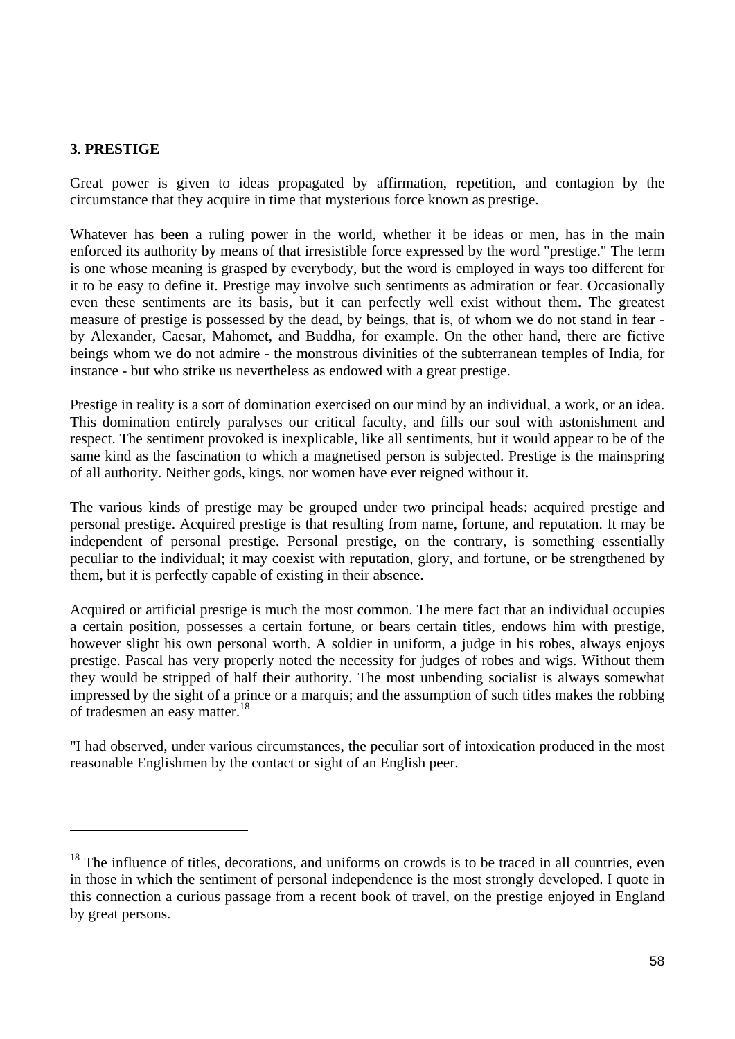### 3. PRESTIGE

Great power is given to ideas propagated by affirmation, repetition, and contagion by the circumstance that they acquire in time that mysterious force known as prestige.

Whatever has been a ruling power in the world, whether it be ideas or men, has in the main enforced its authority by means of that irresistible force expressed by the word "prestige." The term is one whose meaning is grasped by everybody, but the word is employed in ways too different for it to be easy to define it. Prestige may involve such sentiments as admiration or fear. Occasionally even these sentiments are its basis, but it can perfectly well exist without them. The greatest measure of prestige is possessed by the dead, by beings, that is, of whom we do not stand in fear - by Alexander, Caesar, Mahomet, and Buddha, for example. On the other hand, there are fictive beings whom we do not admire - the monstrous divinities of the subterranean temples of India, for instance - but who strike us nevertheless as endowed with a great prestige.

Prestige in reality is a sort of domination exercised on our mind by an individual, a work, or an idea. This domination entirely paralyses our critical faculty, and fills our soul with astonishment and respect. The sentiment provoked is inexplicable, like all sentiments, but it would appear to be of the same kind as the fascination to which a magnetised person is subjected. Prestige is the mainspring of all authority. Neither gods, kings, nor women have ever reigned without it.

The various kinds of prestige may be grouped under two principal heads: acquired prestige and personal prestige. Acquired prestige is that resulting from name, fortune, and reputation. It may be independent of personal prestige. Personal prestige, on the contrary, is something essentially peculiar to the individual; it may coexist with reputation, glory, and fortune, or be strengthened by them, but it is perfectly capable of existing in their absence.

Acquired or artificial prestige is much the most common. The mere fact that an individual occupies a certain position, possesses a certain fortune, or bears certain titles, endows him with prestige, however slight his own personal worth. A soldier in uniform, a judge in his robes, always enjoys prestige. Pascal has very properly noted the necessity for judges of robes and wigs. Without them they would be stripped of half their authority. The most unbending socialist is always somewhat impressed by the sight of a prince or a marquis; and the assumption of such titles makes the robbing of tradesmen an easy matter.[18]

"I had observed, under various circumstances, the peculiar sort of intoxication produced in the most reasonable Englishmen by the contact or sight of an English peer.

---

[18] The influence of titles, decorations, and uniforms on crowds is to be traced in all countries, even in those in which the sentiment of personal independence is the most strongly developed. I quote in this connection a curious passage from a recent book of travel, on the prestige enjoyed in England by great persons.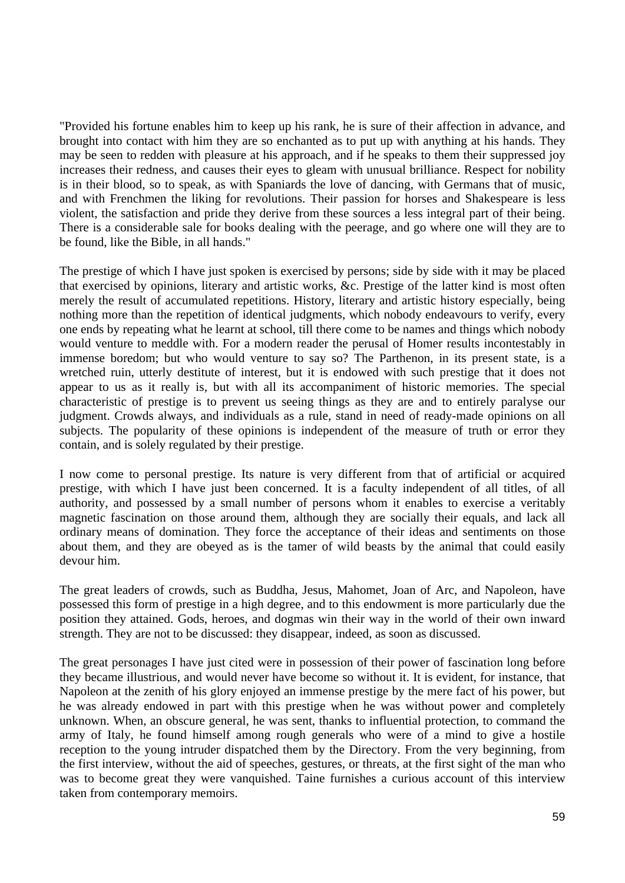"Provided his fortune enables him to keep up his rank, he is sure of their affection in advance, and brought into contact with him they are so enchanted as to put up with anything at his hands. They may be seen to redden with pleasure at his approach, and if he speaks to them their suppressed joy increases their redness, and causes their eyes to gleam with unusual brilliance. Respect for nobility is in their blood, so to speak, as with Spaniards the love of dancing, with Germans that of music, and with Frenchmen the liking for revolutions. Their passion for horses and Shakespeare is less violent, the satisfaction and pride they derive from these sources a less integral part of their being. There is a considerable sale for books dealing with the peerage, and go where one will they are to be found, like the Bible, in all hands."

The prestige of which I have just spoken is exercised by persons; side by side with it may be placed that exercised by opinions, literary and artistic works, &c. Prestige of the latter kind is most often merely the result of accumulated repetitions. History, literary and artistic history especially, being nothing more than the repetition of identical judgments, which nobody endeavours to verify, every one ends by repeating what he learnt at school, till there come to be names and things which nobody would venture to meddle with. For a modern reader the perusal of Homer results incontestably in immense boredom; but who would venture to say so? The Parthenon, in its present state, is a wretched ruin, utterly destitute of interest, but it is endowed with such prestige that it does not appear to us as it really is, but with all its accompaniment of historic memories. The special characteristic of prestige is to prevent us seeing things as they are and to entirely paralyse our judgment. Crowds always, and individuals as a rule, stand in need of ready-made opinions on all subjects. The popularity of these opinions is independent of the measure of truth or error they contain, and is solely regulated by their prestige.

I now come to personal prestige. Its nature is very different from that of artificial or acquired prestige, with which I have just been concerned. It is a faculty independent of all titles, of all authority, and possessed by a small number of persons whom it enables to exercise a veritably magnetic fascination on those around them, although they are socially their equals, and lack all ordinary means of domination. They force the acceptance of their ideas and sentiments on those about them, and they are obeyed as is the tamer of wild beasts by the animal that could easily devour him.

The great leaders of crowds, such as Buddha, Jesus, Mahomet, Joan of Arc, and Napoleon, have possessed this form of prestige in a high degree, and to this endowment is more particularly due the position they attained. Gods, heroes, and dogmas win their way in the world of their own inward strength. They are not to be discussed: they disappear, indeed, as soon as discussed.

The great personages I have just cited were in possession of their power of fascination long before they became illustrious, and would never have become so without it. It is evident, for instance, that Napoleon at the zenith of his glory enjoyed an immense prestige by the mere fact of his power, but he was already endowed in part with this prestige when he was without power and completely unknown. When, an obscure general, he was sent, thanks to influential protection, to command the army of Italy, he found himself among rough generals who were of a mind to give a hostile reception to the young intruder dispatched them by the Directory. From the very beginning, from the first interview, without the aid of speeches, gestures, or threats, at the first sight of the man who was to become great they were vanquished. Taine furnishes a curious account of this interview taken from contemporary memoirs.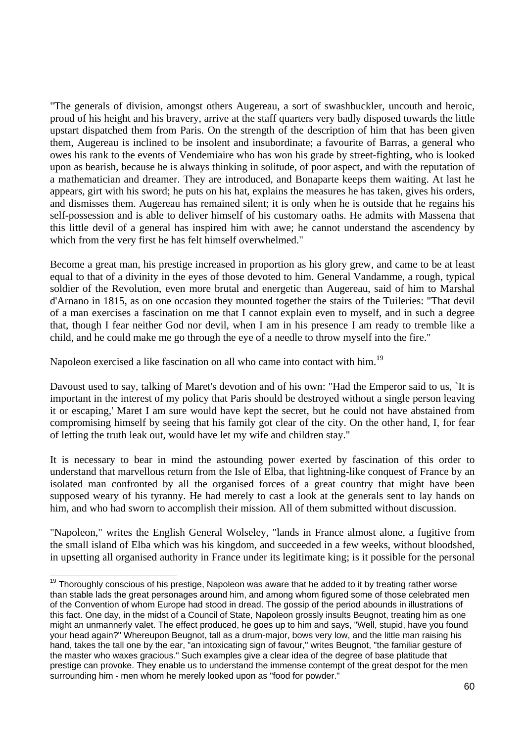"The generals of division, amongst others Augereau, a sort of swashbuckler, uncouth and heroic, proud of his height and his bravery, arrive at the staff quarters very badly disposed towards the little upstart dispatched them from Paris. On the strength of the description of him that has been given them, Augereau is inclined to be insolent and insubordinate; a favourite of Barras, a general who owes his rank to the events of Vendemiaire who has won his grade by street-fighting, who is looked upon as bearish, because he is always thinking in solitude, of poor aspect, and with the reputation of a mathematician and dreamer. They are introduced, and Bonaparte keeps them waiting. At last he appears, girt with his sword; he puts on his hat, explains the measures he has taken, gives his orders, and dismisses them. Augereau has remained silent; it is only when he is outside that he regains his self-possession and is able to deliver himself of his customary oaths. He admits with Massena that this little devil of a general has inspired him with awe; he cannot understand the ascendency by which from the very first he has felt himself overwhelmed."

Become a great man, his prestige increased in proportion as his glory grew, and came to be at least equal to that of a divinity in the eyes of those devoted to him. General Vandamme, a rough, typical soldier of the Revolution, even more brutal and energetic than Augereau, said of him to Marshal d'Arnano in 1815, as on one occasion they mounted together the stairs of the Tuileries: "That devil of a man exercises a fascination on me that I cannot explain even to myself, and in such a degree that, though I fear neither God nor devil, when I am in his presence I am ready to tremble like a child, and he could make me go through the eye of a needle to throw myself into the fire."

Napoleon exercised a like fascination on all who came into contact with him.[19]

Davoust used to say, talking of Maret's devotion and of his own: "Had the Emperor said to us, `It is important in the interest of my policy that Paris should be destroyed without a single person leaving it or escaping,' Maret I am sure would have kept the secret, but he could not have abstained from compromising himself by seeing that his family got clear of the city. On the other hand, I, for fear of letting the truth leak out, would have let my wife and children stay."

It is necessary to bear in mind the astounding power exerted by fascination of this order to understand that marvellous return from the Isle of Elba, that lightning-like conquest of France by an isolated man confronted by all the organised forces of a great country that might have been supposed weary of his tyranny. He had merely to cast a look at the generals sent to lay hands on him, and who had sworn to accomplish their mission. All of them submitted without discussion.

"Napoleon," writes the English General Wolseley, "lands in France almost alone, a fugitive from the small island of Elba which was his kingdom, and succeeded in a few weeks, without bloodshed, in upsetting all organised authority in France under its legitimate king; is it possible for the personal

---

[19] Thoroughly conscious of his prestige, Napoleon was aware that he added to it by treating rather worse than stable lads the great personages around him, and among whom figured some of those celebrated men of the Convention of whom Europe had stood in dread. The gossip of the period abounds in illustrations of this fact. One day, in the midst of a Council of State, Napoleon grossly insults Beugnot, treating him as one might an unmannerly valet. The effect produced, he goes up to him and says, "Well, stupid, have you found your head again?" Whereupon Beugnot, tall as a drum-major, bows very low, and the little man raising his hand, takes the tall one by the ear, "an intoxicating sign of favour," writes Beugnot, "the familiar gesture of the master who waxes gracious." Such examples give a clear idea of the degree of base platitude that prestige can provoke. They enable us to understand the immense contempt of the great despot for the men surrounding him - men whom he merely looked upon as "food for powder."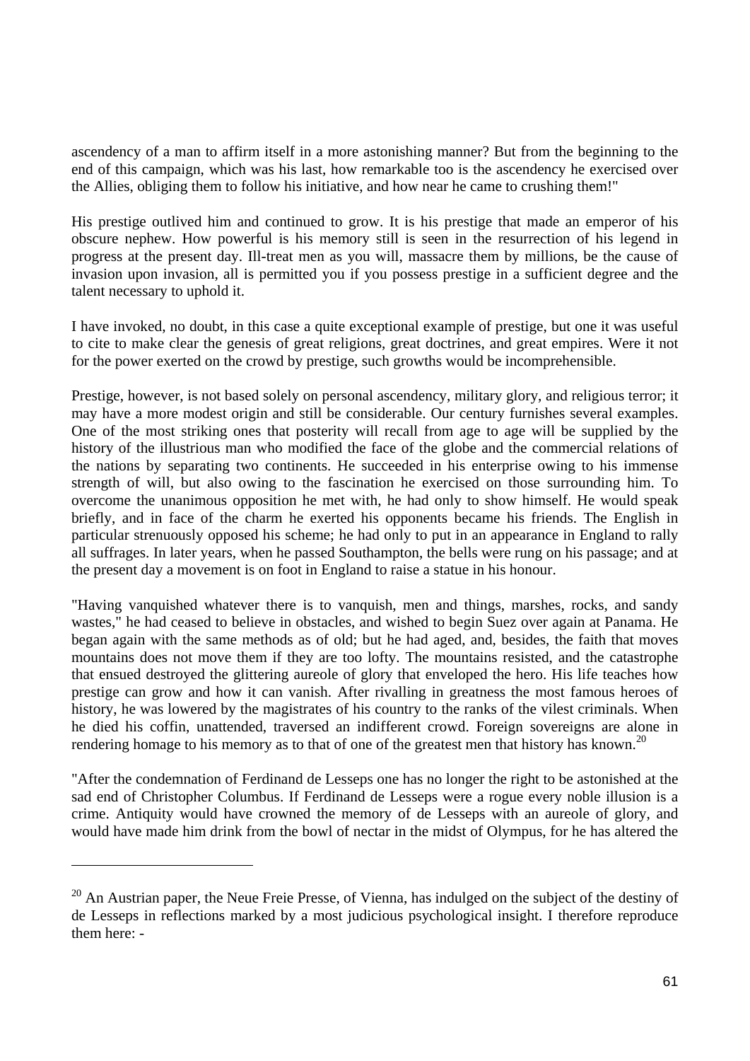ascendency of a man to affirm itself in a more astonishing manner? But from the beginning to the end of this campaign, which was his last, how remarkable too is the ascendency he exercised over the Allies, obliging them to follow his initiative, and how near he came to crushing them!"

His prestige outlived him and continued to grow. It is his prestige that made an emperor of his obscure nephew. How powerful is his memory still is seen in the resurrection of his legend in progress at the present day. Ill-treat men as you will, massacre them by millions, be the cause of invasion upon invasion, all is permitted you if you possess prestige in a sufficient degree and the talent necessary to uphold it.

I have invoked, no doubt, in this case a quite exceptional example of prestige, but one it was useful to cite to make clear the genesis of great religions, great doctrines, and great empires. Were it not for the power exerted on the crowd by prestige, such growths would be incomprehensible.

Prestige, however, is not based solely on personal ascendency, military glory, and religious terror; it may have a more modest origin and still be considerable. Our century furnishes several examples. One of the most striking ones that posterity will recall from age to age will be supplied by the history of the illustrious man who modified the face of the globe and the commercial relations of the nations by separating two continents. He succeeded in his enterprise owing to his immense strength of will, but also owing to the fascination he exercised on those surrounding him. To overcome the unanimous opposition he met with, he had only to show himself. He would speak briefly, and in face of the charm he exerted his opponents became his friends. The English in particular strenuously opposed his scheme; he had only to put in an appearance in England to rally all suffrages. In later years, when he passed Southampton, the bells were rung on his passage; and at the present day a movement is on foot in England to raise a statue in his honour.

"Having vanquished whatever there is to vanquish, men and things, marshes, rocks, and sandy wastes," he had ceased to believe in obstacles, and wished to begin Suez over again at Panama. He began again with the same methods as of old; but he had aged, and, besides, the faith that moves mountains does not move them if they are too lofty. The mountains resisted, and the catastrophe that ensued destroyed the glittering aureole of glory that enveloped the hero. His life teaches how prestige can grow and how it can vanish. After rivalling in greatness the most famous heroes of history, he was lowered by the magistrates of his country to the ranks of the vilest criminals. When he died his coffin, unattended, traversed an indifferent crowd. Foreign sovereigns are alone in rendering homage to his memory as to that of one of the greatest men that history has known.[20]

"After the condemnation of Ferdinand de Lesseps one has no longer the right to be astonished at the sad end of Christopher Columbus. If Ferdinand de Lesseps were a rogue every noble illusion is a crime. Antiquity would have crowned the memory of de Lesseps with an aureole of glory, and would have made him drink from the bowl of nectar in the midst of Olympus, for he has altered the

---

[20] An Austrian paper, the Neue Freie Presse, of Vienna, has indulged on the subject of the destiny of de Lesseps in reflections marked by a most judicious psychological insight. I therefore reproduce them here: -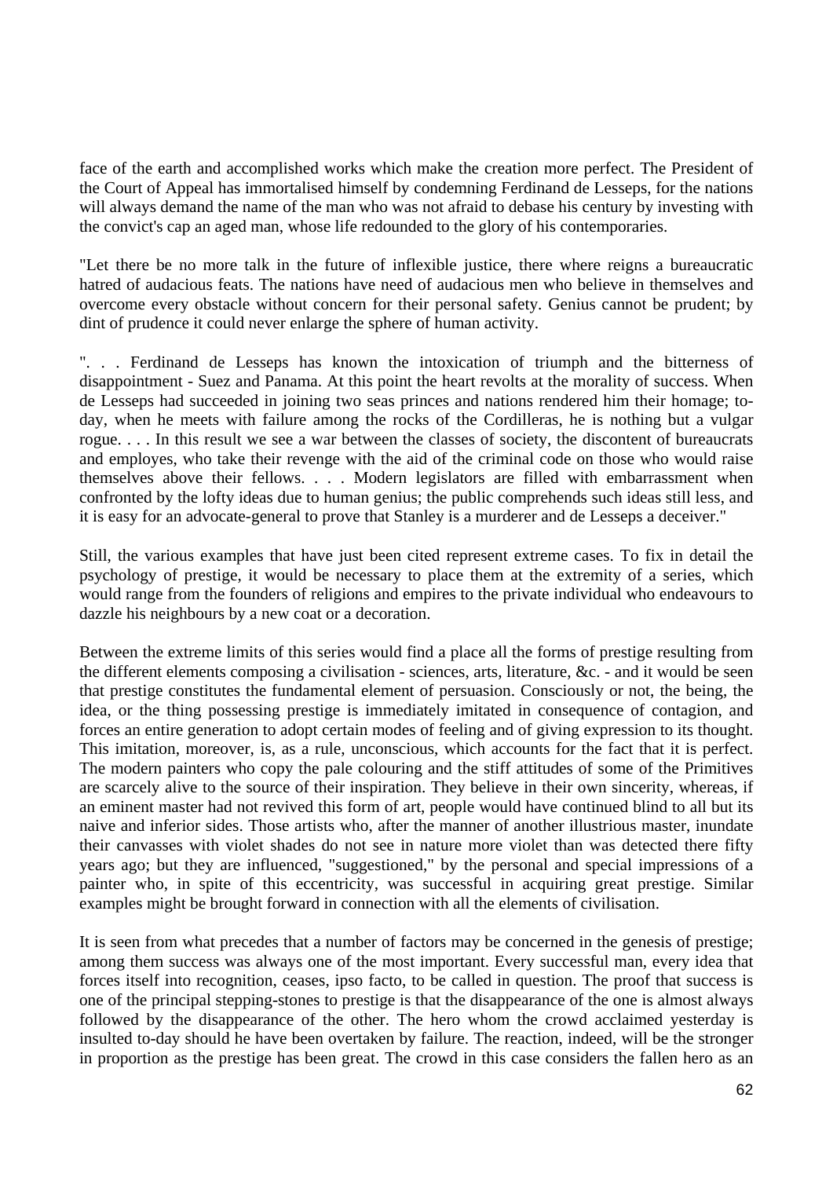face of the earth and accomplished works which make the creation more perfect. The President of the Court of Appeal has immortalised himself by condemning Ferdinand de Lesseps, for the nations will always demand the name of the man who was not afraid to debase his century by investing with the convict's cap an aged man, whose life redounded to the glory of his contemporaries.

"Let there be no more talk in the future of inflexible justice, there where reigns a bureaucratic hatred of audacious feats. The nations have need of audacious men who believe in themselves and overcome every obstacle without concern for their personal safety. Genius cannot be prudent; by dint of prudence it could never enlarge the sphere of human activity.

". . . Ferdinand de Lesseps has known the intoxication of triumph and the bitterness of disappointment - Suez and Panama. At this point the heart revolts at the morality of success. When de Lesseps had succeeded in joining two seas princes and nations rendered him their homage; to-day, when he meets with failure among the rocks of the Cordilleras, he is nothing but a vulgar rogue. . . . In this result we see a war between the classes of society, the discontent of bureaucrats and employes, who take their revenge with the aid of the criminal code on those who would raise themselves above their fellows. . . . Modern legislators are filled with embarrassment when confronted by the lofty ideas due to human genius; the public comprehends such ideas still less, and it is easy for an advocate-general to prove that Stanley is a murderer and de Lesseps a deceiver."

Still, the various examples that have just been cited represent extreme cases. To fix in detail the psychology of prestige, it would be necessary to place them at the extremity of a series, which would range from the founders of religions and empires to the private individual who endeavours to dazzle his neighbours by a new coat or a decoration.

Between the extreme limits of this series would find a place all the forms of prestige resulting from the different elements composing a civilisation - sciences, arts, literature, &c. - and it would be seen that prestige constitutes the fundamental element of persuasion. Consciously or not, the being, the idea, or the thing possessing prestige is immediately imitated in consequence of contagion, and forces an entire generation to adopt certain modes of feeling and of giving expression to its thought. This imitation, moreover, is, as a rule, unconscious, which accounts for the fact that it is perfect. The modern painters who copy the pale colouring and the stiff attitudes of some of the Primitives are scarcely alive to the source of their inspiration. They believe in their own sincerity, whereas, if an eminent master had not revived this form of art, people would have continued blind to all but its naive and inferior sides. Those artists who, after the manner of another illustrious master, inundate their canvasses with violet shades do not see in nature more violet than was detected there fifty years ago; but they are influenced, "suggestioned," by the personal and special impressions of a painter who, in spite of this eccentricity, was successful in acquiring great prestige. Similar examples might be brought forward in connection with all the elements of civilisation.

It is seen from what precedes that a number of factors may be concerned in the genesis of prestige; among them success was always one of the most important. Every successful man, every idea that forces itself into recognition, ceases, ipso facto, to be called in question. The proof that success is one of the principal stepping-stones to prestige is that the disappearance of the one is almost always followed by the disappearance of the other. The hero whom the crowd acclaimed yesterday is insulted to-day should he have been overtaken by failure. The reaction, indeed, will be the stronger in proportion as the prestige has been great. The crowd in this case considers the fallen hero as an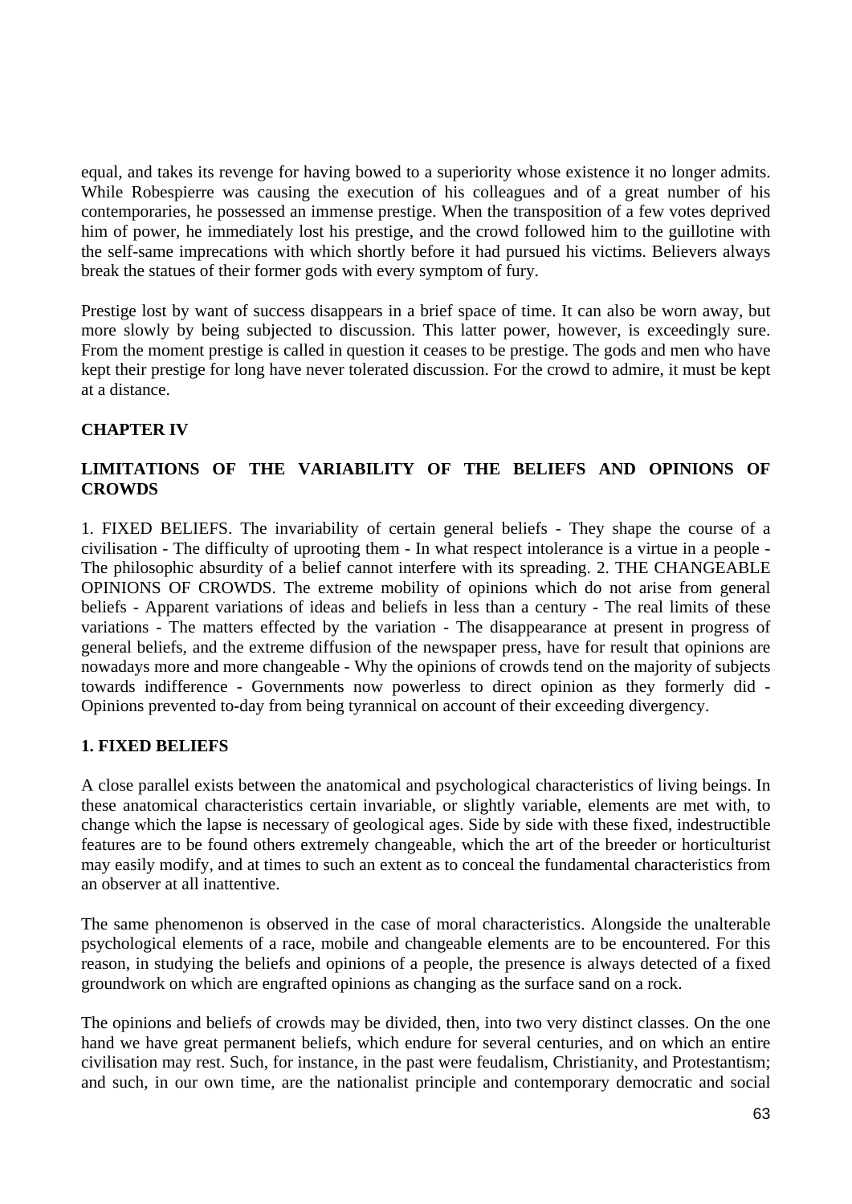equal, and takes its revenge for having bowed to a superiority whose existence it no longer admits. While Robespierre was causing the execution of his colleagues and of a great number of his contemporaries, he possessed an immense prestige. When the transposition of a few votes deprived him of power, he immediately lost his prestige, and the crowd followed him to the guillotine with the self-same imprecations with which shortly before it had pursued his victims. Believers always break the statues of their former gods with every symptom of fury.

Prestige lost by want of success disappears in a brief space of time. It can also be worn away, but more slowly by being subjected to discussion. This latter power, however, is exceedingly sure. From the moment prestige is called in question it ceases to be prestige. The gods and men who have kept their prestige for long have never tolerated discussion. For the crowd to admire, it must be kept at a distance.

## CHAPTER IV

## LIMITATIONS OF THE VARIABILITY OF THE BELIEFS AND OPINIONS OF CROWDS

1. FIXED BELIEFS. The invariability of certain general beliefs - They shape the course of a civilisation - The difficulty of uprooting them - In what respect intolerance is a virtue in a people - The philosophic absurdity of a belief cannot interfere with its spreading. 2. THE CHANGEABLE OPINIONS OF CROWDS. The extreme mobility of opinions which do not arise from general beliefs - Apparent variations of ideas and beliefs in less than a century - The real limits of these variations - The matters effected by the variation - The disappearance at present in progress of general beliefs, and the extreme diffusion of the newspaper press, have for result that opinions are nowadays more and more changeable - Why the opinions of crowds tend on the majority of subjects towards indifference - Governments now powerless to direct opinion as they formerly did - Opinions prevented to-day from being tyrannical on account of their exceeding divergency.

### 1. FIXED BELIEFS

A close parallel exists between the anatomical and psychological characteristics of living beings. In these anatomical characteristics certain invariable, or slightly variable, elements are met with, to change which the lapse is necessary of geological ages. Side by side with these fixed, indestructible features are to be found others extremely changeable, which the art of the breeder or horticulturist may easily modify, and at times to such an extent as to conceal the fundamental characteristics from an observer at all inattentive.

The same phenomenon is observed in the case of moral characteristics. Alongside the unalterable psychological elements of a race, mobile and changeable elements are to be encountered. For this reason, in studying the beliefs and opinions of a people, the presence is always detected of a fixed groundwork on which are engrafted opinions as changing as the surface sand on a rock.

The opinions and beliefs of crowds may be divided, then, into two very distinct classes. On the one hand we have great permanent beliefs, which endure for several centuries, and on which an entire civilisation may rest. Such, for instance, in the past were feudalism, Christianity, and Protestantism; and such, in our own time, are the nationalist principle and contemporary democratic and social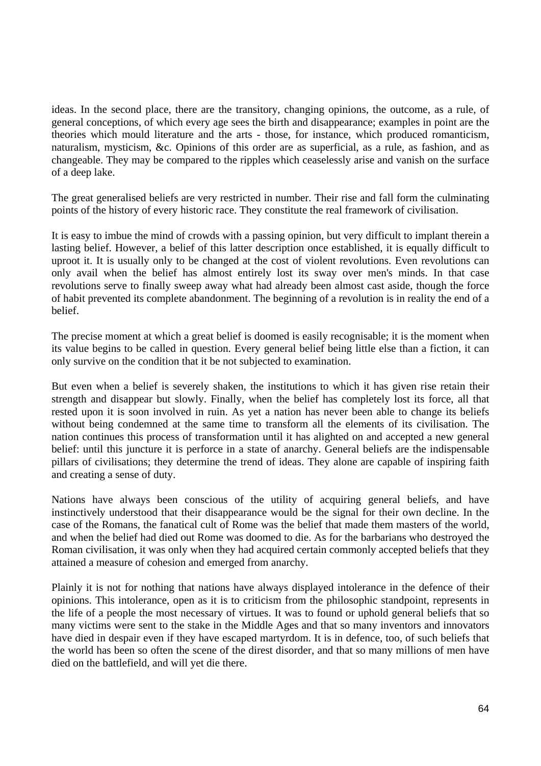ideas. In the second place, there are the transitory, changing opinions, the outcome, as a rule, of general conceptions, of which every age sees the birth and disappearance; examples in point are the theories which mould literature and the arts - those, for instance, which produced romanticism, naturalism, mysticism, &c. Opinions of this order are as superficial, as a rule, as fashion, and as changeable. They may be compared to the ripples which ceaselessly arise and vanish on the surface of a deep lake.

The great generalised beliefs are very restricted in number. Their rise and fall form the culminating points of the history of every historic race. They constitute the real framework of civilisation.

It is easy to imbue the mind of crowds with a passing opinion, but very difficult to implant therein a lasting belief. However, a belief of this latter description once established, it is equally difficult to uproot it. It is usually only to be changed at the cost of violent revolutions. Even revolutions can only avail when the belief has almost entirely lost its sway over men's minds. In that case revolutions serve to finally sweep away what had already been almost cast aside, though the force of habit prevented its complete abandonment. The beginning of a revolution is in reality the end of a belief.

The precise moment at which a great belief is doomed is easily recognisable; it is the moment when its value begins to be called in question. Every general belief being little else than a fiction, it can only survive on the condition that it be not subjected to examination.

But even when a belief is severely shaken, the institutions to which it has given rise retain their strength and disappear but slowly. Finally, when the belief has completely lost its force, all that rested upon it is soon involved in ruin. As yet a nation has never been able to change its beliefs without being condemned at the same time to transform all the elements of its civilisation. The nation continues this process of transformation until it has alighted on and accepted a new general belief: until this juncture it is perforce in a state of anarchy. General beliefs are the indispensable pillars of civilisations; they determine the trend of ideas. They alone are capable of inspiring faith and creating a sense of duty.

Nations have always been conscious of the utility of acquiring general beliefs, and have instinctively understood that their disappearance would be the signal for their own decline. In the case of the Romans, the fanatical cult of Rome was the belief that made them masters of the world, and when the belief had died out Rome was doomed to die. As for the barbarians who destroyed the Roman civilisation, it was only when they had acquired certain commonly accepted beliefs that they attained a measure of cohesion and emerged from anarchy.

Plainly it is not for nothing that nations have always displayed intolerance in the defence of their opinions. This intolerance, open as it is to criticism from the philosophic standpoint, represents in the life of a people the most necessary of virtues. It was to found or uphold general beliefs that so many victims were sent to the stake in the Middle Ages and that so many inventors and innovators have died in despair even if they have escaped martyrdom. It is in defence, too, of such beliefs that the world has been so often the scene of the direst disorder, and that so many millions of men have died on the battlefield, and will yet die there.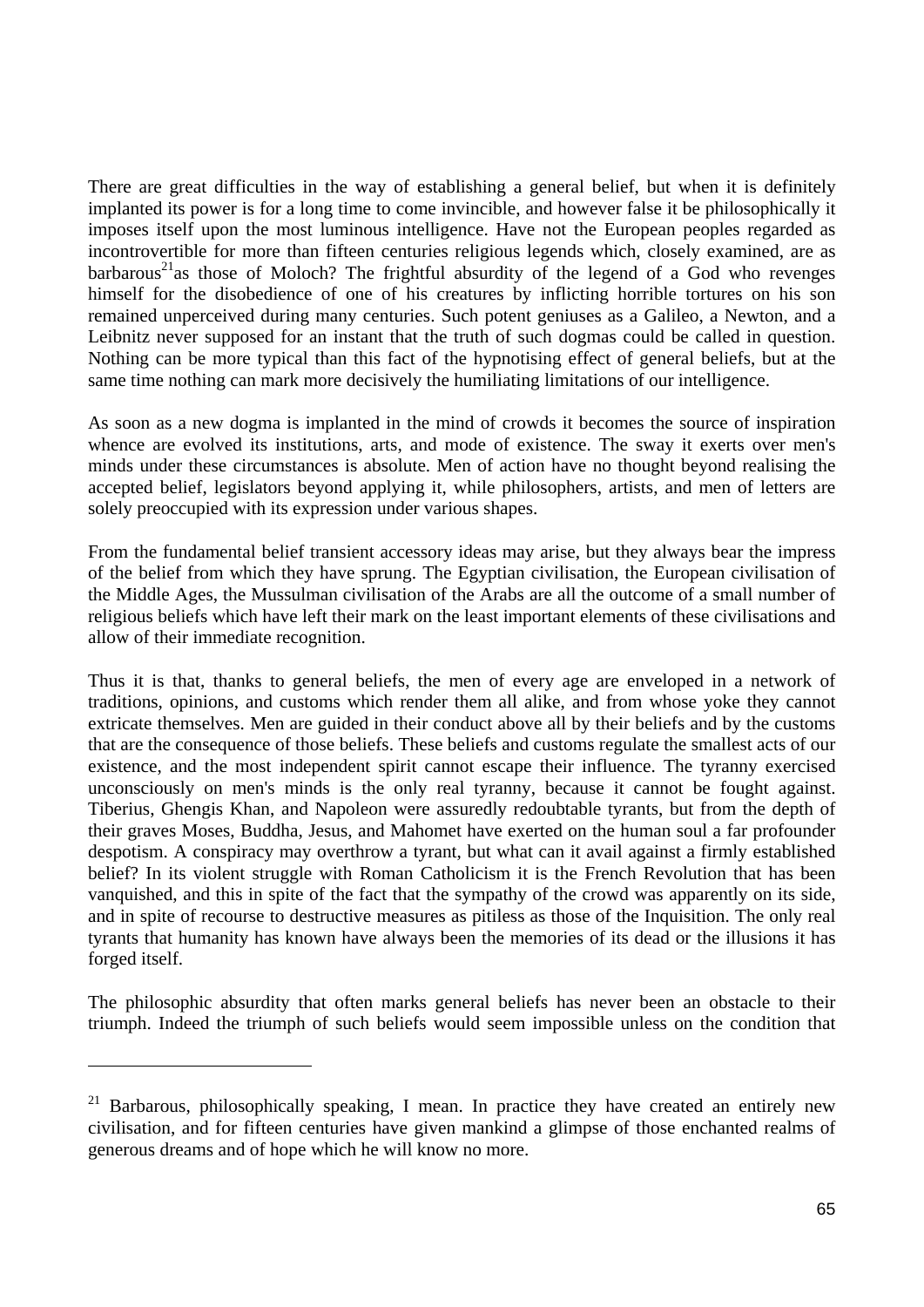There are great difficulties in the way of establishing a general belief, but when it is definitely implanted its power is for a long time to come invincible, and however false it be philosophically it imposes itself upon the most luminous intelligence. Have not the European peoples regarded as incontrovertible for more than fifteen centuries religious legends which, closely examined, are as barbarous[21]as those of Moloch? The frightful absurdity of the legend of a God who revenges himself for the disobedience of one of his creatures by inflicting horrible tortures on his son remained unperceived during many centuries. Such potent geniuses as a Galileo, a Newton, and a Leibnitz never supposed for an instant that the truth of such dogmas could be called in question. Nothing can be more typical than this fact of the hypnotising effect of general beliefs, but at the same time nothing can mark more decisively the humiliating limitations of our intelligence.

As soon as a new dogma is implanted in the mind of crowds it becomes the source of inspiration whence are evolved its institutions, arts, and mode of existence. The sway it exerts over men's minds under these circumstances is absolute. Men of action have no thought beyond realising the accepted belief, legislators beyond applying it, while philosophers, artists, and men of letters are solely preoccupied with its expression under various shapes.

From the fundamental belief transient accessory ideas may arise, but they always bear the impress of the belief from which they have sprung. The Egyptian civilisation, the European civilisation of the Middle Ages, the Mussulman civilisation of the Arabs are all the outcome of a small number of religious beliefs which have left their mark on the least important elements of these civilisations and allow of their immediate recognition.

Thus it is that, thanks to general beliefs, the men of every age are enveloped in a network of traditions, opinions, and customs which render them all alike, and from whose yoke they cannot extricate themselves. Men are guided in their conduct above all by their beliefs and by the customs that are the consequence of those beliefs. These beliefs and customs regulate the smallest acts of our existence, and the most independent spirit cannot escape their influence. The tyranny exercised unconsciously on men's minds is the only real tyranny, because it cannot be fought against. Tiberius, Ghengis Khan, and Napoleon were assuredly redoubtable tyrants, but from the depth of their graves Moses, Buddha, Jesus, and Mahomet have exerted on the human soul a far profounder despotism. A conspiracy may overthrow a tyrant, but what can it avail against a firmly established belief? In its violent struggle with Roman Catholicism it is the French Revolution that has been vanquished, and this in spite of the fact that the sympathy of the crowd was apparently on its side, and in spite of recourse to destructive measures as pitiless as those of the Inquisition. The only real tyrants that humanity has known have always been the memories of its dead or the illusions it has forged itself.

The philosophic absurdity that often marks general beliefs has never been an obstacle to their triumph. Indeed the triumph of such beliefs would seem impossible unless on the condition that

---

[21] Barbarous, philosophically speaking, I mean. In practice they have created an entirely new civilisation, and for fifteen centuries have given mankind a glimpse of those enchanted realms of generous dreams and of hope which he will know no more.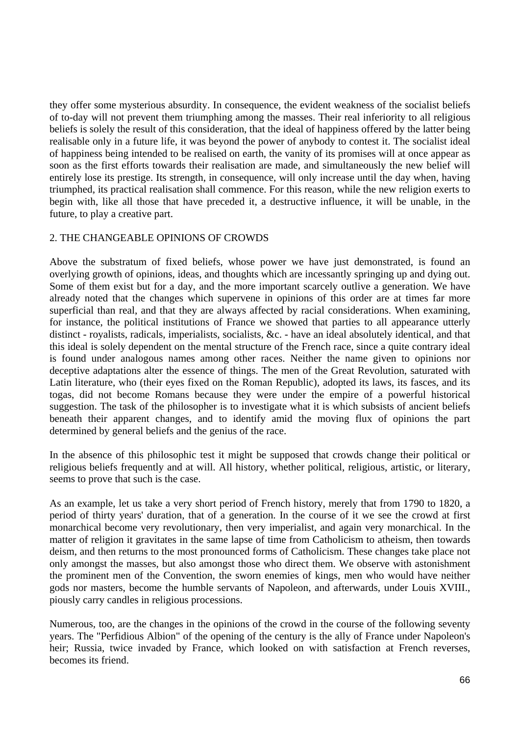they offer some mysterious absurdity. In consequence, the evident weakness of the socialist beliefs of to-day will not prevent them triumphing among the masses. Their real inferiority to all religious beliefs is solely the result of this consideration, that the ideal of happiness offered by the latter being realisable only in a future life, it was beyond the power of anybody to contest it. The socialist ideal of happiness being intended to be realised on earth, the vanity of its promises will at once appear as soon as the first efforts towards their realisation are made, and simultaneously the new belief will entirely lose its prestige. Its strength, in consequence, will only increase until the day when, having triumphed, its practical realisation shall commence. For this reason, while the new religion exerts to begin with, like all those that have preceded it, a destructive influence, it will be unable, in the future, to play a creative part.

## 2. THE CHANGEABLE OPINIONS OF CROWDS

Above the substratum of fixed beliefs, whose power we have just demonstrated, is found an overlying growth of opinions, ideas, and thoughts which are incessantly springing up and dying out. Some of them exist but for a day, and the more important scarcely outlive a generation. We have already noted that the changes which supervene in opinions of this order are at times far more superficial than real, and that they are always affected by racial considerations. When examining, for instance, the political institutions of France we showed that parties to all appearance utterly distinct - royalists, radicals, imperialists, socialists, &c. - have an ideal absolutely identical, and that this ideal is solely dependent on the mental structure of the French race, since a quite contrary ideal is found under analogous names among other races. Neither the name given to opinions nor deceptive adaptations alter the essence of things. The men of the Great Revolution, saturated with Latin literature, who (their eyes fixed on the Roman Republic), adopted its laws, its fasces, and its togas, did not become Romans because they were under the empire of a powerful historical suggestion. The task of the philosopher is to investigate what it is which subsists of ancient beliefs beneath their apparent changes, and to identify amid the moving flux of opinions the part determined by general beliefs and the genius of the race.

In the absence of this philosophic test it might be supposed that crowds change their political or religious beliefs frequently and at will. All history, whether political, religious, artistic, or literary, seems to prove that such is the case.

As an example, let us take a very short period of French history, merely that from 1790 to 1820, a period of thirty years' duration, that of a generation. In the course of it we see the crowd at first monarchical become very revolutionary, then very imperialist, and again very monarchical. In the matter of religion it gravitates in the same lapse of time from Catholicism to atheism, then towards deism, and then returns to the most pronounced forms of Catholicism. These changes take place not only amongst the masses, but also amongst those who direct them. We observe with astonishment the prominent men of the Convention, the sworn enemies of kings, men who would have neither gods nor masters, become the humble servants of Napoleon, and afterwards, under Louis XVIII., piously carry candles in religious processions.

Numerous, too, are the changes in the opinions of the crowd in the course of the following seventy years. The "Perfidious Albion" of the opening of the century is the ally of France under Napoleon's heir; Russia, twice invaded by France, which looked on with satisfaction at French reverses, becomes its friend.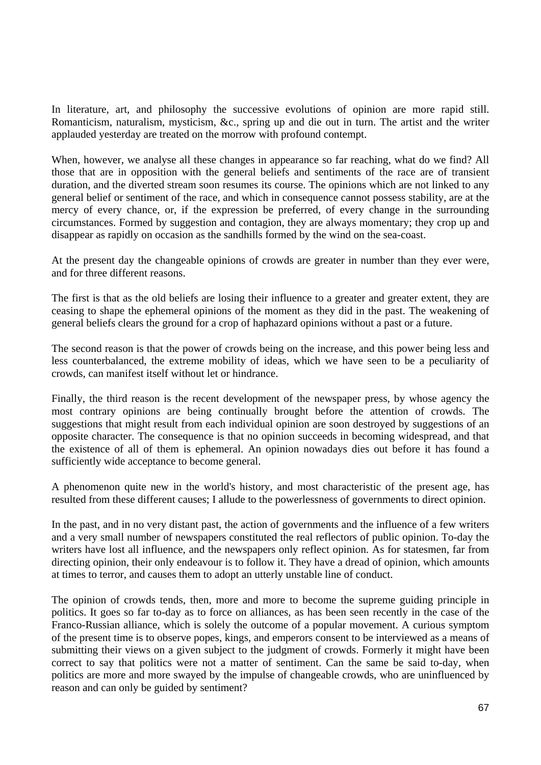In literature, art, and philosophy the successive evolutions of opinion are more rapid still. Romanticism, naturalism, mysticism, &c., spring up and die out in turn. The artist and the writer applauded yesterday are treated on the morrow with profound contempt.

When, however, we analyse all these changes in appearance so far reaching, what do we find? All those that are in opposition with the general beliefs and sentiments of the race are of transient duration, and the diverted stream soon resumes its course. The opinions which are not linked to any general belief or sentiment of the race, and which in consequence cannot possess stability, are at the mercy of every chance, or, if the expression be preferred, of every change in the surrounding circumstances. Formed by suggestion and contagion, they are always momentary; they crop up and disappear as rapidly on occasion as the sandhills formed by the wind on the sea-coast.

At the present day the changeable opinions of crowds are greater in number than they ever were, and for three different reasons.

The first is that as the old beliefs are losing their influence to a greater and greater extent, they are ceasing to shape the ephemeral opinions of the moment as they did in the past. The weakening of general beliefs clears the ground for a crop of haphazard opinions without a past or a future.

The second reason is that the power of crowds being on the increase, and this power being less and less counterbalanced, the extreme mobility of ideas, which we have seen to be a peculiarity of crowds, can manifest itself without let or hindrance.

Finally, the third reason is the recent development of the newspaper press, by whose agency the most contrary opinions are being continually brought before the attention of crowds. The suggestions that might result from each individual opinion are soon destroyed by suggestions of an opposite character. The consequence is that no opinion succeeds in becoming widespread, and that the existence of all of them is ephemeral. An opinion nowadays dies out before it has found a sufficiently wide acceptance to become general.

A phenomenon quite new in the world's history, and most characteristic of the present age, has resulted from these different causes; I allude to the powerlessness of governments to direct opinion.

In the past, and in no very distant past, the action of governments and the influence of a few writers and a very small number of newspapers constituted the real reflectors of public opinion. To-day the writers have lost all influence, and the newspapers only reflect opinion. As for statesmen, far from directing opinion, their only endeavour is to follow it. They have a dread of opinion, which amounts at times to terror, and causes them to adopt an utterly unstable line of conduct.

The opinion of crowds tends, then, more and more to become the supreme guiding principle in politics. It goes so far to-day as to force on alliances, as has been seen recently in the case of the Franco-Russian alliance, which is solely the outcome of a popular movement. A curious symptom of the present time is to observe popes, kings, and emperors consent to be interviewed as a means of submitting their views on a given subject to the judgment of crowds. Formerly it might have been correct to say that politics were not a matter of sentiment. Can the same be said to-day, when politics are more and more swayed by the impulse of changeable crowds, who are uninfluenced by reason and can only be guided by sentiment?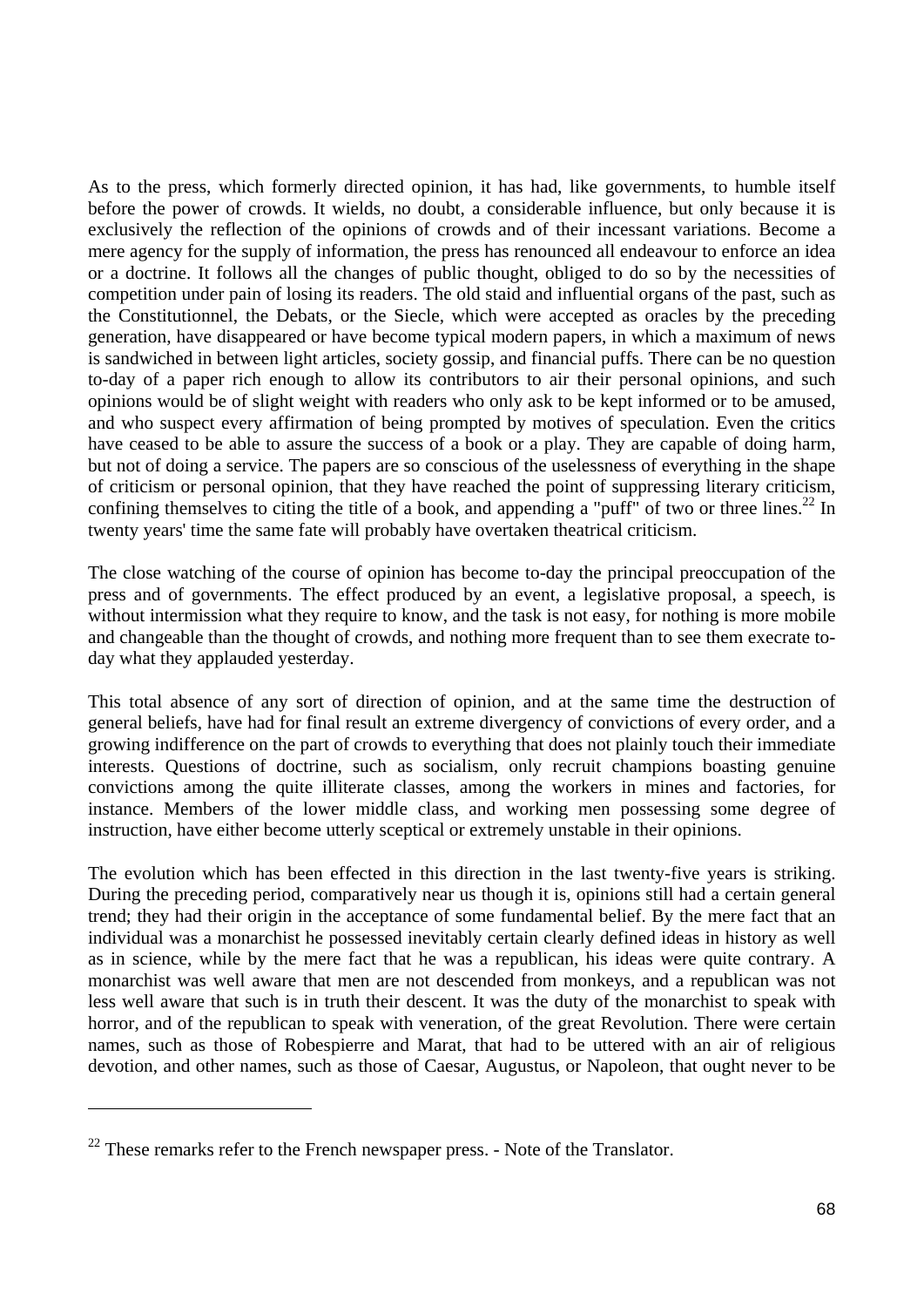As to the press, which formerly directed opinion, it has had, like governments, to humble itself before the power of crowds. It wields, no doubt, a considerable influence, but only because it is exclusively the reflection of the opinions of crowds and of their incessant variations. Become a mere agency for the supply of information, the press has renounced all endeavour to enforce an idea or a doctrine. It follows all the changes of public thought, obliged to do so by the necessities of competition under pain of losing its readers. The old staid and influential organs of the past, such as the Constitutionnel, the Debats, or the Siecle, which were accepted as oracles by the preceding generation, have disappeared or have become typical modern papers, in which a maximum of news is sandwiched in between light articles, society gossip, and financial puffs. There can be no question to-day of a paper rich enough to allow its contributors to air their personal opinions, and such opinions would be of slight weight with readers who only ask to be kept informed or to be amused, and who suspect every affirmation of being prompted by motives of speculation. Even the critics have ceased to be able to assure the success of a book or a play. They are capable of doing harm, but not of doing a service. The papers are so conscious of the uselessness of everything in the shape of criticism or personal opinion, that they have reached the point of suppressing literary criticism, confining themselves to citing the title of a book, and appending a "puff" of two or three lines.[22] In twenty years' time the same fate will probably have overtaken theatrical criticism.

The close watching of the course of opinion has become to-day the principal preoccupation of the press and of governments. The effect produced by an event, a legislative proposal, a speech, is without intermission what they require to know, and the task is not easy, for nothing is more mobile and changeable than the thought of crowds, and nothing more frequent than to see them execrate to-day what they applauded yesterday.

This total absence of any sort of direction of opinion, and at the same time the destruction of general beliefs, have had for final result an extreme divergency of convictions of every order, and a growing indifference on the part of crowds to everything that does not plainly touch their immediate interests. Questions of doctrine, such as socialism, only recruit champions boasting genuine convictions among the quite illiterate classes, among the workers in mines and factories, for instance. Members of the lower middle class, and working men possessing some degree of instruction, have either become utterly sceptical or extremely unstable in their opinions.

The evolution which has been effected in this direction in the last twenty-five years is striking. During the preceding period, comparatively near us though it is, opinions still had a certain general trend; they had their origin in the acceptance of some fundamental belief. By the mere fact that an individual was a monarchist he possessed inevitably certain clearly defined ideas in history as well as in science, while by the mere fact that he was a republican, his ideas were quite contrary. A monarchist was well aware that men are not descended from monkeys, and a republican was not less well aware that such is in truth their descent. It was the duty of the monarchist to speak with horror, and of the republican to speak with veneration, of the great Revolution. There were certain names, such as those of Robespierre and Marat, that had to be uttered with an air of religious devotion, and other names, such as those of Caesar, Augustus, or Napoleon, that ought never to be

---

[22] These remarks refer to the French newspaper press. - Note of the Translator.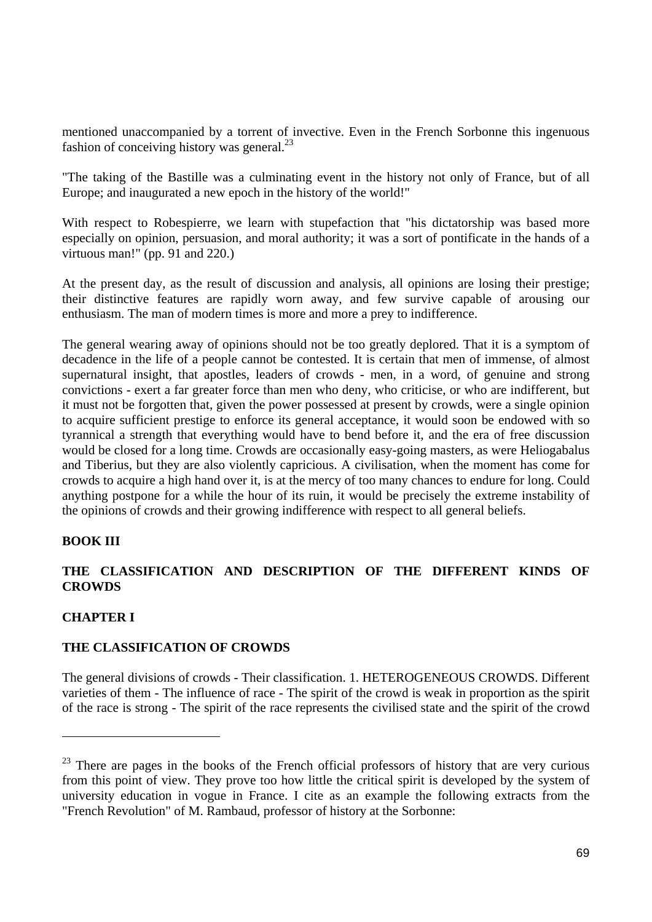mentioned unaccompanied by a torrent of invective. Even in the French Sorbonne this ingenuous fashion of conceiving history was general.[23]

"The taking of the Bastille was a culminating event in the history not only of France, but of all Europe; and inaugurated a new epoch in the history of the world!"

With respect to Robespierre, we learn with stupefaction that "his dictatorship was based more especially on opinion, persuasion, and moral authority; it was a sort of pontificate in the hands of a virtuous man!" (pp. 91 and 220.)

At the present day, as the result of discussion and analysis, all opinions are losing their prestige; their distinctive features are rapidly worn away, and few survive capable of arousing our enthusiasm. The man of modern times is more and more a prey to indifference.

The general wearing away of opinions should not be too greatly deplored. That it is a symptom of decadence in the life of a people cannot be contested. It is certain that men of immense, of almost supernatural insight, that apostles, leaders of crowds - men, in a word, of genuine and strong convictions - exert a far greater force than men who deny, who criticise, or who are indifferent, but it must not be forgotten that, given the power possessed at present by crowds, were a single opinion to acquire sufficient prestige to enforce its general acceptance, it would soon be endowed with so tyrannical a strength that everything would have to bend before it, and the era of free discussion would be closed for a long time. Crowds are occasionally easy-going masters, as were Heliogabalus and Tiberius, but they are also violently capricious. A civilisation, when the moment has come for crowds to acquire a high hand over it, is at the mercy of too many chances to endure for long. Could anything postpone for a while the hour of its ruin, it would be precisely the extreme instability of the opinions of crowds and their growing indifference with respect to all general beliefs.

# BOOK III

# THE CLASSIFICATION AND DESCRIPTION OF THE DIFFERENT KINDS OF CROWDS

## CHAPTER I

## THE CLASSIFICATION OF CROWDS

The general divisions of crowds - Their classification. 1. HETEROGENEOUS CROWDS. Different varieties of them - The influence of race - The spirit of the crowd is weak in proportion as the spirit of the race is strong - The spirit of the race represents the civilised state and the spirit of the crowd

---

[23] There are pages in the books of the French official professors of history that are very curious from this point of view. They prove too how little the critical spirit is developed by the system of university education in vogue in France. I cite as an example the following extracts from the "French Revolution" of M. Rambaud, professor of history at the Sorbonne: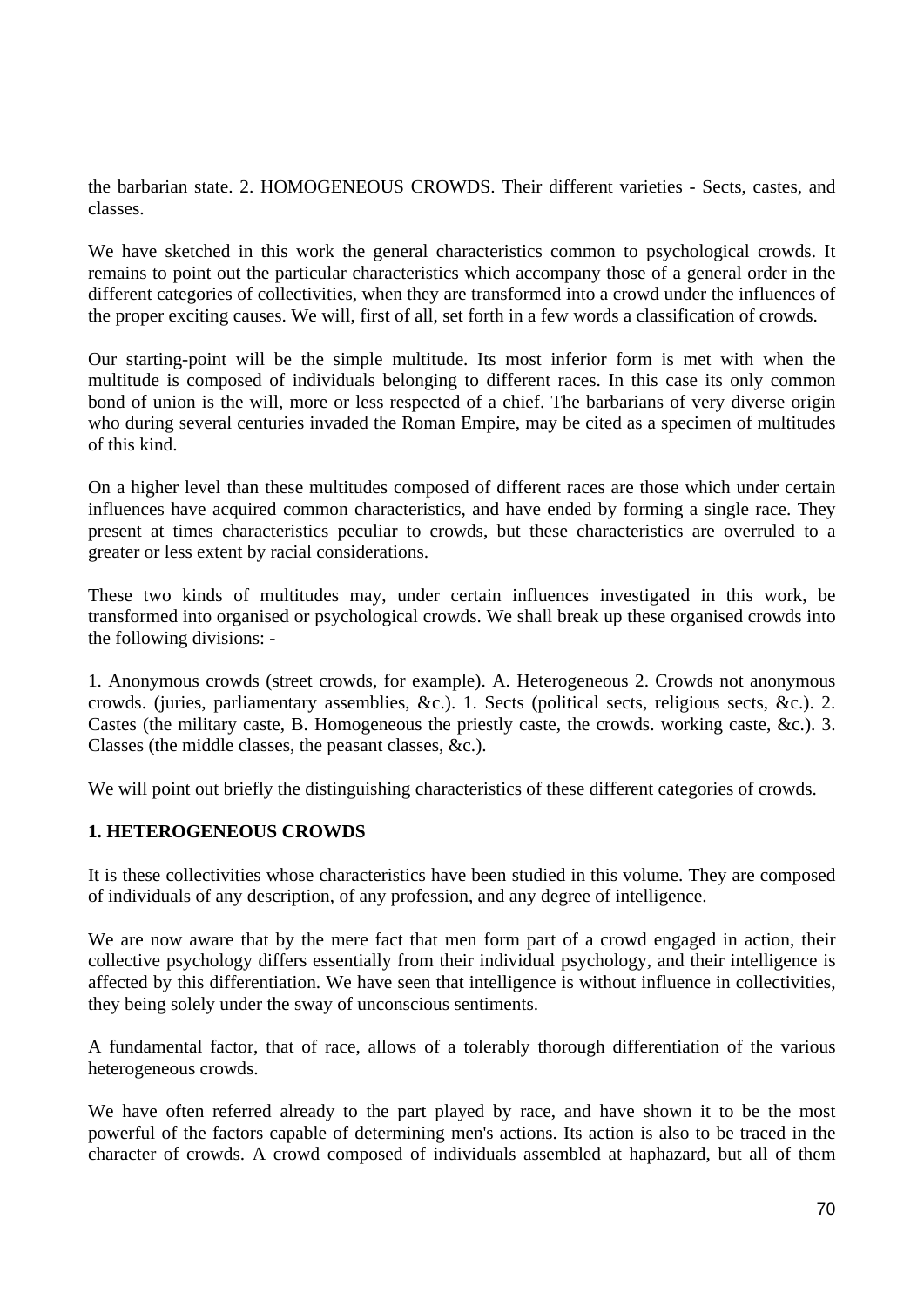the barbarian state. 2. HOMOGENEOUS CROWDS. Their different varieties - Sects, castes, and classes.

We have sketched in this work the general characteristics common to psychological crowds. It remains to point out the particular characteristics which accompany those of a general order in the different categories of collectivities, when they are transformed into a crowd under the influences of the proper exciting causes. We will, first of all, set forth in a few words a classification of crowds.

Our starting-point will be the simple multitude. Its most inferior form is met with when the multitude is composed of individuals belonging to different races. In this case its only common bond of union is the will, more or less respected of a chief. The barbarians of very diverse origin who during several centuries invaded the Roman Empire, may be cited as a specimen of multitudes of this kind.

On a higher level than these multitudes composed of different races are those which under certain influences have acquired common characteristics, and have ended by forming a single race. They present at times characteristics peculiar to crowds, but these characteristics are overruled to a greater or less extent by racial considerations.

These two kinds of multitudes may, under certain influences investigated in this work, be transformed into organised or psychological crowds. We shall break up these organised crowds into the following divisions: -

1. Anonymous crowds (street crowds, for example). A. Heterogeneous 2. Crowds not anonymous crowds. (juries, parliamentary assemblies, &c.). 1. Sects (political sects, religious sects, &c.). 2. Castes (the military caste, B. Homogeneous the priestly caste, the crowds. working caste, &c.). 3. Classes (the middle classes, the peasant classes, &c.).

We will point out briefly the distinguishing characteristics of these different categories of crowds.

**1. HETEROGENEOUS CROWDS**

It is these collectivities whose characteristics have been studied in this volume. They are composed of individuals of any description, of any profession, and any degree of intelligence.

We are now aware that by the mere fact that men form part of a crowd engaged in action, their collective psychology differs essentially from their individual psychology, and their intelligence is affected by this differentiation. We have seen that intelligence is without influence in collectivities, they being solely under the sway of unconscious sentiments.

A fundamental factor, that of race, allows of a tolerably thorough differentiation of the various heterogeneous crowds.

We have often referred already to the part played by race, and have shown it to be the most powerful of the factors capable of determining men's actions. Its action is also to be traced in the character of crowds. A crowd composed of individuals assembled at haphazard, but all of them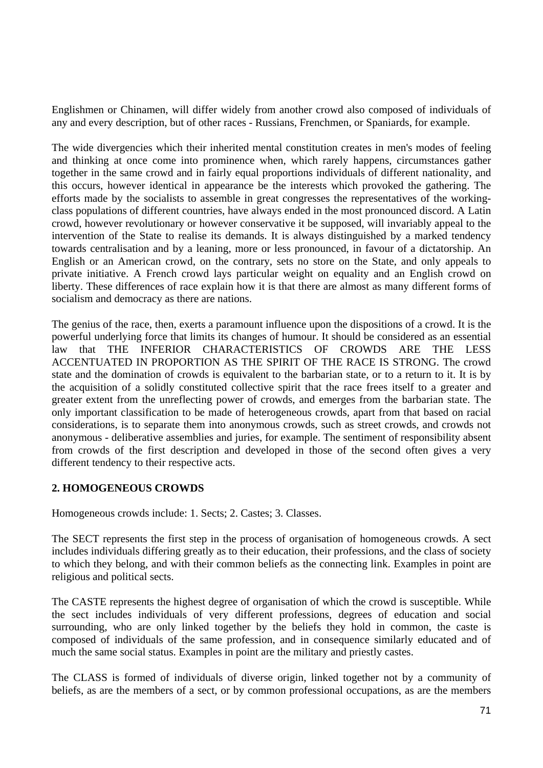Englishmen or Chinamen, will differ widely from another crowd also composed of individuals of any and every description, but of other races - Russians, Frenchmen, or Spaniards, for example.

The wide divergencies which their inherited mental constitution creates in men's modes of feeling and thinking at once come into prominence when, which rarely happens, circumstances gather together in the same crowd and in fairly equal proportions individuals of different nationality, and this occurs, however identical in appearance be the interests which provoked the gathering. The efforts made by the socialists to assemble in great congresses the representatives of the working-class populations of different countries, have always ended in the most pronounced discord. A Latin crowd, however revolutionary or however conservative it be supposed, will invariably appeal to the intervention of the State to realise its demands. It is always distinguished by a marked tendency towards centralisation and by a leaning, more or less pronounced, in favour of a dictatorship. An English or an American crowd, on the contrary, sets no store on the State, and only appeals to private initiative. A French crowd lays particular weight on equality and an English crowd on liberty. These differences of race explain how it is that there are almost as many different forms of socialism and democracy as there are nations.

The genius of the race, then, exerts a paramount influence upon the dispositions of a crowd. It is the powerful underlying force that limits its changes of humour. It should be considered as an essential law that THE INFERIOR CHARACTERISTICS OF CROWDS ARE THE LESS ACCENTUATED IN PROPORTION AS THE SPIRIT OF THE RACE IS STRONG. The crowd state and the domination of crowds is equivalent to the barbarian state, or to a return to it. It is by the acquisition of a solidly constituted collective spirit that the race frees itself to a greater and greater extent from the unreflecting power of crowds, and emerges from the barbarian state. The only important classification to be made of heterogeneous crowds, apart from that based on racial considerations, is to separate them into anonymous crowds, such as street crowds, and crowds not anonymous - deliberative assemblies and juries, for example. The sentiment of responsibility absent from crowds of the first description and developed in those of the second often gives a very different tendency to their respective acts.

### 2. HOMOGENEOUS CROWDS

Homogeneous crowds include: 1. Sects; 2. Castes; 3. Classes.

The SECT represents the first step in the process of organisation of homogeneous crowds. A sect includes individuals differing greatly as to their education, their professions, and the class of society to which they belong, and with their common beliefs as the connecting link. Examples in point are religious and political sects.

The CASTE represents the highest degree of organisation of which the crowd is susceptible. While the sect includes individuals of very different professions, degrees of education and social surrounding, who are only linked together by the beliefs they hold in common, the caste is composed of individuals of the same profession, and in consequence similarly educated and of much the same social status. Examples in point are the military and priestly castes.

The CLASS is formed of individuals of diverse origin, linked together not by a community of beliefs, as are the members of a sect, or by common professional occupations, as are the members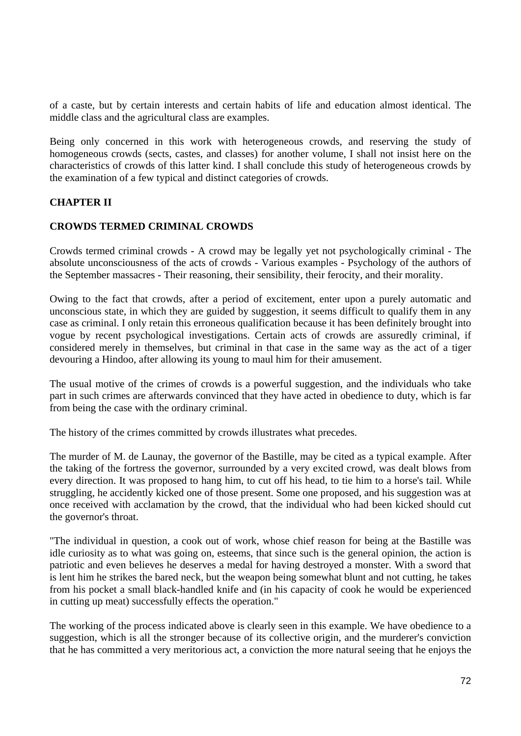of a caste, but by certain interests and certain habits of life and education almost identical. The middle class and the agricultural class are examples.

Being only concerned in this work with heterogeneous crowds, and reserving the study of homogeneous crowds (sects, castes, and classes) for another volume, I shall not insist here on the characteristics of crowds of this latter kind. I shall conclude this study of heterogeneous crowds by the examination of a few typical and distinct categories of crowds.

## CHAPTER II

## CROWDS TERMED CRIMINAL CROWDS

Crowds termed criminal crowds - A crowd may be legally yet not psychologically criminal - The absolute unconsciousness of the acts of crowds - Various examples - Psychology of the authors of the September massacres - Their reasoning, their sensibility, their ferocity, and their morality.

Owing to the fact that crowds, after a period of excitement, enter upon a purely automatic and unconscious state, in which they are guided by suggestion, it seems difficult to qualify them in any case as criminal. I only retain this erroneous qualification because it has been definitely brought into vogue by recent psychological investigations. Certain acts of crowds are assuredly criminal, if considered merely in themselves, but criminal in that case in the same way as the act of a tiger devouring a Hindoo, after allowing its young to maul him for their amusement.

The usual motive of the crimes of crowds is a powerful suggestion, and the individuals who take part in such crimes are afterwards convinced that they have acted in obedience to duty, which is far from being the case with the ordinary criminal.

The history of the crimes committed by crowds illustrates what precedes.

The murder of M. de Launay, the governor of the Bastille, may be cited as a typical example. After the taking of the fortress the governor, surrounded by a very excited crowd, was dealt blows from every direction. It was proposed to hang him, to cut off his head, to tie him to a horse's tail. While struggling, he accidently kicked one of those present. Some one proposed, and his suggestion was at once received with acclamation by the crowd, that the individual who had been kicked should cut the governor's throat.

"The individual in question, a cook out of work, whose chief reason for being at the Bastille was idle curiosity as to what was going on, esteems, that since such is the general opinion, the action is patriotic and even believes he deserves a medal for having destroyed a monster. With a sword that is lent him he strikes the bared neck, but the weapon being somewhat blunt and not cutting, he takes from his pocket a small black-handled knife and (in his capacity of cook he would be experienced in cutting up meat) successfully effects the operation."

The working of the process indicated above is clearly seen in this example. We have obedience to a suggestion, which is all the stronger because of its collective origin, and the murderer's conviction that he has committed a very meritorious act, a conviction the more natural seeing that he enjoys the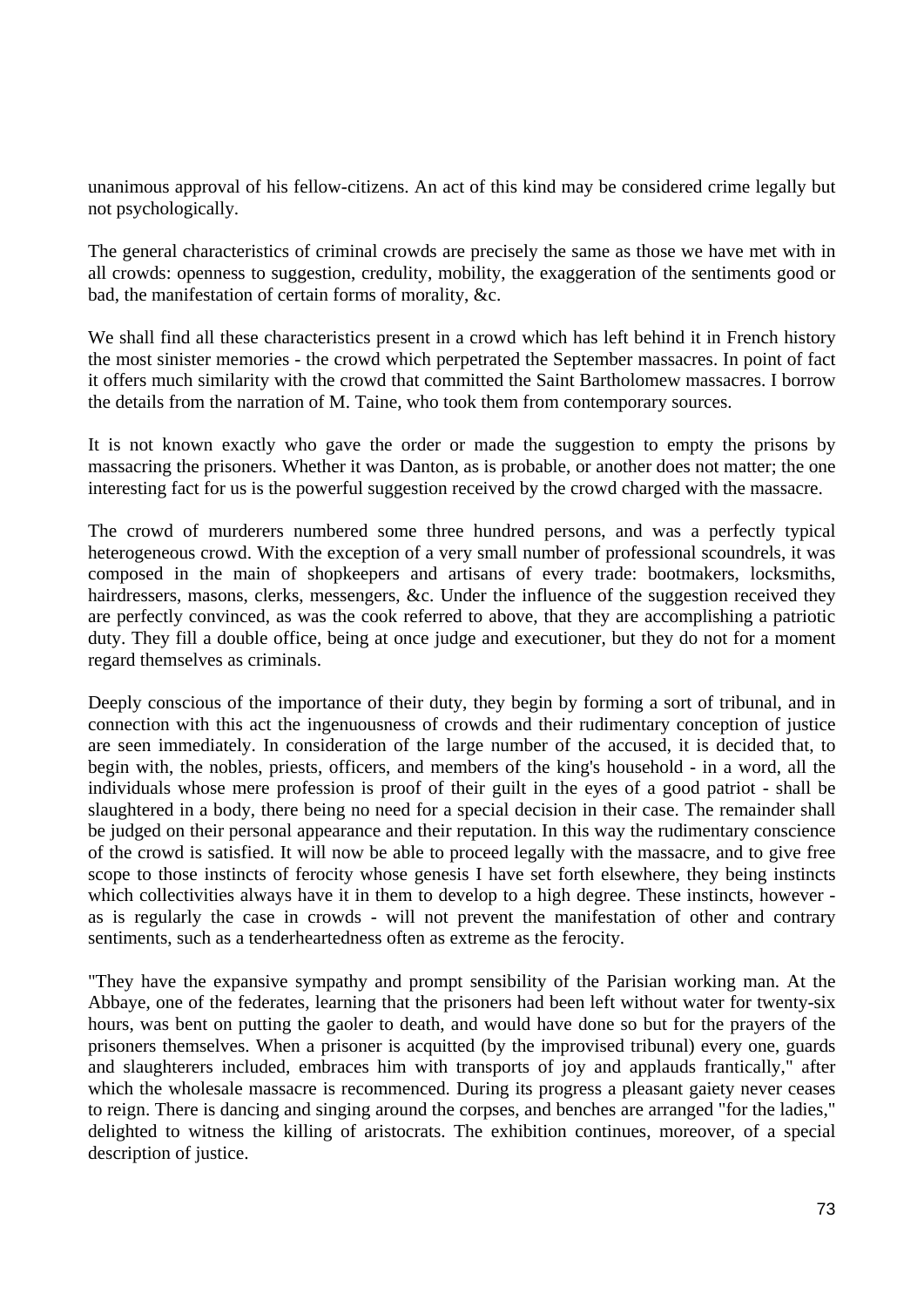unanimous approval of his fellow-citizens. An act of this kind may be considered crime legally but not psychologically.

The general characteristics of criminal crowds are precisely the same as those we have met with in all crowds: openness to suggestion, credulity, mobility, the exaggeration of the sentiments good or bad, the manifestation of certain forms of morality, &c.

We shall find all these characteristics present in a crowd which has left behind it in French history the most sinister memories - the crowd which perpetrated the September massacres. In point of fact it offers much similarity with the crowd that committed the Saint Bartholomew massacres. I borrow the details from the narration of M. Taine, who took them from contemporary sources.

It is not known exactly who gave the order or made the suggestion to empty the prisons by massacring the prisoners. Whether it was Danton, as is probable, or another does not matter; the one interesting fact for us is the powerful suggestion received by the crowd charged with the massacre.

The crowd of murderers numbered some three hundred persons, and was a perfectly typical heterogeneous crowd. With the exception of a very small number of professional scoundrels, it was composed in the main of shopkeepers and artisans of every trade: bootmakers, locksmiths, hairdressers, masons, clerks, messengers, &c. Under the influence of the suggestion received they are perfectly convinced, as was the cook referred to above, that they are accomplishing a patriotic duty. They fill a double office, being at once judge and executioner, but they do not for a moment regard themselves as criminals.

Deeply conscious of the importance of their duty, they begin by forming a sort of tribunal, and in connection with this act the ingenuousness of crowds and their rudimentary conception of justice are seen immediately. In consideration of the large number of the accused, it is decided that, to begin with, the nobles, priests, officers, and members of the king's household - in a word, all the individuals whose mere profession is proof of their guilt in the eyes of a good patriot - shall be slaughtered in a body, there being no need for a special decision in their case. The remainder shall be judged on their personal appearance and their reputation. In this way the rudimentary conscience of the crowd is satisfied. It will now be able to proceed legally with the massacre, and to give free scope to those instincts of ferocity whose genesis I have set forth elsewhere, they being instincts which collectivities always have it in them to develop to a high degree. These instincts, however - as is regularly the case in crowds - will not prevent the manifestation of other and contrary sentiments, such as a tenderheartedness often as extreme as the ferocity.

"They have the expansive sympathy and prompt sensibility of the Parisian working man. At the Abbaye, one of the federates, learning that the prisoners had been left without water for twenty-six hours, was bent on putting the gaoler to death, and would have done so but for the prayers of the prisoners themselves. When a prisoner is acquitted (by the improvised tribunal) every one, guards and slaughterers included, embraces him with transports of joy and applauds frantically," after which the wholesale massacre is recommenced. During its progress a pleasant gaiety never ceases to reign. There is dancing and singing around the corpses, and benches are arranged "for the ladies," delighted to witness the killing of aristocrats. The exhibition continues, moreover, of a special description of justice.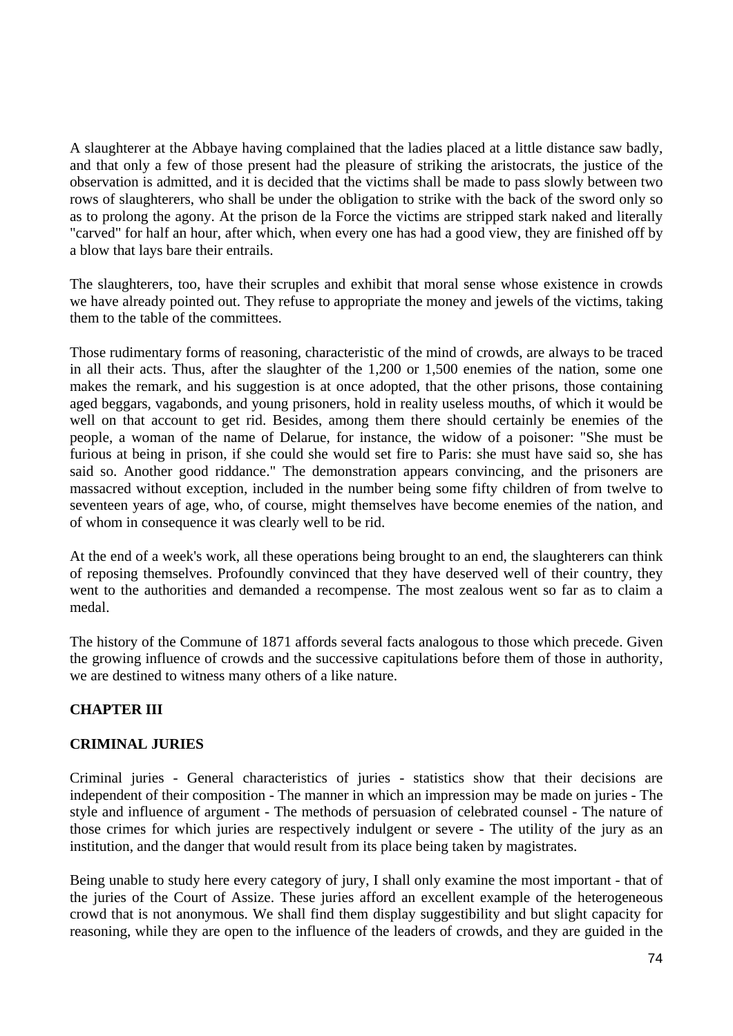A slaughterer at the Abbaye having complained that the ladies placed at a little distance saw badly, and that only a few of those present had the pleasure of striking the aristocrats, the justice of the observation is admitted, and it is decided that the victims shall be made to pass slowly between two rows of slaughterers, who shall be under the obligation to strike with the back of the sword only so as to prolong the agony. At the prison de la Force the victims are stripped stark naked and literally "carved" for half an hour, after which, when every one has had a good view, they are finished off by a blow that lays bare their entrails.

The slaughterers, too, have their scruples and exhibit that moral sense whose existence in crowds we have already pointed out. They refuse to appropriate the money and jewels of the victims, taking them to the table of the committees.

Those rudimentary forms of reasoning, characteristic of the mind of crowds, are always to be traced in all their acts. Thus, after the slaughter of the 1,200 or 1,500 enemies of the nation, some one makes the remark, and his suggestion is at once adopted, that the other prisons, those containing aged beggars, vagabonds, and young prisoners, hold in reality useless mouths, of which it would be well on that account to get rid. Besides, among them there should certainly be enemies of the people, a woman of the name of Delarue, for instance, the widow of a poisoner: "She must be furious at being in prison, if she could she would set fire to Paris: she must have said so, she has said so. Another good riddance." The demonstration appears convincing, and the prisoners are massacred without exception, included in the number being some fifty children of from twelve to seventeen years of age, who, of course, might themselves have become enemies of the nation, and of whom in consequence it was clearly well to be rid.

At the end of a week's work, all these operations being brought to an end, the slaughterers can think of reposing themselves. Profoundly convinced that they have deserved well of their country, they went to the authorities and demanded a recompense. The most zealous went so far as to claim a medal.

The history of the Commune of 1871 affords several facts analogous to those which precede. Given the growing influence of crowds and the successive capitulations before them of those in authority, we are destined to witness many others of a like nature.

## CHAPTER III

## CRIMINAL JURIES

Criminal juries - General characteristics of juries - statistics show that their decisions are independent of their composition - The manner in which an impression may be made on juries - The style and influence of argument - The methods of persuasion of celebrated counsel - The nature of those crimes for which juries are respectively indulgent or severe - The utility of the jury as an institution, and the danger that would result from its place being taken by magistrates.

Being unable to study here every category of jury, I shall only examine the most important - that of the juries of the Court of Assize. These juries afford an excellent example of the heterogeneous crowd that is not anonymous. We shall find them display suggestibility and but slight capacity for reasoning, while they are open to the influence of the leaders of crowds, and they are guided in the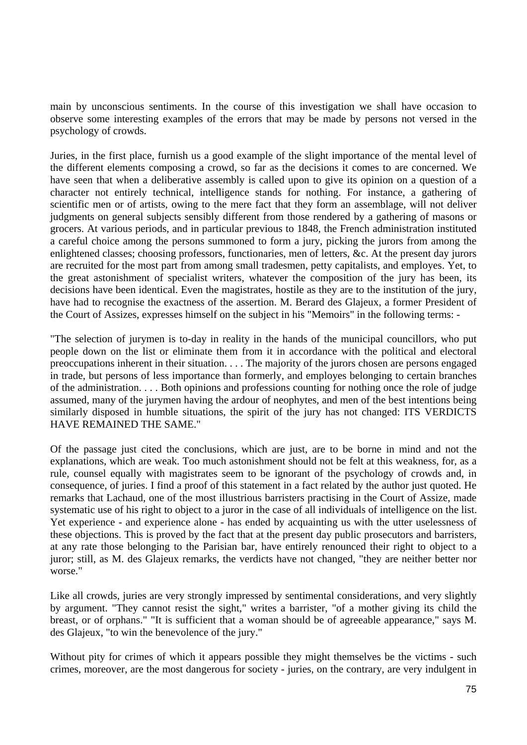main by unconscious sentiments. In the course of this investigation we shall have occasion to observe some interesting examples of the errors that may be made by persons not versed in the psychology of crowds.

Juries, in the first place, furnish us a good example of the slight importance of the mental level of the different elements composing a crowd, so far as the decisions it comes to are concerned. We have seen that when a deliberative assembly is called upon to give its opinion on a question of a character not entirely technical, intelligence stands for nothing. For instance, a gathering of scientific men or of artists, owing to the mere fact that they form an assemblage, will not deliver judgments on general subjects sensibly different from those rendered by a gathering of masons or grocers. At various periods, and in particular previous to 1848, the French administration instituted a careful choice among the persons summoned to form a jury, picking the jurors from among the enlightened classes; choosing professors, functionaries, men of letters, &c. At the present day jurors are recruited for the most part from among small tradesmen, petty capitalists, and employes. Yet, to the great astonishment of specialist writers, whatever the composition of the jury has been, its decisions have been identical. Even the magistrates, hostile as they are to the institution of the jury, have had to recognise the exactness of the assertion. M. Berard des Glajeux, a former President of the Court of Assizes, expresses himself on the subject in his "Memoirs" in the following terms: -

"The selection of jurymen is to-day in reality in the hands of the municipal councillors, who put people down on the list or eliminate them from it in accordance with the political and electoral preoccupations inherent in their situation. . . . The majority of the jurors chosen are persons engaged in trade, but persons of less importance than formerly, and employes belonging to certain branches of the administration. . . . Both opinions and professions counting for nothing once the role of judge assumed, many of the jurymen having the ardour of neophytes, and men of the best intentions being similarly disposed in humble situations, the spirit of the jury has not changed: ITS VERDICTS HAVE REMAINED THE SAME."

Of the passage just cited the conclusions, which are just, are to be borne in mind and not the explanations, which are weak. Too much astonishment should not be felt at this weakness, for, as a rule, counsel equally with magistrates seem to be ignorant of the psychology of crowds and, in consequence, of juries. I find a proof of this statement in a fact related by the author just quoted. He remarks that Lachaud, one of the most illustrious barristers practising in the Court of Assize, made systematic use of his right to object to a juror in the case of all individuals of intelligence on the list. Yet experience - and experience alone - has ended by acquainting us with the utter uselessness of these objections. This is proved by the fact that at the present day public prosecutors and barristers, at any rate those belonging to the Parisian bar, have entirely renounced their right to object to a juror; still, as M. des Glajeux remarks, the verdicts have not changed, "they are neither better nor worse."

Like all crowds, juries are very strongly impressed by sentimental considerations, and very slightly by argument. "They cannot resist the sight," writes a barrister, "of a mother giving its child the breast, or of orphans." "It is sufficient that a woman should be of agreeable appearance," says M. des Glajeux, "to win the benevolence of the jury."

Without pity for crimes of which it appears possible they might themselves be the victims - such crimes, moreover, are the most dangerous for society - juries, on the contrary, are very indulgent in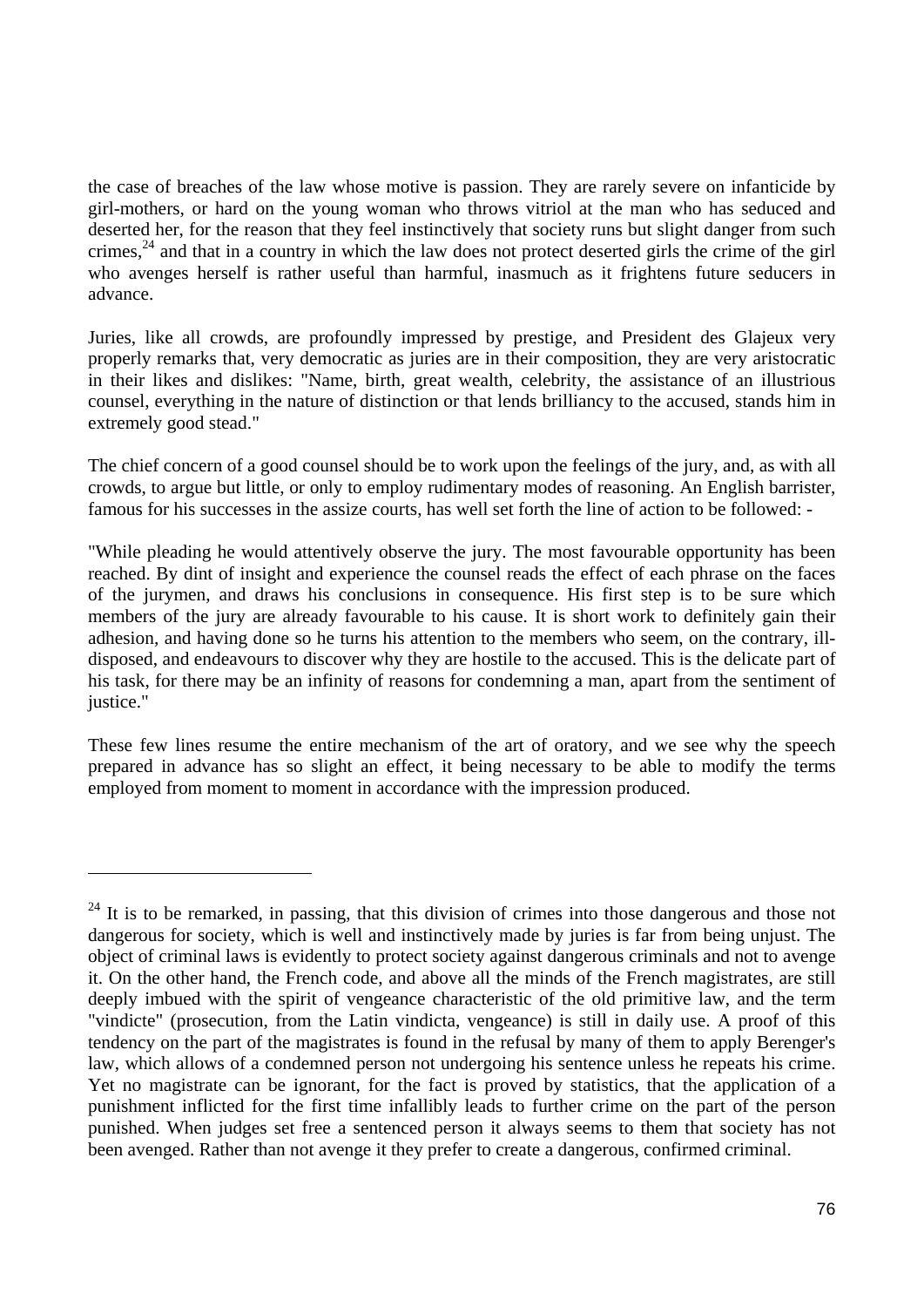the case of breaches of the law whose motive is passion. They are rarely severe on infanticide by girl-mothers, or hard on the young woman who throws vitriol at the man who has seduced and deserted her, for the reason that they feel instinctively that society runs but slight danger from such crimes,[24] and that in a country in which the law does not protect deserted girls the crime of the girl who avenges herself is rather useful than harmful, inasmuch as it frightens future seducers in advance.

Juries, like all crowds, are profoundly impressed by prestige, and President des Glajeux very properly remarks that, very democratic as juries are in their composition, they are very aristocratic in their likes and dislikes: "Name, birth, great wealth, celebrity, the assistance of an illustrious counsel, everything in the nature of distinction or that lends brilliancy to the accused, stands him in extremely good stead."

The chief concern of a good counsel should be to work upon the feelings of the jury, and, as with all crowds, to argue but little, or only to employ rudimentary modes of reasoning. An English barrister, famous for his successes in the assize courts, has well set forth the line of action to be followed: -

"While pleading he would attentively observe the jury. The most favourable opportunity has been reached. By dint of insight and experience the counsel reads the effect of each phrase on the faces of the jurymen, and draws his conclusions in consequence. His first step is to be sure which members of the jury are already favourable to his cause. It is short work to definitely gain their adhesion, and having done so he turns his attention to the members who seem, on the contrary, ill-disposed, and endeavours to discover why they are hostile to the accused. This is the delicate part of his task, for there may be an infinity of reasons for condemning a man, apart from the sentiment of justice."

These few lines resume the entire mechanism of the art of oratory, and we see why the speech prepared in advance has so slight an effect, it being necessary to be able to modify the terms employed from moment to moment in accordance with the impression produced.

---

[24] It is to be remarked, in passing, that this division of crimes into those dangerous and those not dangerous for society, which is well and instinctively made by juries is far from being unjust. The object of criminal laws is evidently to protect society against dangerous criminals and not to avenge it. On the other hand, the French code, and above all the minds of the French magistrates, are still deeply imbued with the spirit of vengeance characteristic of the old primitive law, and the term "vindicte" (prosecution, from the Latin vindicta, vengeance) is still in daily use. A proof of this tendency on the part of the magistrates is found in the refusal by many of them to apply Berenger's law, which allows of a condemned person not undergoing his sentence unless he repeats his crime. Yet no magistrate can be ignorant, for the fact is proved by statistics, that the application of a punishment inflicted for the first time infallibly leads to further crime on the part of the person punished. When judges set free a sentenced person it always seems to them that society has not been avenged. Rather than not avenge it they prefer to create a dangerous, confirmed criminal.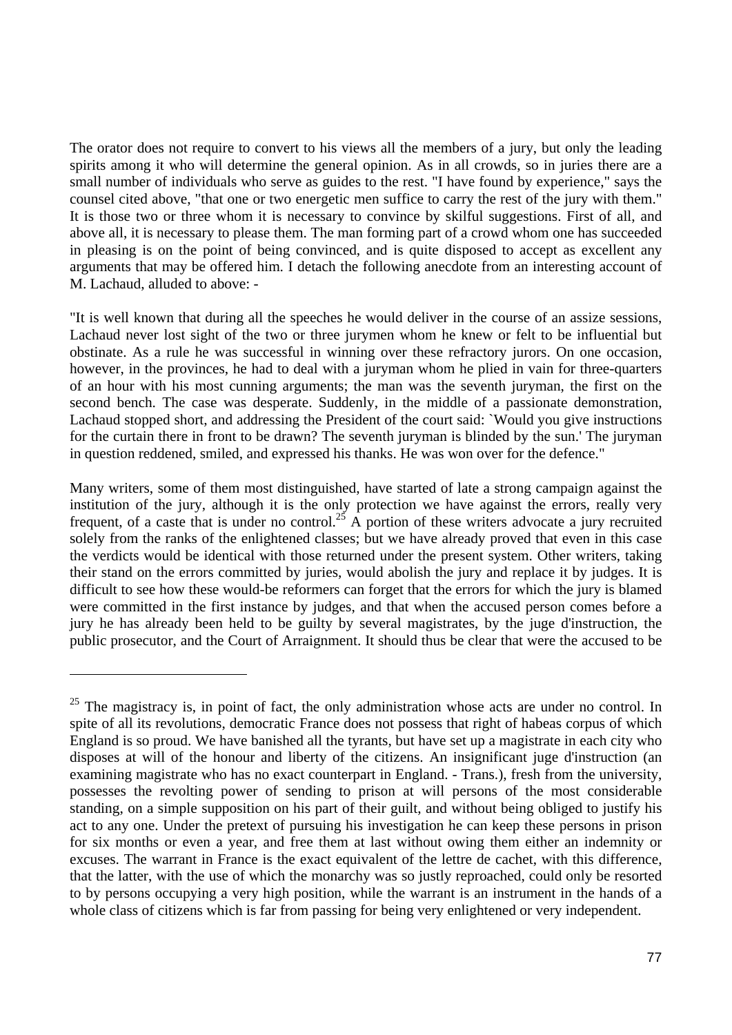The orator does not require to convert to his views all the members of a jury, but only the leading spirits among it who will determine the general opinion. As in all crowds, so in juries there are a small number of individuals who serve as guides to the rest. "I have found by experience," says the counsel cited above, "that one or two energetic men suffice to carry the rest of the jury with them." It is those two or three whom it is necessary to convince by skilful suggestions. First of all, and above all, it is necessary to please them. The man forming part of a crowd whom one has succeeded in pleasing is on the point of being convinced, and is quite disposed to accept as excellent any arguments that may be offered him. I detach the following anecdote from an interesting account of M. Lachaud, alluded to above: -

"It is well known that during all the speeches he would deliver in the course of an assize sessions, Lachaud never lost sight of the two or three jurymen whom he knew or felt to be influential but obstinate. As a rule he was successful in winning over these refractory jurors. On one occasion, however, in the provinces, he had to deal with a juryman whom he plied in vain for three-quarters of an hour with his most cunning arguments; the man was the seventh juryman, the first on the second bench. The case was desperate. Suddenly, in the middle of a passionate demonstration, Lachaud stopped short, and addressing the President of the court said: `Would you give instructions for the curtain there in front to be drawn? The seventh juryman is blinded by the sun.' The juryman in question reddened, smiled, and expressed his thanks. He was won over for the defence."

Many writers, some of them most distinguished, have started of late a strong campaign against the institution of the jury, although it is the only protection we have against the errors, really very frequent, of a caste that is under no control.[25] A portion of these writers advocate a jury recruited solely from the ranks of the enlightened classes; but we have already proved that even in this case the verdicts would be identical with those returned under the present system. Other writers, taking their stand on the errors committed by juries, would abolish the jury and replace it by judges. It is difficult to see how these would-be reformers can forget that the errors for which the jury is blamed were committed in the first instance by judges, and that when the accused person comes before a jury he has already been held to be guilty by several magistrates, by the juge d'instruction, the public prosecutor, and the Court of Arraignment. It should thus be clear that were the accused to be

[25] The magistracy is, in point of fact, the only administration whose acts are under no control. In spite of all its revolutions, democratic France does not possess that right of habeas corpus of which England is so proud. We have banished all the tyrants, but have set up a magistrate in each city who disposes at will of the honour and liberty of the citizens. An insignificant juge d'instruction (an examining magistrate who has no exact counterpart in England. - Trans.), fresh from the university, possesses the revolting power of sending to prison at will persons of the most considerable standing, on a simple supposition on his part of their guilt, and without being obliged to justify his act to any one. Under the pretext of pursuing his investigation he can keep these persons in prison for six months or even a year, and free them at last without owing them either an indemnity or excuses. The warrant in France is the exact equivalent of the lettre de cachet, with this difference, that the latter, with the use of which the monarchy was so justly reproached, could only be resorted to by persons occupying a very high position, while the warrant is an instrument in the hands of a whole class of citizens which is far from passing for being very enlightened or very independent.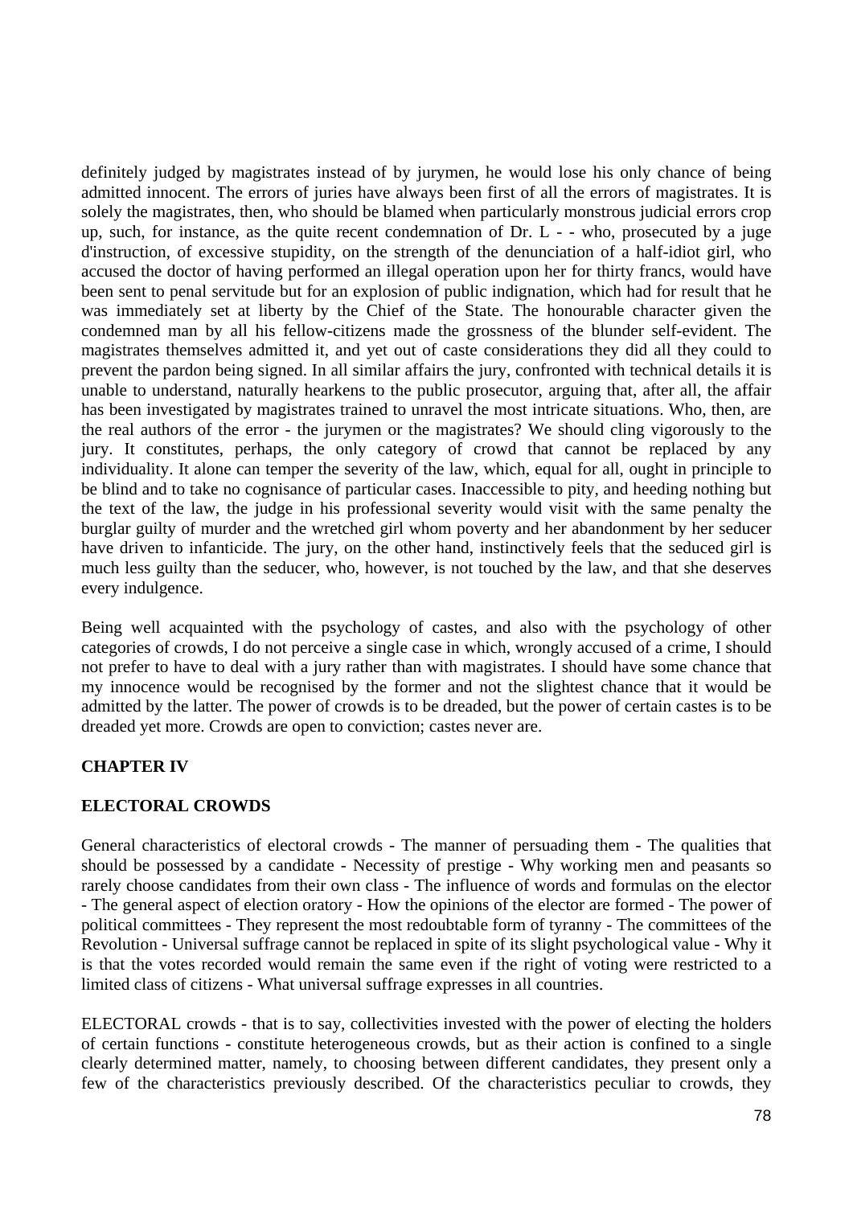definitely judged by magistrates instead of by jurymen, he would lose his only chance of being admitted innocent. The errors of juries have always been first of all the errors of magistrates. It is solely the magistrates, then, who should be blamed when particularly monstrous judicial errors crop up, such, for instance, as the quite recent condemnation of Dr. L - - who, prosecuted by a juge d'instruction, of excessive stupidity, on the strength of the denunciation of a half-idiot girl, who accused the doctor of having performed an illegal operation upon her for thirty francs, would have been sent to penal servitude but for an explosion of public indignation, which had for result that he was immediately set at liberty by the Chief of the State. The honourable character given the condemned man by all his fellow-citizens made the grossness of the blunder self-evident. The magistrates themselves admitted it, and yet out of caste considerations they did all they could to prevent the pardon being signed. In all similar affairs the jury, confronted with technical details it is unable to understand, naturally hearkens to the public prosecutor, arguing that, after all, the affair has been investigated by magistrates trained to unravel the most intricate situations. Who, then, are the real authors of the error - the jurymen or the magistrates? We should cling vigorously to the jury. It constitutes, perhaps, the only category of crowd that cannot be replaced by any individuality. It alone can temper the severity of the law, which, equal for all, ought in principle to be blind and to take no cognisance of particular cases. Inaccessible to pity, and heeding nothing but the text of the law, the judge in his professional severity would visit with the same penalty the burglar guilty of murder and the wretched girl whom poverty and her abandonment by her seducer have driven to infanticide. The jury, on the other hand, instinctively feels that the seduced girl is much less guilty than the seducer, who, however, is not touched by the law, and that she deserves every indulgence.

Being well acquainted with the psychology of castes, and also with the psychology of other categories of crowds, I do not perceive a single case in which, wrongly accused of a crime, I should not prefer to have to deal with a jury rather than with magistrates. I should have some chance that my innocence would be recognised by the former and not the slightest chance that it would be admitted by the latter. The power of crowds is to be dreaded, but the power of certain castes is to be dreaded yet more. Crowds are open to conviction; castes never are.

## CHAPTER IV

## ELECTORAL CROWDS

General characteristics of electoral crowds - The manner of persuading them - The qualities that should be possessed by a candidate - Necessity of prestige - Why working men and peasants so rarely choose candidates from their own class - The influence of words and formulas on the elector - The general aspect of election oratory - How the opinions of the elector are formed - The power of political committees - They represent the most redoubtable form of tyranny - The committees of the Revolution - Universal suffrage cannot be replaced in spite of its slight psychological value - Why it is that the votes recorded would remain the same even if the right of voting were restricted to a limited class of citizens - What universal suffrage expresses in all countries.

ELECTORAL crowds - that is to say, collectivities invested with the power of electing the holders of certain functions - constitute heterogeneous crowds, but as their action is confined to a single clearly determined matter, namely, to choosing between different candidates, they present only a few of the characteristics previously described. Of the characteristics peculiar to crowds, they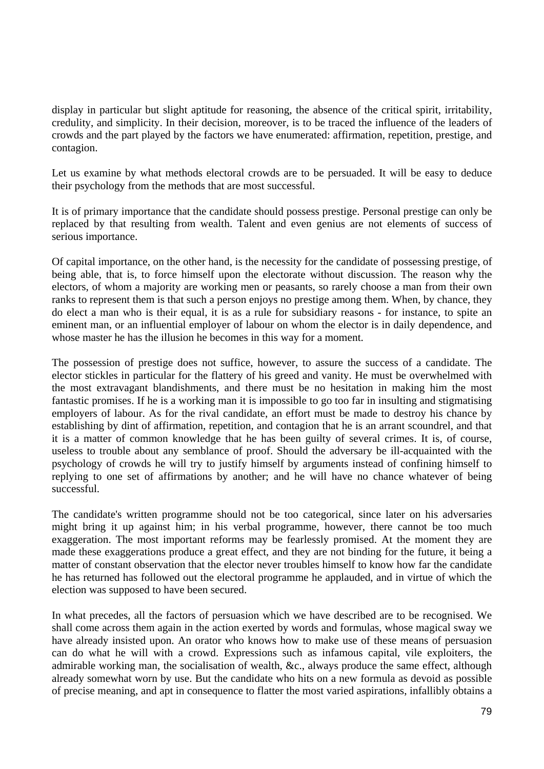display in particular but slight aptitude for reasoning, the absence of the critical spirit, irritability, credulity, and simplicity. In their decision, moreover, is to be traced the influence of the leaders of crowds and the part played by the factors we have enumerated: affirmation, repetition, prestige, and contagion.

Let us examine by what methods electoral crowds are to be persuaded. It will be easy to deduce their psychology from the methods that are most successful.

It is of primary importance that the candidate should possess prestige. Personal prestige can only be replaced by that resulting from wealth. Talent and even genius are not elements of success of serious importance.

Of capital importance, on the other hand, is the necessity for the candidate of possessing prestige, of being able, that is, to force himself upon the electorate without discussion. The reason why the electors, of whom a majority are working men or peasants, so rarely choose a man from their own ranks to represent them is that such a person enjoys no prestige among them. When, by chance, they do elect a man who is their equal, it is as a rule for subsidiary reasons - for instance, to spite an eminent man, or an influential employer of labour on whom the elector is in daily dependence, and whose master he has the illusion he becomes in this way for a moment.

The possession of prestige does not suffice, however, to assure the success of a candidate. The elector stickles in particular for the flattery of his greed and vanity. He must be overwhelmed with the most extravagant blandishments, and there must be no hesitation in making him the most fantastic promises. If he is a working man it is impossible to go too far in insulting and stigmatising employers of labour. As for the rival candidate, an effort must be made to destroy his chance by establishing by dint of affirmation, repetition, and contagion that he is an arrant scoundrel, and that it is a matter of common knowledge that he has been guilty of several crimes. It is, of course, useless to trouble about any semblance of proof. Should the adversary be ill-acquainted with the psychology of crowds he will try to justify himself by arguments instead of confining himself to replying to one set of affirmations by another; and he will have no chance whatever of being successful.

The candidate's written programme should not be too categorical, since later on his adversaries might bring it up against him; in his verbal programme, however, there cannot be too much exaggeration. The most important reforms may be fearlessly promised. At the moment they are made these exaggerations produce a great effect, and they are not binding for the future, it being a matter of constant observation that the elector never troubles himself to know how far the candidate he has returned has followed out the electoral programme he applauded, and in virtue of which the election was supposed to have been secured.

In what precedes, all the factors of persuasion which we have described are to be recognised. We shall come across them again in the action exerted by words and formulas, whose magical sway we have already insisted upon. An orator who knows how to make use of these means of persuasion can do what he will with a crowd. Expressions such as infamous capital, vile exploiters, the admirable working man, the socialisation of wealth, &c., always produce the same effect, although already somewhat worn by use. But the candidate who hits on a new formula as devoid as possible of precise meaning, and apt in consequence to flatter the most varied aspirations, infallibly obtains a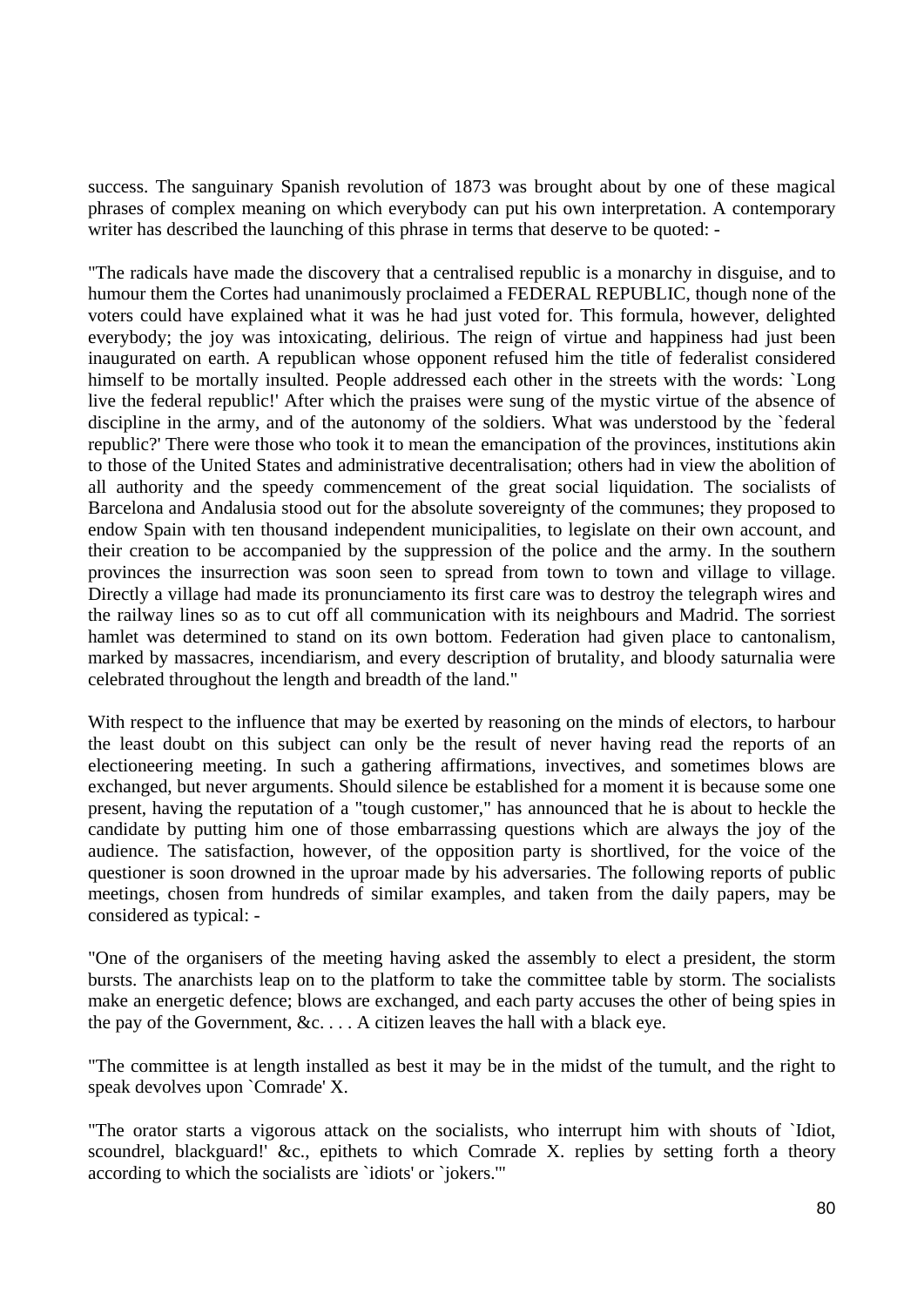success. The sanguinary Spanish revolution of 1873 was brought about by one of these magical phrases of complex meaning on which everybody can put his own interpretation. A contemporary writer has described the launching of this phrase in terms that deserve to be quoted: -

"The radicals have made the discovery that a centralised republic is a monarchy in disguise, and to humour them the Cortes had unanimously proclaimed a FEDERAL REPUBLIC, though none of the voters could have explained what it was he had just voted for. This formula, however, delighted everybody; the joy was intoxicating, delirious. The reign of virtue and happiness had just been inaugurated on earth. A republican whose opponent refused him the title of federalist considered himself to be mortally insulted. People addressed each other in the streets with the words: `Long live the federal republic!' After which the praises were sung of the mystic virtue of the absence of discipline in the army, and of the autonomy of the soldiers. What was understood by the `federal republic?' There were those who took it to mean the emancipation of the provinces, institutions akin to those of the United States and administrative decentralisation; others had in view the abolition of all authority and the speedy commencement of the great social liquidation. The socialists of Barcelona and Andalusia stood out for the absolute sovereignty of the communes; they proposed to endow Spain with ten thousand independent municipalities, to legislate on their own account, and their creation to be accompanied by the suppression of the police and the army. In the southern provinces the insurrection was soon seen to spread from town to town and village to village. Directly a village had made its pronunciamento its first care was to destroy the telegraph wires and the railway lines so as to cut off all communication with its neighbours and Madrid. The sorriest hamlet was determined to stand on its own bottom. Federation had given place to cantonalism, marked by massacres, incendiarism, and every description of brutality, and bloody saturnalia were celebrated throughout the length and breadth of the land."

With respect to the influence that may be exerted by reasoning on the minds of electors, to harbour the least doubt on this subject can only be the result of never having read the reports of an electioneering meeting. In such a gathering affirmations, invectives, and sometimes blows are exchanged, but never arguments. Should silence be established for a moment it is because some one present, having the reputation of a "tough customer," has announced that he is about to heckle the candidate by putting him one of those embarrassing questions which are always the joy of the audience. The satisfaction, however, of the opposition party is shortlived, for the voice of the questioner is soon drowned in the uproar made by his adversaries. The following reports of public meetings, chosen from hundreds of similar examples, and taken from the daily papers, may be considered as typical: -

"One of the organisers of the meeting having asked the assembly to elect a president, the storm bursts. The anarchists leap on to the platform to take the committee table by storm. The socialists make an energetic defence; blows are exchanged, and each party accuses the other of being spies in the pay of the Government, &c. . . . A citizen leaves the hall with a black eye.

"The committee is at length installed as best it may be in the midst of the tumult, and the right to speak devolves upon `Comrade' X.

"The orator starts a vigorous attack on the socialists, who interrupt him with shouts of `Idiot, scoundrel, blackguard!' &c., epithets to which Comrade X. replies by setting forth a theory according to which the socialists are `idiots' or `jokers.'"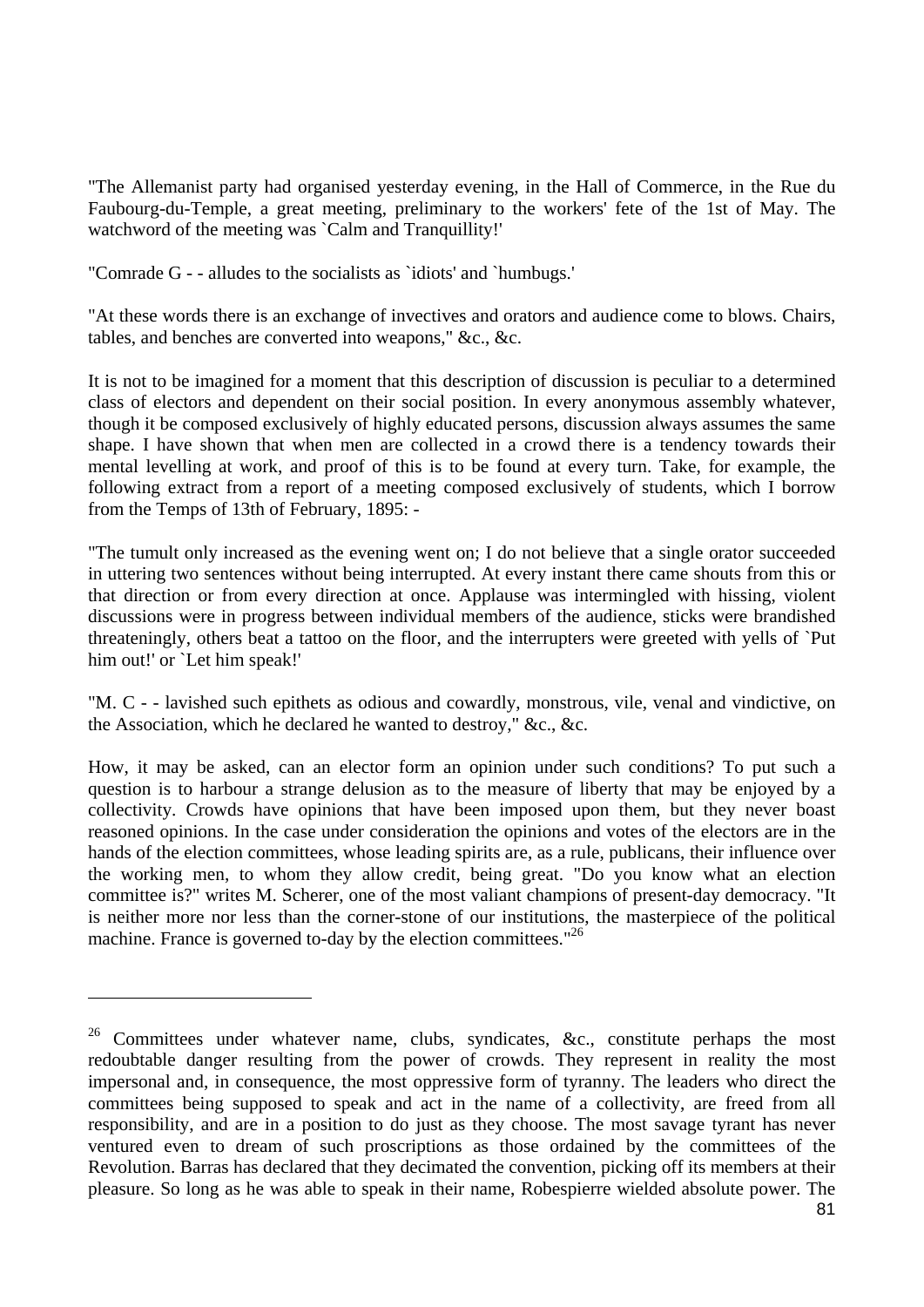"The Allemanist party had organised yesterday evening, in the Hall of Commerce, in the Rue du Faubourg-du-Temple, a great meeting, preliminary to the workers' fete of the 1st of May. The watchword of the meeting was `Calm and Tranquillity!'

"Comrade G - - alludes to the socialists as `idiots' and `humbugs.'

"At these words there is an exchange of invectives and orators and audience come to blows. Chairs, tables, and benches are converted into weapons," &c., &c.

It is not to be imagined for a moment that this description of discussion is peculiar to a determined class of electors and dependent on their social position. In every anonymous assembly whatever, though it be composed exclusively of highly educated persons, discussion always assumes the same shape. I have shown that when men are collected in a crowd there is a tendency towards their mental levelling at work, and proof of this is to be found at every turn. Take, for example, the following extract from a report of a meeting composed exclusively of students, which I borrow from the Temps of 13th of February, 1895: -

"The tumult only increased as the evening went on; I do not believe that a single orator succeeded in uttering two sentences without being interrupted. At every instant there came shouts from this or that direction or from every direction at once. Applause was intermingled with hissing, violent discussions were in progress between individual members of the audience, sticks were brandished threateningly, others beat a tattoo on the floor, and the interrupters were greeted with yells of `Put him out!' or `Let him speak!'

"M. C - - lavished such epithets as odious and cowardly, monstrous, vile, venal and vindictive, on the Association, which he declared he wanted to destroy," &c., &c.

How, it may be asked, can an elector form an opinion under such conditions? To put such a question is to harbour a strange delusion as to the measure of liberty that may be enjoyed by a collectivity. Crowds have opinions that have been imposed upon them, but they never boast reasoned opinions. In the case under consideration the opinions and votes of the electors are in the hands of the election committees, whose leading spirits are, as a rule, publicans, their influence over the working men, to whom they allow credit, being great. "Do you know what an election committee is?" writes M. Scherer, one of the most valiant champions of present-day democracy. "It is neither more nor less than the corner-stone of our institutions, the masterpiece of the political machine. France is governed to-day by the election committees."[26]

---

[26] Committees under whatever name, clubs, syndicates, &c., constitute perhaps the most redoubtable danger resulting from the power of crowds. They represent in reality the most impersonal and, in consequence, the most oppressive form of tyranny. The leaders who direct the committees being supposed to speak and act in the name of a collectivity, are freed from all responsibility, and are in a position to do just as they choose. The most savage tyrant has never ventured even to dream of such proscriptions as those ordained by the committees of the Revolution. Barras has declared that they decimated the convention, picking off its members at their pleasure. So long as he was able to speak in their name, Robespierre wielded absolute power. The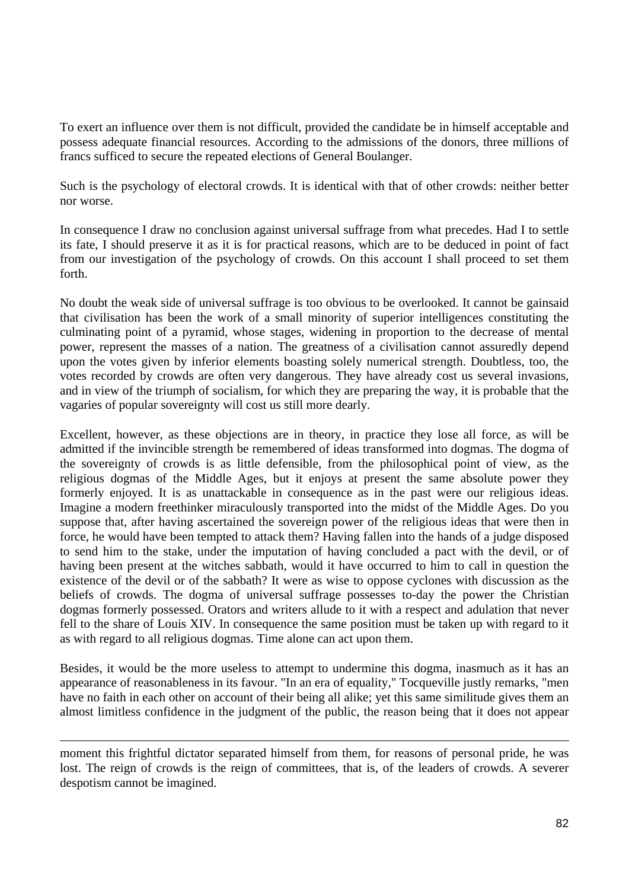To exert an influence over them is not difficult, provided the candidate be in himself acceptable and possess adequate financial resources. According to the admissions of the donors, three millions of francs sufficed to secure the repeated elections of General Boulanger.

Such is the psychology of electoral crowds. It is identical with that of other crowds: neither better nor worse.

In consequence I draw no conclusion against universal suffrage from what precedes. Had I to settle its fate, I should preserve it as it is for practical reasons, which are to be deduced in point of fact from our investigation of the psychology of crowds. On this account I shall proceed to set them forth.

No doubt the weak side of universal suffrage is too obvious to be overlooked. It cannot be gainsaid that civilisation has been the work of a small minority of superior intelligences constituting the culminating point of a pyramid, whose stages, widening in proportion to the decrease of mental power, represent the masses of a nation. The greatness of a civilisation cannot assuredly depend upon the votes given by inferior elements boasting solely numerical strength. Doubtless, too, the votes recorded by crowds are often very dangerous. They have already cost us several invasions, and in view of the triumph of socialism, for which they are preparing the way, it is probable that the vagaries of popular sovereignty will cost us still more dearly.

Excellent, however, as these objections are in theory, in practice they lose all force, as will be admitted if the invincible strength be remembered of ideas transformed into dogmas. The dogma of the sovereignty of crowds is as little defensible, from the philosophical point of view, as the religious dogmas of the Middle Ages, but it enjoys at present the same absolute power they formerly enjoyed. It is as unattackable in consequence as in the past were our religious ideas. Imagine a modern freethinker miraculously transported into the midst of the Middle Ages. Do you suppose that, after having ascertained the sovereign power of the religious ideas that were then in force, he would have been tempted to attack them? Having fallen into the hands of a judge disposed to send him to the stake, under the imputation of having concluded a pact with the devil, or of having been present at the witches sabbath, would it have occurred to him to call in question the existence of the devil or of the sabbath? It were as wise to oppose cyclones with discussion as the beliefs of crowds. The dogma of universal suffrage possesses to-day the power the Christian dogmas formerly possessed. Orators and writers allude to it with a respect and adulation that never fell to the share of Louis XIV. In consequence the same position must be taken up with regard to it as with regard to all religious dogmas. Time alone can act upon them.

Besides, it would be the more useless to attempt to undermine this dogma, inasmuch as it has an appearance of reasonableness in its favour. "In an era of equality," Tocqueville justly remarks, "men have no faith in each other on account of their being all alike; yet this same similitude gives them an almost limitless confidence in the judgment of the public, the reason being that it does not appear

---

moment this frightful dictator separated himself from them, for reasons of personal pride, he was lost. The reign of crowds is the reign of committees, that is, of the leaders of crowds. A severer despotism cannot be imagined.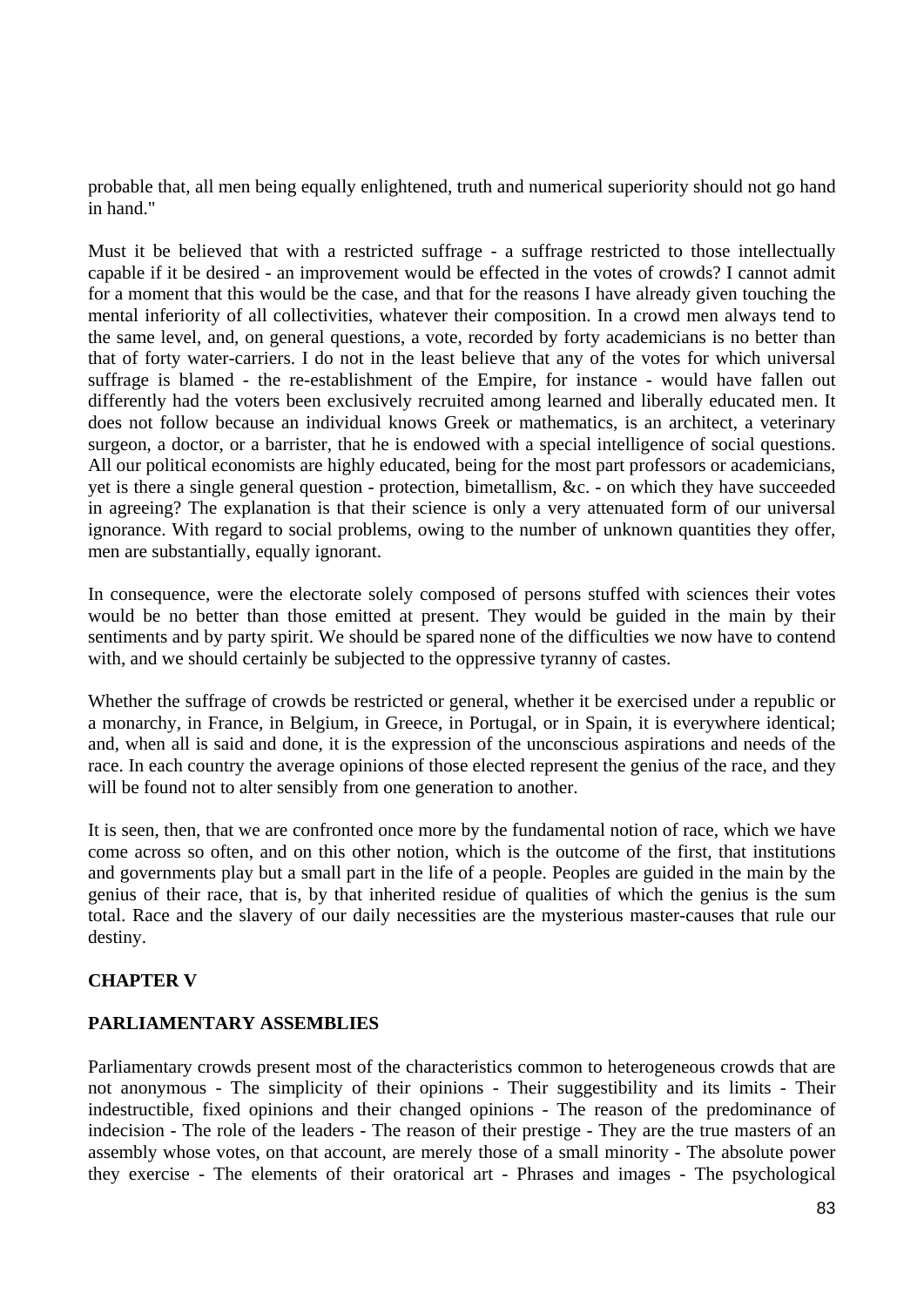probable that, all men being equally enlightened, truth and numerical superiority should not go hand in hand."

Must it be believed that with a restricted suffrage - a suffrage restricted to those intellectually capable if it be desired - an improvement would be effected in the votes of crowds? I cannot admit for a moment that this would be the case, and that for the reasons I have already given touching the mental inferiority of all collectivities, whatever their composition. In a crowd men always tend to the same level, and, on general questions, a vote, recorded by forty academicians is no better than that of forty water-carriers. I do not in the least believe that any of the votes for which universal suffrage is blamed - the re-establishment of the Empire, for instance - would have fallen out differently had the voters been exclusively recruited among learned and liberally educated men. It does not follow because an individual knows Greek or mathematics, is an architect, a veterinary surgeon, a doctor, or a barrister, that he is endowed with a special intelligence of social questions. All our political economists are highly educated, being for the most part professors or academicians, yet is there a single general question - protection, bimetallism, &c. - on which they have succeeded in agreeing? The explanation is that their science is only a very attenuated form of our universal ignorance. With regard to social problems, owing to the number of unknown quantities they offer, men are substantially, equally ignorant.

In consequence, were the electorate solely composed of persons stuffed with sciences their votes would be no better than those emitted at present. They would be guided in the main by their sentiments and by party spirit. We should be spared none of the difficulties we now have to contend with, and we should certainly be subjected to the oppressive tyranny of castes.

Whether the suffrage of crowds be restricted or general, whether it be exercised under a republic or a monarchy, in France, in Belgium, in Greece, in Portugal, or in Spain, it is everywhere identical; and, when all is said and done, it is the expression of the unconscious aspirations and needs of the race. In each country the average opinions of those elected represent the genius of the race, and they will be found not to alter sensibly from one generation to another.

It is seen, then, that we are confronted once more by the fundamental notion of race, which we have come across so often, and on this other notion, which is the outcome of the first, that institutions and governments play but a small part in the life of a people. Peoples are guided in the main by the genius of their race, that is, by that inherited residue of qualities of which the genius is the sum total. Race and the slavery of our daily necessities are the mysterious master-causes that rule our destiny.

## CHAPTER V

## PARLIAMENTARY ASSEMBLIES

Parliamentary crowds present most of the characteristics common to heterogeneous crowds that are not anonymous - The simplicity of their opinions - Their suggestibility and its limits - Their indestructible, fixed opinions and their changed opinions - The reason of the predominance of indecision - The role of the leaders - The reason of their prestige - They are the true masters of an assembly whose votes, on that account, are merely those of a small minority - The absolute power they exercise - The elements of their oratorical art - Phrases and images - The psychological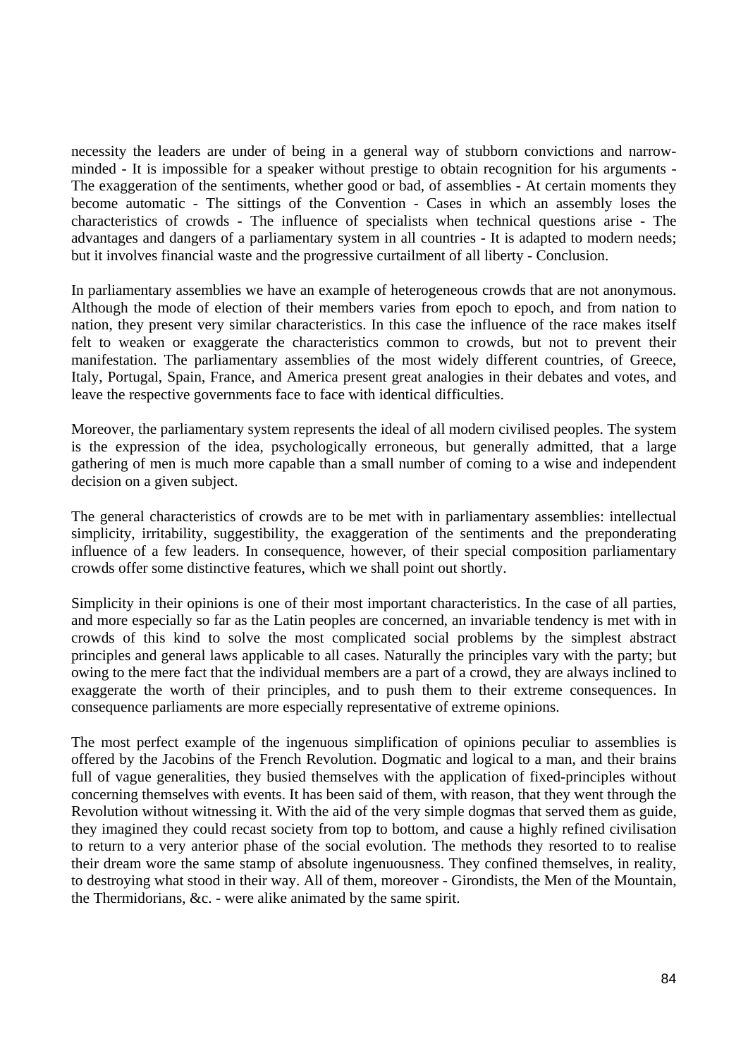necessity the leaders are under of being in a general way of stubborn convictions and narrow-minded - It is impossible for a speaker without prestige to obtain recognition for his arguments - The exaggeration of the sentiments, whether good or bad, of assemblies - At certain moments they become automatic - The sittings of the Convention - Cases in which an assembly loses the characteristics of crowds - The influence of specialists when technical questions arise - The advantages and dangers of a parliamentary system in all countries - It is adapted to modern needs; but it involves financial waste and the progressive curtailment of all liberty - Conclusion.

In parliamentary assemblies we have an example of heterogeneous crowds that are not anonymous. Although the mode of election of their members varies from epoch to epoch, and from nation to nation, they present very similar characteristics. In this case the influence of the race makes itself felt to weaken or exaggerate the characteristics common to crowds, but not to prevent their manifestation. The parliamentary assemblies of the most widely different countries, of Greece, Italy, Portugal, Spain, France, and America present great analogies in their debates and votes, and leave the respective governments face to face with identical difficulties.

Moreover, the parliamentary system represents the ideal of all modern civilised peoples. The system is the expression of the idea, psychologically erroneous, but generally admitted, that a large gathering of men is much more capable than a small number of coming to a wise and independent decision on a given subject.

The general characteristics of crowds are to be met with in parliamentary assemblies: intellectual simplicity, irritability, suggestibility, the exaggeration of the sentiments and the preponderating influence of a few leaders. In consequence, however, of their special composition parliamentary crowds offer some distinctive features, which we shall point out shortly.

Simplicity in their opinions is one of their most important characteristics. In the case of all parties, and more especially so far as the Latin peoples are concerned, an invariable tendency is met with in crowds of this kind to solve the most complicated social problems by the simplest abstract principles and general laws applicable to all cases. Naturally the principles vary with the party; but owing to the mere fact that the individual members are a part of a crowd, they are always inclined to exaggerate the worth of their principles, and to push them to their extreme consequences. In consequence parliaments are more especially representative of extreme opinions.

The most perfect example of the ingenuous simplification of opinions peculiar to assemblies is offered by the Jacobins of the French Revolution. Dogmatic and logical to a man, and their brains full of vague generalities, they busied themselves with the application of fixed-principles without concerning themselves with events. It has been said of them, with reason, that they went through the Revolution without witnessing it. With the aid of the very simple dogmas that served them as guide, they imagined they could recast society from top to bottom, and cause a highly refined civilisation to return to a very anterior phase of the social evolution. The methods they resorted to to realise their dream wore the same stamp of absolute ingenuousness. They confined themselves, in reality, to destroying what stood in their way. All of them, moreover - Girondists, the Men of the Mountain, the Thermidorians, &c. - were alike animated by the same spirit.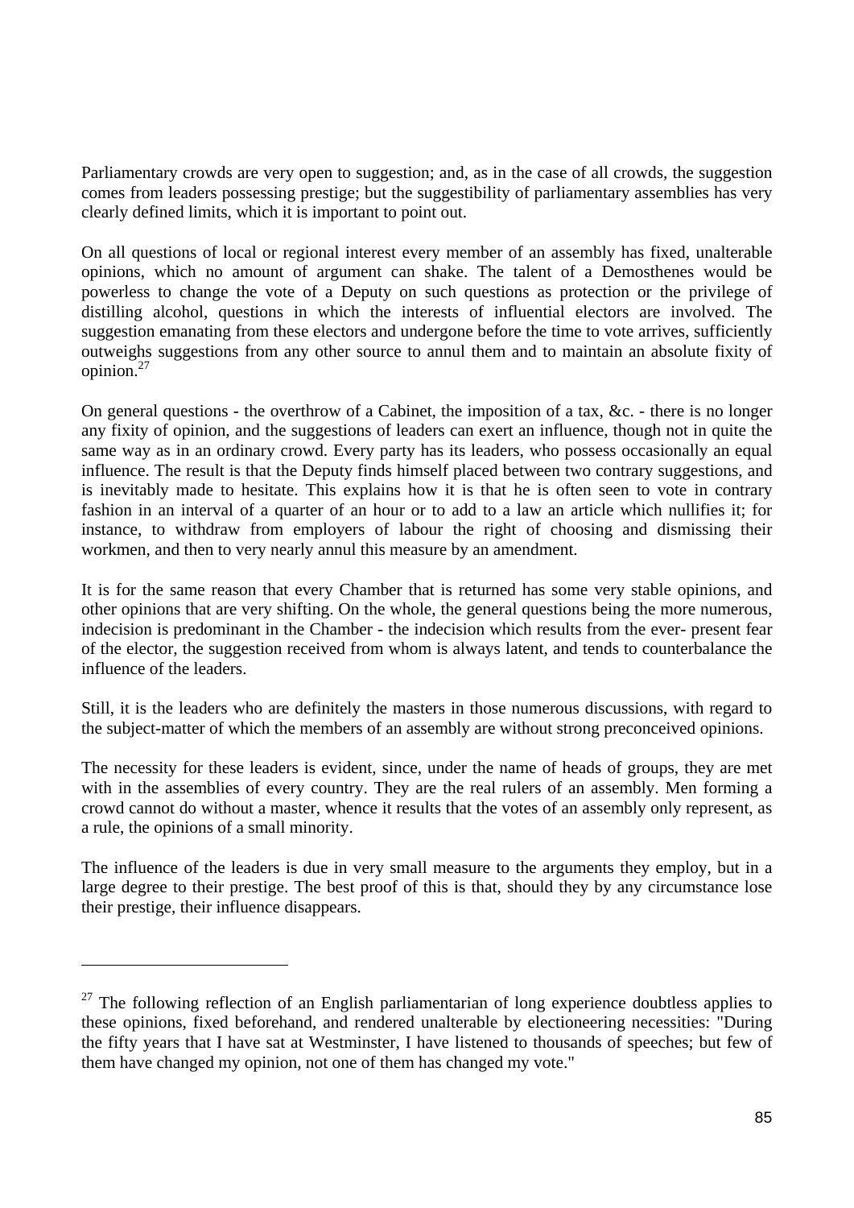Parliamentary crowds are very open to suggestion; and, as in the case of all crowds, the suggestion comes from leaders possessing prestige; but the suggestibility of parliamentary assemblies has very clearly defined limits, which it is important to point out.

On all questions of local or regional interest every member of an assembly has fixed, unalterable opinions, which no amount of argument can shake. The talent of a Demosthenes would be powerless to change the vote of a Deputy on such questions as protection or the privilege of distilling alcohol, questions in which the interests of influential electors are involved. The suggestion emanating from these electors and undergone before the time to vote arrives, sufficiently outweighs suggestions from any other source to annul them and to maintain an absolute fixity of opinion.[27]

On general questions - the overthrow of a Cabinet, the imposition of a tax, &c. - there is no longer any fixity of opinion, and the suggestions of leaders can exert an influence, though not in quite the same way as in an ordinary crowd. Every party has its leaders, who possess occasionally an equal influence. The result is that the Deputy finds himself placed between two contrary suggestions, and is inevitably made to hesitate. This explains how it is that he is often seen to vote in contrary fashion in an interval of a quarter of an hour or to add to a law an article which nullifies it; for instance, to withdraw from employers of labour the right of choosing and dismissing their workmen, and then to very nearly annul this measure by an amendment.

It is for the same reason that every Chamber that is returned has some very stable opinions, and other opinions that are very shifting. On the whole, the general questions being the more numerous, indecision is predominant in the Chamber - the indecision which results from the ever- present fear of the elector, the suggestion received from whom is always latent, and tends to counterbalance the influence of the leaders.

Still, it is the leaders who are definitely the masters in those numerous discussions, with regard to the subject-matter of which the members of an assembly are without strong preconceived opinions.

The necessity for these leaders is evident, since, under the name of heads of groups, they are met with in the assemblies of every country. They are the real rulers of an assembly. Men forming a crowd cannot do without a master, whence it results that the votes of an assembly only represent, as a rule, the opinions of a small minority.

The influence of the leaders is due in very small measure to the arguments they employ, but in a large degree to their prestige. The best proof of this is that, should they by any circumstance lose their prestige, their influence disappears.

---

[27] The following reflection of an English parliamentarian of long experience doubtless applies to these opinions, fixed beforehand, and rendered unalterable by electioneering necessities: "During the fifty years that I have sat at Westminster, I have listened to thousands of speeches; but few of them have changed my opinion, not one of them has changed my vote."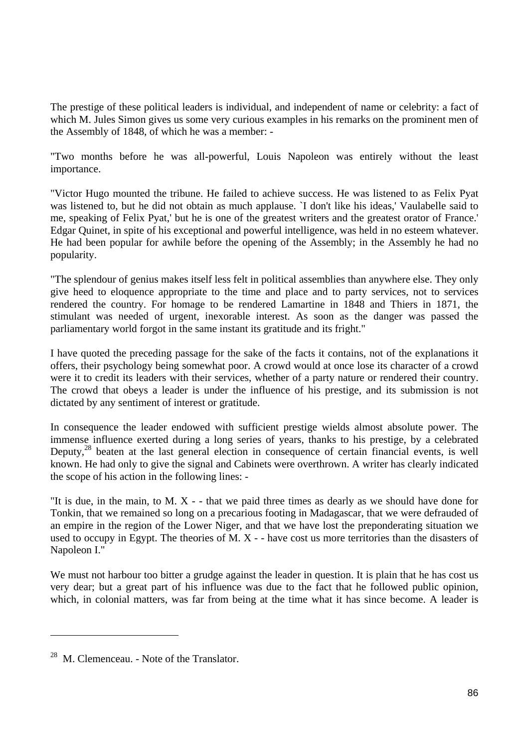The prestige of these political leaders is individual, and independent of name or celebrity: a fact of which M. Jules Simon gives us some very curious examples in his remarks on the prominent men of the Assembly of 1848, of which he was a member: -

"Two months before he was all-powerful, Louis Napoleon was entirely without the least importance.

"Victor Hugo mounted the tribune. He failed to achieve success. He was listened to as Felix Pyat was listened to, but he did not obtain as much applause. `I don't like his ideas,' Vaulabelle said to me, speaking of Felix Pyat,' but he is one of the greatest writers and the greatest orator of France.' Edgar Quinet, in spite of his exceptional and powerful intelligence, was held in no esteem whatever. He had been popular for awhile before the opening of the Assembly; in the Assembly he had no popularity.

"The splendour of genius makes itself less felt in political assemblies than anywhere else. They only give heed to eloquence appropriate to the time and place and to party services, not to services rendered the country. For homage to be rendered Lamartine in 1848 and Thiers in 1871, the stimulant was needed of urgent, inexorable interest. As soon as the danger was passed the parliamentary world forgot in the same instant its gratitude and its fright."

I have quoted the preceding passage for the sake of the facts it contains, not of the explanations it offers, their psychology being somewhat poor. A crowd would at once lose its character of a crowd were it to credit its leaders with their services, whether of a party nature or rendered their country. The crowd that obeys a leader is under the influence of his prestige, and its submission is not dictated by any sentiment of interest or gratitude.

In consequence the leader endowed with sufficient prestige wields almost absolute power. The immense influence exerted during a long series of years, thanks to his prestige, by a celebrated Deputy,[28] beaten at the last general election in consequence of certain financial events, is well known. He had only to give the signal and Cabinets were overthrown. A writer has clearly indicated the scope of his action in the following lines: -

"It is due, in the main, to M. X - - that we paid three times as dearly as we should have done for Tonkin, that we remained so long on a precarious footing in Madagascar, that we were defrauded of an empire in the region of the Lower Niger, and that we have lost the preponderating situation we used to occupy in Egypt. The theories of M. X - - have cost us more territories than the disasters of Napoleon I."

We must not harbour too bitter a grudge against the leader in question. It is plain that he has cost us very dear; but a great part of his influence was due to the fact that he followed public opinion, which, in colonial matters, was far from being at the time what it has since become. A leader is

[28] M. Clemenceau. - Note of the Translator.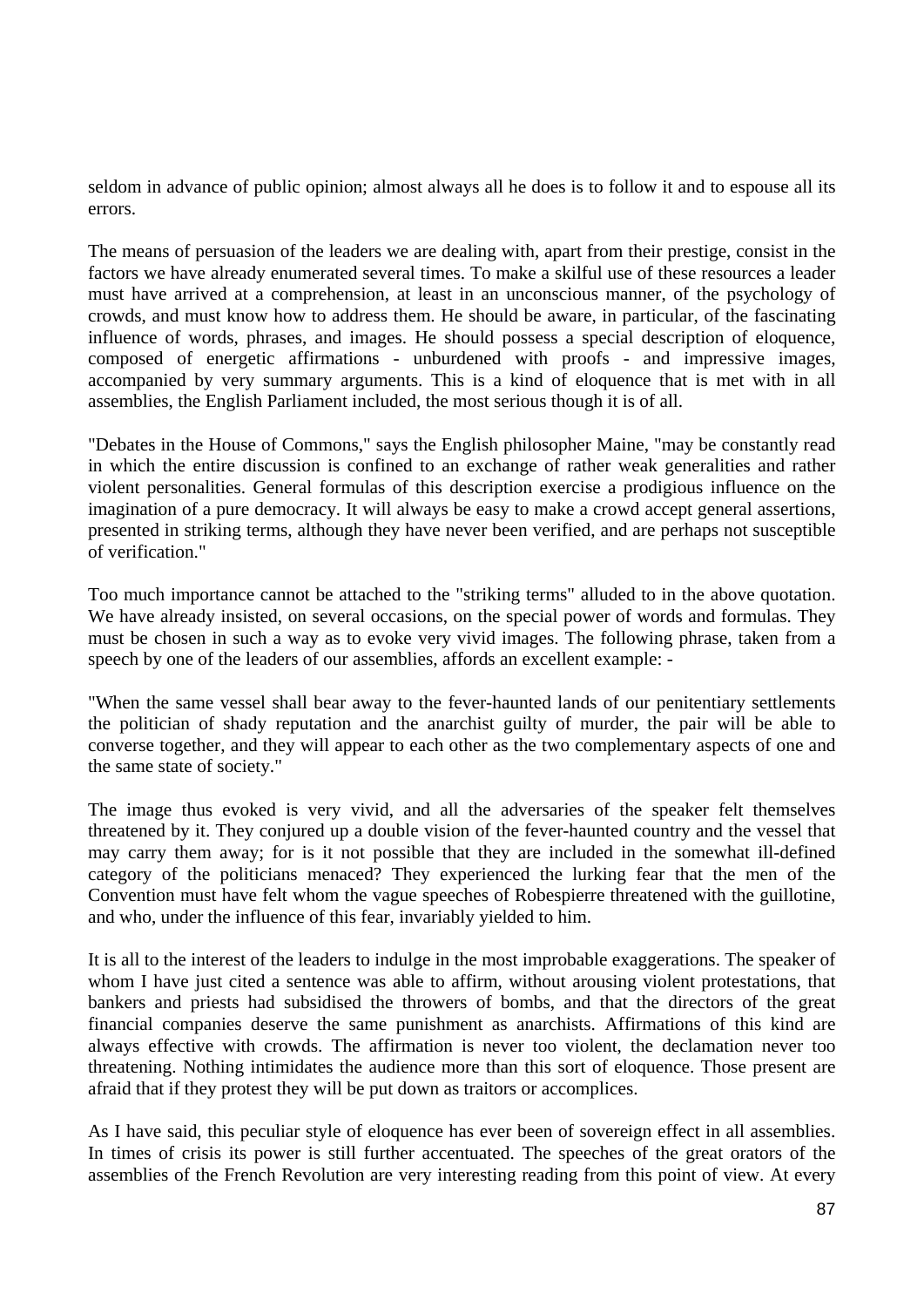seldom in advance of public opinion; almost always all he does is to follow it and to espouse all its errors.

The means of persuasion of the leaders we are dealing with, apart from their prestige, consist in the factors we have already enumerated several times. To make a skilful use of these resources a leader must have arrived at a comprehension, at least in an unconscious manner, of the psychology of crowds, and must know how to address them. He should be aware, in particular, of the fascinating influence of words, phrases, and images. He should possess a special description of eloquence, composed of energetic affirmations - unburdened with proofs - and impressive images, accompanied by very summary arguments. This is a kind of eloquence that is met with in all assemblies, the English Parliament included, the most serious though it is of all.

"Debates in the House of Commons," says the English philosopher Maine, "may be constantly read in which the entire discussion is confined to an exchange of rather weak generalities and rather violent personalities. General formulas of this description exercise a prodigious influence on the imagination of a pure democracy. It will always be easy to make a crowd accept general assertions, presented in striking terms, although they have never been verified, and are perhaps not susceptible of verification."

Too much importance cannot be attached to the "striking terms" alluded to in the above quotation. We have already insisted, on several occasions, on the special power of words and formulas. They must be chosen in such a way as to evoke very vivid images. The following phrase, taken from a speech by one of the leaders of our assemblies, affords an excellent example: -

"When the same vessel shall bear away to the fever-haunted lands of our penitentiary settlements the politician of shady reputation and the anarchist guilty of murder, the pair will be able to converse together, and they will appear to each other as the two complementary aspects of one and the same state of society."

The image thus evoked is very vivid, and all the adversaries of the speaker felt themselves threatened by it. They conjured up a double vision of the fever-haunted country and the vessel that may carry them away; for is it not possible that they are included in the somewhat ill-defined category of the politicians menaced? They experienced the lurking fear that the men of the Convention must have felt whom the vague speeches of Robespierre threatened with the guillotine, and who, under the influence of this fear, invariably yielded to him.

It is all to the interest of the leaders to indulge in the most improbable exaggerations. The speaker of whom I have just cited a sentence was able to affirm, without arousing violent protestations, that bankers and priests had subsidised the throwers of bombs, and that the directors of the great financial companies deserve the same punishment as anarchists. Affirmations of this kind are always effective with crowds. The affirmation is never too violent, the declamation never too threatening. Nothing intimidates the audience more than this sort of eloquence. Those present are afraid that if they protest they will be put down as traitors or accomplices.

As I have said, this peculiar style of eloquence has ever been of sovereign effect in all assemblies. In times of crisis its power is still further accentuated. The speeches of the great orators of the assemblies of the French Revolution are very interesting reading from this point of view. At every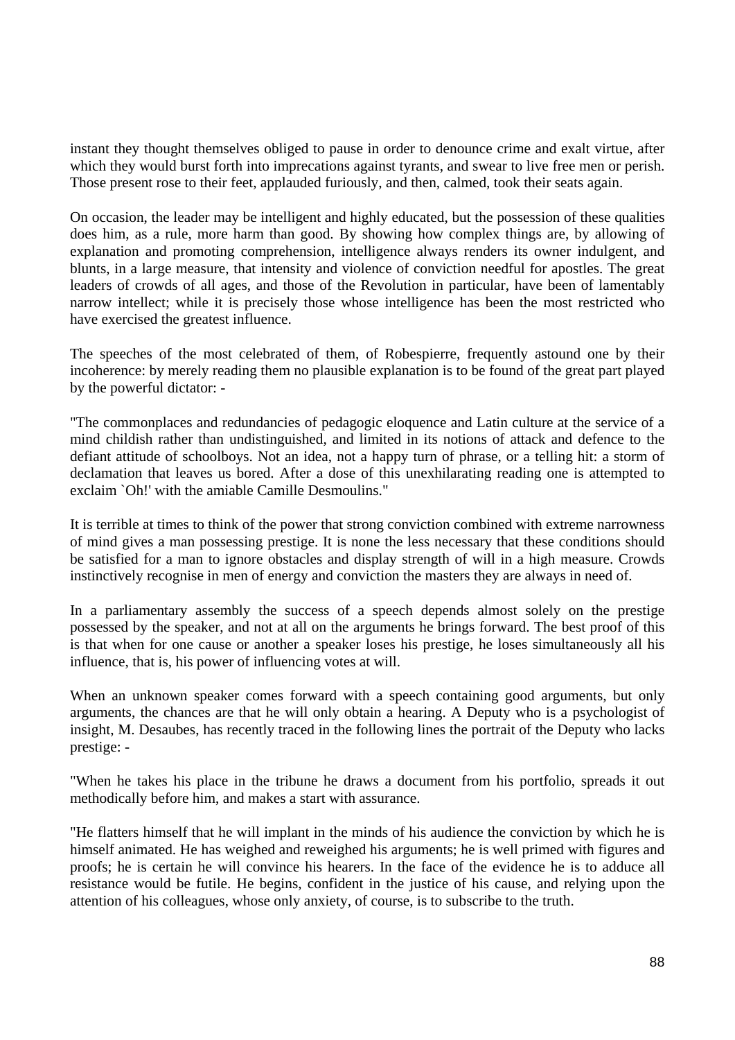instant they thought themselves obliged to pause in order to denounce crime and exalt virtue, after which they would burst forth into imprecations against tyrants, and swear to live free men or perish. Those present rose to their feet, applauded furiously, and then, calmed, took their seats again.

On occasion, the leader may be intelligent and highly educated, but the possession of these qualities does him, as a rule, more harm than good. By showing how complex things are, by allowing of explanation and promoting comprehension, intelligence always renders its owner indulgent, and blunts, in a large measure, that intensity and violence of conviction needful for apostles. The great leaders of crowds of all ages, and those of the Revolution in particular, have been of lamentably narrow intellect; while it is precisely those whose intelligence has been the most restricted who have exercised the greatest influence.

The speeches of the most celebrated of them, of Robespierre, frequently astound one by their incoherence: by merely reading them no plausible explanation is to be found of the great part played by the powerful dictator: -

"The commonplaces and redundancies of pedagogic eloquence and Latin culture at the service of a mind childish rather than undistinguished, and limited in its notions of attack and defence to the defiant attitude of schoolboys. Not an idea, not a happy turn of phrase, or a telling hit: a storm of declamation that leaves us bored. After a dose of this unexhilarating reading one is attempted to exclaim `Oh!' with the amiable Camille Desmoulins."

It is terrible at times to think of the power that strong conviction combined with extreme narrowness of mind gives a man possessing prestige. It is none the less necessary that these conditions should be satisfied for a man to ignore obstacles and display strength of will in a high measure. Crowds instinctively recognise in men of energy and conviction the masters they are always in need of.

In a parliamentary assembly the success of a speech depends almost solely on the prestige possessed by the speaker, and not at all on the arguments he brings forward. The best proof of this is that when for one cause or another a speaker loses his prestige, he loses simultaneously all his influence, that is, his power of influencing votes at will.

When an unknown speaker comes forward with a speech containing good arguments, but only arguments, the chances are that he will only obtain a hearing. A Deputy who is a psychologist of insight, M. Desaubes, has recently traced in the following lines the portrait of the Deputy who lacks prestige: -

"When he takes his place in the tribune he draws a document from his portfolio, spreads it out methodically before him, and makes a start with assurance.

"He flatters himself that he will implant in the minds of his audience the conviction by which he is himself animated. He has weighed and reweighed his arguments; he is well primed with figures and proofs; he is certain he will convince his hearers. In the face of the evidence he is to adduce all resistance would be futile. He begins, confident in the justice of his cause, and relying upon the attention of his colleagues, whose only anxiety, of course, is to subscribe to the truth.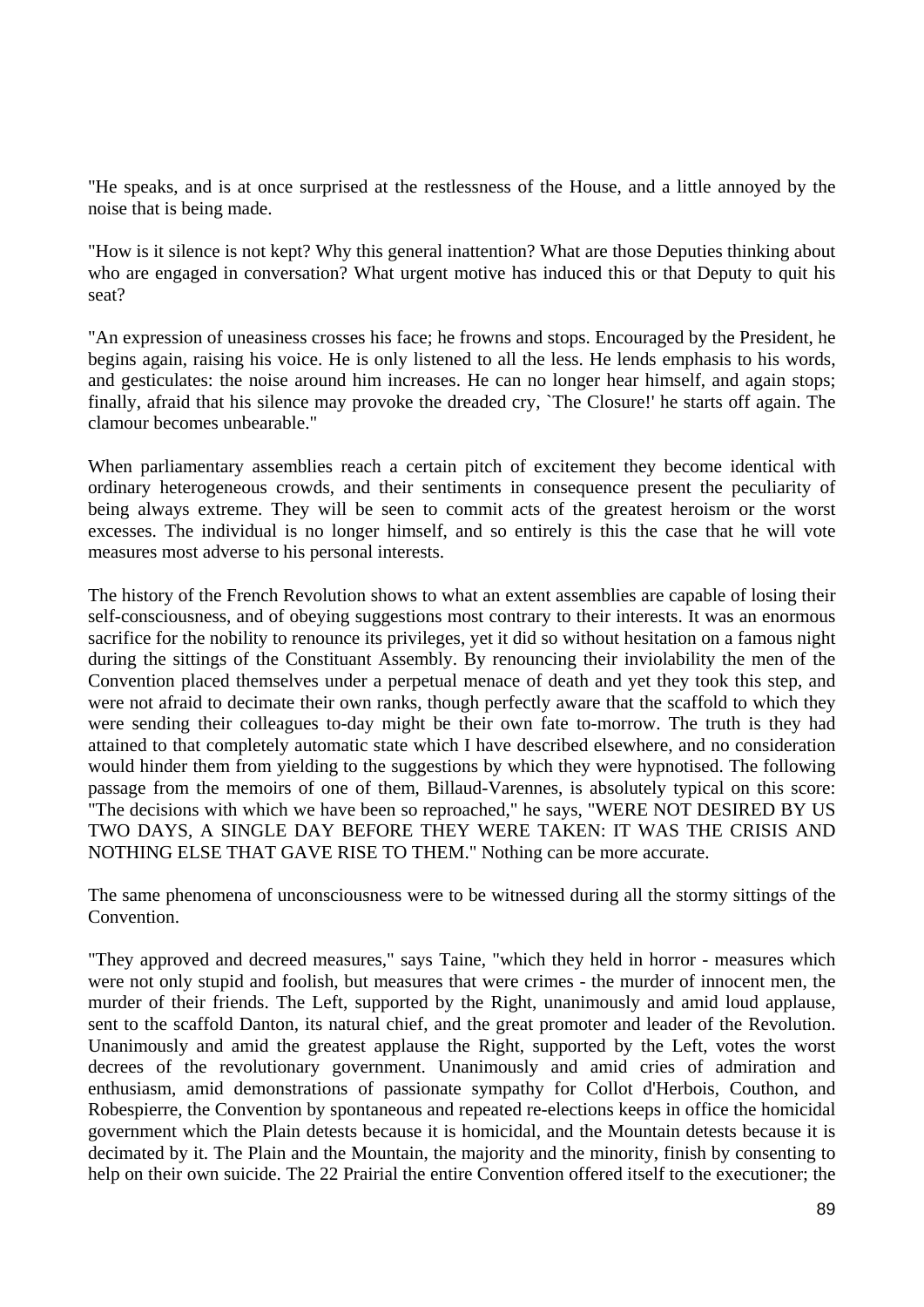"He speaks, and is at once surprised at the restlessness of the House, and a little annoyed by the noise that is being made.

"How is it silence is not kept? Why this general inattention? What are those Deputies thinking about who are engaged in conversation? What urgent motive has induced this or that Deputy to quit his seat?

"An expression of uneasiness crosses his face; he frowns and stops. Encouraged by the President, he begins again, raising his voice. He is only listened to all the less. He lends emphasis to his words, and gesticulates: the noise around him increases. He can no longer hear himself, and again stops; finally, afraid that his silence may provoke the dreaded cry, `The Closure!' he starts off again. The clamour becomes unbearable."

When parliamentary assemblies reach a certain pitch of excitement they become identical with ordinary heterogeneous crowds, and their sentiments in consequence present the peculiarity of being always extreme. They will be seen to commit acts of the greatest heroism or the worst excesses. The individual is no longer himself, and so entirely is this the case that he will vote measures most adverse to his personal interests.

The history of the French Revolution shows to what an extent assemblies are capable of losing their self-consciousness, and of obeying suggestions most contrary to their interests. It was an enormous sacrifice for the nobility to renounce its privileges, yet it did so without hesitation on a famous night during the sittings of the Constituant Assembly. By renouncing their inviolability the men of the Convention placed themselves under a perpetual menace of death and yet they took this step, and were not afraid to decimate their own ranks, though perfectly aware that the scaffold to which they were sending their colleagues to-day might be their own fate to-morrow. The truth is they had attained to that completely automatic state which I have described elsewhere, and no consideration would hinder them from yielding to the suggestions by which they were hypnotised. The following passage from the memoirs of one of them, Billaud-Varennes, is absolutely typical on this score: "The decisions with which we have been so reproached," he says, "WERE NOT DESIRED BY US TWO DAYS, A SINGLE DAY BEFORE THEY WERE TAKEN: IT WAS THE CRISIS AND NOTHING ELSE THAT GAVE RISE TO THEM." Nothing can be more accurate.

The same phenomena of unconsciousness were to be witnessed during all the stormy sittings of the Convention.

"They approved and decreed measures," says Taine, "which they held in horror - measures which were not only stupid and foolish, but measures that were crimes - the murder of innocent men, the murder of their friends. The Left, supported by the Right, unanimously and amid loud applause, sent to the scaffold Danton, its natural chief, and the great promoter and leader of the Revolution. Unanimously and amid the greatest applause the Right, supported by the Left, votes the worst decrees of the revolutionary government. Unanimously and amid cries of admiration and enthusiasm, amid demonstrations of passionate sympathy for Collot d'Herbois, Couthon, and Robespierre, the Convention by spontaneous and repeated re-elections keeps in office the homicidal government which the Plain detests because it is homicidal, and the Mountain detests because it is decimated by it. The Plain and the Mountain, the majority and the minority, finish by consenting to help on their own suicide. The 22 Prairial the entire Convention offered itself to the executioner; the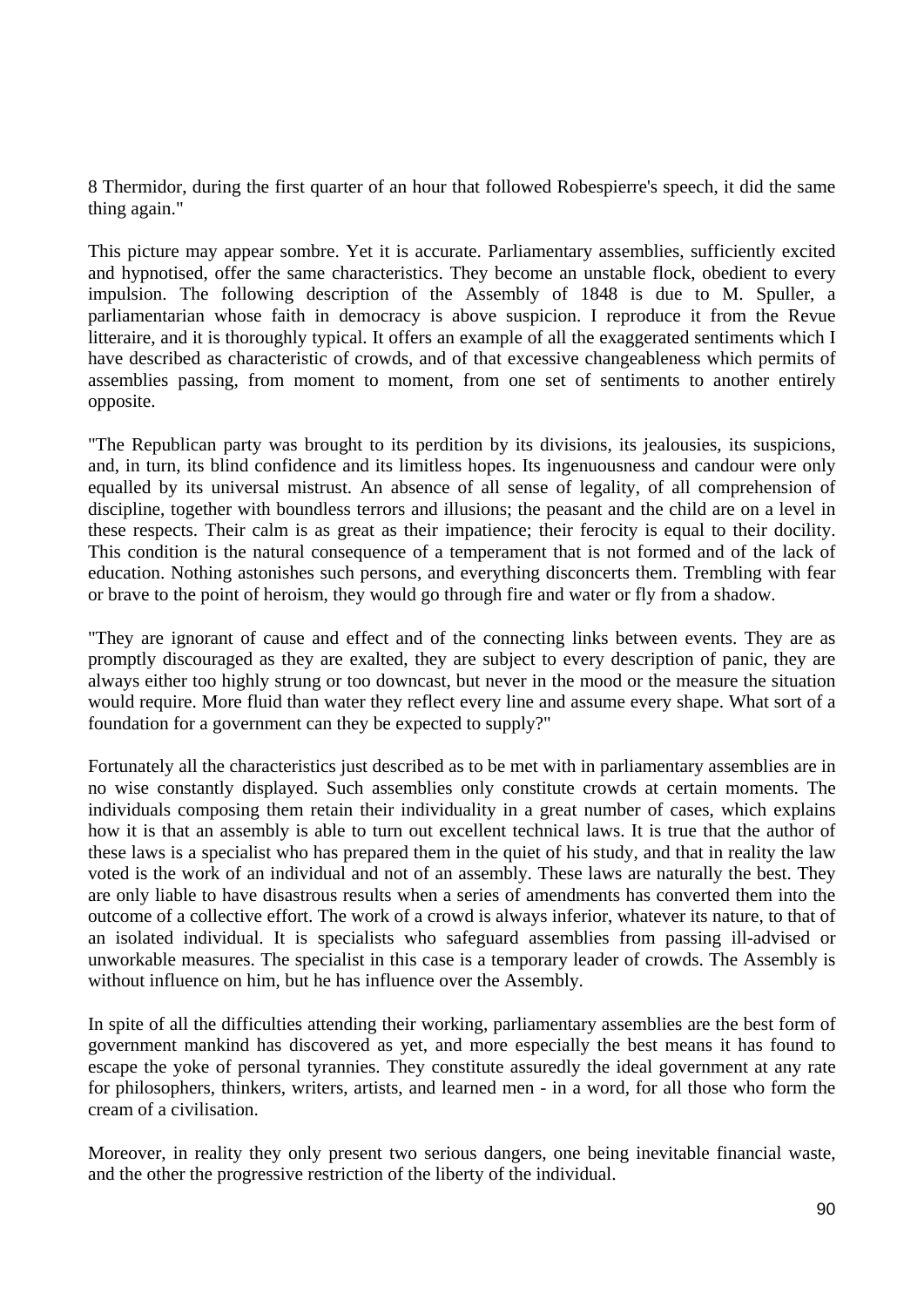8 Thermidor, during the first quarter of an hour that followed Robespierre's speech, it did the same thing again."

This picture may appear sombre. Yet it is accurate. Parliamentary assemblies, sufficiently excited and hypnotised, offer the same characteristics. They become an unstable flock, obedient to every impulsion. The following description of the Assembly of 1848 is due to M. Spuller, a parliamentarian whose faith in democracy is above suspicion. I reproduce it from the Revue litteraire, and it is thoroughly typical. It offers an example of all the exaggerated sentiments which I have described as characteristic of crowds, and of that excessive changeableness which permits of assemblies passing, from moment to moment, from one set of sentiments to another entirely opposite.

"The Republican party was brought to its perdition by its divisions, its jealousies, its suspicions, and, in turn, its blind confidence and its limitless hopes. Its ingenuousness and candour were only equalled by its universal mistrust. An absence of all sense of legality, of all comprehension of discipline, together with boundless terrors and illusions; the peasant and the child are on a level in these respects. Their calm is as great as their impatience; their ferocity is equal to their docility. This condition is the natural consequence of a temperament that is not formed and of the lack of education. Nothing astonishes such persons, and everything disconcerts them. Trembling with fear or brave to the point of heroism, they would go through fire and water or fly from a shadow.

"They are ignorant of cause and effect and of the connecting links between events. They are as promptly discouraged as they are exalted, they are subject to every description of panic, they are always either too highly strung or too downcast, but never in the mood or the measure the situation would require. More fluid than water they reflect every line and assume every shape. What sort of a foundation for a government can they be expected to supply?"

Fortunately all the characteristics just described as to be met with in parliamentary assemblies are in no wise constantly displayed. Such assemblies only constitute crowds at certain moments. The individuals composing them retain their individuality in a great number of cases, which explains how it is that an assembly is able to turn out excellent technical laws. It is true that the author of these laws is a specialist who has prepared them in the quiet of his study, and that in reality the law voted is the work of an individual and not of an assembly. These laws are naturally the best. They are only liable to have disastrous results when a series of amendments has converted them into the outcome of a collective effort. The work of a crowd is always inferior, whatever its nature, to that of an isolated individual. It is specialists who safeguard assemblies from passing ill-advised or unworkable measures. The specialist in this case is a temporary leader of crowds. The Assembly is without influence on him, but he has influence over the Assembly.

In spite of all the difficulties attending their working, parliamentary assemblies are the best form of government mankind has discovered as yet, and more especially the best means it has found to escape the yoke of personal tyrannies. They constitute assuredly the ideal government at any rate for philosophers, thinkers, writers, artists, and learned men - in a word, for all those who form the cream of a civilisation.

Moreover, in reality they only present two serious dangers, one being inevitable financial waste, and the other the progressive restriction of the liberty of the individual.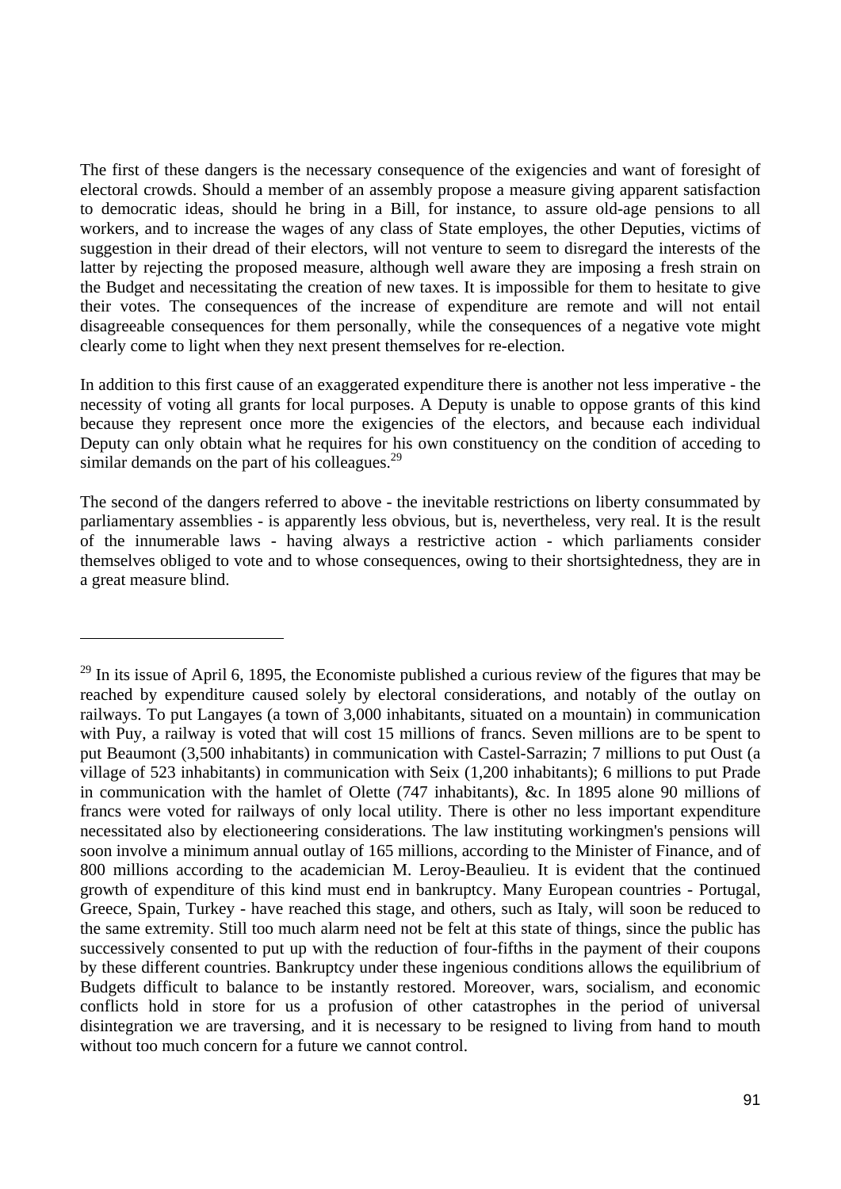The first of these dangers is the necessary consequence of the exigencies and want of foresight of electoral crowds. Should a member of an assembly propose a measure giving apparent satisfaction to democratic ideas, should he bring in a Bill, for instance, to assure old-age pensions to all workers, and to increase the wages of any class of State employes, the other Deputies, victims of suggestion in their dread of their electors, will not venture to seem to disregard the interests of the latter by rejecting the proposed measure, although well aware they are imposing a fresh strain on the Budget and necessitating the creation of new taxes. It is impossible for them to hesitate to give their votes. The consequences of the increase of expenditure are remote and will not entail disagreeable consequences for them personally, while the consequences of a negative vote might clearly come to light when they next present themselves for re-election.

In addition to this first cause of an exaggerated expenditure there is another not less imperative - the necessity of voting all grants for local purposes. A Deputy is unable to oppose grants of this kind because they represent once more the exigencies of the electors, and because each individual Deputy can only obtain what he requires for his own constituency on the condition of acceding to similar demands on the part of his colleagues.[29]

The second of the dangers referred to above - the inevitable restrictions on liberty consummated by parliamentary assemblies - is apparently less obvious, but is, nevertheless, very real. It is the result of the innumerable laws - having always a restrictive action - which parliaments consider themselves obliged to vote and to whose consequences, owing to their shortsightedness, they are in a great measure blind.

---

[29] In its issue of April 6, 1895, the Economiste published a curious review of the figures that may be reached by expenditure caused solely by electoral considerations, and notably of the outlay on railways. To put Langayes (a town of 3,000 inhabitants, situated on a mountain) in communication with Puy, a railway is voted that will cost 15 millions of francs. Seven millions are to be spent to put Beaumont (3,500 inhabitants) in communication with Castel-Sarrazin; 7 millions to put Oust (a village of 523 inhabitants) in communication with Seix (1,200 inhabitants); 6 millions to put Prade in communication with the hamlet of Olette (747 inhabitants), &c. In 1895 alone 90 millions of francs were voted for railways of only local utility. There is other no less important expenditure necessitated also by electioneering considerations. The law instituting workingmen's pensions will soon involve a minimum annual outlay of 165 millions, according to the Minister of Finance, and of 800 millions according to the academician M. Leroy-Beaulieu. It is evident that the continued growth of expenditure of this kind must end in bankruptcy. Many European countries - Portugal, Greece, Spain, Turkey - have reached this stage, and others, such as Italy, will soon be reduced to the same extremity. Still too much alarm need not be felt at this state of things, since the public has successively consented to put up with the reduction of four-fifths in the payment of their coupons by these different countries. Bankruptcy under these ingenious conditions allows the equilibrium of Budgets difficult to balance to be instantly restored. Moreover, wars, socialism, and economic conflicts hold in store for us a profusion of other catastrophes in the period of universal disintegration we are traversing, and it is necessary to be resigned to living from hand to mouth without too much concern for a future we cannot control.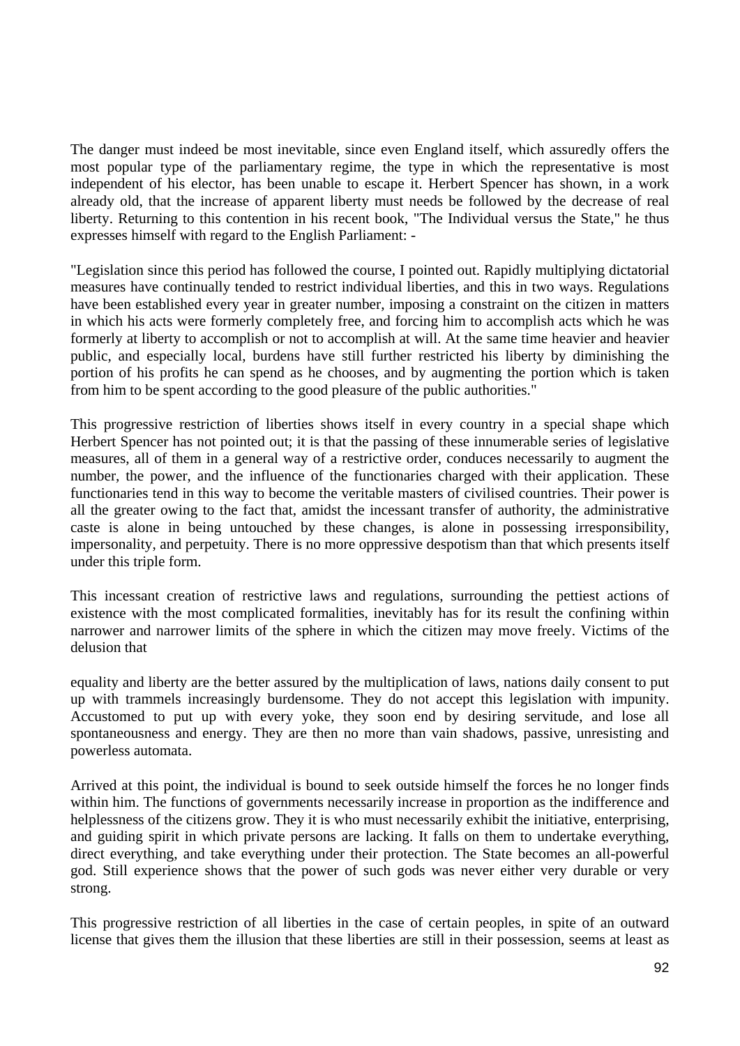The danger must indeed be most inevitable, since even England itself, which assuredly offers the most popular type of the parliamentary regime, the type in which the representative is most independent of his elector, has been unable to escape it. Herbert Spencer has shown, in a work already old, that the increase of apparent liberty must needs be followed by the decrease of real liberty. Returning to this contention in his recent book, "The Individual versus the State," he thus expresses himself with regard to the English Parliament: -

"Legislation since this period has followed the course, I pointed out. Rapidly multiplying dictatorial measures have continually tended to restrict individual liberties, and this in two ways. Regulations have been established every year in greater number, imposing a constraint on the citizen in matters in which his acts were formerly completely free, and forcing him to accomplish acts which he was formerly at liberty to accomplish or not to accomplish at will. At the same time heavier and heavier public, and especially local, burdens have still further restricted his liberty by diminishing the portion of his profits he can spend as he chooses, and by augmenting the portion which is taken from him to be spent according to the good pleasure of the public authorities."

This progressive restriction of liberties shows itself in every country in a special shape which Herbert Spencer has not pointed out; it is that the passing of these innumerable series of legislative measures, all of them in a general way of a restrictive order, conduces necessarily to augment the number, the power, and the influence of the functionaries charged with their application. These functionaries tend in this way to become the veritable masters of civilised countries. Their power is all the greater owing to the fact that, amidst the incessant transfer of authority, the administrative caste is alone in being untouched by these changes, is alone in possessing irresponsibility, impersonality, and perpetuity. There is no more oppressive despotism than that which presents itself under this triple form.

This incessant creation of restrictive laws and regulations, surrounding the pettiest actions of existence with the most complicated formalities, inevitably has for its result the confining within narrower and narrower limits of the sphere in which the citizen may move freely. Victims of the delusion that equality and liberty are the better assured by the multiplication of laws, nations daily consent to put up with trammels increasingly burdensome. They do not accept this legislation with impunity. Accustomed to put up with every yoke, they soon end by desiring servitude, and lose all spontaneousness and energy. They are then no more than vain shadows, passive, unresisting and powerless automata.

Arrived at this point, the individual is bound to seek outside himself the forces he no longer finds within him. The functions of governments necessarily increase in proportion as the indifference and helplessness of the citizens grow. They it is who must necessarily exhibit the initiative, enterprising, and guiding spirit in which private persons are lacking. It falls on them to undertake everything, direct everything, and take everything under their protection. The State becomes an all-powerful god. Still experience shows that the power of such gods was never either very durable or very strong.

This progressive restriction of all liberties in the case of certain peoples, in spite of an outward license that gives them the illusion that these liberties are still in their possession, seems at least as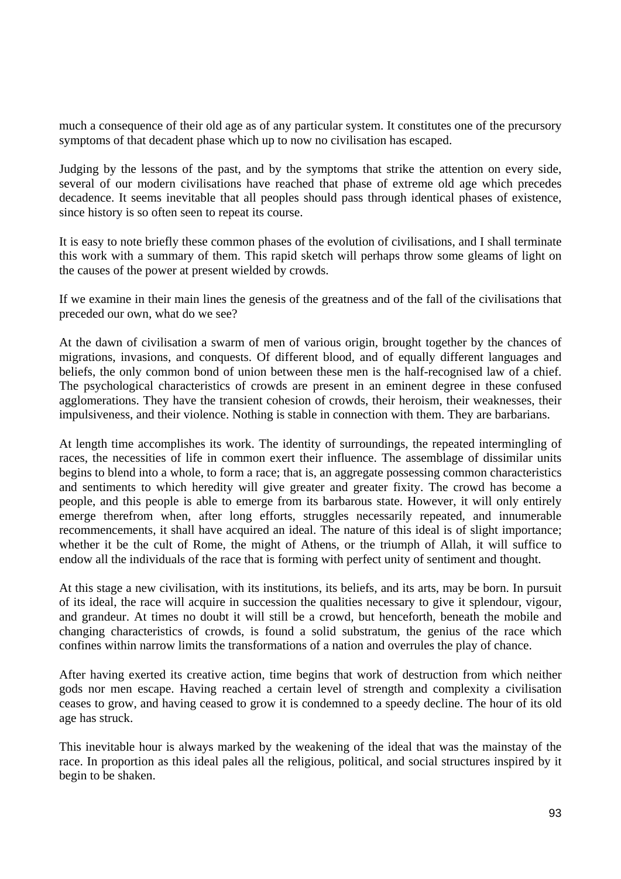much a consequence of their old age as of any particular system. It constitutes one of the precursory symptoms of that decadent phase which up to now no civilisation has escaped.

Judging by the lessons of the past, and by the symptoms that strike the attention on every side, several of our modern civilisations have reached that phase of extreme old age which precedes decadence. It seems inevitable that all peoples should pass through identical phases of existence, since history is so often seen to repeat its course.

It is easy to note briefly these common phases of the evolution of civilisations, and I shall terminate this work with a summary of them. This rapid sketch will perhaps throw some gleams of light on the causes of the power at present wielded by crowds.

If we examine in their main lines the genesis of the greatness and of the fall of the civilisations that preceded our own, what do we see?

At the dawn of civilisation a swarm of men of various origin, brought together by the chances of migrations, invasions, and conquests. Of different blood, and of equally different languages and beliefs, the only common bond of union between these men is the half-recognised law of a chief. The psychological characteristics of crowds are present in an eminent degree in these confused agglomerations. They have the transient cohesion of crowds, their heroism, their weaknesses, their impulsiveness, and their violence. Nothing is stable in connection with them. They are barbarians.

At length time accomplishes its work. The identity of surroundings, the repeated intermingling of races, the necessities of life in common exert their influence. The assemblage of dissimilar units begins to blend into a whole, to form a race; that is, an aggregate possessing common characteristics and sentiments to which heredity will give greater and greater fixity. The crowd has become a people, and this people is able to emerge from its barbarous state. However, it will only entirely emerge therefrom when, after long efforts, struggles necessarily repeated, and innumerable recommencements, it shall have acquired an ideal. The nature of this ideal is of slight importance; whether it be the cult of Rome, the might of Athens, or the triumph of Allah, it will suffice to endow all the individuals of the race that is forming with perfect unity of sentiment and thought.

At this stage a new civilisation, with its institutions, its beliefs, and its arts, may be born. In pursuit of its ideal, the race will acquire in succession the qualities necessary to give it splendour, vigour, and grandeur. At times no doubt it will still be a crowd, but henceforth, beneath the mobile and changing characteristics of crowds, is found a solid substratum, the genius of the race which confines within narrow limits the transformations of a nation and overrules the play of chance.

After having exerted its creative action, time begins that work of destruction from which neither gods nor men escape. Having reached a certain level of strength and complexity a civilisation ceases to grow, and having ceased to grow it is condemned to a speedy decline. The hour of its old age has struck.

This inevitable hour is always marked by the weakening of the ideal that was the mainstay of the race. In proportion as this ideal pales all the religious, political, and social structures inspired by it begin to be shaken.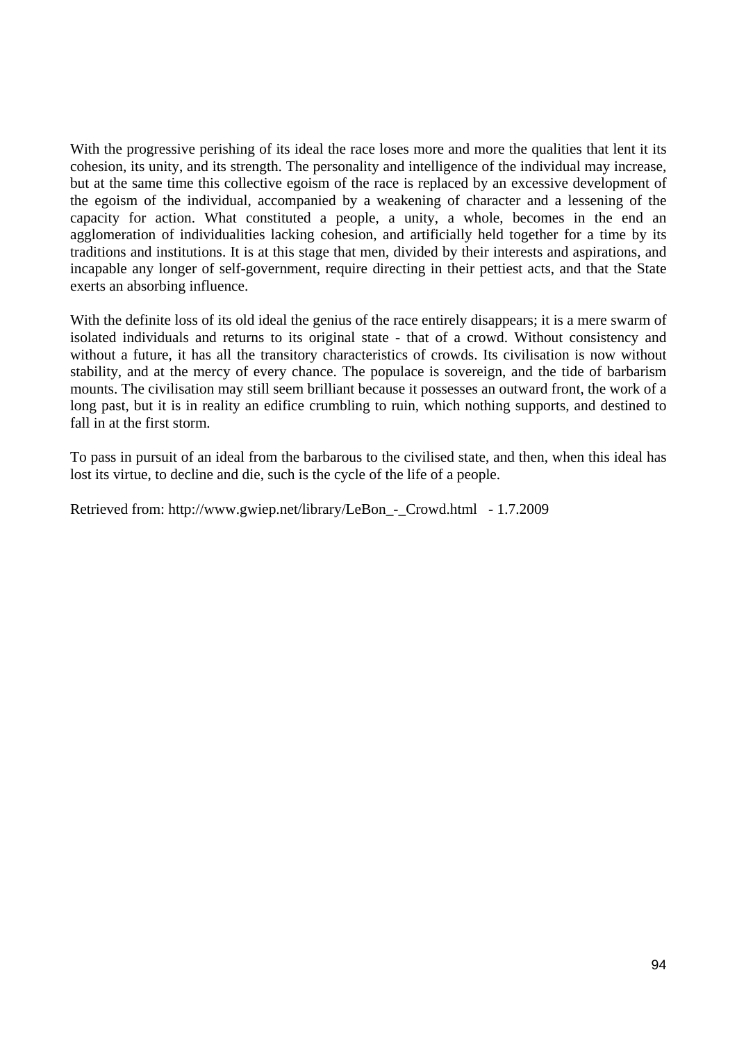With the progressive perishing of its ideal the race loses more and more the qualities that lent it its cohesion, its unity, and its strength. The personality and intelligence of the individual may increase, but at the same time this collective egoism of the race is replaced by an excessive development of the egoism of the individual, accompanied by a weakening of character and a lessening of the capacity for action. What constituted a people, a unity, a whole, becomes in the end an agglomeration of individualities lacking cohesion, and artificially held together for a time by its traditions and institutions. It is at this stage that men, divided by their interests and aspirations, and incapable any longer of self-government, require directing in their pettiest acts, and that the State exerts an absorbing influence.

With the definite loss of its old ideal the genius of the race entirely disappears; it is a mere swarm of isolated individuals and returns to its original state - that of a crowd. Without consistency and without a future, it has all the transitory characteristics of crowds. Its civilisation is now without stability, and at the mercy of every chance. The populace is sovereign, and the tide of barbarism mounts. The civilisation may still seem brilliant because it possesses an outward front, the work of a long past, but it is in reality an edifice crumbling to ruin, which nothing supports, and destined to fall in at the first storm.

To pass in pursuit of an ideal from the barbarous to the civilised state, and then, when this ideal has lost its virtue, to decline and die, such is the cycle of the life of a people.

Retrieved from: http://www.gwiep.net/library/LeBon_-_Crowd.html - 1.7.2009